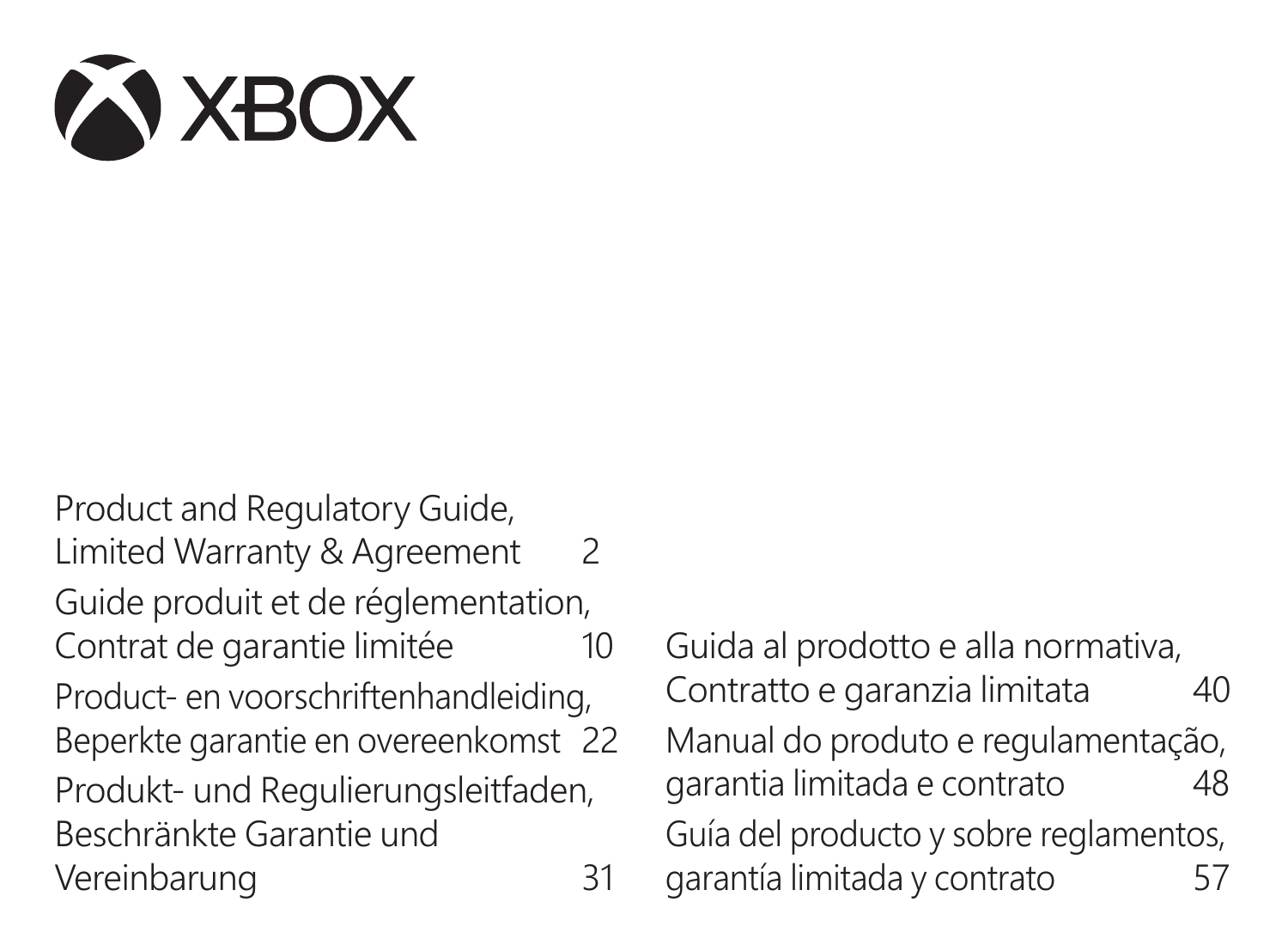# XBOX

| | |
|---|---|
| Product and Regulatory Guide, Limited Warranty & Agreement | 2 |
| Guide produit et de réglementation, Contrat de garantie limitée | 10 |
| Product- en voorschriftenhandleiding, Beperkte garantie en overeenkomst | 22 |
| Produkt- und Regulierungsleitfaden, Beschränkte Garantie und Vereinbarung | 31 |
| Guida al prodotto e alla normativa, Contratto e garanzia limitata | 40 |
| Manual do produto e regulamentação, garantia limitada e contrato | 48 |
| Guía del producto y sobre reglamentos, garantía limitada y contrato | 57 |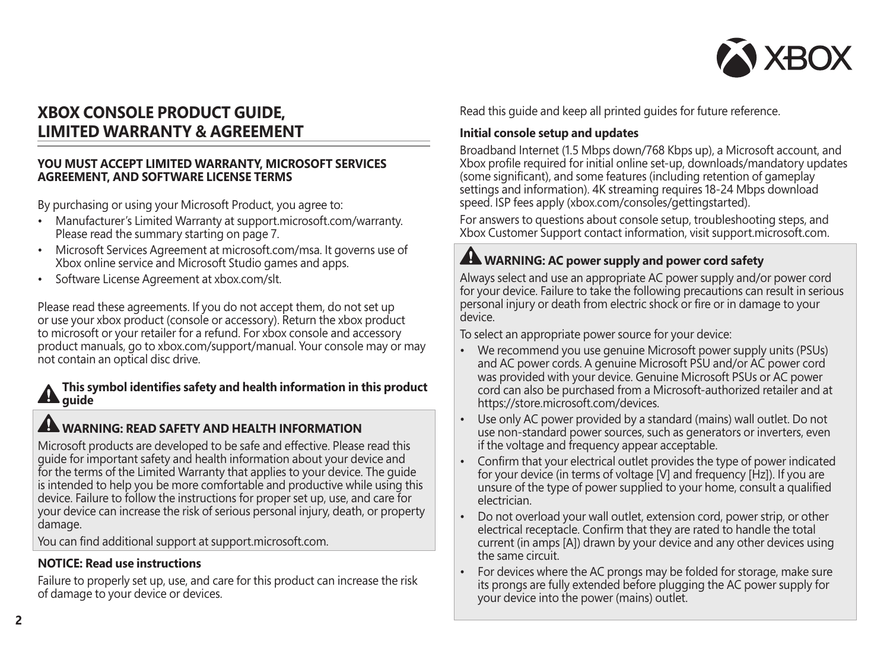# XBOX CONSOLE PRODUCT GUIDE, LIMITED WARRANTY & AGREEMENT

**YOU MUST ACCEPT LIMITED WARRANTY, MICROSOFT SERVICES AGREEMENT, AND SOFTWARE LICENSE TERMS**

By purchasing or using your Microsoft Product, you agree to:

- Manufacturer's Limited Warranty at support.microsoft.com/warranty. Please read the summary starting on page 7.
- Microsoft Services Agreement at microsoft.com/msa. It governs use of Xbox online service and Microsoft Studio games and apps.
- Software License Agreement at xbox.com/slt.

Please read these agreements. If you do not accept them, do not set up or use your xbox product (console or accessory). Return the xbox product to microsoft or your retailer for a refund. For xbox console and accessory product manuals, go to xbox.com/support/manual. Your console may or may not contain an optical disc drive.

**This symbol identifies safety and health information in this product guide**

## WARNING: READ SAFETY AND HEALTH INFORMATION

Microsoft products are developed to be safe and effective. Please read this guide for important safety and health information about your device and for the terms of the Limited Warranty that applies to your device. The guide is intended to help you be more comfortable and productive while using this device. Failure to follow the instructions for proper set up, use, and care for your device can increase the risk of serious personal injury, death, or property damage.

You can find additional support at support.microsoft.com.

### NOTICE: Read use instructions

Failure to properly set up, use, and care for this product can increase the risk of damage to your device or devices.

Read this guide and keep all printed guides for future reference.

### Initial console setup and updates

Broadband Internet (1.5 Mbps down/768 Kbps up), a Microsoft account, and Xbox profile required for initial online set-up, downloads/mandatory updates (some significant), and some features (including retention of gameplay settings and information). 4K streaming requires 18-24 Mbps download speed. ISP fees apply (xbox.com/consoles/gettingstarted).

For answers to questions about console setup, troubleshooting steps, and Xbox Customer Support contact information, visit support.microsoft.com.

## WARNING: AC power supply and power cord safety

Always select and use an appropriate AC power supply and/or power cord for your device. Failure to take the following precautions can result in serious personal injury or death from electric shock or fire or in damage to your device.

To select an appropriate power source for your device:

- We recommend you use genuine Microsoft power supply units (PSUs) and AC power cords. A genuine Microsoft PSU and/or AC power cord was provided with your device. Genuine Microsoft PSUs or AC power cord can also be purchased from a Microsoft-authorized retailer and at https://store.microsoft.com/devices.
- Use only AC power provided by a standard (mains) wall outlet. Do not use non-standard power sources, such as generators or inverters, even if the voltage and frequency appear acceptable.
- Confirm that your electrical outlet provides the type of power indicated for your device (in terms of voltage [V] and frequency [Hz]). If you are unsure of the type of power supplied to your home, consult a qualified electrician.
- Do not overload your wall outlet, extension cord, power strip, or other electrical receptacle. Confirm that they are rated to handle the total current (in amps [A]) drawn by your device and any other devices using the same circuit.
- For devices where the AC prongs may be folded for storage, make sure its prongs are fully extended before plugging the AC power supply for your device into the power (mains) outlet.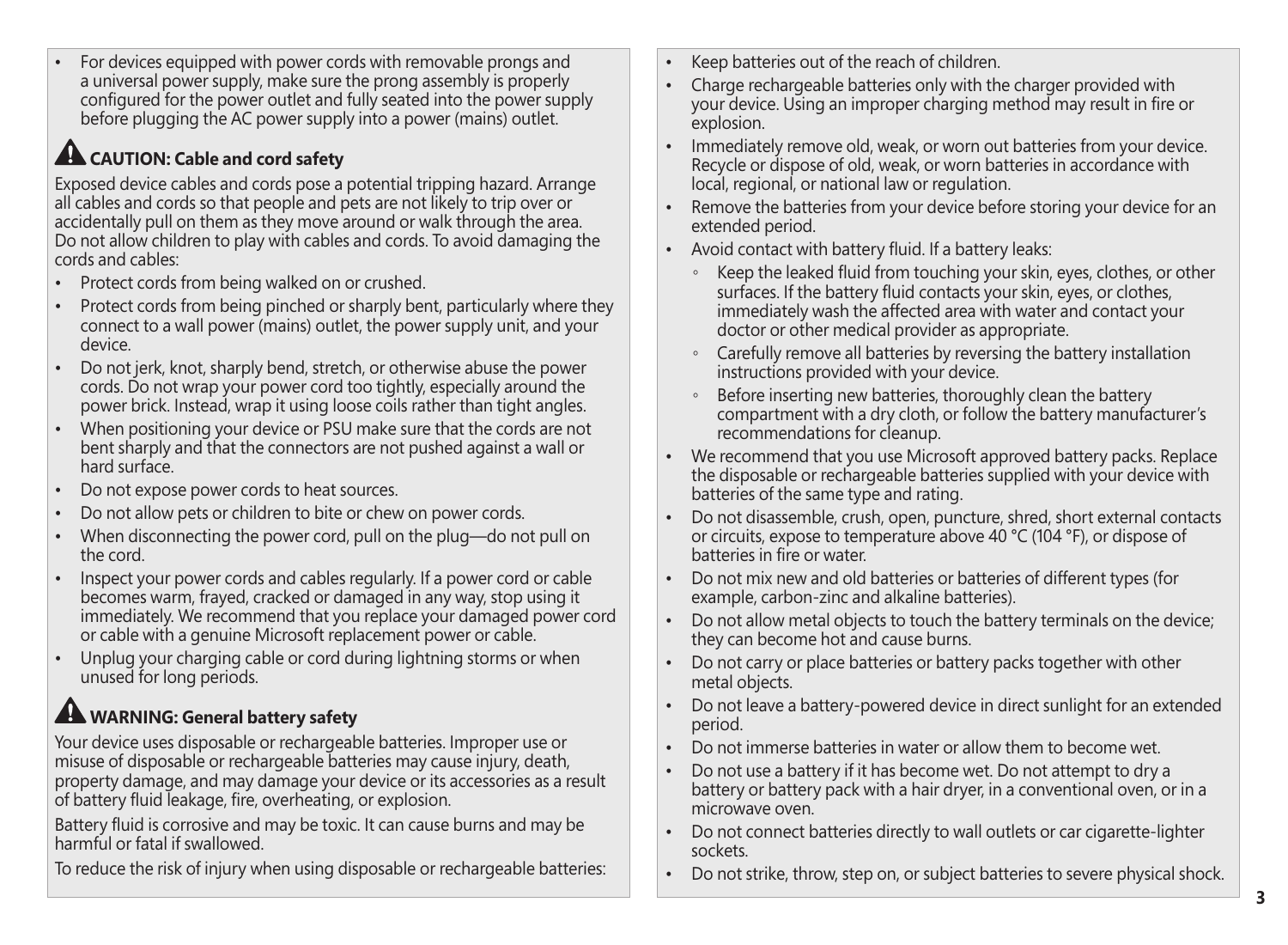- For devices equipped with power cords with removable prongs and a universal power supply, make sure the prong assembly is properly configured for the power outlet and fully seated into the power supply before plugging the AC power supply into a power (mains) outlet.

## ⚠ CAUTION: Cable and cord safety

Exposed device cables and cords pose a potential tripping hazard. Arrange all cables and cords so that people and pets are not likely to trip over or accidentally pull on them as they move around or walk through the area. Do not allow children to play with cables and cords. To avoid damaging the cords and cables:

- Protect cords from being walked on or crushed.
- Protect cords from being pinched or sharply bent, particularly where they connect to a wall power (mains) outlet, the power supply unit, and your device.
- Do not jerk, knot, sharply bend, stretch, or otherwise abuse the power cords. Do not wrap your power cord too tightly, especially around the power brick. Instead, wrap it using loose coils rather than tight angles.
- When positioning your device or PSU make sure that the cords are not bent sharply and that the connectors are not pushed against a wall or hard surface.
- Do not expose power cords to heat sources.
- Do not allow pets or children to bite or chew on power cords.
- When disconnecting the power cord, pull on the plug—do not pull on the cord.
- Inspect your power cords and cables regularly. If a power cord or cable becomes warm, frayed, cracked or damaged in any way, stop using it immediately. We recommend that you replace your damaged power cord or cable with a genuine Microsoft replacement power or cable.
- Unplug your charging cable or cord during lightning storms or when unused for long periods.

## ⚠ WARNING: General battery safety

Your device uses disposable or rechargeable batteries. Improper use or misuse of disposable or rechargeable batteries may cause injury, death, property damage, and may damage your device or its accessories as a result of battery fluid leakage, fire, overheating, or explosion.

Battery fluid is corrosive and may be toxic. It can cause burns and may be harmful or fatal if swallowed.

To reduce the risk of injury when using disposable or rechargeable batteries:

- Keep batteries out of the reach of children.
- Charge rechargeable batteries only with the charger provided with your device. Using an improper charging method may result in fire or explosion.
- Immediately remove old, weak, or worn out batteries from your device. Recycle or dispose of old, weak, or worn batteries in accordance with local, regional, or national law or regulation.
- Remove the batteries from your device before storing your device for an extended period.
- Avoid contact with battery fluid. If a battery leaks:
  - Keep the leaked fluid from touching your skin, eyes, clothes, or other surfaces. If the battery fluid contacts your skin, eyes, or clothes, immediately wash the affected area with water and contact your doctor or other medical provider as appropriate.
  - Carefully remove all batteries by reversing the battery installation instructions provided with your device.
  - Before inserting new batteries, thoroughly clean the battery compartment with a dry cloth, or follow the battery manufacturer's recommendations for cleanup.
- We recommend that you use Microsoft approved battery packs. Replace the disposable or rechargeable batteries supplied with your device with batteries of the same type and rating.
- Do not disassemble, crush, open, puncture, shred, short external contacts or circuits, expose to temperature above 40 °C (104 °F), or dispose of batteries in fire or water.
- Do not mix new and old batteries or batteries of different types (for example, carbon-zinc and alkaline batteries).
- Do not allow metal objects to touch the battery terminals on the device; they can become hot and cause burns.
- Do not carry or place batteries or battery packs together with other metal objects.
- Do not leave a battery-powered device in direct sunlight for an extended period.
- Do not immerse batteries in water or allow them to become wet.
- Do not use a battery if it has become wet. Do not attempt to dry a battery or battery pack with a hair dryer, in a conventional oven, or in a microwave oven.
- Do not connect batteries directly to wall outlets or car cigarette-lighter sockets.
- Do not strike, throw, step on, or subject batteries to severe physical shock.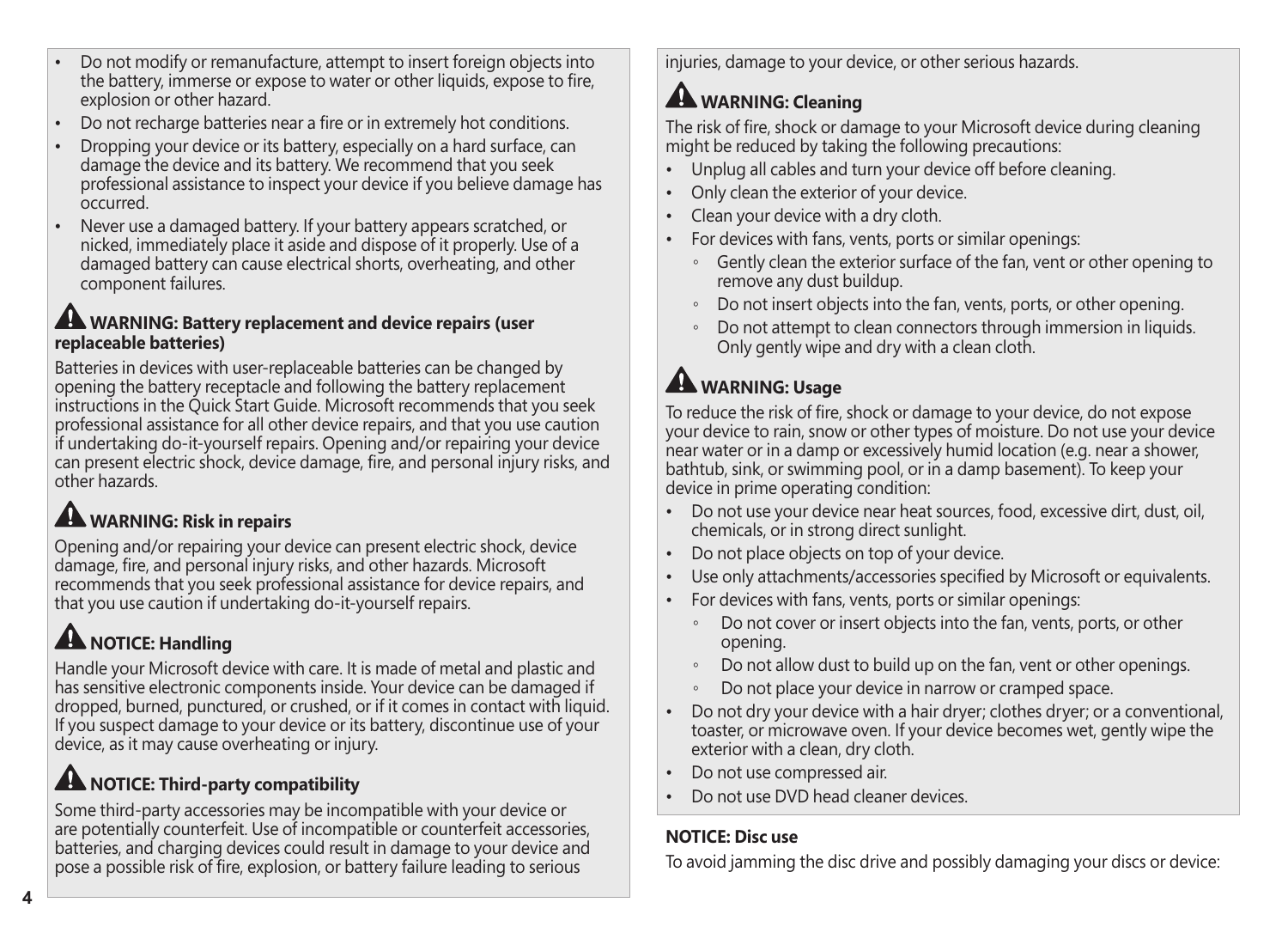- Do not modify or remanufacture, attempt to insert foreign objects into the battery, immerse or expose to water or other liquids, expose to fire, explosion or other hazard.
- Do not recharge batteries near a fire or in extremely hot conditions.
- Dropping your device or its battery, especially on a hard surface, can damage the device and its battery. We recommend that you seek professional assistance to inspect your device if you believe damage has occurred.
- Never use a damaged battery. If your battery appears scratched, or nicked, immediately place it aside and dispose of it properly. Use of a damaged battery can cause electrical shorts, overheating, and other component failures.

### ⚠ WARNING: Battery replacement and device repairs (user replaceable batteries)

Batteries in devices with user-replaceable batteries can be changed by opening the battery receptacle and following the battery replacement instructions in the Quick Start Guide. Microsoft recommends that you seek professional assistance for all other device repairs, and that you use caution if undertaking do-it-yourself repairs. Opening and/or repairing your device can present electric shock, device damage, fire, and personal injury risks, and other hazards.

### ⚠ WARNING: Risk in repairs

Opening and/or repairing your device can present electric shock, device damage, fire, and personal injury risks, and other hazards. Microsoft recommends that you seek professional assistance for device repairs, and that you use caution if undertaking do-it-yourself repairs.

### ⚠ NOTICE: Handling

Handle your Microsoft device with care. It is made of metal and plastic and has sensitive electronic components inside. Your device can be damaged if dropped, burned, punctured, or crushed, or if it comes in contact with liquid. If you suspect damage to your device or its battery, discontinue use of your device, as it may cause overheating or injury.

### ⚠ NOTICE: Third-party compatibility

Some third-party accessories may be incompatible with your device or are potentially counterfeit. Use of incompatible or counterfeit accessories, batteries, and charging devices could result in damage to your device and pose a possible risk of fire, explosion, or battery failure leading to serious injuries, damage to your device, or other serious hazards.

### ⚠ WARNING: Cleaning

The risk of fire, shock or damage to your Microsoft device during cleaning might be reduced by taking the following precautions:

- Unplug all cables and turn your device off before cleaning.
- Only clean the exterior of your device.
- Clean your device with a dry cloth.
- For devices with fans, vents, ports or similar openings:
  - Gently clean the exterior surface of the fan, vent or other opening to remove any dust buildup.
  - Do not insert objects into the fan, vents, ports, or other opening.
  - Do not attempt to clean connectors through immersion in liquids. Only gently wipe and dry with a clean cloth.

### ⚠ WARNING: Usage

To reduce the risk of fire, shock or damage to your device, do not expose your device to rain, snow or other types of moisture. Do not use your device near water or in a damp or excessively humid location (e.g. near a shower, bathtub, sink, or swimming pool, or in a damp basement). To keep your device in prime operating condition:

- Do not use your device near heat sources, food, excessive dirt, dust, oil, chemicals, or in strong direct sunlight.
- Do not place objects on top of your device.
- Use only attachments/accessories specified by Microsoft or equivalents.
- For devices with fans, vents, ports or similar openings:
  - Do not cover or insert objects into the fan, vents, ports, or other opening.
  - Do not allow dust to build up on the fan, vent or other openings.
  - Do not place your device in narrow or cramped space.
- Do not dry your device with a hair dryer; clothes dryer; or a conventional, toaster, or microwave oven. If your device becomes wet, gently wipe the exterior with a clean, dry cloth.
- Do not use compressed air.
- Do not use DVD head cleaner devices.

**NOTICE: Disc use**

To avoid jamming the disc drive and possibly damaging your discs or device: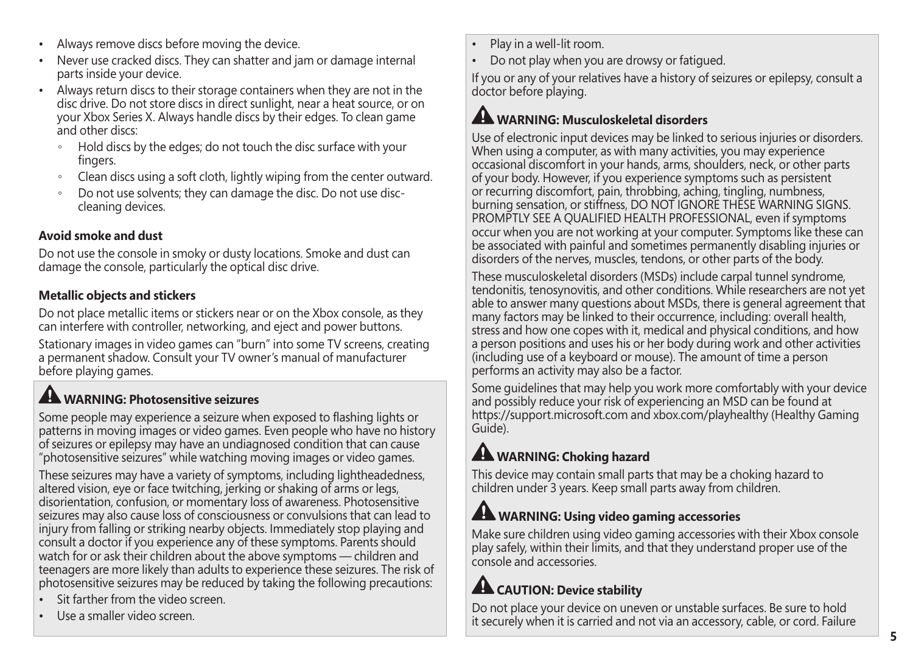- Always remove discs before moving the device.
- Never use cracked discs. They can shatter and jam or damage internal parts inside your device.
- Always return discs to their storage containers when they are not in the disc drive. Do not store discs in direct sunlight, near a heat source, or on your Xbox Series X. Always handle discs by their edges. To clean game and other discs:
  - Hold discs by the edges; do not touch the disc surface with your fingers.
  - Clean discs using a soft cloth, lightly wiping from the center outward.
  - Do not use solvents; they can damage the disc. Do not use disc-cleaning devices.

**Avoid smoke and dust**

Do not use the console in smoky or dusty locations. Smoke and dust can damage the console, particularly the optical disc drive.

**Metallic objects and stickers**

Do not place metallic items or stickers near or on the Xbox console, as they can interfere with controller, networking, and eject and power buttons.

Stationary images in video games can "burn" into some TV screens, creating a permanent shadow. Consult your TV owner's manual of manufacturer before playing games.

### ⚠ WARNING: Photosensitive seizures

Some people may experience a seizure when exposed to flashing lights or patterns in moving images or video games. Even people who have no history of seizures or epilepsy may have an undiagnosed condition that can cause "photosensitive seizures" while watching moving images or video games.

These seizures may have a variety of symptoms, including lightheadedness, altered vision, eye or face twitching, jerking or shaking of arms or legs, disorientation, confusion, or momentary loss of awareness. Photosensitive seizures may also cause loss of consciousness or convulsions that can lead to injury from falling or striking nearby objects. Immediately stop playing and consult a doctor if you experience any of these symptoms. Parents should watch for or ask their children about the above symptoms — children and teenagers are more likely than adults to experience these seizures. The risk of photosensitive seizures may be reduced by taking the following precautions:

- Sit farther from the video screen.
- Use a smaller video screen.
- Play in a well-lit room.
- Do not play when you are drowsy or fatigued.

If you or any of your relatives have a history of seizures or epilepsy, consult a doctor before playing.

### ⚠ WARNING: Musculoskeletal disorders

Use of electronic input devices may be linked to serious injuries or disorders. When using a computer, as with many activities, you may experience occasional discomfort in your hands, arms, shoulders, neck, or other parts of your body. However, if you experience symptoms such as persistent or recurring discomfort, pain, throbbing, aching, tingling, numbness, burning sensation, or stiffness, DO NOT IGNORE THESE WARNING SIGNS. PROMPTLY SEE A QUALIFIED HEALTH PROFESSIONAL, even if symptoms occur when you are not working at your computer. Symptoms like these can be associated with painful and sometimes permanently disabling injuries or disorders of the nerves, muscles, tendons, or other parts of the body.

These musculoskeletal disorders (MSDs) include carpal tunnel syndrome, tendonitis, tenosynovitis, and other conditions. While researchers are not yet able to answer many questions about MSDs, there is general agreement that many factors may be linked to their occurrence, including: overall health, stress and how one copes with it, medical and physical conditions, and how a person positions and uses his or her body during work and other activities (including use of a keyboard or mouse). The amount of time a person performs an activity may also be a factor.

Some guidelines that may help you work more comfortably with your device and possibly reduce your risk of experiencing an MSD can be found at https://support.microsoft.com and xbox.com/playhealthy (Healthy Gaming Guide).

### ⚠ WARNING: Choking hazard

This device may contain small parts that may be a choking hazard to children under 3 years. Keep small parts away from children.

### ⚠ WARNING: Using video gaming accessories

Make sure children using video gaming accessories with their Xbox console play safely, within their limits, and that they understand proper use of the console and accessories.

### ⚠ CAUTION: Device stability

Do not place your device on uneven or unstable surfaces. Be sure to hold it securely when it is carried and not via an accessory, cable, or cord. Failure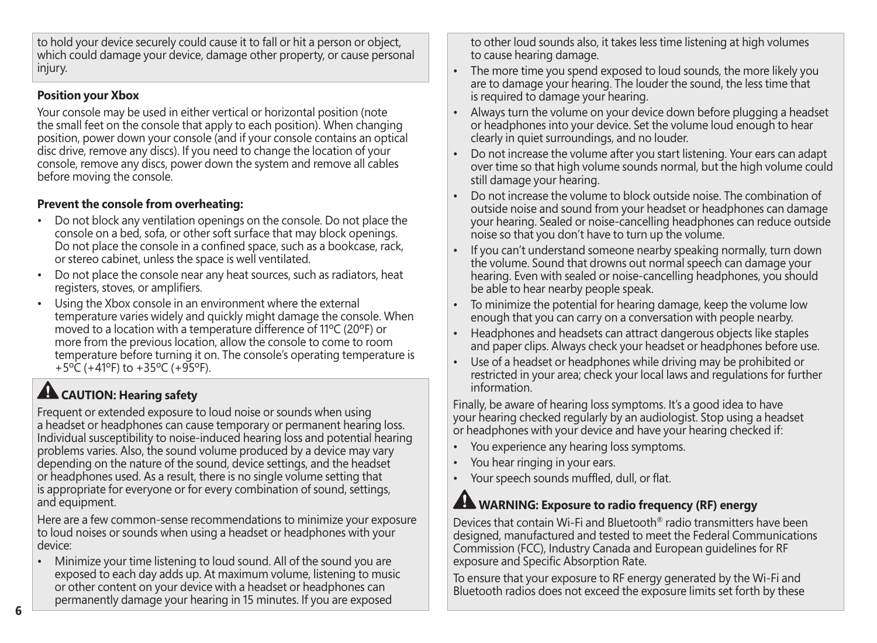to hold your device securely could cause it to fall or hit a person or object, which could damage your device, damage other property, or cause personal injury.

**Position your Xbox**

Your console may be used in either vertical or horizontal position (note the small feet on the console that apply to each position). When changing position, power down your console (and if your console contains an optical disc drive, remove any discs). If you need to change the location of your console, remove any discs, power down the system and remove all cables before moving the console.

**Prevent the console from overheating:**

- Do not block any ventilation openings on the console. Do not place the console on a bed, sofa, or other soft surface that may block openings. Do not place the console in a confined space, such as a bookcase, rack, or stereo cabinet, unless the space is well ventilated.
- Do not place the console near any heat sources, such as radiators, heat registers, stoves, or amplifiers.
- Using the Xbox console in an environment where the external temperature varies widely and quickly might damage the console. When moved to a location with a temperature difference of 11ºC (20ºF) or more from the previous location, allow the console to come to room temperature before turning it on. The console's operating temperature is +5ºC (+41ºF) to +35ºC (+95ºF).

## CAUTION: Hearing safety

Frequent or extended exposure to loud noise or sounds when using a headset or headphones can cause temporary or permanent hearing loss. Individual susceptibility to noise-induced hearing loss and potential hearing problems varies. Also, the sound volume produced by a device may vary depending on the nature of the sound, device settings, and the headset or headphones used. As a result, there is no single volume setting that is appropriate for everyone or for every combination of sound, settings, and equipment.

Here are a few common-sense recommendations to minimize your exposure to loud noises or sounds when using a headset or headphones with your device:

- Minimize your time listening to loud sound. All of the sound you are exposed to each day adds up. At maximum volume, listening to music or other content on your device with a headset or headphones can permanently damage your hearing in 15 minutes. If you are exposed to other loud sounds also, it takes less time listening at high volumes to cause hearing damage.
- The more time you spend exposed to loud sounds, the more likely you are to damage your hearing. The louder the sound, the less time that is required to damage your hearing.
- Always turn the volume on your device down before plugging a headset or headphones into your device. Set the volume loud enough to hear clearly in quiet surroundings, and no louder.
- Do not increase the volume after you start listening. Your ears can adapt over time so that high volume sounds normal, but the high volume could still damage your hearing.
- Do not increase the volume to block outside noise. The combination of outside noise and sound from your headset or headphones can damage your hearing. Sealed or noise-cancelling headphones can reduce outside noise so that you don't have to turn up the volume.
- If you can't understand someone nearby speaking normally, turn down the volume. Sound that drowns out normal speech can damage your hearing. Even with sealed or noise-cancelling headphones, you should be able to hear nearby people speak.
- To minimize the potential for hearing damage, keep the volume low enough that you can carry on a conversation with people nearby.
- Headphones and headsets can attract dangerous objects like staples and paper clips. Always check your headset or headphones before use.
- Use of a headset or headphones while driving may be prohibited or restricted in your area; check your local laws and regulations for further information.

Finally, be aware of hearing loss symptoms. It's a good idea to have your hearing checked regularly by an audiologist. Stop using a headset or headphones with your device and have your hearing checked if:

- You experience any hearing loss symptoms.
- You hear ringing in your ears.
- Your speech sounds muffled, dull, or flat.

## WARNING: Exposure to radio frequency (RF) energy

Devices that contain Wi-Fi and Bluetooth® radio transmitters have been designed, manufactured and tested to meet the Federal Communications Commission (FCC), Industry Canada and European guidelines for RF exposure and Specific Absorption Rate.

To ensure that your exposure to RF energy generated by the Wi-Fi and Bluetooth radios does not exceed the exposure limits set forth by these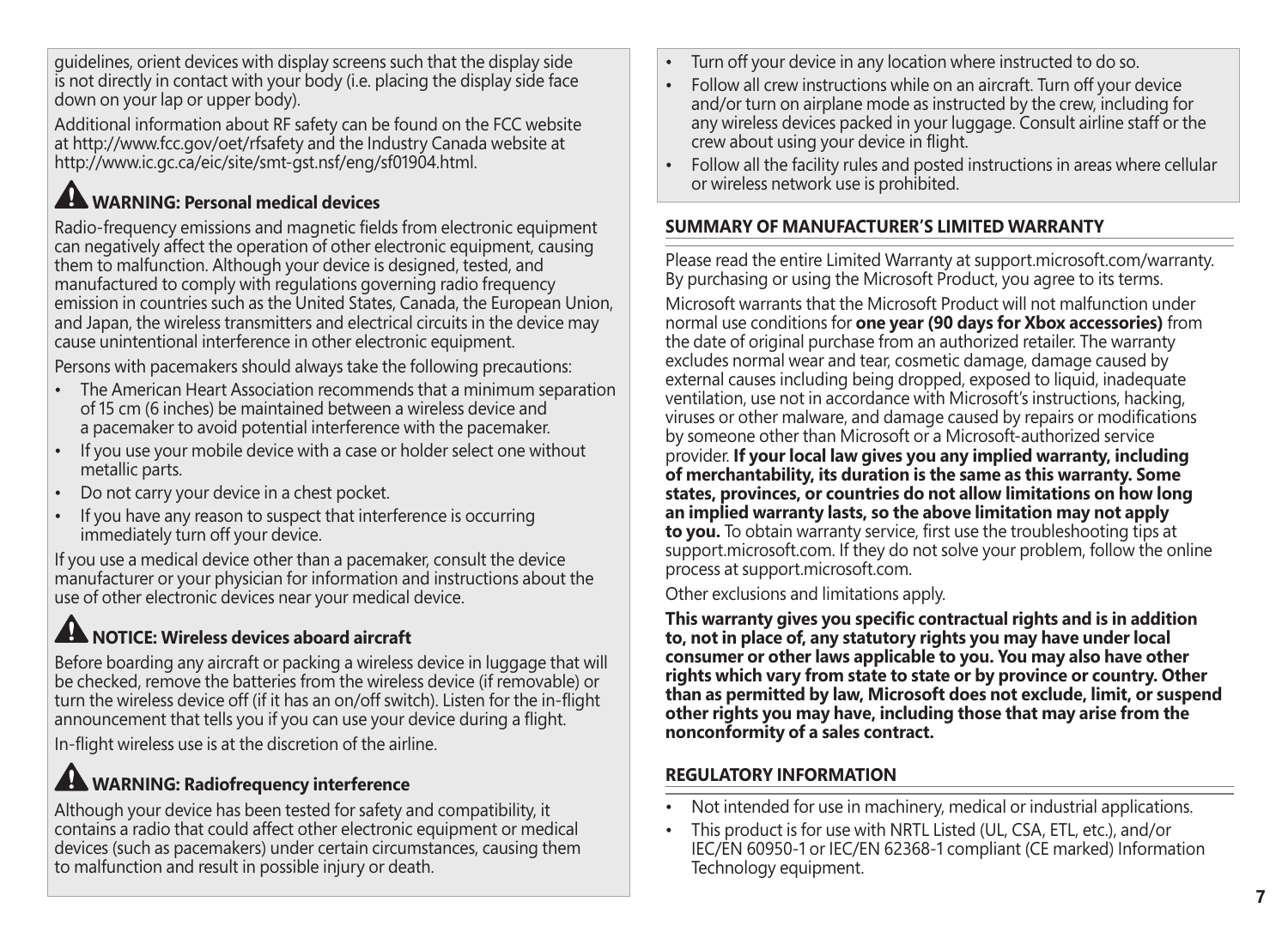guidelines, orient devices with display screens such that the display side is not directly in contact with your body (i.e. placing the display side face down on your lap or upper body).

Additional information about RF safety can be found on the FCC website at http://www.fcc.gov/oet/rfsafety and the Industry Canada website at http://www.ic.gc.ca/eic/site/smt-gst.nsf/eng/sf01904.html.

### ⚠ WARNING: Personal medical devices

Radio-frequency emissions and magnetic fields from electronic equipment can negatively affect the operation of other electronic equipment, causing them to malfunction. Although your device is designed, tested, and manufactured to comply with regulations governing radio frequency emission in countries such as the United States, Canada, the European Union, and Japan, the wireless transmitters and electrical circuits in the device may cause unintentional interference in other electronic equipment.

Persons with pacemakers should always take the following precautions:

- The American Heart Association recommends that a minimum separation of 15 cm (6 inches) be maintained between a wireless device and a pacemaker to avoid potential interference with the pacemaker.
- If you use your mobile device with a case or holder select one without metallic parts.
- Do not carry your device in a chest pocket.
- If you have any reason to suspect that interference is occurring immediately turn off your device.

If you use a medical device other than a pacemaker, consult the device manufacturer or your physician for information and instructions about the use of other electronic devices near your medical device.

### ⚠ NOTICE: Wireless devices aboard aircraft

Before boarding any aircraft or packing a wireless device in luggage that will be checked, remove the batteries from the wireless device (if removable) or turn the wireless device off (if it has an on/off switch). Listen for the in-flight announcement that tells you if you can use your device during a flight.

In-flight wireless use is at the discretion of the airline.

### ⚠ WARNING: Radiofrequency interference

Although your device has been tested for safety and compatibility, it contains a radio that could affect other electronic equipment or medical devices (such as pacemakers) under certain circumstances, causing them to malfunction and result in possible injury or death.

- Turn off your device in any location where instructed to do so.
- Follow all crew instructions while on an aircraft. Turn off your device and/or turn on airplane mode as instructed by the crew, including for any wireless devices packed in your luggage. Consult airline staff or the crew about using your device in flight.
- Follow all the facility rules and posted instructions in areas where cellular or wireless network use is prohibited.

## SUMMARY OF MANUFACTURER'S LIMITED WARRANTY

Please read the entire Limited Warranty at support.microsoft.com/warranty. By purchasing or using the Microsoft Product, you agree to its terms.

Microsoft warrants that the Microsoft Product will not malfunction under normal use conditions for **one year (90 days for Xbox accessories)** from the date of original purchase from an authorized retailer. The warranty excludes normal wear and tear, cosmetic damage, damage caused by external causes including being dropped, exposed to liquid, inadequate ventilation, use not in accordance with Microsoft's instructions, hacking, viruses or other malware, and damage caused by repairs or modifications by someone other than Microsoft or a Microsoft-authorized service provider. **If your local law gives you any implied warranty, including of merchantability, its duration is the same as this warranty. Some states, provinces, or countries do not allow limitations on how long an implied warranty lasts, so the above limitation may not apply to you.** To obtain warranty service, first use the troubleshooting tips at support.microsoft.com. If they do not solve your problem, follow the online process at support.microsoft.com.

Other exclusions and limitations apply.

**This warranty gives you specific contractual rights and is in addition to, not in place of, any statutory rights you may have under local consumer or other laws applicable to you. You may also have other rights which vary from state to state or by province or country. Other than as permitted by law, Microsoft does not exclude, limit, or suspend other rights you may have, including those that may arise from the nonconformity of a sales contract.**

## REGULATORY INFORMATION

- Not intended for use in machinery, medical or industrial applications.
- This product is for use with NRTL Listed (UL, CSA, ETL, etc.), and/or IEC/EN 60950-1 or IEC/EN 62368-1 compliant (CE marked) Information Technology equipment.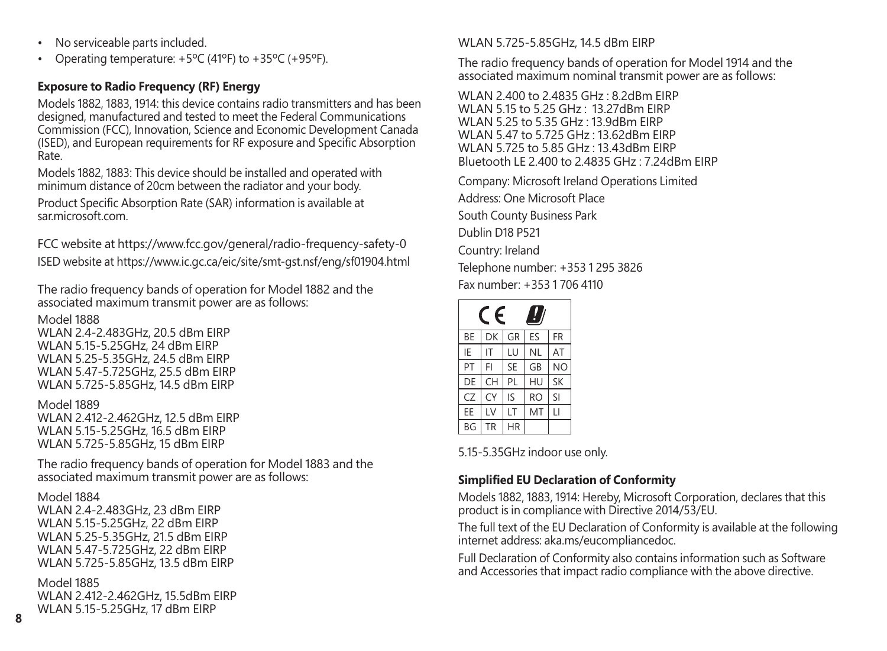- No serviceable parts included.
- Operating temperature: +5ºC (41ºF) to +35ºC (+95ºF).

**Exposure to Radio Frequency (RF) Energy**

Models 1882, 1883, 1914: this device contains radio transmitters and has been designed, manufactured and tested to meet the Federal Communications Commission (FCC), Innovation, Science and Economic Development Canada (ISED), and European requirements for RF exposure and Specific Absorption Rate.

Models 1882, 1883: This device should be installed and operated with minimum distance of 20cm between the radiator and your body.

Product Specific Absorption Rate (SAR) information is available at sar.microsoft.com.

FCC website at https://www.fcc.gov/general/radio-frequency-safety-0

ISED website at https://www.ic.gc.ca/eic/site/smt-gst.nsf/eng/sf01904.html

The radio frequency bands of operation for Model 1882 and the associated maximum transmit power are as follows:

Model 1888
WLAN 2.4-2.483GHz, 20.5 dBm EIRP
WLAN 5.15-5.25GHz, 24 dBm EIRP
WLAN 5.25-5.35GHz, 24.5 dBm EIRP
WLAN 5.47-5.725GHz, 25.5 dBm EIRP
WLAN 5.725-5.85GHz, 14.5 dBm EIRP

Model 1889
WLAN 2.412-2.462GHz, 12.5 dBm EIRP
WLAN 5.15-5.25GHz, 16.5 dBm EIRP
WLAN 5.725-5.85GHz, 15 dBm EIRP

The radio frequency bands of operation for Model 1883 and the associated maximum transmit power are as follows:

Model 1884
WLAN 2.4-2.483GHz, 23 dBm EIRP
WLAN 5.15-5.25GHz, 22 dBm EIRP
WLAN 5.25-5.35GHz, 21.5 dBm EIRP
WLAN 5.47-5.725GHz, 22 dBm EIRP
WLAN 5.725-5.85GHz, 13.5 dBm EIRP

Model 1885
WLAN 2.412-2.462GHz, 15.5dBm EIRP
WLAN 5.15-5.25GHz, 17 dBm EIRP
WLAN 5.725-5.85GHz, 14.5 dBm EIRP

The radio frequency bands of operation for Model 1914 and the associated maximum nominal transmit power are as follows:

WLAN 2.400 to 2.4835 GHz : 8.2dBm EIRP
WLAN 5.15 to 5.25 GHz : 13.27dBm EIRP
WLAN 5.25 to 5.35 GHz : 13.9dBm EIRP
WLAN 5.47 to 5.725 GHz : 13.62dBm EIRP
WLAN 5.725 to 5.85 GHz : 13.43dBm EIRP
Bluetooth LE 2.400 to 2.4835 GHz : 7.24dBm EIRP

Company: Microsoft Ireland Operations Limited

Address: One Microsoft Place

South County Business Park

Dublin D18 P521

Country: Ireland

Telephone number: +353 1 295 3826

Fax number: +353 1 706 4110

| CE | | | | |
|---|---|---|---|---|
| BE | DK | GR | ES | FR |
| IE | IT | LU | NL | AT |
| PT | FI | SE | GB | NO |
| DE | CH | PL | HU | SK |
| CZ | CY | IS | RO | SI |
| EE | LV | LT | MT | LI |
| BG | TR | HR | | |

5.15-5.35GHz indoor use only.

**Simplified EU Declaration of Conformity**

Models 1882, 1883, 1914: Hereby, Microsoft Corporation, declares that this product is in compliance with Directive 2014/53/EU.

The full text of the EU Declaration of Conformity is available at the following internet address: aka.ms/eucompliancedoc.

Full Declaration of Conformity also contains information such as Software and Accessories that impact radio compliance with the above directive.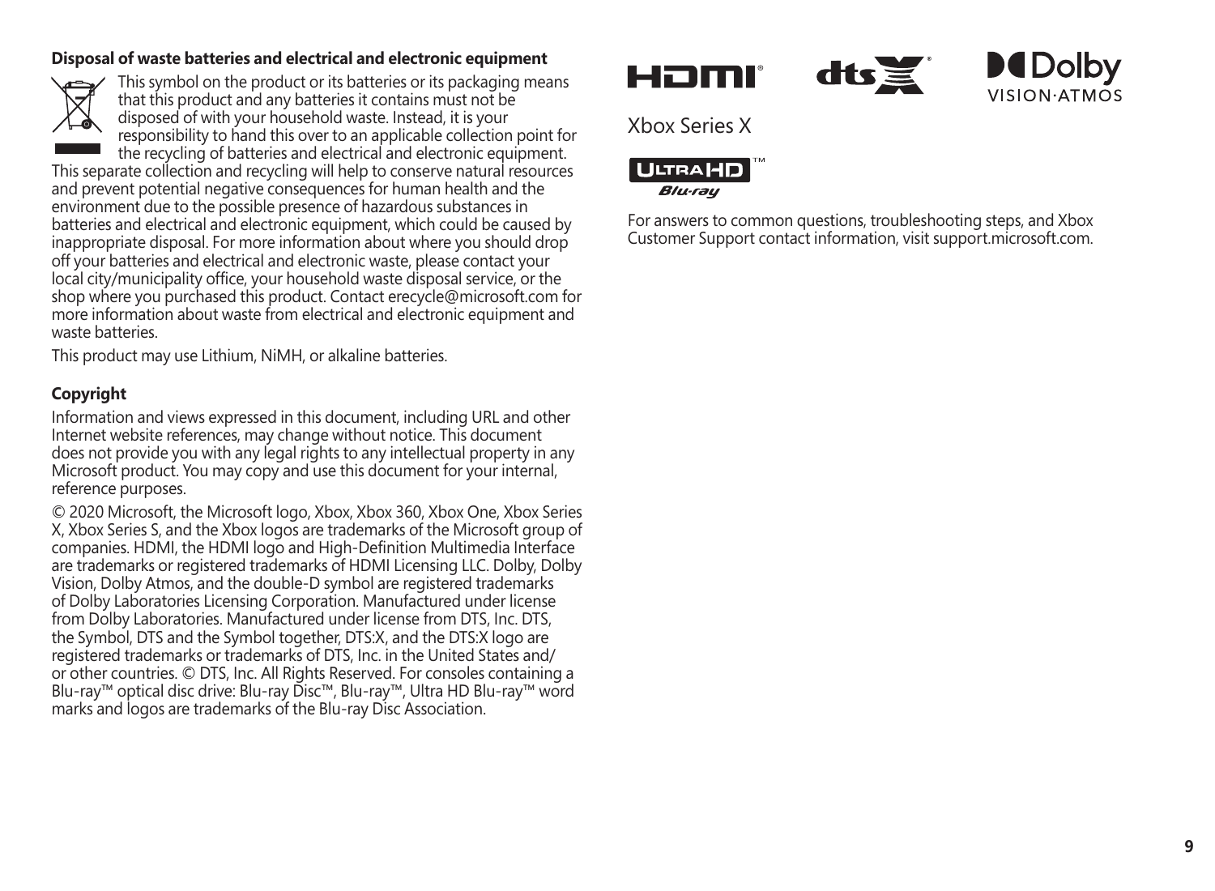**Disposal of waste batteries and electrical and electronic equipment**

This symbol on the product or its batteries or its packaging means that this product and any batteries it contains must not be disposed of with your household waste. Instead, it is your responsibility to hand this over to an applicable collection point for the recycling of batteries and electrical and electronic equipment. This separate collection and recycling will help to conserve natural resources and prevent potential negative consequences for human health and the environment due to the possible presence of hazardous substances in batteries and electrical and electronic equipment, which could be caused by inappropriate disposal. For more information about where you should drop off your batteries and electrical and electronic waste, please contact your local city/municipality office, your household waste disposal service, or the shop where you purchased this product. Contact erecycle@microsoft.com for more information about waste from electrical and electronic equipment and waste batteries.

This product may use Lithium, NiMH, or alkaline batteries.

**Copyright**

Information and views expressed in this document, including URL and other Internet website references, may change without notice. This document does not provide you with any legal rights to any intellectual property in any Microsoft product. You may copy and use this document for your internal, reference purposes.

© 2020 Microsoft, the Microsoft logo, Xbox, Xbox 360, Xbox One, Xbox Series X, Xbox Series S, and the Xbox logos are trademarks of the Microsoft group of companies. HDMI, the HDMI logo and High-Definition Multimedia Interface are trademarks or registered trademarks of HDMI Licensing LLC. Dolby, Dolby Vision, Dolby Atmos, and the double-D symbol are registered trademarks of Dolby Laboratories Licensing Corporation. Manufactured under license from Dolby Laboratories. Manufactured under license from DTS, Inc. DTS, the Symbol, DTS and the Symbol together, DTS:X, and the DTS:X logo are registered trademarks or trademarks of DTS, Inc. in the United States and/or other countries. © DTS, Inc. All Rights Reserved. For consoles containing a Blu-ray™ optical disc drive: Blu-ray Disc™, Blu-ray™, Ultra HD Blu-ray™ word marks and logos are trademarks of the Blu-ray Disc Association.

Xbox Series X

For answers to common questions, troubleshooting steps, and Xbox Customer Support contact information, visit support.microsoft.com.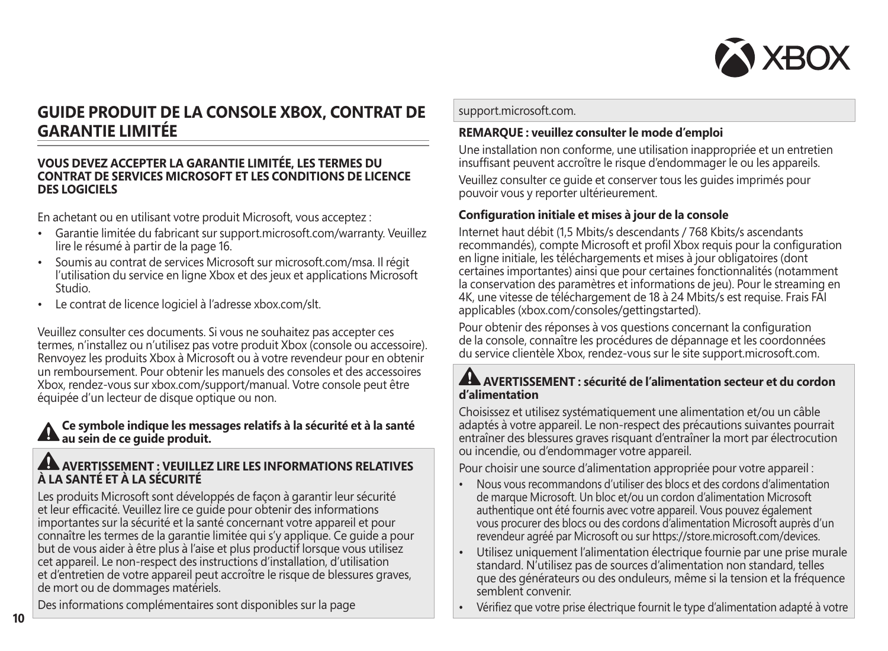## GUIDE PRODUIT DE LA CONSOLE XBOX, CONTRAT DE GARANTIE LIMITÉE

**VOUS DEVEZ ACCEPTER LA GARANTIE LIMITÉE, LES TERMES DU CONTRAT DE SERVICES MICROSOFT ET LES CONDITIONS DE LICENCE DES LOGICIELS**

En achetant ou en utilisant votre produit Microsoft, vous acceptez :

- Garantie limitée du fabricant sur support.microsoft.com/warranty. Veuillez lire le résumé à partir de la page 16.
- Soumis au contrat de services Microsoft sur microsoft.com/msa. Il régit l'utilisation du service en ligne Xbox et des jeux et applications Microsoft Studio.
- Le contrat de licence logiciel à l'adresse xbox.com/slt.

Veuillez consulter ces documents. Si vous ne souhaitez pas accepter ces termes, n'installez ou n'utilisez pas votre produit Xbox (console ou accessoire). Renvoyez les produits Xbox à Microsoft ou à votre revendeur pour en obtenir un remboursement. Pour obtenir les manuels des consoles et des accessoires Xbox, rendez-vous sur xbox.com/support/manual. Votre console peut être équipée d'un lecteur de disque optique ou non.

**Ce symbole indique les messages relatifs à la sécurité et à la santé au sein de ce guide produit.**

### AVERTISSEMENT : VEUILLEZ LIRE LES INFORMATIONS RELATIVES À LA SANTÉ ET À LA SÉCURITÉ

Les produits Microsoft sont développés de façon à garantir leur sécurité et leur efficacité. Veuillez lire ce guide pour obtenir des informations importantes sur la sécurité et la santé concernant votre appareil et pour connaître les termes de la garantie limitée qui s'y applique. Ce guide a pour but de vous aider à être plus à l'aise et plus productif lorsque vous utilisez cet appareil. Le non-respect des instructions d'installation, d'utilisation et d'entretien de votre appareil peut accroître le risque de blessures graves, de mort ou de dommages matériels.

Des informations complémentaires sont disponibles sur la page support.microsoft.com.

**REMARQUE : veuillez consulter le mode d'emploi**

Une installation non conforme, une utilisation inappropriée et un entretien insuffisant peuvent accroître le risque d'endommager le ou les appareils.

Veuillez consulter ce guide et conserver tous les guides imprimés pour pouvoir vous y reporter ultérieurement.

**Configuration initiale et mises à jour de la console**

Internet haut débit (1,5 Mbits/s descendants / 768 Kbits/s ascendants recommandés), compte Microsoft et profil Xbox requis pour la configuration en ligne initiale, les téléchargements et mises à jour obligatoires (dont certaines importantes) ainsi que pour certaines fonctionnalités (notamment la conservation des paramètres et informations de jeu). Pour le streaming en 4K, une vitesse de téléchargement de 18 à 24 Mbits/s est requise. Frais FAI applicables (xbox.com/consoles/gettingstarted).

Pour obtenir des réponses à vos questions concernant la configuration de la console, connaître les procédures de dépannage et les coordonnées du service clientèle Xbox, rendez-vous sur le site support.microsoft.com.

### AVERTISSEMENT : sécurité de l'alimentation secteur et du cordon d'alimentation

Choisissez et utilisez systématiquement une alimentation et/ou un câble adaptés à votre appareil. Le non-respect des précautions suivantes pourrait entraîner des blessures graves risquant d'entraîner la mort par électrocution ou incendie, ou d'endommager votre appareil.

Pour choisir une source d'alimentation appropriée pour votre appareil :

- Nous vous recommandons d'utiliser des blocs et des cordons d'alimentation de marque Microsoft. Un bloc et/ou un cordon d'alimentation Microsoft authentique ont été fournis avec votre appareil. Vous pouvez également vous procurer des blocs ou des cordons d'alimentation Microsoft auprès d'un revendeur agréé par Microsoft ou sur https://store.microsoft.com/devices.
- Utilisez uniquement l'alimentation électrique fournie par une prise murale standard. N'utilisez pas de sources d'alimentation non standard, telles que des générateurs ou des onduleurs, même si la tension et la fréquence semblent convenir.
- Vérifiez que votre prise électrique fournit le type d'alimentation adapté à votre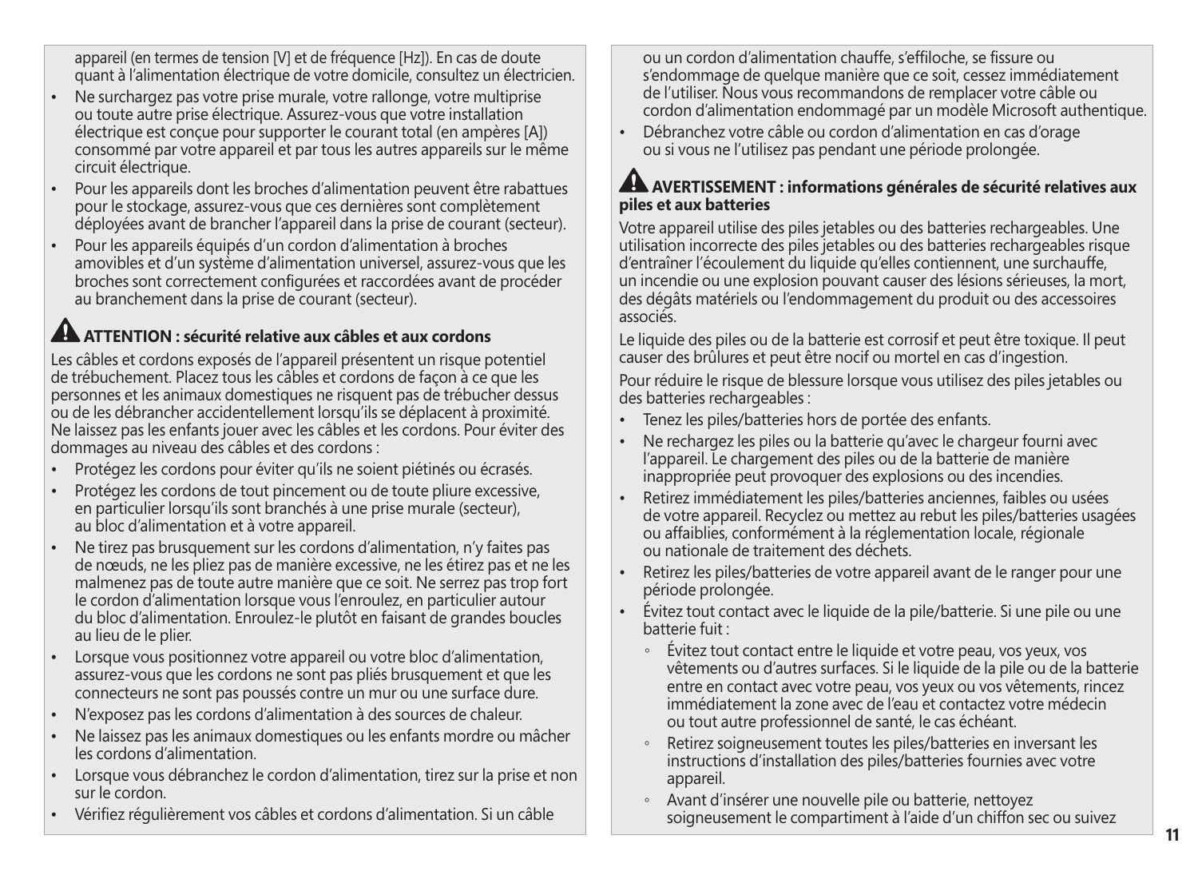appareil (en termes de tension [V] et de fréquence [Hz]). En cas de doute quant à l'alimentation électrique de votre domicile, consultez un électricien.

- Ne surchargez pas votre prise murale, votre rallonge, votre multiprise ou toute autre prise électrique. Assurez-vous que votre installation électrique est conçue pour supporter le courant total (en ampères [A]) consommé par votre appareil et par tous les autres appareils sur le même circuit électrique.
- Pour les appareils dont les broches d'alimentation peuvent être rabattues pour le stockage, assurez-vous que ces dernières sont complètement déployées avant de brancher l'appareil dans la prise de courant (secteur).
- Pour les appareils équipés d'un cordon d'alimentation à broches amovibles et d'un système d'alimentation universel, assurez-vous que les broches sont correctement configurées et raccordées avant de procéder au branchement dans la prise de courant (secteur).

## ATTENTION : sécurité relative aux câbles et aux cordons

Les câbles et cordons exposés de l'appareil présentent un risque potentiel de trébuchement. Placez tous les câbles et cordons de façon à ce que les personnes et les animaux domestiques ne risquent pas de trébucher dessus ou de les débrancher accidentellement lorsqu'ils se déplacent à proximité. Ne laissez pas les enfants jouer avec les câbles et les cordons. Pour éviter des dommages au niveau des câbles et des cordons :

- Protégez les cordons pour éviter qu'ils ne soient piétinés ou écrasés.
- Protégez les cordons de tout pincement ou de toute pliure excessive, en particulier lorsqu'ils sont branchés à une prise murale (secteur), au bloc d'alimentation et à votre appareil.
- Ne tirez pas brusquement sur les cordons d'alimentation, n'y faites pas de nœuds, ne les pliez pas de manière excessive, ne les étirez pas et ne les malmenez pas de toute autre manière que ce soit. Ne serrez pas trop fort le cordon d'alimentation lorsque vous l'enroulez, en particulier autour du bloc d'alimentation. Enroulez-le plutôt en faisant de grandes boucles au lieu de le plier.
- Lorsque vous positionnez votre appareil ou votre bloc d'alimentation, assurez-vous que les cordons ne sont pas pliés brusquement et que les connecteurs ne sont pas poussés contre un mur ou une surface dure.
- N'exposez pas les cordons d'alimentation à des sources de chaleur.
- Ne laissez pas les animaux domestiques ou les enfants mordre ou mâcher les cordons d'alimentation.
- Lorsque vous débranchez le cordon d'alimentation, tirez sur la prise et non sur le cordon.
- Vérifiez régulièrement vos câbles et cordons d'alimentation. Si un câble ou un cordon d'alimentation chauffe, s'effiloche, se fissure ou s'endommage de quelque manière que ce soit, cessez immédiatement de l'utiliser. Nous vous recommandons de remplacer votre câble ou cordon d'alimentation endommagé par un modèle Microsoft authentique.
- Débranchez votre câble ou cordon d'alimentation en cas d'orage ou si vous ne l'utilisez pas pendant une période prolongée.

## AVERTISSEMENT : informations générales de sécurité relatives aux piles et aux batteries

Votre appareil utilise des piles jetables ou des batteries rechargeables. Une utilisation incorrecte des piles jetables ou des batteries rechargeables risque d'entraîner l'écoulement du liquide qu'elles contiennent, une surchauffe, un incendie ou une explosion pouvant causer des lésions sérieuses, la mort, des dégâts matériels ou l'endommagement du produit ou des accessoires associés.

Le liquide des piles ou de la batterie est corrosif et peut être toxique. Il peut causer des brûlures et peut être nocif ou mortel en cas d'ingestion.

Pour réduire le risque de blessure lorsque vous utilisez des piles jetables ou des batteries rechargeables :

- Tenez les piles/batteries hors de portée des enfants.
- Ne rechargez les piles ou la batterie qu'avec le chargeur fourni avec l'appareil. Le chargement des piles ou de la batterie de manière inappropriée peut provoquer des explosions ou des incendies.
- Retirez immédiatement les piles/batteries anciennes, faibles ou usées de votre appareil. Recyclez ou mettez au rebut les piles/batteries usagées ou affaiblies, conformément à la réglementation locale, régionale ou nationale de traitement des déchets.
- Retirez les piles/batteries de votre appareil avant de le ranger pour une période prolongée.
- Évitez tout contact avec le liquide de la pile/batterie. Si une pile ou une batterie fuit :
  - Évitez tout contact entre le liquide et votre peau, vos yeux, vos vêtements ou d'autres surfaces. Si le liquide de la pile ou de la batterie entre en contact avec votre peau, vos yeux ou vos vêtements, rincez immédiatement la zone avec de l'eau et contactez votre médecin ou tout autre professionnel de santé, le cas échéant.
  - Retirez soigneusement toutes les piles/batteries en inversant les instructions d'installation des piles/batteries fournies avec votre appareil.
  - Avant d'insérer une nouvelle pile ou batterie, nettoyez soigneusement le compartiment à l'aide d'un chiffon sec ou suivez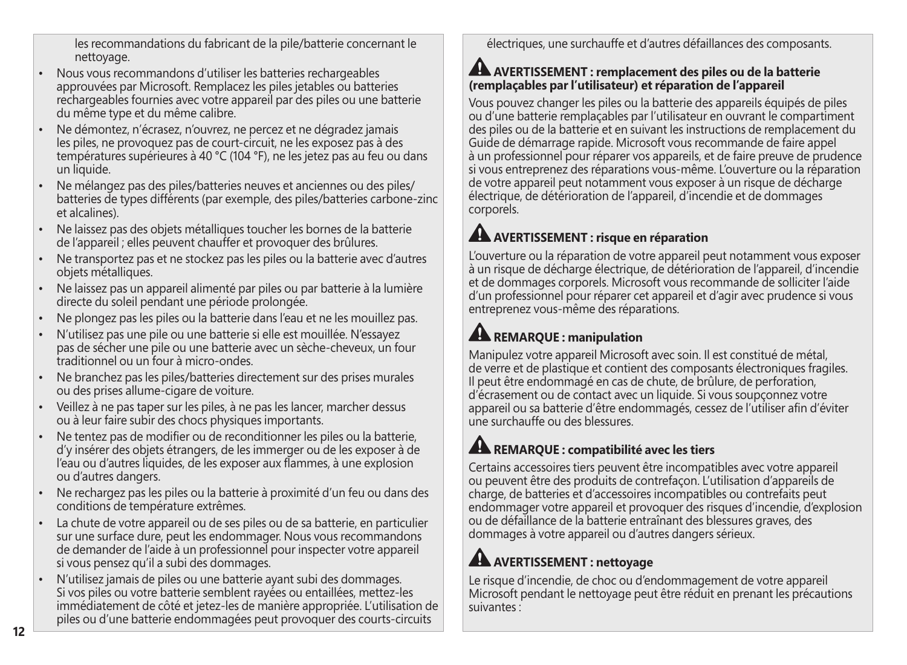les recommandations du fabricant de la pile/batterie concernant le nettoyage.

- Nous vous recommandons d'utiliser les batteries rechargeables approuvées par Microsoft. Remplacez les piles jetables ou batteries rechargeables fournies avec votre appareil par des piles ou une batterie du même type et du même calibre.
- Ne démontez, n'écrasez, n'ouvrez, ne percez et ne dégradez jamais les piles, ne provoquez pas de court-circuit, ne les exposez pas à des températures supérieures à 40 °C (104 °F), ne les jetez pas au feu ou dans un liquide.
- Ne mélangez pas des piles/batteries neuves et anciennes ou des piles/batteries de types différents (par exemple, des piles/batteries carbone-zinc et alcalines).
- Ne laissez pas des objets métalliques toucher les bornes de la batterie de l'appareil ; elles peuvent chauffer et provoquer des brûlures.
- Ne transportez pas et ne stockez pas les piles ou la batterie avec d'autres objets métalliques.
- Ne laissez pas un appareil alimenté par piles ou par batterie à la lumière directe du soleil pendant une période prolongée.
- Ne plongez pas les piles ou la batterie dans l'eau et ne les mouillez pas.
- N'utilisez pas une pile ou une batterie si elle est mouillée. N'essayez pas de sécher une pile ou une batterie avec un sèche-cheveux, un four traditionnel ou un four à micro-ondes.
- Ne branchez pas les piles/batteries directement sur des prises murales ou des prises allume-cigare de voiture.
- Veillez à ne pas taper sur les piles, à ne pas les lancer, marcher dessus ou à leur faire subir des chocs physiques importants.
- Ne tentez pas de modifier ou de reconditionner les piles ou la batterie, d'y insérer des objets étrangers, de les immerger ou de les exposer à de l'eau ou d'autres liquides, de les exposer aux flammes, à une explosion ou d'autres dangers.
- Ne rechargez pas les piles ou la batterie à proximité d'un feu ou dans des conditions de température extrêmes.
- La chute de votre appareil ou de ses piles ou de sa batterie, en particulier sur une surface dure, peut les endommager. Nous vous recommandons de demander de l'aide à un professionnel pour inspecter votre appareil si vous pensez qu'il a subi des dommages.
- N'utilisez jamais de piles ou une batterie ayant subi des dommages. Si vos piles ou votre batterie semblent rayées ou entaillées, mettez-les immédiatement de côté et jetez-les de manière appropriée. L'utilisation de piles ou d'une batterie endommagées peut provoquer des courts-circuits électriques, une surchauffe et d'autres défaillances des composants.

### ⚠ AVERTISSEMENT : remplacement des piles ou de la batterie (remplaçables par l'utilisateur) et réparation de l'appareil

Vous pouvez changer les piles ou la batterie des appareils équipés de piles ou d'une batterie remplaçables par l'utilisateur en ouvrant le compartiment des piles ou de la batterie et en suivant les instructions de remplacement du Guide de démarrage rapide. Microsoft vous recommande de faire appel à un professionnel pour réparer vos appareils, et de faire preuve de prudence si vous entreprenez des réparations vous-même. L'ouverture ou la réparation de votre appareil peut notamment vous exposer à un risque de décharge électrique, de détérioration de l'appareil, d'incendie et de dommages corporels.

### ⚠ AVERTISSEMENT : risque en réparation

L'ouverture ou la réparation de votre appareil peut notamment vous exposer à un risque de décharge électrique, de détérioration de l'appareil, d'incendie et de dommages corporels. Microsoft vous recommande de solliciter l'aide d'un professionnel pour réparer cet appareil et d'agir avec prudence si vous entreprenez vous-même des réparations.

### ⚠ REMARQUE : manipulation

Manipulez votre appareil Microsoft avec soin. Il est constitué de métal, de verre et de plastique et contient des composants électroniques fragiles. Il peut être endommagé en cas de chute, de brûlure, de perforation, d'écrasement ou de contact avec un liquide. Si vous soupçonnez votre appareil ou sa batterie d'être endommagés, cessez de l'utiliser afin d'éviter une surchauffe ou des blessures.

### ⚠ REMARQUE : compatibilité avec les tiers

Certains accessoires tiers peuvent être incompatibles avec votre appareil ou peuvent être des produits de contrefaçon. L'utilisation d'appareils de charge, de batteries et d'accessoires incompatibles ou contrefaits peut endommager votre appareil et provoquer des risques d'incendie, d'explosion ou de défaillance de la batterie entraînant des blessures graves, des dommages à votre appareil ou d'autres dangers sérieux.

### ⚠ AVERTISSEMENT : nettoyage

Le risque d'incendie, de choc ou d'endommagement de votre appareil Microsoft pendant le nettoyage peut être réduit en prenant les précautions suivantes :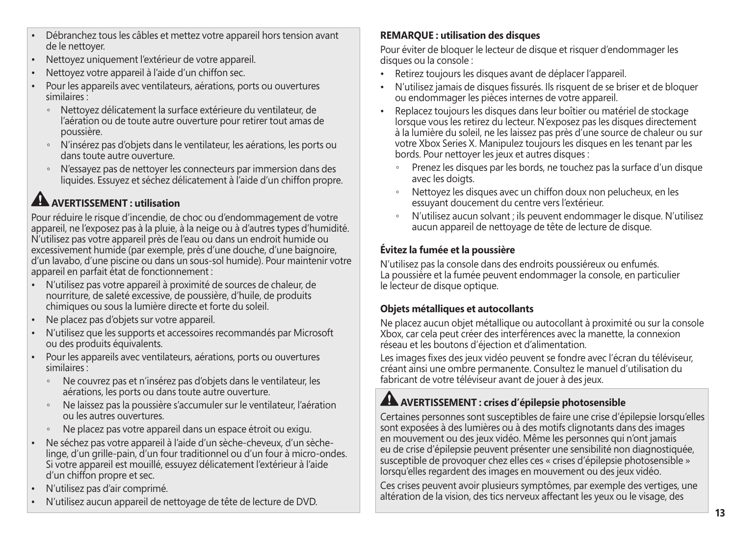- Débranchez tous les câbles et mettez votre appareil hors tension avant de le nettoyer.
- Nettoyez uniquement l'extérieur de votre appareil.
- Nettoyez votre appareil à l'aide d'un chiffon sec.
- Pour les appareils avec ventilateurs, aérations, ports ou ouvertures similaires :
  - Nettoyez délicatement la surface extérieure du ventilateur, de l'aération ou de toute autre ouverture pour retirer tout amas de poussière.
  - N'insérez pas d'objets dans le ventilateur, les aérations, les ports ou dans toute autre ouverture.
  - N'essayez pas de nettoyer les connecteurs par immersion dans des liquides. Essuyez et séchez délicatement à l'aide d'un chiffon propre.

### AVERTISSEMENT : utilisation

Pour réduire le risque d'incendie, de choc ou d'endommagement de votre appareil, ne l'exposez pas à la pluie, à la neige ou à d'autres types d'humidité. N'utilisez pas votre appareil près de l'eau ou dans un endroit humide ou excessivement humide (par exemple, près d'une douche, d'une baignoire, d'un lavabo, d'une piscine ou dans un sous-sol humide). Pour maintenir votre appareil en parfait état de fonctionnement :

- N'utilisez pas votre appareil à proximité de sources de chaleur, de nourriture, de saleté excessive, de poussière, d'huile, de produits chimiques ou sous la lumière directe et forte du soleil.
- Ne placez pas d'objets sur votre appareil.
- N'utilisez que les supports et accessoires recommandés par Microsoft ou des produits équivalents.
- Pour les appareils avec ventilateurs, aérations, ports ou ouvertures similaires :
  - Ne couvrez pas et n'insérez pas d'objets dans le ventilateur, les aérations, les ports ou dans toute autre ouverture.
  - Ne laissez pas la poussière s'accumuler sur le ventilateur, l'aération ou les autres ouvertures.
  - Ne placez pas votre appareil dans un espace étroit ou exigu.
- Ne séchez pas votre appareil à l'aide d'un sèche-cheveux, d'un sèche-linge, d'un grille-pain, d'un four traditionnel ou d'un four à micro-ondes. Si votre appareil est mouillé, essuyez délicatement l'extérieur à l'aide d'un chiffon propre et sec.
- N'utilisez pas d'air comprimé.
- N'utilisez aucun appareil de nettoyage de tête de lecture de DVD.

**REMARQUE : utilisation des disques**

Pour éviter de bloquer le lecteur de disque et risquer d'endommager les disques ou la console :

- Retirez toujours les disques avant de déplacer l'appareil.
- N'utilisez jamais de disques fissurés. Ils risquent de se briser et de bloquer ou endommager les pièces internes de votre appareil.
- Replacez toujours les disques dans leur boîtier ou matériel de stockage lorsque vous les retirez du lecteur. N'exposez pas les disques directement à la lumière du soleil, ne les laissez pas près d'une source de chaleur ou sur votre Xbox Series X. Manipulez toujours les disques en les tenant par les bords. Pour nettoyer les jeux et autres disques :
  - Prenez les disques par les bords, ne touchez pas la surface d'un disque avec les doigts.
  - Nettoyez les disques avec un chiffon doux non pelucheux, en les essuyant doucement du centre vers l'extérieur.
  - N'utilisez aucun solvant ; ils peuvent endommager le disque. N'utilisez aucun appareil de nettoyage de tête de lecture de disque.

**Évitez la fumée et la poussière**

N'utilisez pas la console dans des endroits poussiéreux ou enfumés. La poussière et la fumée peuvent endommager la console, en particulier le lecteur de disque optique.

**Objets métalliques et autocollants**

Ne placez aucun objet métallique ou autocollant à proximité ou sur la console Xbox, car cela peut créer des interférences avec la manette, la connexion réseau et les boutons d'éjection et d'alimentation.

Les images fixes des jeux vidéo peuvent se fondre avec l'écran du téléviseur, créant ainsi une ombre permanente. Consultez le manuel d'utilisation du fabricant de votre téléviseur avant de jouer à des jeux.

### AVERTISSEMENT : crises d'épilepsie photosensible

Certaines personnes sont susceptibles de faire une crise d'épilepsie lorsqu'elles sont exposées à des lumières ou à des motifs clignotants dans des images en mouvement ou des jeux vidéo. Même les personnes qui n'ont jamais eu de crise d'épilepsie peuvent présenter une sensibilité non diagnostiquée, susceptible de provoquer chez elles ces « crises d'épilepsie photosensible » lorsqu'elles regardent des images en mouvement ou des jeux vidéo.

Ces crises peuvent avoir plusieurs symptômes, par exemple des vertiges, une altération de la vision, des tics nerveux affectant les yeux ou le visage, des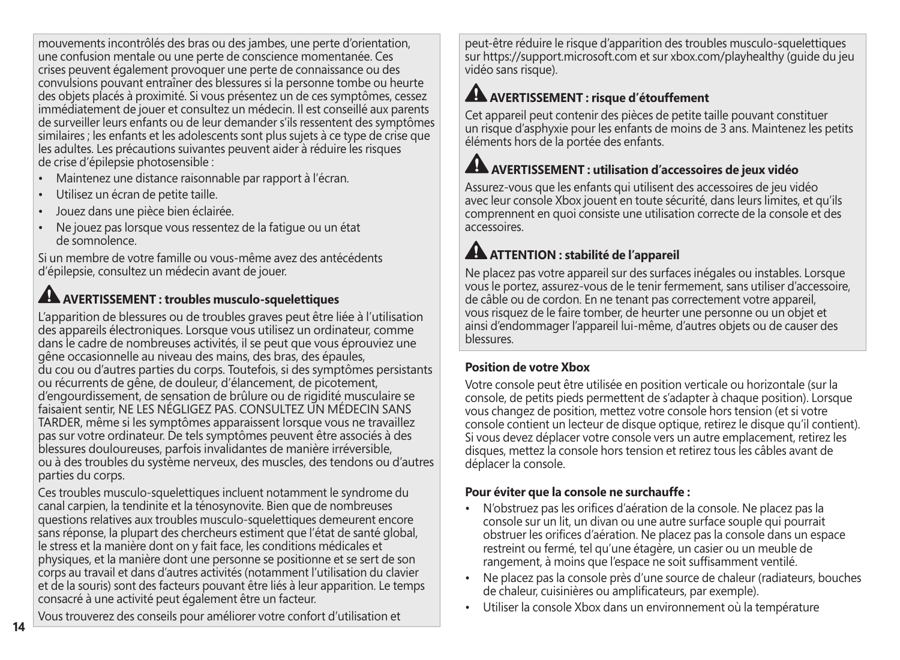mouvements incontrôlés des bras ou des jambes, une perte d'orientation, une confusion mentale ou une perte de conscience momentanée. Ces crises peuvent également provoquer une perte de connaissance ou des convulsions pouvant entraîner des blessures si la personne tombe ou heurte des objets placés à proximité. Si vous présentez un de ces symptômes, cessez immédiatement de jouer et consultez un médecin. Il est conseillé aux parents de surveiller leurs enfants ou de leur demander s'ils ressentent des symptômes similaires ; les enfants et les adolescents sont plus sujets à ce type de crise que les adultes. Les précautions suivantes peuvent aider à réduire les risques de crise d'épilepsie photosensible :

- Maintenez une distance raisonnable par rapport à l'écran.
- Utilisez un écran de petite taille.
- Jouez dans une pièce bien éclairée.
- Ne jouez pas lorsque vous ressentez de la fatigue ou un état de somnolence.

Si un membre de votre famille ou vous-même avez des antécédents d'épilepsie, consultez un médecin avant de jouer.

### ⚠ AVERTISSEMENT : troubles musculo-squelettiques

L'apparition de blessures ou de troubles graves peut être liée à l'utilisation des appareils électroniques. Lorsque vous utilisez un ordinateur, comme dans le cadre de nombreuses activités, il se peut que vous éprouviez une gêne occasionnelle au niveau des mains, des bras, des épaules, du cou ou d'autres parties du corps. Toutefois, si des symptômes persistants ou récurrents de gêne, de douleur, d'élancement, de picotement, d'engourdissement, de sensation de brûlure ou de rigidité musculaire se faisaient sentir, NE LES NÉGLIGEZ PAS. CONSULTEZ UN MÉDECIN SANS TARDER, même si les symptômes apparaissent lorsque vous ne travaillez pas sur votre ordinateur. De tels symptômes peuvent être associés à des blessures douloureuses, parfois invalidantes de manière irréversible, ou à des troubles du système nerveux, des muscles, des tendons ou d'autres parties du corps.

Ces troubles musculo-squelettiques incluent notamment le syndrome du canal carpien, la tendinite et la ténosynovite. Bien que de nombreuses questions relatives aux troubles musculo-squelettiques demeurent encore sans réponse, la plupart des chercheurs estiment que l'état de santé global, le stress et la manière dont on y fait face, les conditions médicales et physiques, et la manière dont une personne se positionne et se sert de son corps au travail et dans d'autres activités (notamment l'utilisation du clavier et de la souris) sont des facteurs pouvant être liés à leur apparition. Le temps consacré à une activité peut également être un facteur.

Vous trouverez des conseils pour améliorer votre confort d'utilisation et peut-être réduire le risque d'apparition des troubles musculo-squelettiques sur https://support.microsoft.com et sur xbox.com/playhealthy (guide du jeu vidéo sans risque).

### ⚠ AVERTISSEMENT : risque d'étouffement

Cet appareil peut contenir des pièces de petite taille pouvant constituer un risque d'asphyxie pour les enfants de moins de 3 ans. Maintenez les petits éléments hors de la portée des enfants.

### ⚠ AVERTISSEMENT : utilisation d'accessoires de jeux vidéo

Assurez-vous que les enfants qui utilisent des accessoires de jeu vidéo avec leur console Xbox jouent en toute sécurité, dans leurs limites, et qu'ils comprennent en quoi consiste une utilisation correcte de la console et des accessoires.

### ⚠ ATTENTION : stabilité de l'appareil

Ne placez pas votre appareil sur des surfaces inégales ou instables. Lorsque vous le portez, assurez-vous de le tenir fermement, sans utiliser d'accessoire, de câble ou de cordon. En ne tenant pas correctement votre appareil, vous risquez de le faire tomber, de heurter une personne ou un objet et ainsi d'endommager l'appareil lui-même, d'autres objets ou de causer des blessures.

**Position de votre Xbox**

Votre console peut être utilisée en position verticale ou horizontale (sur la console, de petits pieds permettent de s'adapter à chaque position). Lorsque vous changez de position, mettez votre console hors tension (et si votre console contient un lecteur de disque optique, retirez le disque qu'il contient). Si vous devez déplacer votre console vers un autre emplacement, retirez les disques, mettez la console hors tension et retirez tous les câbles avant de déplacer la console.

**Pour éviter que la console ne surchauffe :**

- N'obstruez pas les orifices d'aération de la console. Ne placez pas la console sur un lit, un divan ou une autre surface souple qui pourrait obstruer les orifices d'aération. Ne placez pas la console dans un espace restreint ou fermé, tel qu'une étagère, un casier ou un meuble de rangement, à moins que l'espace ne soit suffisamment ventilé.
- Ne placez pas la console près d'une source de chaleur (radiateurs, bouches de chaleur, cuisinières ou amplificateurs, par exemple).
- Utiliser la console Xbox dans un environnement où la température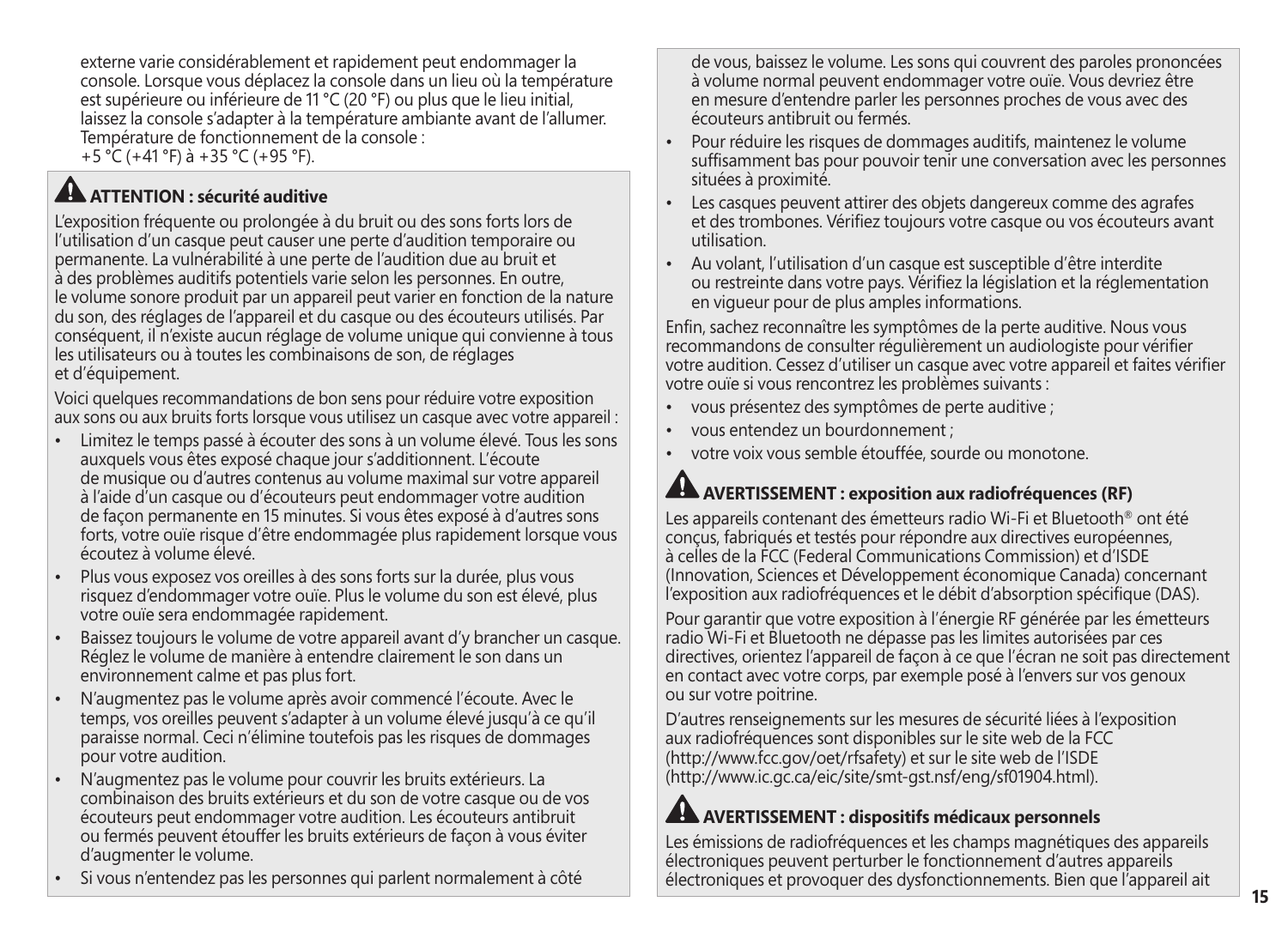externe varie considérablement et rapidement peut endommager la console. Lorsque vous déplacez la console dans un lieu où la température est supérieure ou inférieure de 11 °C (20 °F) ou plus que le lieu initial, laissez la console s'adapter à la température ambiante avant de l'allumer. Température de fonctionnement de la console :
+5 °C (+41 °F) à +35 °C (+95 °F).

## ⚠ ATTENTION : sécurité auditive

L'exposition fréquente ou prolongée à du bruit ou des sons forts lors de l'utilisation d'un casque peut causer une perte d'audition temporaire ou permanente. La vulnérabilité à une perte de l'audition due au bruit et à des problèmes auditifs potentiels varie selon les personnes. En outre, le volume sonore produit par un appareil peut varier en fonction de la nature du son, des réglages de l'appareil et du casque ou des écouteurs utilisés. Par conséquent, il n'existe aucun réglage de volume unique qui convienne à tous les utilisateurs ou à toutes les combinaisons de son, de réglages et d'équipement.

Voici quelques recommandations de bon sens pour réduire votre exposition aux sons ou aux bruits forts lorsque vous utilisez un casque avec votre appareil :

- Limitez le temps passé à écouter des sons à un volume élevé. Tous les sons auxquels vous êtes exposé chaque jour s'additionnent. L'écoute de musique ou d'autres contenus au volume maximal sur votre appareil à l'aide d'un casque ou d'écouteurs peut endommager votre audition de façon permanente en 15 minutes. Si vous êtes exposé à d'autres sons forts, votre ouïe risque d'être endommagée plus rapidement lorsque vous écoutez à volume élevé.
- Plus vous exposez vos oreilles à des sons forts sur la durée, plus vous risquez d'endommager votre ouïe. Plus le volume du son est élevé, plus votre ouïe sera endommagée rapidement.
- Baissez toujours le volume de votre appareil avant d'y brancher un casque. Réglez le volume de manière à entendre clairement le son dans un environnement calme et pas plus fort.
- N'augmentez pas le volume après avoir commencé l'écoute. Avec le temps, vos oreilles peuvent s'adapter à un volume élevé jusqu'à ce qu'il paraisse normal. Ceci n'élimine toutefois pas les risques de dommages pour votre audition.
- N'augmentez pas le volume pour couvrir les bruits extérieurs. La combinaison des bruits extérieurs et du son de votre casque ou de vos écouteurs peut endommager votre audition. Les écouteurs antibruit ou fermés peuvent étouffer les bruits extérieurs de façon à vous éviter d'augmenter le volume.
- Si vous n'entendez pas les personnes qui parlent normalement à côté de vous, baissez le volume. Les sons qui couvrent des paroles prononcées à volume normal peuvent endommager votre ouïe. Vous devriez être en mesure d'entendre parler les personnes proches de vous avec des écouteurs antibruit ou fermés.
- Pour réduire les risques de dommages auditifs, maintenez le volume suffisamment bas pour pouvoir tenir une conversation avec les personnes situées à proximité.
- Les casques peuvent attirer des objets dangereux comme des agrafes et des trombones. Vérifiez toujours votre casque ou vos écouteurs avant utilisation.
- Au volant, l'utilisation d'un casque est susceptible d'être interdite ou restreinte dans votre pays. Vérifiez la législation et la réglementation en vigueur pour de plus amples informations.

Enfin, sachez reconnaître les symptômes de la perte auditive. Nous vous recommandons de consulter régulièrement un audiologiste pour vérifier votre audition. Cessez d'utiliser un casque avec votre appareil et faites vérifier votre ouïe si vous rencontrez les problèmes suivants :

- vous présentez des symptômes de perte auditive ;
- vous entendez un bourdonnement ;
- votre voix vous semble étouffée, sourde ou monotone.

## ⚠ AVERTISSEMENT : exposition aux radiofréquences (RF)

Les appareils contenant des émetteurs radio Wi-Fi et Bluetooth® ont été conçus, fabriqués et testés pour répondre aux directives européennes, à celles de la FCC (Federal Communications Commission) et d'ISDE (Innovation, Sciences et Développement économique Canada) concernant l'exposition aux radiofréquences et le débit d'absorption spécifique (DAS).

Pour garantir que votre exposition à l'énergie RF générée par les émetteurs radio Wi-Fi et Bluetooth ne dépasse pas les limites autorisées par ces directives, orientez l'appareil de façon à ce que l'écran ne soit pas directement en contact avec votre corps, par exemple posé à l'envers sur vos genoux ou sur votre poitrine.

D'autres renseignements sur les mesures de sécurité liées à l'exposition aux radiofréquences sont disponibles sur le site web de la FCC (http://www.fcc.gov/oet/rfsafety) et sur le site web de l'ISDE (http://www.ic.gc.ca/eic/site/smt-gst.nsf/eng/sf01904.html).

## ⚠ AVERTISSEMENT : dispositifs médicaux personnels

Les émissions de radiofréquences et les champs magnétiques des appareils électroniques peuvent perturber le fonctionnement d'autres appareils électroniques et provoquer des dysfonctionnements. Bien que l'appareil ait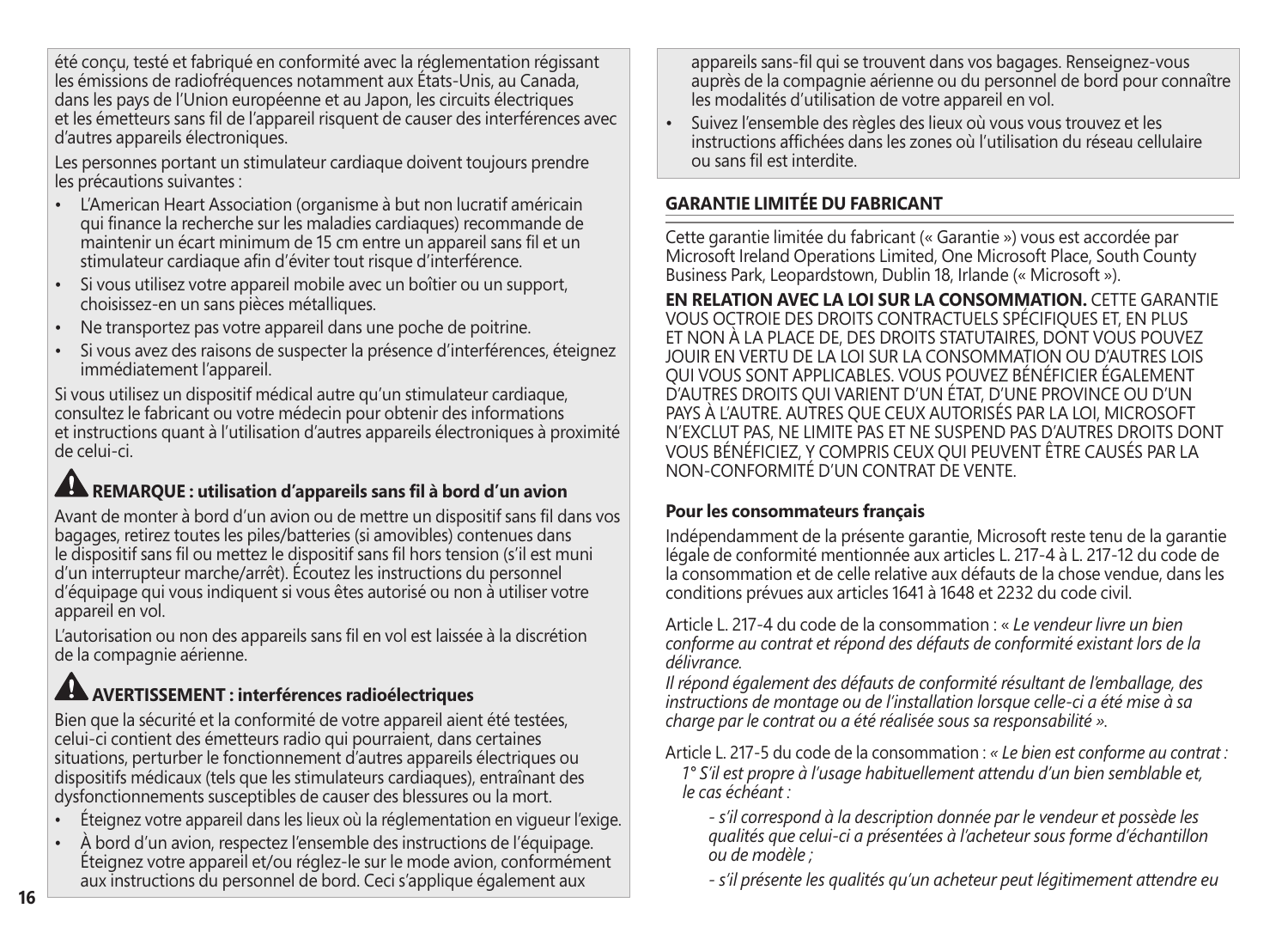été conçu, testé et fabriqué en conformité avec la réglementation régissant les émissions de radiofréquences notamment aux États-Unis, au Canada, dans les pays de l'Union européenne et au Japon, les circuits électriques et les émetteurs sans fil de l'appareil risquent de causer des interférences avec d'autres appareils électroniques.

Les personnes portant un stimulateur cardiaque doivent toujours prendre les précautions suivantes :

- L'American Heart Association (organisme à but non lucratif américain qui finance la recherche sur les maladies cardiaques) recommande de maintenir un écart minimum de 15 cm entre un appareil sans fil et un stimulateur cardiaque afin d'éviter tout risque d'interférence.
- Si vous utilisez votre appareil mobile avec un boîtier ou un support, choisissez-en un sans pièces métalliques.
- Ne transportez pas votre appareil dans une poche de poitrine.
- Si vous avez des raisons de suspecter la présence d'interférences, éteignez immédiatement l'appareil.

Si vous utilisez un dispositif médical autre qu'un stimulateur cardiaque, consultez le fabricant ou votre médecin pour obtenir des informations et instructions quant à l'utilisation d'autres appareils électroniques à proximité de celui-ci.

### ⚠ REMARQUE : utilisation d'appareils sans fil à bord d'un avion

Avant de monter à bord d'un avion ou de mettre un dispositif sans fil dans vos bagages, retirez toutes les piles/batteries (si amovibles) contenues dans le dispositif sans fil ou mettez le dispositif sans fil hors tension (s'il est muni d'un interrupteur marche/arrêt). Écoutez les instructions du personnel d'équipage qui vous indiquent si vous êtes autorisé ou non à utiliser votre appareil en vol.

L'autorisation ou non des appareils sans fil en vol est laissée à la discrétion de la compagnie aérienne.

### ⚠ AVERTISSEMENT : interférences radioélectriques

Bien que la sécurité et la conformité de votre appareil aient été testées, celui-ci contient des émetteurs radio qui pourraient, dans certaines situations, perturber le fonctionnement d'autres appareils électriques ou dispositifs médicaux (tels que les stimulateurs cardiaques), entraînant des dysfonctionnements susceptibles de causer des blessures ou la mort.

- Éteignez votre appareil dans les lieux où la réglementation en vigueur l'exige.
- À bord d'un avion, respectez l'ensemble des instructions de l'équipage. Éteignez votre appareil et/ou réglez-le sur le mode avion, conformément aux instructions du personnel de bord. Ceci s'applique également aux appareils sans-fil qui se trouvent dans vos bagages. Renseignez-vous auprès de la compagnie aérienne ou du personnel de bord pour connaître les modalités d'utilisation de votre appareil en vol.
- Suivez l'ensemble des règles des lieux où vous vous trouvez et les instructions affichées dans les zones où l'utilisation du réseau cellulaire ou sans fil est interdite.

## GARANTIE LIMITÉE DU FABRICANT

Cette garantie limitée du fabricant (« Garantie ») vous est accordée par Microsoft Ireland Operations Limited, One Microsoft Place, South County Business Park, Leopardstown, Dublin 18, Irlande (« Microsoft »).

**EN RELATION AVEC LA LOI SUR LA CONSOMMATION.** CETTE GARANTIE VOUS OCTROIE DES DROITS CONTRACTUELS SPÉCIFIQUES ET, EN PLUS ET NON À LA PLACE DE, DES DROITS STATUTAIRES, DONT VOUS POUVEZ JOUIR EN VERTU DE LA LOI SUR LA CONSOMMATION OU D'AUTRES LOIS QUI VOUS SONT APPLICABLES. VOUS POUVEZ BÉNÉFICIER ÉGALEMENT D'AUTRES DROITS QUI VARIENT D'UN ÉTAT, D'UNE PROVINCE OU D'UN PAYS À L'AUTRE. AUTRES QUE CEUX AUTORISÉS PAR LA LOI, MICROSOFT N'EXCLUT PAS, NE LIMITE PAS ET NE SUSPEND PAS D'AUTRES DROITS DONT VOUS BÉNÉFICIEZ, Y COMPRIS CEUX QUI PEUVENT ÊTRE CAUSÉS PAR LA NON-CONFORMITÉ D'UN CONTRAT DE VENTE.

### Pour les consommateurs français

Indépendamment de la présente garantie, Microsoft reste tenu de la garantie légale de conformité mentionnée aux articles L. 217-4 à L. 217-12 du code de la consommation et de celle relative aux défauts de la chose vendue, dans les conditions prévues aux articles 1641 à 1648 et 2232 du code civil.

Article L. 217-4 du code de la consommation : « *Le vendeur livre un bien conforme au contrat et répond des défauts de conformité existant lors de la délivrance.*
*Il répond également des défauts de conformité résultant de l'emballage, des instructions de montage ou de l'installation lorsque celle-ci a été mise à sa charge par le contrat ou a été réalisée sous sa responsabilité ».*

Article L. 217-5 du code de la consommation : *« Le bien est conforme au contrat :*
*1° S'il est propre à l'usage habituellement attendu d'un bien semblable et, le cas échéant :*

*- s'il correspond à la description donnée par le vendeur et possède les qualités que celui-ci a présentées à l'acheteur sous forme d'échantillon ou de modèle ;*

*- s'il présente les qualités qu'un acheteur peut légitimement attendre eu*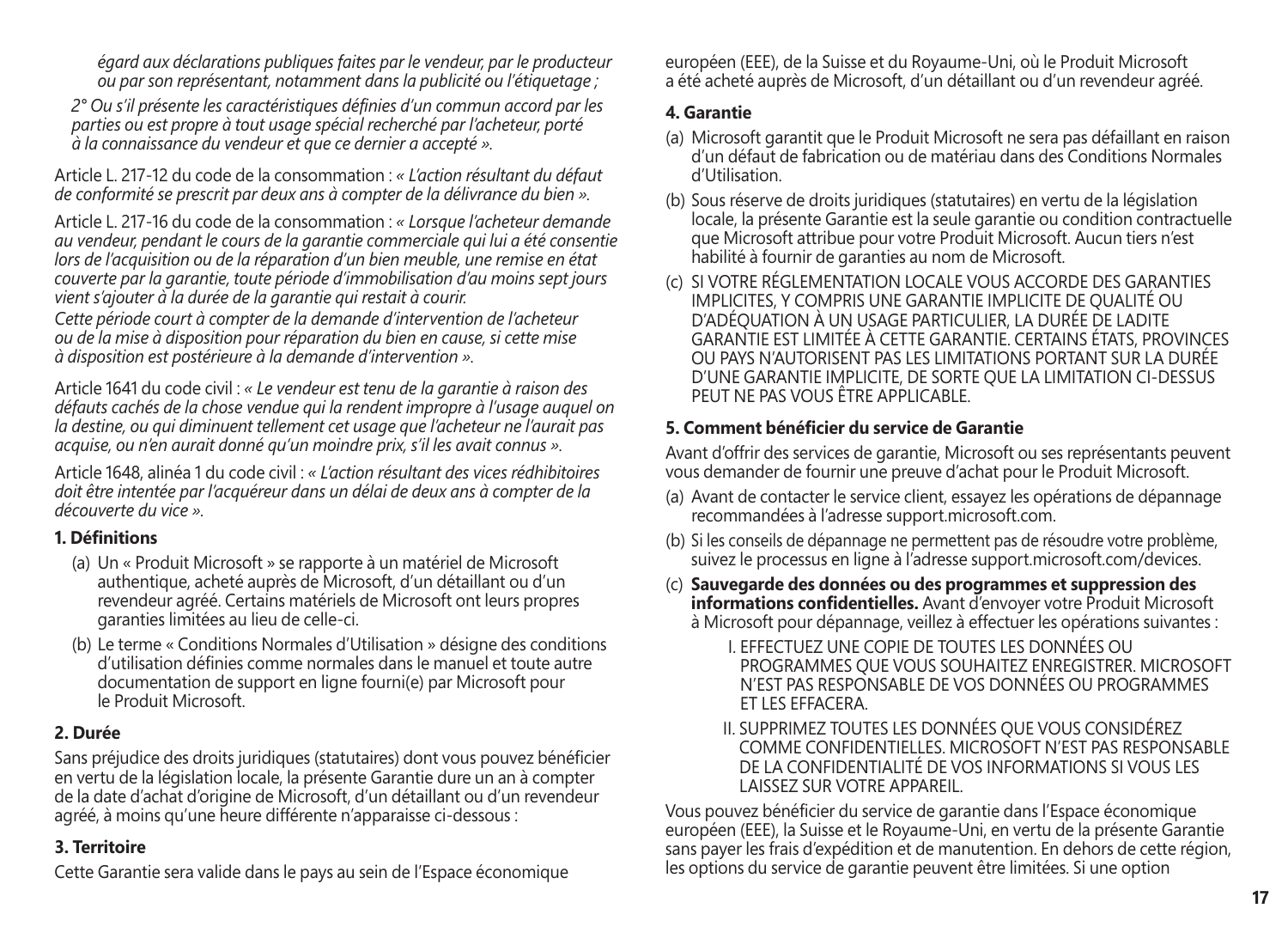*égard aux déclarations publiques faites par le vendeur, par le producteur ou par son représentant, notamment dans la publicité ou l'étiquetage ;*

*2° Ou s'il présente les caractéristiques définies d'un commun accord par les parties ou est propre à tout usage spécial recherché par l'acheteur, porté à la connaissance du vendeur et que ce dernier a accepté ».*

Article L. 217-12 du code de la consommation : *« L'action résultant du défaut de conformité se prescrit par deux ans à compter de la délivrance du bien ».*

Article L. 217-16 du code de la consommation : *« Lorsque l'acheteur demande au vendeur, pendant le cours de la garantie commerciale qui lui a été consentie lors de l'acquisition ou de la réparation d'un bien meuble, une remise en état couverte par la garantie, toute période d'immobilisation d'au moins sept jours vient s'ajouter à la durée de la garantie qui restait à courir.*
*Cette période court à compter de la demande d'intervention de l'acheteur ou de la mise à disposition pour réparation du bien en cause, si cette mise à disposition est postérieure à la demande d'intervention ».*

Article 1641 du code civil : *« Le vendeur est tenu de la garantie à raison des défauts cachés de la chose vendue qui la rendent impropre à l'usage auquel on la destine, ou qui diminuent tellement cet usage que l'acheteur ne l'aurait pas acquise, ou n'en aurait donné qu'un moindre prix, s'il les avait connus ».*

Article 1648, alinéa 1 du code civil : *« L'action résultant des vices rédhibitoires doit être intentée par l'acquéreur dans un délai de deux ans à compter de la découverte du vice ».*

**1. Définitions**

(a) Un « Produit Microsoft » se rapporte à un matériel de Microsoft authentique, acheté auprès de Microsoft, d'un détaillant ou d'un revendeur agréé. Certains matériels de Microsoft ont leurs propres garanties limitées au lieu de celle-ci.

(b) Le terme « Conditions Normales d'Utilisation » désigne des conditions d'utilisation définies comme normales dans le manuel et toute autre documentation de support en ligne fourni(e) par Microsoft pour le Produit Microsoft.

**2. Durée**

Sans préjudice des droits juridiques (statutaires) dont vous pouvez bénéficier en vertu de la législation locale, la présente Garantie dure un an à compter de la date d'achat d'origine de Microsoft, d'un détaillant ou d'un revendeur agréé, à moins qu'une heure différente n'apparaisse ci-dessous :

**3. Territoire**

Cette Garantie sera valide dans le pays au sein de l'Espace économique européen (EEE), de la Suisse et du Royaume-Uni, où le Produit Microsoft a été acheté auprès de Microsoft, d'un détaillant ou d'un revendeur agréé.

**4. Garantie**

(a) Microsoft garantit que le Produit Microsoft ne sera pas défaillant en raison d'un défaut de fabrication ou de matériau dans des Conditions Normales d'Utilisation.

(b) Sous réserve de droits juridiques (statutaires) en vertu de la législation locale, la présente Garantie est la seule garantie ou condition contractuelle que Microsoft attribue pour votre Produit Microsoft. Aucun tiers n'est habilité à fournir de garanties au nom de Microsoft.

(c) SI VOTRE RÉGLEMENTATION LOCALE VOUS ACCORDE DES GARANTIES IMPLICITES, Y COMPRIS UNE GARANTIE IMPLICITE DE QUALITÉ OU D'ADÉQUATION À UN USAGE PARTICULIER, LA DURÉE DE LADITE GARANTIE EST LIMITÉE À CETTE GARANTIE. CERTAINS ÉTATS, PROVINCES OU PAYS N'AUTORISENT PAS LES LIMITATIONS PORTANT SUR LA DURÉE D'UNE GARANTIE IMPLICITE, DE SORTE QUE LA LIMITATION CI-DESSUS PEUT NE PAS VOUS ÊTRE APPLICABLE.

**5. Comment bénéficier du service de Garantie**

Avant d'offrir des services de garantie, Microsoft ou ses représentants peuvent vous demander de fournir une preuve d'achat pour le Produit Microsoft.

(a) Avant de contacter le service client, essayez les opérations de dépannage recommandées à l'adresse support.microsoft.com.

(b) Si les conseils de dépannage ne permettent pas de résoudre votre problème, suivez le processus en ligne à l'adresse support.microsoft.com/devices.

(c) **Sauvegarde des données ou des programmes et suppression des informations confidentielles.** Avant d'envoyer votre Produit Microsoft à Microsoft pour dépannage, veillez à effectuer les opérations suivantes :

I. EFFECTUEZ UNE COPIE DE TOUTES LES DONNÉES OU PROGRAMMES QUE VOUS SOUHAITEZ ENREGISTRER. MICROSOFT N'EST PAS RESPONSABLE DE VOS DONNÉES OU PROGRAMMES ET LES EFFACERA.

II. SUPPRIMEZ TOUTES LES DONNÉES QUE VOUS CONSIDÉREZ COMME CONFIDENTIELLES. MICROSOFT N'EST PAS RESPONSABLE DE LA CONFIDENTIALITÉ DE VOS INFORMATIONS SI VOUS LES LAISSEZ SUR VOTRE APPAREIL.

Vous pouvez bénéficier du service de garantie dans l'Espace économique européen (EEE), la Suisse et le Royaume-Uni, en vertu de la présente Garantie sans payer les frais d'expédition et de manutention. En dehors de cette région, les options du service de garantie peuvent être limitées. Si une option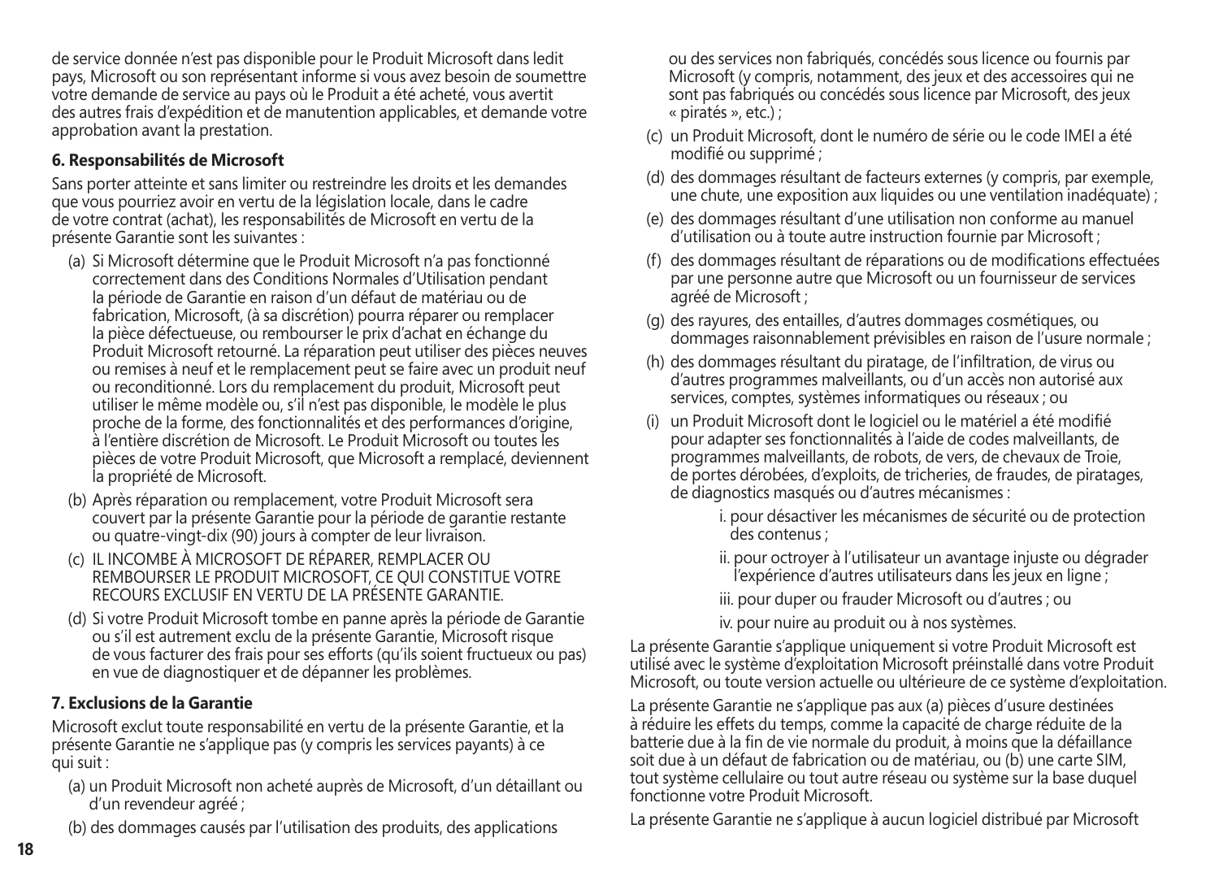de service donnée n'est pas disponible pour le Produit Microsoft dans ledit pays, Microsoft ou son représentant informe si vous avez besoin de soumettre votre demande de service au pays où le Produit a été acheté, vous avertit des autres frais d'expédition et de manutention applicables, et demande votre approbation avant la prestation.

**6. Responsabilités de Microsoft**

Sans porter atteinte et sans limiter ou restreindre les droits et les demandes que vous pourriez avoir en vertu de la législation locale, dans le cadre de votre contrat (achat), les responsabilités de Microsoft en vertu de la présente Garantie sont les suivantes :

(a) Si Microsoft détermine que le Produit Microsoft n'a pas fonctionné correctement dans des Conditions Normales d'Utilisation pendant la période de Garantie en raison d'un défaut de matériau ou de fabrication, Microsoft, (à sa discrétion) pourra réparer ou remplacer la pièce défectueuse, ou rembourser le prix d'achat en échange du Produit Microsoft retourné. La réparation peut utiliser des pièces neuves ou remises à neuf et le remplacement peut se faire avec un produit neuf ou reconditionné. Lors du remplacement du produit, Microsoft peut utiliser le même modèle ou, s'il n'est pas disponible, le modèle le plus proche de la forme, des fonctionnalités et des performances d'origine, à l'entière discrétion de Microsoft. Le Produit Microsoft ou toutes les pièces de votre Produit Microsoft, que Microsoft a remplacé, deviennent la propriété de Microsoft.

(b) Après réparation ou remplacement, votre Produit Microsoft sera couvert par la présente Garantie pour la période de garantie restante ou quatre-vingt-dix (90) jours à compter de leur livraison.

(c) IL INCOMBE À MICROSOFT DE RÉPARER, REMPLACER OU REMBOURSER LE PRODUIT MICROSOFT, CE QUI CONSTITUE VOTRE RECOURS EXCLUSIF EN VERTU DE LA PRÉSENTE GARANTIE.

(d) Si votre Produit Microsoft tombe en panne après la période de Garantie ou s'il est autrement exclu de la présente Garantie, Microsoft risque de vous facturer des frais pour ses efforts (qu'ils soient fructueux ou pas) en vue de diagnostiquer et de dépanner les problèmes.

**7. Exclusions de la Garantie**

Microsoft exclut toute responsabilité en vertu de la présente Garantie, et la présente Garantie ne s'applique pas (y compris les services payants) à ce qui suit :

(a) un Produit Microsoft non acheté auprès de Microsoft, d'un détaillant ou d'un revendeur agréé ;

(b) des dommages causés par l'utilisation des produits, des applications ou des services non fabriqués, concédés sous licence ou fournis par Microsoft (y compris, notamment, des jeux et des accessoires qui ne sont pas fabriqués ou concédés sous licence par Microsoft, des jeux « piratés », etc.) ;

(c) un Produit Microsoft, dont le numéro de série ou le code IMEI a été modifié ou supprimé ;

(d) des dommages résultant de facteurs externes (y compris, par exemple, une chute, une exposition aux liquides ou une ventilation inadéquate) ;

(e) des dommages résultant d'une utilisation non conforme au manuel d'utilisation ou à toute autre instruction fournie par Microsoft ;

(f) des dommages résultant de réparations ou de modifications effectuées par une personne autre que Microsoft ou un fournisseur de services agréé de Microsoft ;

(g) des rayures, des entailles, d'autres dommages cosmétiques, ou dommages raisonnablement prévisibles en raison de l'usure normale ;

(h) des dommages résultant du piratage, de l'infiltration, de virus ou d'autres programmes malveillants, ou d'un accès non autorisé aux services, comptes, systèmes informatiques ou réseaux ; ou

(i) un Produit Microsoft dont le logiciel ou le matériel a été modifié pour adapter ses fonctionnalités à l'aide de codes malveillants, de programmes malveillants, de robots, de vers, de chevaux de Troie, de portes dérobées, d'exploits, de tricheries, de fraudes, de piratages, de diagnostics masqués ou d'autres mécanismes :

   i. pour désactiver les mécanismes de sécurité ou de protection des contenus ;

   ii. pour octroyer à l'utilisateur un avantage injuste ou dégrader l'expérience d'autres utilisateurs dans les jeux en ligne ;

   iii. pour duper ou frauder Microsoft ou d'autres ; ou

   iv. pour nuire au produit ou à nos systèmes.

La présente Garantie s'applique uniquement si votre Produit Microsoft est utilisé avec le système d'exploitation Microsoft préinstallé dans votre Produit Microsoft, ou toute version actuelle ou ultérieure de ce système d'exploitation.

La présente Garantie ne s'applique pas aux (a) pièces d'usure destinées à réduire les effets du temps, comme la capacité de charge réduite de la batterie due à la fin de vie normale du produit, à moins que la défaillance soit due à un défaut de fabrication ou de matériau, ou (b) une carte SIM, tout système cellulaire ou tout autre réseau ou système sur la base duquel fonctionne votre Produit Microsoft.

La présente Garantie ne s'applique à aucun logiciel distribué par Microsoft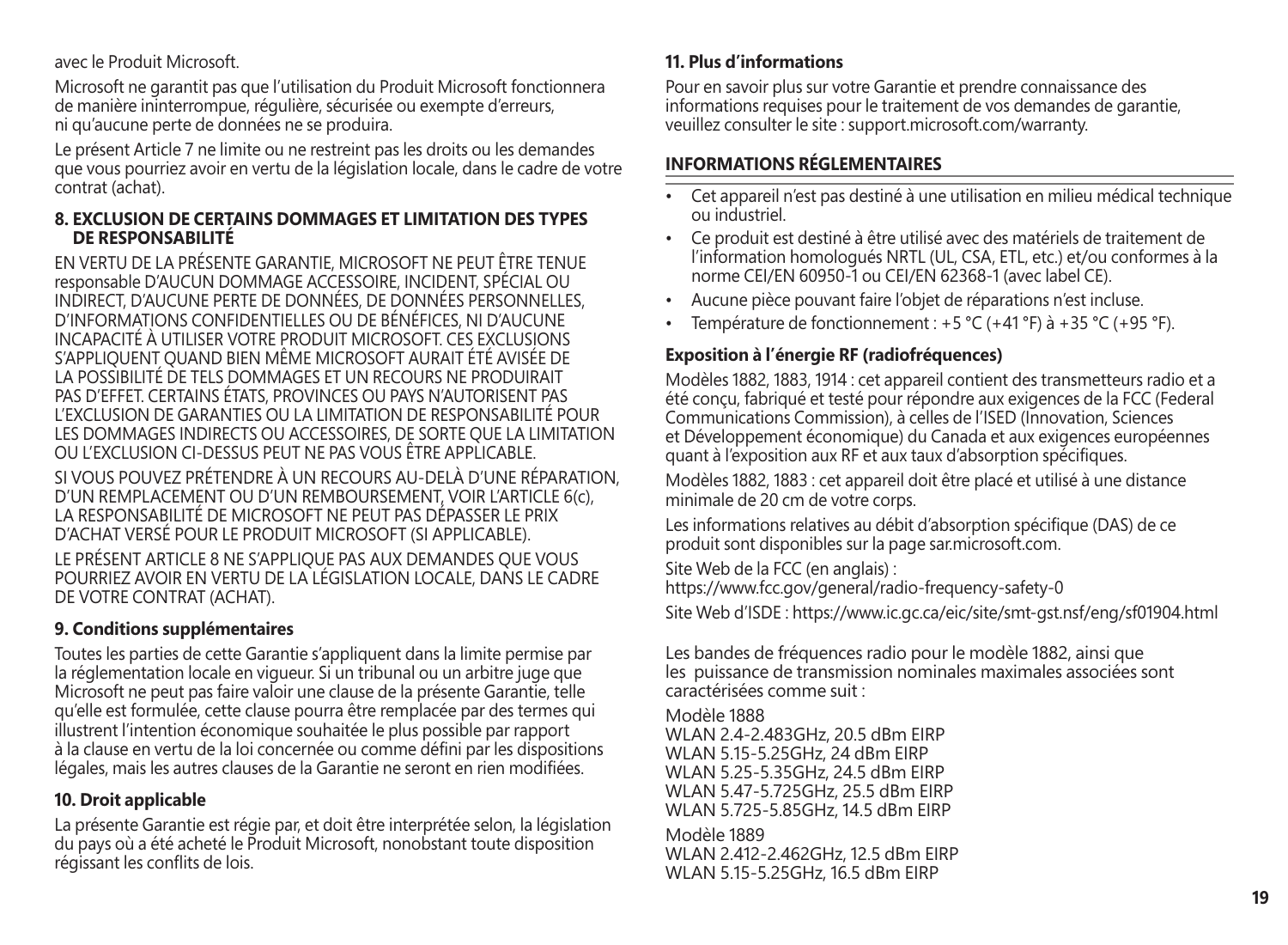avec le Produit Microsoft.

Microsoft ne garantit pas que l'utilisation du Produit Microsoft fonctionnera de manière ininterrompue, régulière, sécurisée ou exempte d'erreurs, ni qu'aucune perte de données ne se produira.

Le présent Article 7 ne limite ou ne restreint pas les droits ou les demandes que vous pourriez avoir en vertu de la législation locale, dans le cadre de votre contrat (achat).

### 8. EXCLUSION DE CERTAINS DOMMAGES ET LIMITATION DES TYPES DE RESPONSABILITÉ

EN VERTU DE LA PRÉSENTE GARANTIE, MICROSOFT NE PEUT ÊTRE TENUE responsable D'AUCUN DOMMAGE ACCESSOIRE, INCIDENT, SPÉCIAL OU INDIRECT, D'AUCUNE PERTE DE DONNÉES, DE DONNÉES PERSONNELLES, D'INFORMATIONS CONFIDENTIELLES OU DE BÉNÉFICES, NI D'AUCUNE INCAPACITÉ À UTILISER VOTRE PRODUIT MICROSOFT. CES EXCLUSIONS S'APPLIQUENT QUAND BIEN MÊME MICROSOFT AURAIT ÉTÉ AVISÉE DE LA POSSIBILITÉ DE TELS DOMMAGES ET UN RECOURS NE PRODUIRAIT PAS D'EFFET. CERTAINS ÉTATS, PROVINCES OU PAYS N'AUTORISENT PAS L'EXCLUSION DE GARANTIES OU LA LIMITATION DE RESPONSABILITÉ POUR LES DOMMAGES INDIRECTS OU ACCESSOIRES, DE SORTE QUE LA LIMITATION OU L'EXCLUSION CI-DESSUS PEUT NE PAS VOUS ÊTRE APPLICABLE.

SI VOUS POUVEZ PRÉTENDRE À UN RECOURS AU-DELÀ D'UNE RÉPARATION, D'UN REMPLACEMENT OU D'UN REMBOURSEMENT, VOIR L'ARTICLE 6(c), LA RESPONSABILITÉ DE MICROSOFT NE PEUT PAS DÉPASSER LE PRIX D'ACHAT VERSÉ POUR LE PRODUIT MICROSOFT (SI APPLICABLE).

LE PRÉSENT ARTICLE 8 NE S'APPLIQUE PAS AUX DEMANDES QUE VOUS POURRIEZ AVOIR EN VERTU DE LA LÉGISLATION LOCALE, DANS LE CADRE DE VOTRE CONTRAT (ACHAT).

### 9. Conditions supplémentaires

Toutes les parties de cette Garantie s'appliquent dans la limite permise par la réglementation locale en vigueur. Si un tribunal ou un arbitre juge que Microsoft ne peut pas faire valoir une clause de la présente Garantie, telle qu'elle est formulée, cette clause pourra être remplacée par des termes qui illustrent l'intention économique souhaitée le plus possible par rapport à la clause en vertu de la loi concernée ou comme défini par les dispositions légales, mais les autres clauses de la Garantie ne seront en rien modifiées.

### 10. Droit applicable

La présente Garantie est régie par, et doit être interprétée selon, la législation du pays où a été acheté le Produit Microsoft, nonobstant toute disposition régissant les conflits de lois.

### 11. Plus d'informations

Pour en savoir plus sur votre Garantie et prendre connaissance des informations requises pour le traitement de vos demandes de garantie, veuillez consulter le site : support.microsoft.com/warranty.

## INFORMATIONS RÉGLEMENTAIRES

- Cet appareil n'est pas destiné à une utilisation en milieu médical technique ou industriel.
- Ce produit est destiné à être utilisé avec des matériels de traitement de l'information homologués NRTL (UL, CSA, ETL, etc.) et/ou conformes à la norme CEI/EN 60950-1 ou CEI/EN 62368-1 (avec label CE).
- Aucune pièce pouvant faire l'objet de réparations n'est incluse.
- Température de fonctionnement : +5 °C (+41 °F) à +35 °C (+95 °F).

### Exposition à l'énergie RF (radiofréquences)

Modèles 1882, 1883, 1914 : cet appareil contient des transmetteurs radio et a été conçu, fabriqué et testé pour répondre aux exigences de la FCC (Federal Communications Commission), à celles de l'ISED (Innovation, Sciences et Développement économique) du Canada et aux exigences européennes quant à l'exposition aux RF et aux taux d'absorption spécifiques.

Modèles 1882, 1883 : cet appareil doit être placé et utilisé à une distance minimale de 20 cm de votre corps.

Les informations relatives au débit d'absorption spécifique (DAS) de ce produit sont disponibles sur la page sar.microsoft.com.

Site Web de la FCC (en anglais) :
https://www.fcc.gov/general/radio-frequency-safety-0

Site Web d'ISDE : https://www.ic.gc.ca/eic/site/smt-gst.nsf/eng/sf01904.html

Les bandes de fréquences radio pour le modèle 1882, ainsi que les puissance de transmission nominales maximales associées sont caractérisées comme suit :

Modèle 1888
WLAN 2.4-2.483GHz, 20.5 dBm EIRP
WLAN 5.15-5.25GHz, 24 dBm EIRP
WLAN 5.25-5.35GHz, 24.5 dBm EIRP
WLAN 5.47-5.725GHz, 25.5 dBm EIRP
WLAN 5.725-5.85GHz, 14.5 dBm EIRP

Modèle 1889
WLAN 2.412-2.462GHz, 12.5 dBm EIRP
WLAN 5.15-5.25GHz, 16.5 dBm EIRP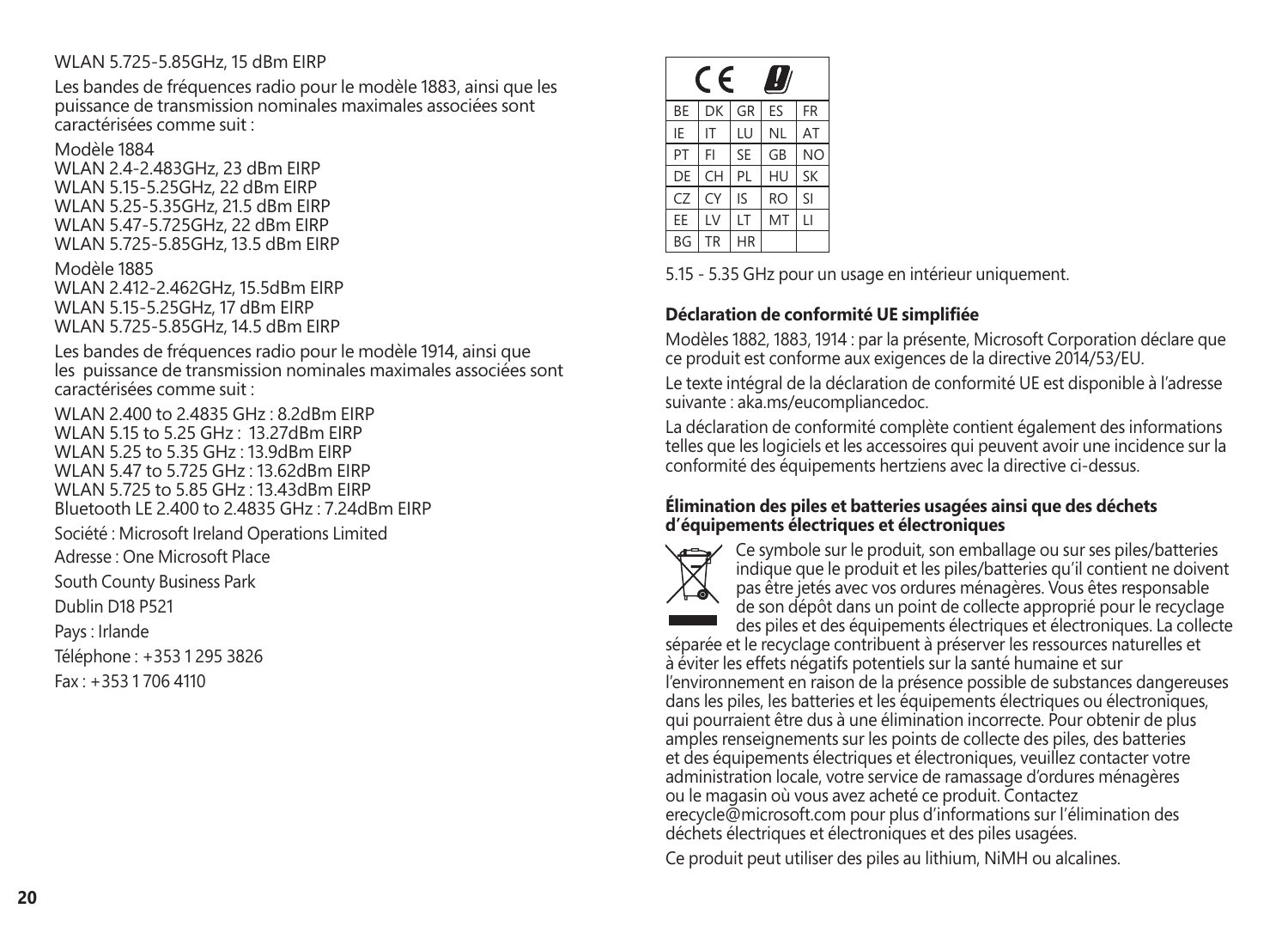WLAN 5.725-5.85GHz, 15 dBm EIRP

Les bandes de fréquences radio pour le modèle 1883, ainsi que les puissance de transmission nominales maximales associées sont caractérisées comme suit :

Modèle 1884
WLAN 2.4-2.483GHz, 23 dBm EIRP
WLAN 5.15-5.25GHz, 22 dBm EIRP
WLAN 5.25-5.35GHz, 21.5 dBm EIRP
WLAN 5.47-5.725GHz, 22 dBm EIRP
WLAN 5.725-5.85GHz, 13.5 dBm EIRP

Modèle 1885
WLAN 2.412-2.462GHz, 15.5dBm EIRP
WLAN 5.15-5.25GHz, 17 dBm EIRP
WLAN 5.725-5.85GHz, 14.5 dBm EIRP

Les bandes de fréquences radio pour le modèle 1914, ainsi que les puissance de transmission nominales maximales associées sont caractérisées comme suit :

WLAN 2.400 to 2.4835 GHz : 8.2dBm EIRP
WLAN 5.15 to 5.25 GHz : 13.27dBm EIRP
WLAN 5.25 to 5.35 GHz : 13.9dBm EIRP
WLAN 5.47 to 5.725 GHz : 13.62dBm EIRP
WLAN 5.725 to 5.85 GHz : 13.43dBm EIRP
Bluetooth LE 2.400 to 2.4835 GHz : 7.24dBm EIRP

Société : Microsoft Ireland Operations Limited

Adresse : One Microsoft Place

South County Business Park

Dublin D18 P521

Pays : Irlande

Téléphone : +353 1 295 3826

Fax : +353 1 706 4110

| CE | | | | |
|---|---|---|---|---|
| BE | DK | GR | ES | FR |
| IE | IT | LU | NL | AT |
| PT | FI | SE | GB | NO |
| DE | CH | PL | HU | SK |
| CZ | CY | IS | RO | SI |
| EE | LV | LT | MT | LI |
| BG | TR | HR | | |

5.15 - 5.35 GHz pour un usage en intérieur uniquement.

**Déclaration de conformité UE simplifiée**

Modèles 1882, 1883, 1914 : par la présente, Microsoft Corporation déclare que ce produit est conforme aux exigences de la directive 2014/53/EU.

Le texte intégral de la déclaration de conformité UE est disponible à l'adresse suivante : aka.ms/eucompliancedoc.

La déclaration de conformité complète contient également des informations telles que les logiciels et les accessoires qui peuvent avoir une incidence sur la conformité des équipements hertziens avec la directive ci-dessus.

**Élimination des piles et batteries usagées ainsi que des déchets d'équipements électriques et électroniques**

Ce symbole sur le produit, son emballage ou sur ses piles/batteries indique que le produit et les piles/batteries qu'il contient ne doivent pas être jetés avec vos ordures ménagères. Vous êtes responsable de son dépôt dans un point de collecte approprié pour le recyclage des piles et des équipements électriques et électroniques. La collecte séparée et le recyclage contribuent à préserver les ressources naturelles et à éviter les effets négatifs potentiels sur la santé humaine et sur l'environnement en raison de la présence possible de substances dangereuses dans les piles, les batteries et les équipements électriques ou électroniques, qui pourraient être dus à une élimination incorrecte. Pour obtenir de plus amples renseignements sur les points de collecte des piles, des batteries et des équipements électriques et électroniques, veuillez contacter votre administration locale, votre service de ramassage d'ordures ménagères ou le magasin où vous avez acheté ce produit. Contactez erecycle@microsoft.com pour plus d'informations sur l'élimination des déchets électriques et électroniques et des piles usagées.

Ce produit peut utiliser des piles au lithium, NiMH ou alcalines.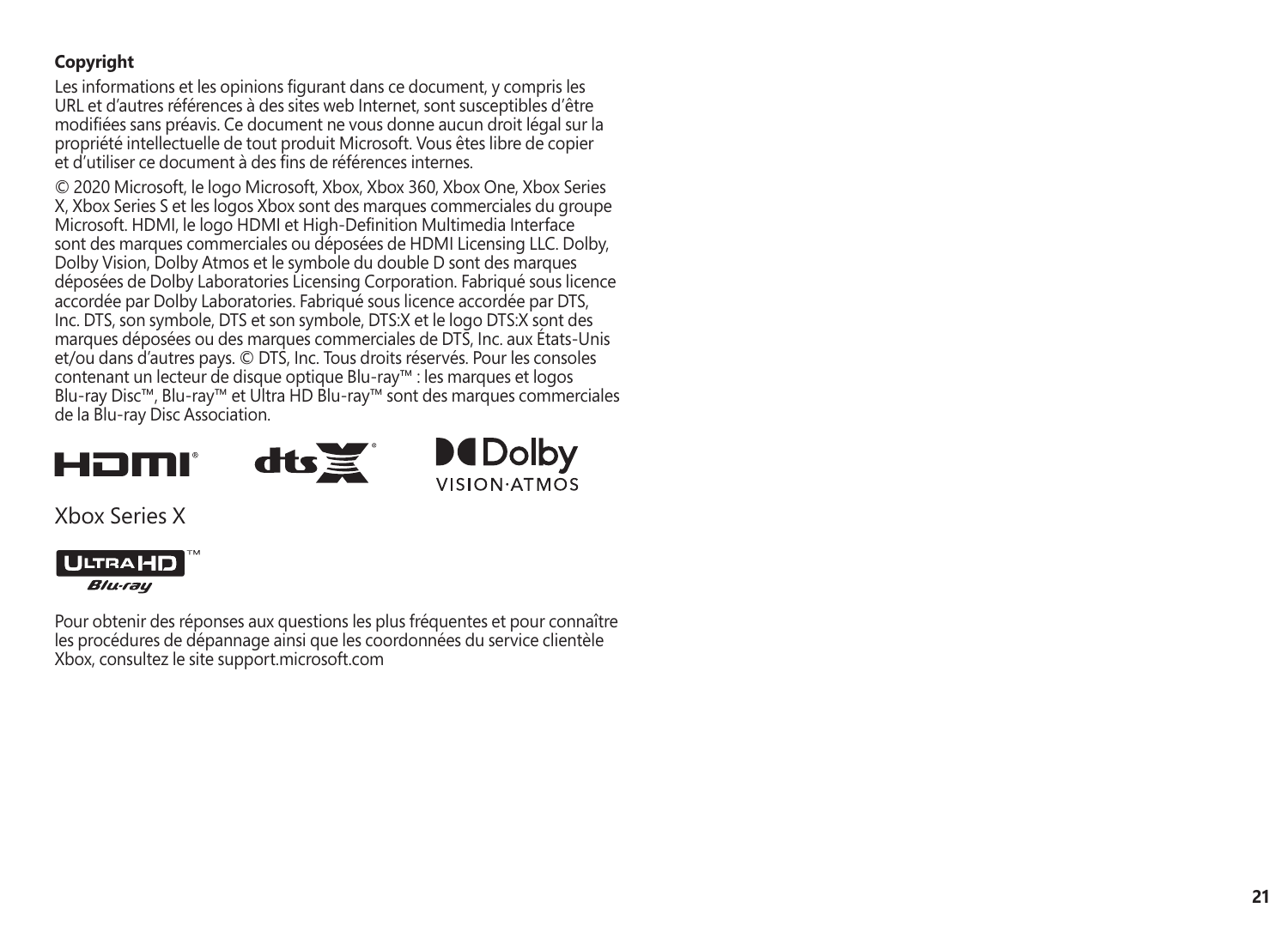**Copyright**

Les informations et les opinions figurant dans ce document, y compris les URL et d'autres références à des sites web Internet, sont susceptibles d'être modifiées sans préavis. Ce document ne vous donne aucun droit légal sur la propriété intellectuelle de tout produit Microsoft. Vous êtes libre de copier et d'utiliser ce document à des fins de références internes.

© 2020 Microsoft, le logo Microsoft, Xbox, Xbox 360, Xbox One, Xbox Series X, Xbox Series S et les logos Xbox sont des marques commerciales du groupe Microsoft. HDMI, le logo HDMI et High-Definition Multimedia Interface sont des marques commerciales ou déposées de HDMI Licensing LLC. Dolby, Dolby Vision, Dolby Atmos et le symbole du double D sont des marques déposées de Dolby Laboratories Licensing Corporation. Fabriqué sous licence accordée par Dolby Laboratories. Fabriqué sous licence accordée par DTS, Inc. DTS, son symbole, DTS et son symbole, DTS:X et le logo DTS:X sont des marques déposées ou des marques commerciales de DTS, Inc. aux États-Unis et/ou dans d'autres pays. © DTS, Inc. Tous droits réservés. Pour les consoles contenant un lecteur de disque optique Blu-ray™ : les marques et logos Blu-ray Disc™, Blu-ray™ et Ultra HD Blu-ray™ sont des marques commerciales de la Blu-ray Disc Association.

HDMI® dts X® Dolby VISION·ATMOS

Xbox Series X

ULTRA HD™ Blu-ray

Pour obtenir des réponses aux questions les plus fréquentes et pour connaître les procédures de dépannage ainsi que les coordonnées du service clientèle Xbox, consultez le site support.microsoft.com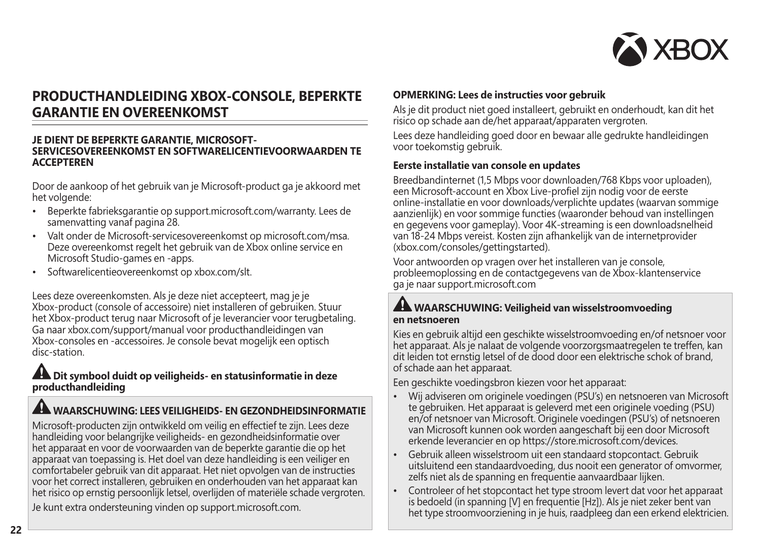## PRODUCTHANDLEIDING XBOX-CONSOLE, BEPERKTE GARANTIE EN OVEREENKOMST

**JE DIENT DE BEPERKTE GARANTIE, MICROSOFT-SERVICESOVEREENKOMST EN SOFTWARELICENTIEVOORWAARDEN TE ACCEPTEREN**

Door de aankoop of het gebruik van je Microsoft-product ga je akkoord met het volgende:

- Beperkte fabrieksgarantie op support.microsoft.com/warranty. Lees de samenvatting vanaf pagina 28.
- Valt onder de Microsoft-servicesovereenkomst op microsoft.com/msa. Deze overeenkomst regelt het gebruik van de Xbox online service en Microsoft Studio-games en -apps.
- Softwarelicentieovereenkomst op xbox.com/slt.

Lees deze overeenkomsten. Als je deze niet accepteert, mag je je Xbox-product (console of accessoire) niet installeren of gebruiken. Stuur het Xbox-product terug naar Microsoft of je leverancier voor terugbetaling. Ga naar xbox.com/support/manual voor producthandleidingen van Xbox-consoles en -accessoires. Je console bevat mogelijk een optisch disc-station.

**⚠ Dit symbool duidt op veiligheids- en statusinformatie in deze producthandleiding**

### ⚠ WAARSCHUWING: LEES VEILIGHEIDS- EN GEZONDHEIDSINFORMATIE

Microsoft-producten zijn ontwikkeld om veilig en effectief te zijn. Lees deze handleiding voor belangrijke veiligheids- en gezondheidsinformatie over het apparaat en voor de voorwaarden van de beperkte garantie die op het apparaat van toepassing is. Het doel van deze handleiding is een veiliger en comfortabeler gebruik van dit apparaat. Het niet opvolgen van de instructies voor het correct installeren, gebruiken en onderhouden van het apparaat kan het risico op ernstig persoonlijk letsel, overlijden of materiële schade vergroten.

Je kunt extra ondersteuning vinden op support.microsoft.com.

**OPMERKING: Lees de instructies voor gebruik**

Als je dit product niet goed installeert, gebruikt en onderhoudt, kan dit het risico op schade aan de/het apparaat/apparaten vergroten.

Lees deze handleiding goed door en bewaar alle gedrukte handleidingen voor toekomstig gebruik.

**Eerste installatie van console en updates**

Breedbandinternet (1,5 Mbps voor downloaden/768 Kbps voor uploaden), een Microsoft-account en Xbox Live-profiel zijn nodig voor de eerste online-installatie en voor downloads/verplichte updates (waarvan sommige aanzienlijk) en voor sommige functies (waaronder behoud van instellingen en gegevens voor gameplay). Voor 4K-streaming is een downloadsnelheid van 18-24 Mbps vereist. Kosten zijn afhankelijk van de internetprovider (xbox.com/consoles/gettingstarted).

Voor antwoorden op vragen over het installeren van je console, probleemoplossing en de contactgegevens van de Xbox-klantenservice ga je naar support.microsoft.com

### ⚠ WAARSCHUWING: Veiligheid van wisselstroomvoeding en netsnoeren

Kies en gebruik altijd een geschikte wisselstroomvoeding en/of netsnoer voor het apparaat. Als je nalaat de volgende voorzorgsmaatregelen te treffen, kan dit leiden tot ernstig letsel of de dood door een elektrische schok of brand, of schade aan het apparaat.

Een geschikte voedingsbron kiezen voor het apparaat:

- Wij adviseren om originele voedingen (PSU's) en netsnoeren van Microsoft te gebruiken. Het apparaat is geleverd met een originele voeding (PSU) en/of netsnoer van Microsoft. Originele voedingen (PSU's) of netsnoeren van Microsoft kunnen ook worden aangeschaft bij een door Microsoft erkende leverancier en op https://store.microsoft.com/devices.
- Gebruik alleen wisselstroom uit een standaard stopcontact. Gebruik uitsluitend een standaardvoeding, dus nooit een generator of omvormer, zelfs niet als de spanning en frequentie aanvaardbaar lijken.
- Controleer of het stopcontact het type stroom levert dat voor het apparaat is bedoeld (in spanning [V] en frequentie [Hz]). Als je niet zeker bent van het type stroomvoorziening in je huis, raadpleeg dan een erkend elektricien.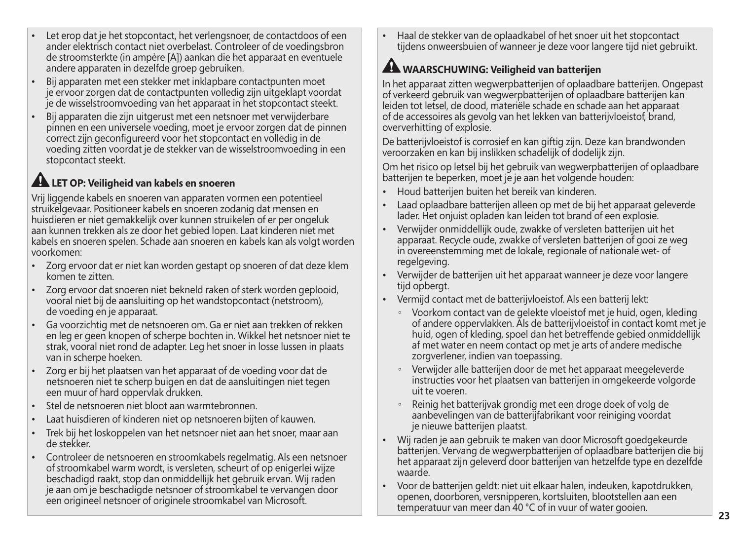- Let erop dat je het stopcontact, het verlengsnoer, de contactdoos of een ander elektrisch contact niet overbelast. Controleer of de voedingsbron de stroomsterkte (in ampère [A]) aankan die het apparaat en eventuele andere apparaten in dezelfde groep gebruiken.
- Bij apparaten met een stekker met inklapbare contactpunten moet je ervoor zorgen dat de contactpunten volledig zijn uitgeklapt voordat je de wisselstroomvoeding van het apparaat in het stopcontact steekt.
- Bij apparaten die zijn uitgerust met een netsnoer met verwijderbare pinnen en een universele voeding, moet je ervoor zorgen dat de pinnen correct zijn geconfigureerd voor het stopcontact en volledig in de voeding zitten voordat je de stekker van de wisselstroomvoeding in een stopcontact steekt.

## ⚠ LET OP: Veiligheid van kabels en snoeren

Vrij liggende kabels en snoeren van apparaten vormen een potentieel struikelgevaar. Positioneer kabels en snoeren zodanig dat mensen en huisdieren er niet gemakkelijk over kunnen struikelen of er per ongeluk aan kunnen trekken als ze door het gebied lopen. Laat kinderen niet met kabels en snoeren spelen. Schade aan snoeren en kabels kan als volgt worden voorkomen:

- Zorg ervoor dat er niet kan worden gestapt op snoeren of dat deze klem komen te zitten.
- Zorg ervoor dat snoeren niet bekneld raken of sterk worden geplooid, vooral niet bij de aansluiting op het wandstopcontact (netstroom), de voeding en je apparaat.
- Ga voorzichtig met de netsnoeren om. Ga er niet aan trekken of rekken en leg er geen knopen of scherpe bochten in. Wikkel het netsnoer niet te strak, vooral niet rond de adapter. Leg het snoer in losse lussen in plaats van in scherpe hoeken.
- Zorg er bij het plaatsen van het apparaat of de voeding voor dat de netsnoeren niet te scherp buigen en dat de aansluitingen niet tegen een muur of hard oppervlak drukken.
- Stel de netsnoeren niet bloot aan warmtebronnen.
- Laat huisdieren of kinderen niet op netsnoeren bijten of kauwen.
- Trek bij het loskoppelen van het netsnoer niet aan het snoer, maar aan de stekker.
- Controleer de netsnoeren en stroomkabels regelmatig. Als een netsnoer of stroomkabel warm wordt, is versleten, scheurt of op enigerlei wijze beschadigd raakt, stop dan onmiddellijk het gebruik ervan. Wij raden je aan om je beschadigde netsnoer of stroomkabel te vervangen door een origineel netsnoer of originele stroomkabel van Microsoft.
- Haal de stekker van de oplaadkabel of het snoer uit het stopcontact tijdens onweersbuien of wanneer je deze voor langere tijd niet gebruikt.

## ⚠ WAARSCHUWING: Veiligheid van batterijen

In het apparaat zitten wegwerpbatterijen of oplaadbare batterijen. Ongepast of verkeerd gebruik van wegwerpbatterijen of oplaadbare batterijen kan leiden tot letsel, de dood, materiële schade en schade aan het apparaat of de accessoires als gevolg van het lekken van batterijvloeistof, brand, oververhitting of explosie.

De batterijvloeistof is corrosief en kan giftig zijn. Deze kan brandwonden veroorzaken en kan bij inslikken schadelijk of dodelijk zijn.

Om het risico op letsel bij het gebruik van wegwerpbatterijen of oplaadbare batterijen te beperken, moet je je aan het volgende houden:

- Houd batterijen buiten het bereik van kinderen.
- Laad oplaadbare batterijen alleen op met de bij het apparaat geleverde lader. Het onjuist opladen kan leiden tot brand of een explosie.
- Verwijder onmiddellijk oude, zwakke of versleten batterijen uit het apparaat. Recycle oude, zwakke of versleten batterijen of gooi ze weg in overeenstemming met de lokale, regionale of nationale wet- of regelgeving.
- Verwijder de batterijen uit het apparaat wanneer je deze voor langere tijd opbergt.
- Vermijd contact met de batterijvloeistof. Als een batterij lekt:
  - Voorkom contact van de gelekte vloeistof met je huid, ogen, kleding of andere oppervlakken. Als de batterijvloeistof in contact komt met je huid, ogen of kleding, spoel dan het betreffende gebied onmiddellijk af met water en neem contact op met je arts of andere medische zorgverlener, indien van toepassing.
  - Verwijder alle batterijen door de met het apparaat meegeleverde instructies voor het plaatsen van batterijen in omgekeerde volgorde uit te voeren.
  - Reinig het batterijvak grondig met een droge doek of volg de aanbevelingen van de batterijfabrikant voor reiniging voordat je nieuwe batterijen plaatst.
- Wij raden je aan gebruik te maken van door Microsoft goedgekeurde batterijen. Vervang de wegwerpbatterijen of oplaadbare batterijen die bij het apparaat zijn geleverd door batterijen van hetzelfde type en dezelfde waarde.
- Voor de batterijen geldt: niet uit elkaar halen, indeuken, kapotdrukken, openen, doorboren, versnipperen, kortsluiten, blootstellen aan een temperatuur van meer dan 40 °C of in vuur of water gooien.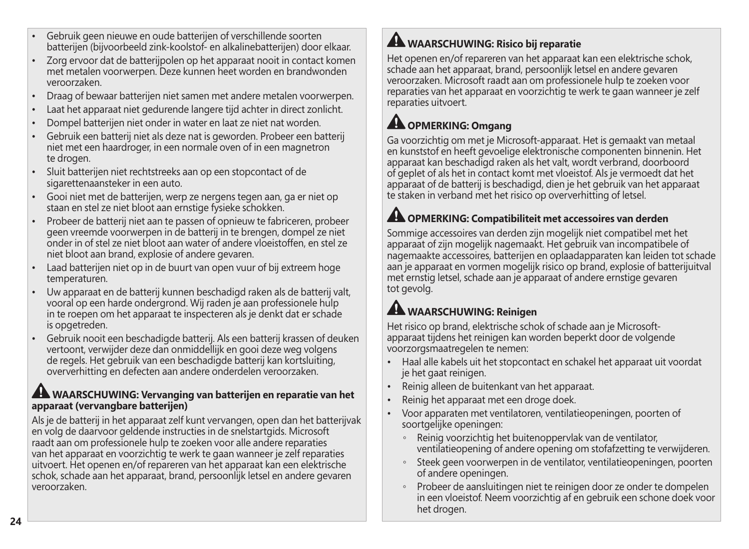- Gebruik geen nieuwe en oude batterijen of verschillende soorten batterijen (bijvoorbeeld zink-koolstof- en alkalinebatterijen) door elkaar.
- Zorg ervoor dat de batterijpolen op het apparaat nooit in contact komen met metalen voorwerpen. Deze kunnen heet worden en brandwonden veroorzaken.
- Draag of bewaar batterijen niet samen met andere metalen voorwerpen.
- Laat het apparaat niet gedurende langere tijd achter in direct zonlicht.
- Dompel batterijen niet onder in water en laat ze niet nat worden.
- Gebruik een batterij niet als deze nat is geworden. Probeer een batterij niet met een haardroger, in een normale oven of in een magnetron te drogen.
- Sluit batterijen niet rechtstreeks aan op een stopcontact of de sigarettenaansteker in een auto.
- Gooi niet met de batterijen, werp ze nergens tegen aan, ga er niet op staan en stel ze niet bloot aan ernstige fysieke schokken.
- Probeer de batterij niet aan te passen of opnieuw te fabriceren, probeer geen vreemde voorwerpen in de batterij in te brengen, dompel ze niet onder in of stel ze niet bloot aan water of andere vloeistoffen, en stel ze niet bloot aan brand, explosie of andere gevaren.
- Laad batterijen niet op in de buurt van open vuur of bij extreem hoge temperaturen.
- Uw apparaat en de batterij kunnen beschadigd raken als de batterij valt, vooral op een harde ondergrond. Wij raden je aan professionele hulp in te roepen om het apparaat te inspecteren als je denkt dat er schade is opgetreden.
- Gebruik nooit een beschadigde batterij. Als een batterij krassen of deuken vertoont, verwijder deze dan onmiddellijk en gooi deze weg volgens de regels. Het gebruik van een beschadigde batterij kan kortsluiting, oververhitting en defecten aan andere onderdelen veroorzaken.

### ⚠ WAARSCHUWING: Vervanging van batterijen en reparatie van het apparaat (vervangbare batterijen)

Als je de batterij in het apparaat zelf kunt vervangen, open dan het batterijvak en volg de daarvoor geldende instructies in de snelstartgids. Microsoft raadt aan om professionele hulp te zoeken voor alle andere reparaties van het apparaat en voorzichtig te werk te gaan wanneer je zelf reparaties uitvoert. Het openen en/of repareren van het apparaat kan een elektrische schok, schade aan het apparaat, brand, persoonlijk letsel en andere gevaren veroorzaken.

### ⚠ WAARSCHUWING: Risico bij reparatie

Het openen en/of repareren van het apparaat kan een elektrische schok, schade aan het apparaat, brand, persoonlijk letsel en andere gevaren veroorzaken. Microsoft raadt aan om professionele hulp te zoeken voor reparaties van het apparaat en voorzichtig te werk te gaan wanneer je zelf reparaties uitvoert.

### ⚠ OPMERKING: Omgang

Ga voorzichtig om met je Microsoft-apparaat. Het is gemaakt van metaal en kunststof en heeft gevoelige elektronische componenten binnenin. Het apparaat kan beschadigd raken als het valt, wordt verbrand, doorboord of geplet of als het in contact komt met vloeistof. Als je vermoedt dat het apparaat of de batterij is beschadigd, dien je het gebruik van het apparaat te staken in verband met het risico op oververhitting of letsel.

### ⚠ OPMERKING: Compatibiliteit met accessoires van derden

Sommige accessoires van derden zijn mogelijk niet compatibel met het apparaat of zijn mogelijk nagemaakt. Het gebruik van incompatibele of nagemaakte accessoires, batterijen en oplaadapparaten kan leiden tot schade aan je apparaat en vormen mogelijk risico op brand, explosie of batterijuitval met ernstig letsel, schade aan je apparaat of andere ernstige gevaren tot gevolg.

### ⚠ WAARSCHUWING: Reinigen

Het risico op brand, elektrische schok of schade aan je Microsoft-apparaat tijdens het reinigen kan worden beperkt door de volgende voorzorgsmaatregelen te nemen:

- Haal alle kabels uit het stopcontact en schakel het apparaat uit voordat je het gaat reinigen.
- Reinig alleen de buitenkant van het apparaat.
- Reinig het apparaat met een droge doek.
- Voor apparaten met ventilatoren, ventilatieopeningen, poorten of soortgelijke openingen:
  - Reinig voorzichtig het buitenoppervlak van de ventilator, ventilatieopening of andere opening om stofafzetting te verwijderen.
  - Steek geen voorwerpen in de ventilator, ventilatieopeningen, poorten of andere openingen.
  - Probeer de aansluitingen niet te reinigen door ze onder te dompelen in een vloeistof. Neem voorzichtig af en gebruik een schone doek voor het drogen.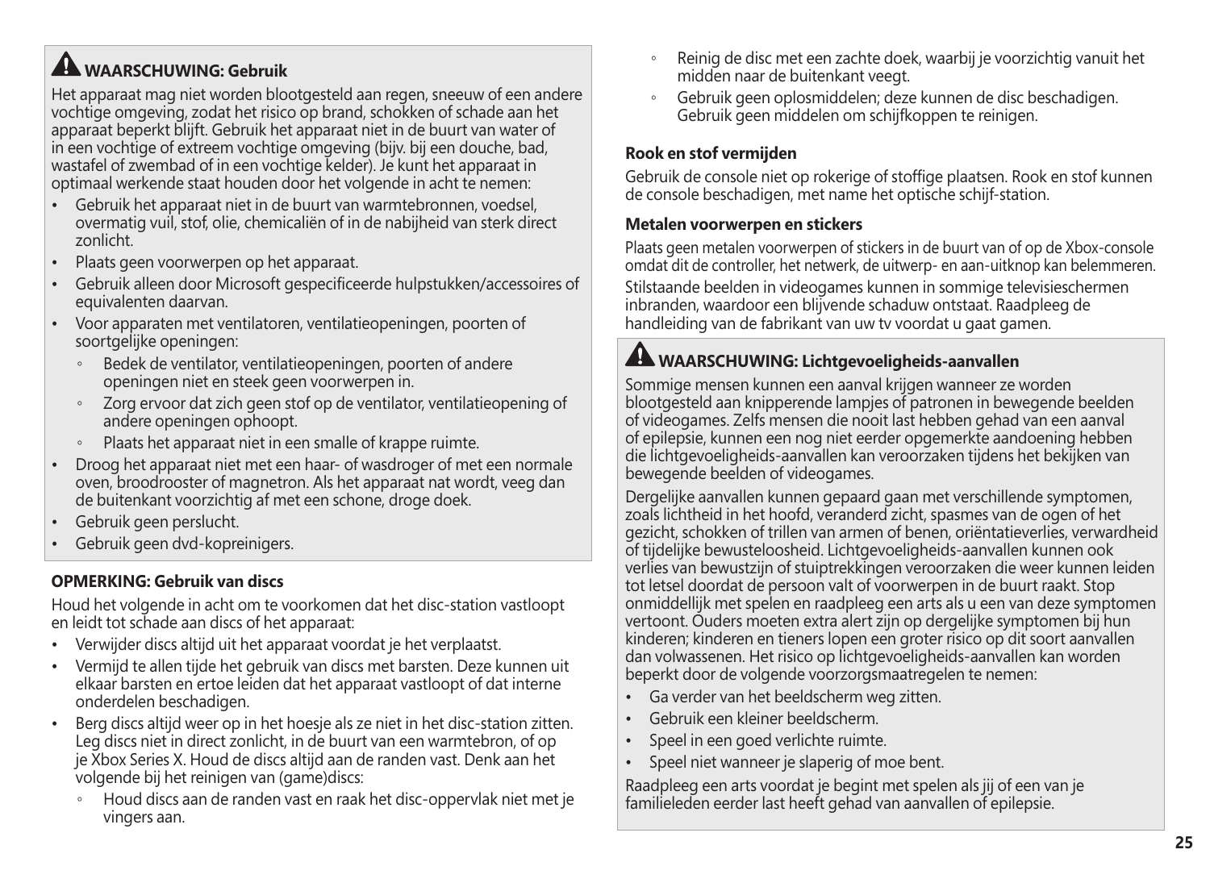### ⚠ WAARSCHUWING: Gebruik

Het apparaat mag niet worden blootgesteld aan regen, sneeuw of een andere vochtige omgeving, zodat het risico op brand, schokken of schade aan het apparaat beperkt blijft. Gebruik het apparaat niet in de buurt van water of in een vochtige of extreem vochtige omgeving (bijv. bij een douche, bad, wastafel of zwembad of in een vochtige kelder). Je kunt het apparaat in optimaal werkende staat houden door het volgende in acht te nemen:

- Gebruik het apparaat niet in de buurt van warmtebronnen, voedsel, overmatig vuil, stof, olie, chemicaliën of in de nabijheid van sterk direct zonlicht.
- Plaats geen voorwerpen op het apparaat.
- Gebruik alleen door Microsoft gespecificeerde hulpstukken/accessoires of equivalenten daarvan.
- Voor apparaten met ventilatoren, ventilatieopeningen, poorten of soortgelijke openingen:
  - Bedek de ventilator, ventilatieopeningen, poorten of andere openingen niet en steek geen voorwerpen in.
  - Zorg ervoor dat zich geen stof op de ventilator, ventilatieopening of andere openingen ophoopt.
  - Plaats het apparaat niet in een smalle of krappe ruimte.
- Droog het apparaat niet met een haar- of wasdroger of met een normale oven, broodrooster of magnetron. Als het apparaat nat wordt, veeg dan de buitenkant voorzichtig af met een schone, droge doek.
- Gebruik geen perslucht.
- Gebruik geen dvd-kopreinigers.

#### OPMERKING: Gebruik van discs

Houd het volgende in acht om te voorkomen dat het disc-station vastloopt en leidt tot schade aan discs of het apparaat:

- Verwijder discs altijd uit het apparaat voordat je het verplaatst.
- Vermijd te allen tijde het gebruik van discs met barsten. Deze kunnen uit elkaar barsten en ertoe leiden dat het apparaat vastloopt of dat interne onderdelen beschadigen.
- Berg discs altijd weer op in het hoesje als ze niet in het disc-station zitten. Leg discs niet in direct zonlicht, in de buurt van een warmtebron, of op je Xbox Series X. Houd de discs altijd aan de randen vast. Denk aan het volgende bij het reinigen van (game)discs:
  - Houd discs aan de randen vast en raak het disc-oppervlak niet met je vingers aan.
  - Reinig de disc met een zachte doek, waarbij je voorzichtig vanuit het midden naar de buitenkant veegt.
  - Gebruik geen oplosmiddelen; deze kunnen de disc beschadigen. Gebruik geen middelen om schijfkoppen te reinigen.

#### Rook en stof vermijden

Gebruik de console niet op rokerige of stoffige plaatsen. Rook en stof kunnen de console beschadigen, met name het optische schijf-station.

#### Metalen voorwerpen en stickers

Plaats geen metalen voorwerpen of stickers in de buurt van of op de Xbox-console omdat dit de controller, het netwerk, de uitwerp- en aan-uitknop kan belemmeren.

Stilstaande beelden in videogames kunnen in sommige televisieschermen inbranden, waardoor een blijvende schaduw ontstaat. Raadpleeg de handleiding van de fabrikant van uw tv voordat u gaat gamen.

### ⚠ WAARSCHUWING: Lichtgevoeligheids-aanvallen

Sommige mensen kunnen een aanval krijgen wanneer ze worden blootgesteld aan knipperende lampjes of patronen in bewegende beelden of videogames. Zelfs mensen die nooit last hebben gehad van een aanval of epilepsie, kunnen een nog niet eerder opgemerkte aandoening hebben die lichtgevoeligheids-aanvallen kan veroorzaken tijdens het bekijken van bewegende beelden of videogames.

Dergelijke aanvallen kunnen gepaard gaan met verschillende symptomen, zoals lichtheid in het hoofd, veranderd zicht, spasmes van de ogen of het gezicht, schokken of trillen van armen of benen, oriëntatieverlies, verwardheid of tijdelijke bewusteloosheid. Lichtgevoeligheids-aanvallen kunnen ook verlies van bewustzijn of stuiptrekkingen veroorzaken die weer kunnen leiden tot letsel doordat de persoon valt of voorwerpen in de buurt raakt. Stop onmiddellijk met spelen en raadpleeg een arts als u een van deze symptomen vertoont. Ouders moeten extra alert zijn op dergelijke symptomen bij hun kinderen; kinderen en tieners lopen een groter risico op dit soort aanvallen dan volwassenen. Het risico op lichtgevoeligheids-aanvallen kan worden beperkt door de volgende voorzorgsmaatregelen te nemen:

- Ga verder van het beeldscherm weg zitten.
- Gebruik een kleiner beeldscherm.
- Speel in een goed verlichte ruimte.
- Speel niet wanneer je slaperig of moe bent.

Raadpleeg een arts voordat je begint met spelen als jij of een van je familieleden eerder last heeft gehad van aanvallen of epilepsie.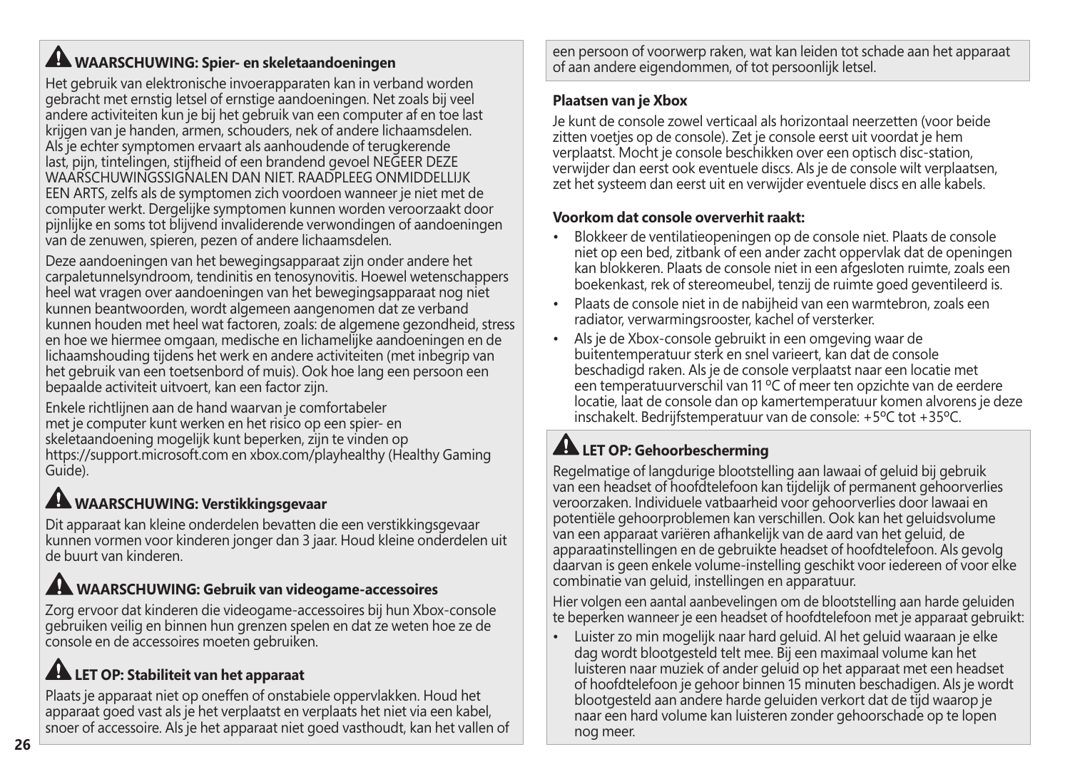## ⚠ WAARSCHUWING: Spier- en skeletaandoeningen

Het gebruik van elektronische invoerapparaten kan in verband worden gebracht met ernstig letsel of ernstige aandoeningen. Net zoals bij veel andere activiteiten kun je bij het gebruik van een computer af en toe last krijgen van je handen, armen, schouders, nek of andere lichaamsdelen. Als je echter symptomen ervaart als aanhoudende of terugkerende last, pijn, tintelingen, stijfheid of een brandend gevoel NEGEER DEZE WAARSCHUWINGSSIGNALEN DAN NIET. RAADPLEEG ONMIDDELLIJK EEN ARTS, zelfs als de symptomen zich voordoen wanneer je niet met de computer werkt. Dergelijke symptomen kunnen worden veroorzaakt door pijnlijke en soms tot blijvend invaliderende verwondingen of aandoeningen van de zenuwen, spieren, pezen of andere lichaamsdelen.

Deze aandoeningen van het bewegingsapparaat zijn onder andere het carpaletunnelsyndroom, tendinitis en tenosynovitis. Hoewel wetenschappers heel wat vragen over aandoeningen van het bewegingsapparaat nog niet kunnen beantwoorden, wordt algemeen aangenomen dat ze verband kunnen houden met heel wat factoren, zoals: de algemene gezondheid, stress en hoe we hiermee omgaan, medische en lichamelijke aandoeningen en de lichaamshouding tijdens het werk en andere activiteiten (met inbegrip van het gebruik van een toetsenbord of muis). Ook hoe lang een persoon een bepaalde activiteit uitvoert, kan een factor zijn.

Enkele richtlijnen aan de hand waarvan je comfortabeler met je computer kunt werken en het risico op een spier- en skeletaandoening mogelijk kunt beperken, zijn te vinden op https://support.microsoft.com en xbox.com/playhealthy (Healthy Gaming Guide).

## ⚠ WAARSCHUWING: Verstikkingsgevaar

Dit apparaat kan kleine onderdelen bevatten die een verstikkingsgevaar kunnen vormen voor kinderen jonger dan 3 jaar. Houd kleine onderdelen uit de buurt van kinderen.

## ⚠ WAARSCHUWING: Gebruik van videogame-accessoires

Zorg ervoor dat kinderen die videogame-accessoires bij hun Xbox-console gebruiken veilig en binnen hun grenzen spelen en dat ze weten hoe ze de console en de accessoires moeten gebruiken.

## ⚠ LET OP: Stabiliteit van het apparaat

Plaats je apparaat niet op oneffen of onstabiele oppervlakken. Houd het apparaat goed vast als je het verplaatst en verplaats het niet via een kabel, snoer of accessoire. Als je het apparaat niet goed vasthoudt, kan het vallen of een persoon of voorwerp raken, wat kan leiden tot schade aan het apparaat of aan andere eigendommen, of tot persoonlijk letsel.

**Plaatsen van je Xbox**

Je kunt de console zowel verticaal als horizontaal neerzetten (voor beide zitten voetjes op de console). Zet je console eerst uit voordat je hem verplaatst. Mocht je console beschikken over een optisch disc-station, verwijder dan eerst ook eventuele discs. Als je de console wilt verplaatsen, zet het systeem dan eerst uit en verwijder eventuele discs en alle kabels.

**Voorkom dat console oververhit raakt:**

- Blokkeer de ventilatieopeningen op de console niet. Plaats de console niet op een bed, zitbank of een ander zacht oppervlak dat de openingen kan blokkeren. Plaats de console niet in een afgesloten ruimte, zoals een boekenkast, rek of stereomeubel, tenzij de ruimte goed geventileerd is.
- Plaats de console niet in de nabijheid van een warmtebron, zoals een radiator, verwarmingsrooster, kachel of versterker.
- Als je de Xbox-console gebruikt in een omgeving waar de buitentemperatuur sterk en snel varieert, kan dat de console beschadigd raken. Als je de console verplaatst naar een locatie met een temperatuurverschil van 11 °C of meer ten opzichte van de eerdere locatie, laat de console dan op kamertemperatuur komen alvorens je deze inschakelt. Bedrijfstemperatuur van de console: +5°C tot +35°C.

## ⚠ LET OP: Gehoorbescherming

Regelmatige of langdurige blootstelling aan lawaai of geluid bij gebruik van een headset of hoofdtelefoon kan tijdelijk of permanent gehoorverlies veroorzaken. Individuele vatbaarheid voor gehoorverlies door lawaai en potentiële gehoorproblemen kan verschillen. Ook kan het geluidsvolume van een apparaat variëren afhankelijk van de aard van het geluid, de apparaatinstellingen en de gebruikte headset of hoofdtelefoon. Als gevolg daarvan is geen enkele volume-instelling geschikt voor iedereen of voor elke combinatie van geluid, instellingen en apparatuur.

Hier volgen een aantal aanbevelingen om de blootstelling aan harde geluiden te beperken wanneer je een headset of hoofdtelefoon met je apparaat gebruikt:

- Luister zo min mogelijk naar hard geluid. Al het geluid waaraan je elke dag wordt blootgesteld telt mee. Bij een maximaal volume kan het luisteren naar muziek of ander geluid op het apparaat met een headset of hoofdtelefoon je gehoor binnen 15 minuten beschadigen. Als je wordt blootgesteld aan andere harde geluiden verkort dat de tijd waarop je naar een hard volume kan luisteren zonder gehoorschade op te lopen nog meer.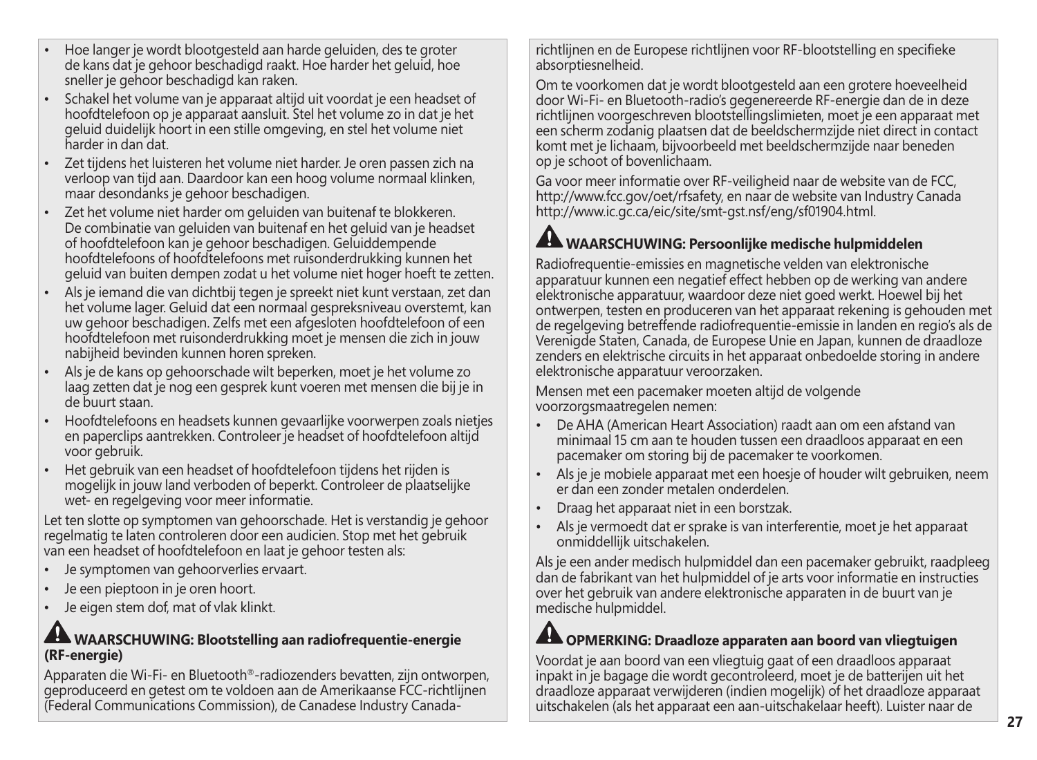- Hoe langer je wordt blootgesteld aan harde geluiden, des te groter de kans dat je gehoor beschadigd raakt. Hoe harder het geluid, hoe sneller je gehoor beschadigd kan raken.
- Schakel het volume van je apparaat altijd uit voordat je een headset of hoofdtelefoon op je apparaat aansluit. Stel het volume zo in dat je het geluid duidelijk hoort in een stille omgeving, en stel het volume niet harder in dan dat.
- Zet tijdens het luisteren het volume niet harder. Je oren passen zich na verloop van tijd aan. Daardoor kan een hoog volume normaal klinken, maar desondanks je gehoor beschadigen.
- Zet het volume niet harder om geluiden van buitenaf te blokkeren. De combinatie van geluiden van buitenaf en het geluid van je headset of hoofdtelefoon kan je gehoor beschadigen. Geluiddempende hoofdtelefoons of hoofdtelefoons met ruisonderdrukking kunnen het geluid van buiten dempen zodat u het volume niet hoger hoeft te zetten.
- Als je iemand die van dichtbij tegen je spreekt niet kunt verstaan, zet dan het volume lager. Geluid dat een normaal gespreksniveau overstemt, kan uw gehoor beschadigen. Zelfs met een afgesloten hoofdtelefoon of een hoofdtelefoon met ruisonderdrukking moet je mensen die zich in jouw nabijheid bevinden kunnen horen spreken.
- Als je de kans op gehoorschade wilt beperken, moet je het volume zo laag zetten dat je nog een gesprek kunt voeren met mensen die bij je in de buurt staan.
- Hoofdtelefoons en headsets kunnen gevaarlijke voorwerpen zoals nietjes en paperclips aantrekken. Controleer je headset of hoofdtelefoon altijd voor gebruik.
- Het gebruik van een headset of hoofdtelefoon tijdens het rijden is mogelijk in jouw land verboden of beperkt. Controleer de plaatselijke wet- en regelgeving voor meer informatie.

Let ten slotte op symptomen van gehoorschade. Het is verstandig je gehoor regelmatig te laten controleren door een audicien. Stop met het gebruik van een headset of hoofdtelefoon en laat je gehoor testen als:

- Je symptomen van gehoorverlies ervaart.
- Je een pieptoon in je oren hoort.
- Je eigen stem dof, mat of vlak klinkt.

## ⚠ WAARSCHUWING: Blootstelling aan radiofrequentie-energie (RF-energie)

Apparaten die Wi-Fi- en Bluetooth®-radiozenders bevatten, zijn ontworpen, geproduceerd en getest om te voldoen aan de Amerikaanse FCC-richtlijnen (Federal Communications Commission), de Canadese Industry Canada-richtlijnen en de Europese richtlijnen voor RF-blootstelling en specifieke absorptiesnelheid.

Om te voorkomen dat je wordt blootgesteld aan een grotere hoeveelheid door Wi-Fi- en Bluetooth-radio's gegenereerde RF-energie dan de in deze richtlijnen voorgeschreven blootstellingslimieten, moet je een apparaat met een scherm zodanig plaatsen dat de beeldschermzijde niet direct in contact komt met je lichaam, bijvoorbeeld met beeldschermzijde naar beneden op je schoot of bovenlichaam.

Ga voor meer informatie over RF-veiligheid naar de website van de FCC, http://www.fcc.gov/oet/rfsafety, en naar de website van Industry Canada http://www.ic.gc.ca/eic/site/smt-gst.nsf/eng/sf01904.html.

## ⚠ WAARSCHUWING: Persoonlijke medische hulpmiddelen

Radiofrequentie-emissies en magnetische velden van elektronische apparatuur kunnen een negatief effect hebben op de werking van andere elektronische apparatuur, waardoor deze niet goed werkt. Hoewel bij het ontwerpen, testen en produceren van het apparaat rekening is gehouden met de regelgeving betreffende radiofrequentie-emissie in landen en regio's als de Verenigde Staten, Canada, de Europese Unie en Japan, kunnen de draadloze zenders en elektrische circuits in het apparaat onbedoelde storing in andere elektronische apparatuur veroorzaken.

Mensen met een pacemaker moeten altijd de volgende voorzorgsmaatregelen nemen:

- De AHA (American Heart Association) raadt aan om een afstand van minimaal 15 cm aan te houden tussen een draadloos apparaat en een pacemaker om storing bij de pacemaker te voorkomen.
- Als je je mobiele apparaat met een hoesje of houder wilt gebruiken, neem er dan een zonder metalen onderdelen.
- Draag het apparaat niet in een borstzak.
- Als je vermoedt dat er sprake is van interferentie, moet je het apparaat onmiddellijk uitschakelen.

Als je een ander medisch hulpmiddel dan een pacemaker gebruikt, raadpleeg dan de fabrikant van het hulpmiddel of je arts voor informatie en instructies over het gebruik van andere elektronische apparaten in de buurt van je medische hulpmiddel.

## ⚠ OPMERKING: Draadloze apparaten aan boord van vliegtuigen

Voordat je aan boord van een vliegtuig gaat of een draadloos apparaat inpakt in je bagage die wordt gecontroleerd, moet je de batterijen uit het draadloze apparaat verwijderen (indien mogelijk) of het draadloze apparaat uitschakelen (als het apparaat een aan-uitschakelaar heeft). Luister naar de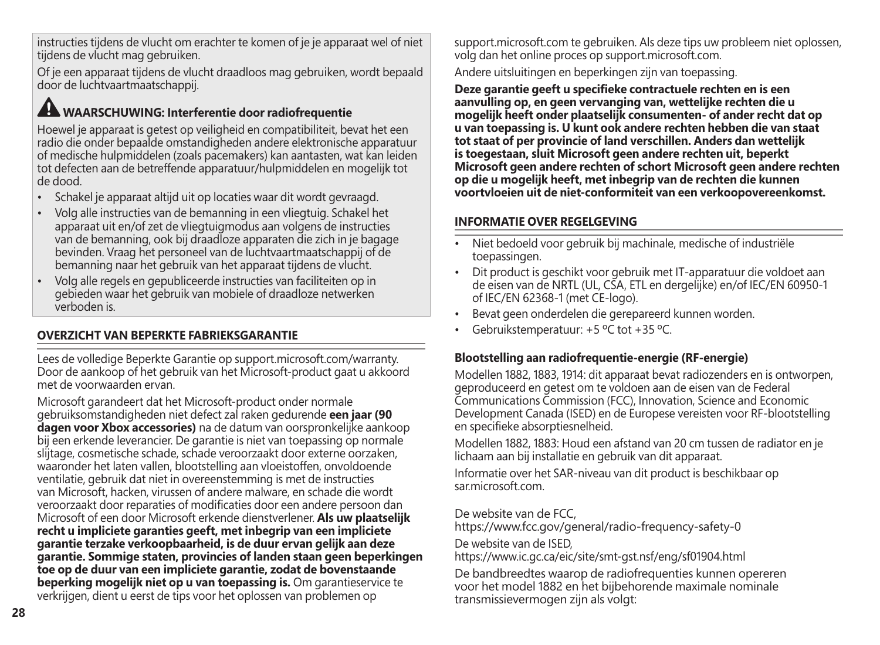instructies tijdens de vlucht om erachter te komen of je je apparaat wel of niet tijdens de vlucht mag gebruiken.

Of je een apparaat tijdens de vlucht draadloos mag gebruiken, wordt bepaald door de luchtvaartmaatschappij.

### ⚠ WAARSCHUWING: Interferentie door radiofrequentie

Hoewel je apparaat is getest op veiligheid en compatibiliteit, bevat het een radio die onder bepaalde omstandigheden andere elektronische apparatuur of medische hulpmiddelen (zoals pacemakers) kan aantasten, wat kan leiden tot defecten aan de betreffende apparatuur/hulpmiddelen en mogelijk tot de dood.

- Schakel je apparaat altijd uit op locaties waar dit wordt gevraagd.
- Volg alle instructies van de bemanning in een vliegtuig. Schakel het apparaat uit en/of zet de vliegtuigmodus aan volgens de instructies van de bemanning, ook bij draadloze apparaten die zich in je bagage bevinden. Vraag het personeel van de luchtvaartmaatschappij of de bemanning naar het gebruik van het apparaat tijdens de vlucht.
- Volg alle regels en gepubliceerde instructies van faciliteiten op in gebieden waar het gebruik van mobiele of draadloze netwerken verboden is.

### OVERZICHT VAN BEPERKTE FABRIEKSGARANTIE

Lees de volledige Beperkte Garantie op support.microsoft.com/warranty. Door de aankoop of het gebruik van het Microsoft-product gaat u akkoord met de voorwaarden ervan.

Microsoft garandeert dat het Microsoft-product onder normale gebruiksomstandigheden niet defect zal raken gedurende **een jaar (90 dagen voor Xbox accessories)** na de datum van oorspronkelijke aankoop bij een erkende leverancier. De garantie is niet van toepassing op normale slijtage, cosmetische schade, schade veroorzaakt door externe oorzaken, waaronder het laten vallen, blootstelling aan vloeistoffen, onvoldoende ventilatie, gebruik dat niet in overeenstemming is met de instructies van Microsoft, hacken, virussen of andere malware, en schade die wordt veroorzaakt door reparaties of modificaties door een andere persoon dan Microsoft of een door Microsoft erkende dienstverlener. **Als uw plaatselijk recht u impliciete garanties geeft, met inbegrip van een impliciete garantie terzake verkoopbaarheid, is de duur ervan gelijk aan deze garantie. Sommige staten, provincies of landen staan geen beperkingen toe op de duur van een impliciete garantie, zodat de bovenstaande beperking mogelijk niet op u van toepassing is.** Om garantieservice te verkrijgen, dient u eerst de tips voor het oplossen van problemen op support.microsoft.com te gebruiken. Als deze tips uw probleem niet oplossen, volg dan het online proces op support.microsoft.com.

Andere uitsluitingen en beperkingen zijn van toepassing.

**Deze garantie geeft u specifieke contractuele rechten en is een aanvulling op, en geen vervanging van, wettelijke rechten die u mogelijk heeft onder plaatselijk consumenten- of ander recht dat op u van toepassing is. U kunt ook andere rechten hebben die van staat tot staat of per provincie of land verschillen. Anders dan wettelijk is toegestaan, sluit Microsoft geen andere rechten uit, beperkt Microsoft geen andere rechten of schort Microsoft geen andere rechten op die u mogelijk heeft, met inbegrip van de rechten die kunnen voortvloeien uit de niet-conformiteit van een verkoopovereenkomst.**

### INFORMATIE OVER REGELGEVING

- Niet bedoeld voor gebruik bij machinale, medische of industriële toepassingen.
- Dit product is geschikt voor gebruik met IT-apparatuur die voldoet aan de eisen van de NRTL (UL, CSA, ETL en dergelijke) en/of IEC/EN 60950-1 of IEC/EN 62368-1 (met CE-logo).
- Bevat geen onderdelen die gerepareerd kunnen worden.
- Gebruikstemperatuur: +5 ºC tot +35 ºC.

#### Blootstelling aan radiofrequentie-energie (RF-energie)

Modellen 1882, 1883, 1914: dit apparaat bevat radiozenders en is ontworpen, geproduceerd en getest om te voldoen aan de eisen van de Federal Communications Commission (FCC), Innovation, Science and Economic Development Canada (ISED) en de Europese vereisten voor RF-blootstelling en specifieke absorptiesnelheid.

Modellen 1882, 1883: Houd een afstand van 20 cm tussen de radiator en je lichaam aan bij installatie en gebruik van dit apparaat.

Informatie over het SAR-niveau van dit product is beschikbaar op sar.microsoft.com.

De website van de FCC,
https://www.fcc.gov/general/radio-frequency-safety-0

De website van de ISED,
https://www.ic.gc.ca/eic/site/smt-gst.nsf/eng/sf01904.html

De bandbreedtes waarop de radiofrequenties kunnen opereren voor het model 1882 en het bijbehorende maximale nominale transmissievermogen zijn als volgt: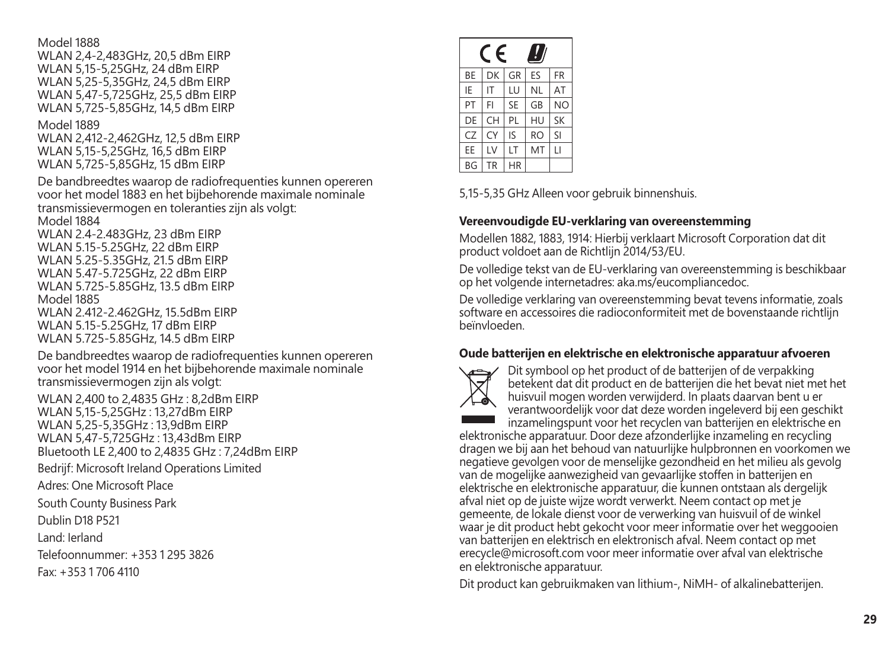Model 1888
WLAN 2,4-2,483GHz, 20,5 dBm EIRP
WLAN 5,15-5,25GHz, 24 dBm EIRP
WLAN 5,25-5,35GHz, 24,5 dBm EIRP
WLAN 5,47-5,725GHz, 25,5 dBm EIRP
WLAN 5,725-5,85GHz, 14,5 dBm EIRP

Model 1889
WLAN 2,412-2,462GHz, 12,5 dBm EIRP
WLAN 5,15-5,25GHz, 16,5 dBm EIRP
WLAN 5,725-5,85GHz, 15 dBm EIRP

De bandbreedtes waarop de radiofrequenties kunnen opereren voor het model 1883 en het bijbehorende maximale nominale transmissievermogen en toleranties zijn als volgt:
Model 1884
WLAN 2.4-2.483GHz, 23 dBm EIRP
WLAN 5.15-5.25GHz, 22 dBm EIRP
WLAN 5.25-5.35GHz, 21.5 dBm EIRP
WLAN 5.47-5.725GHz, 22 dBm EIRP
WLAN 5.725-5.85GHz, 13.5 dBm EIRP
Model 1885
WLAN 2.412-2.462GHz, 15.5dBm EIRP
WLAN 5.15-5.25GHz, 17 dBm EIRP
WLAN 5.725-5.85GHz, 14.5 dBm EIRP

De bandbreedtes waarop de radiofrequenties kunnen opereren voor het model 1914 en het bijbehorende maximale nominale transmissievermogen zijn als volgt:

WLAN 2,400 to 2,4835 GHz : 8,2dBm EIRP
WLAN 5,15-5,25GHz : 13,27dBm EIRP
WLAN 5,25-5,35GHz : 13,9dBm EIRP
WLAN 5,47-5,725GHz : 13,43dBm EIRP
Bluetooth LE 2,400 to 2,4835 GHz : 7,24dBm EIRP

Bedrijf: Microsoft Ireland Operations Limited

Adres: One Microsoft Place

South County Business Park

Dublin D18 P521

Land: Ierland

Telefoonnummer: +353 1 295 3826

Fax: +353 1 706 4110

| BE | DK | GR | ES | FR |
|---|---|---|---|---|
| IE | IT | LU | NL | AT |
| PT | FI | SE | GB | NO |
| DE | CH | PL | HU | SK |
| CZ | CY | IS | RO | SI |
| EE | LV | LT | MT | LI |
| BG | TR | HR | | |

5,15-5,35 GHz Alleen voor gebruik binnenshuis.

**Vereenvoudigde EU-verklaring van overeenstemming**

Modellen 1882, 1883, 1914: Hierbij verklaart Microsoft Corporation dat dit product voldoet aan de Richtlijn 2014/53/EU.

De volledige tekst van de EU-verklaring van overeenstemming is beschikbaar op het volgende internetadres: aka.ms/eucompliancedoc.

De volledige verklaring van overeenstemming bevat tevens informatie, zoals software en accessoires die radioconformiteit met de bovenstaande richtlijn beïnvloeden.

**Oude batterijen en elektrische en elektronische apparatuur afvoeren**

Dit symbool op het product of de batterijen of de verpakking betekent dat dit product en de batterijen die het bevat niet met het huisvuil mogen worden verwijderd. In plaats daarvan bent u er verantwoordelijk voor dat deze worden ingeleverd bij een geschikt inzamelingspunt voor het recyclen van batterijen en elektrische en elektronische apparatuur. Door deze afzonderlijke inzameling en recycling dragen we bij aan het behoud van natuurlijke hulpbronnen en voorkomen we negatieve gevolgen voor de menselijke gezondheid en het milieu als gevolg van de mogelijke aanwezigheid van gevaarlijke stoffen in batterijen en elektrische en elektronische apparatuur, die kunnen ontstaan als dergelijk afval niet op de juiste wijze wordt verwerkt. Neem contact op met je gemeente, de lokale dienst voor de verwerking van huisvuil of de winkel waar je dit product hebt gekocht voor meer informatie over het weggooien van batterijen en elektrisch en elektronisch afval. Neem contact op met erecycle@microsoft.com voor meer informatie over afval van elektrische en elektronische apparatuur.

Dit product kan gebruikmaken van lithium-, NiMH- of alkalinebatterijen.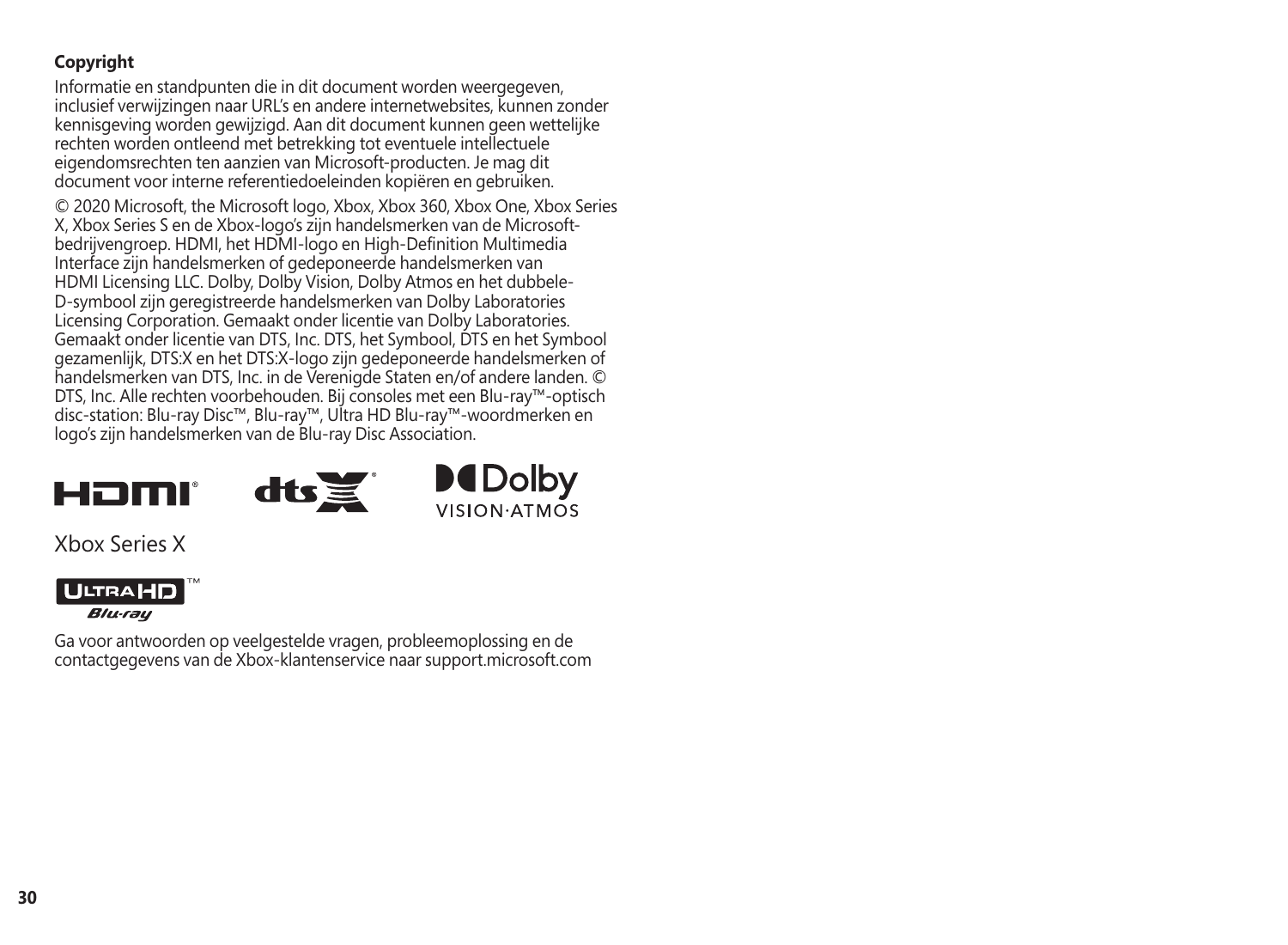**Copyright**

Informatie en standpunten die in dit document worden weergegeven, inclusief verwijzingen naar URL's en andere internetwebsites, kunnen zonder kennisgeving worden gewijzigd. Aan dit document kunnen geen wettelijke rechten worden ontleend met betrekking tot eventuele intellectuele eigendomsrechten ten aanzien van Microsoft-producten. Je mag dit document voor interne referentiedoeleinden kopiëren en gebruiken.

© 2020 Microsoft, the Microsoft logo, Xbox, Xbox 360, Xbox One, Xbox Series X, Xbox Series S en de Xbox-logo's zijn handelsmerken van de Microsoft-bedrijvengroep. HDMI, het HDMI-logo en High-Definition Multimedia Interface zijn handelsmerken of gedeponeerde handelsmerken van HDMI Licensing LLC. Dolby, Dolby Vision, Dolby Atmos en het dubbele-D-symbool zijn geregistreerde handelsmerken van Dolby Laboratories Licensing Corporation. Gemaakt onder licentie van Dolby Laboratories. Gemaakt onder licentie van DTS, Inc. DTS, het Symbool, DTS en het Symbool gezamenlijk, DTS:X en het DTS:X-logo zijn gedeponeerde handelsmerken of handelsmerken van DTS, Inc. in de Verenigde Staten en/of andere landen. © DTS, Inc. Alle rechten voorbehouden. Bij consoles met een Blu-ray™-optisch disc-station: Blu-ray Disc™, Blu-ray™, Ultra HD Blu-ray™-woordmerken en logo's zijn handelsmerken van de Blu-ray Disc Association.

HDMI® dts:X® Dolby VISION·ATMOS

Xbox Series X

ULTRA HD™ Blu-ray

Ga voor antwoorden op veelgestelde vragen, probleemoplossing en de contactgegevens van de Xbox-klantenservice naar support.microsoft.com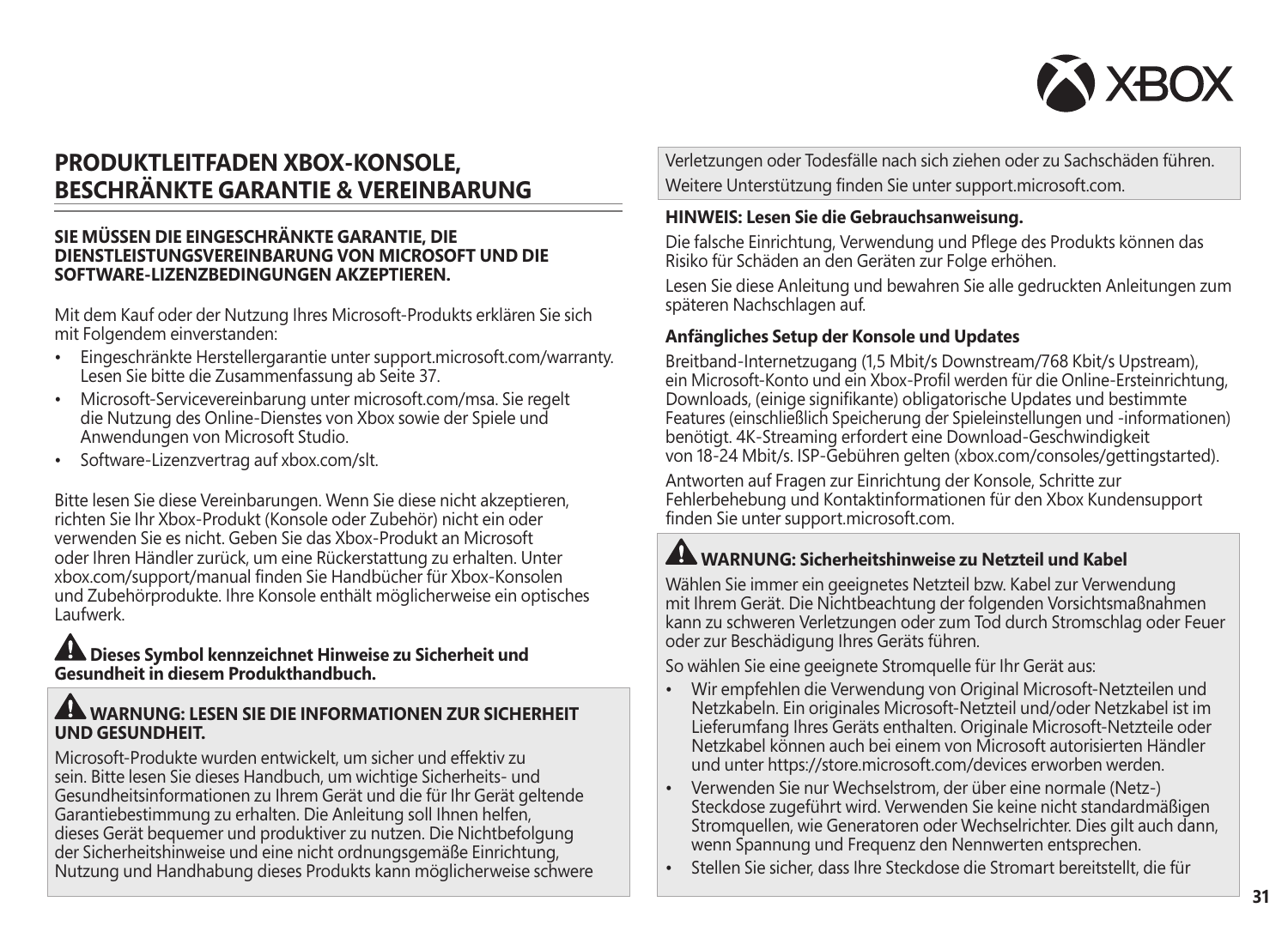## PRODUKTLEITFADEN XBOX-KONSOLE, BESCHRÄNKTE GARANTIE & VEREINBARUNG

**SIE MÜSSEN DIE EINGESCHRÄNKTE GARANTIE, DIE DIENSTLEISTUNGSVEREINBARUNG VON MICROSOFT UND DIE SOFTWARE-LIZENZBEDINGUNGEN AKZEPTIEREN.**

Mit dem Kauf oder der Nutzung Ihres Microsoft-Produkts erklären Sie sich mit Folgendem einverstanden:

- Eingeschränkte Herstellergarantie unter support.microsoft.com/warranty. Lesen Sie bitte die Zusammenfassung ab Seite 37.
- Microsoft-Servicevereinbarung unter microsoft.com/msa. Sie regelt die Nutzung des Online-Dienstes von Xbox sowie der Spiele und Anwendungen von Microsoft Studio.
- Software-Lizenzvertrag auf xbox.com/slt.

Bitte lesen Sie diese Vereinbarungen. Wenn Sie diese nicht akzeptieren, richten Sie Ihr Xbox-Produkt (Konsole oder Zubehör) nicht ein oder verwenden Sie es nicht. Geben Sie das Xbox-Produkt an Microsoft oder Ihren Händler zurück, um eine Rückerstattung zu erhalten. Unter xbox.com/support/manual finden Sie Handbücher für Xbox-Konsolen und Zubehörprodukte. Ihre Konsole enthält möglicherweise ein optisches Laufwerk.

**⚠ Dieses Symbol kennzeichnet Hinweise zu Sicherheit und Gesundheit in diesem Produkthandbuch.**

**⚠ WARNUNG: LESEN SIE DIE INFORMATIONEN ZUR SICHERHEIT UND GESUNDHEIT.**

Microsoft-Produkte wurden entwickelt, um sicher und effektiv zu sein. Bitte lesen Sie dieses Handbuch, um wichtige Sicherheits- und Gesundheitsinformationen zu Ihrem Gerät und die für Ihr Gerät geltende Garantiebestimmung zu erhalten. Die Anleitung soll Ihnen helfen, dieses Gerät bequemer und produktiver zu nutzen. Die Nichtbefolgung der Sicherheitshinweise und eine nicht ordnungsgemäße Einrichtung, Nutzung und Handhabung dieses Produkts kann möglicherweise schwere Verletzungen oder Todesfälle nach sich ziehen oder zu Sachschäden führen.

Weitere Unterstützung finden Sie unter support.microsoft.com.

**HINWEIS: Lesen Sie die Gebrauchsanweisung.**

Die falsche Einrichtung, Verwendung und Pflege des Produkts können das Risiko für Schäden an den Geräten zur Folge erhöhen.

Lesen Sie diese Anleitung und bewahren Sie alle gedruckten Anleitungen zum späteren Nachschlagen auf.

**Anfängliches Setup der Konsole und Updates**

Breitband-Internetzugang (1,5 Mbit/s Downstream/768 Kbit/s Upstream), ein Microsoft-Konto und ein Xbox-Profil werden für die Online-Ersteinrichtung, Downloads, (einige signifikante) obligatorische Updates und bestimmte Features (einschließlich Speicherung der Spieleinstellungen und -informationen) benötigt. 4K-Streaming erfordert eine Download-Geschwindigkeit von 18-24 Mbit/s. ISP-Gebühren gelten (xbox.com/consoles/gettingstarted).

Antworten auf Fragen zur Einrichtung der Konsole, Schritte zur Fehlerbehebung und Kontaktinformationen für den Xbox Kundensupport finden Sie unter support.microsoft.com.

**⚠ WARNUNG: Sicherheitshinweise zu Netzteil und Kabel**

Wählen Sie immer ein geeignetes Netzteil bzw. Kabel zur Verwendung mit Ihrem Gerät. Die Nichtbeachtung der folgenden Vorsichtsmaßnahmen kann zu schweren Verletzungen oder zum Tod durch Stromschlag oder Feuer oder zur Beschädigung Ihres Geräts führen.

So wählen Sie eine geeignete Stromquelle für Ihr Gerät aus:

- Wir empfehlen die Verwendung von Original Microsoft-Netzteilen und Netzkabeln. Ein originales Microsoft-Netzteil und/oder Netzkabel ist im Lieferumfang Ihres Geräts enthalten. Originale Microsoft-Netzteile oder Netzkabel können auch bei einem von Microsoft autorisierten Händler und unter https://store.microsoft.com/devices erworben werden.
- Verwenden Sie nur Wechselstrom, der über eine normale (Netz-) Steckdose zugeführt wird. Verwenden Sie keine nicht standardmäßigen Stromquellen, wie Generatoren oder Wechselrichter. Dies gilt auch dann, wenn Spannung und Frequenz den Nennwerten entsprechen.
- Stellen Sie sicher, dass Ihre Steckdose die Stromart bereitstellt, die für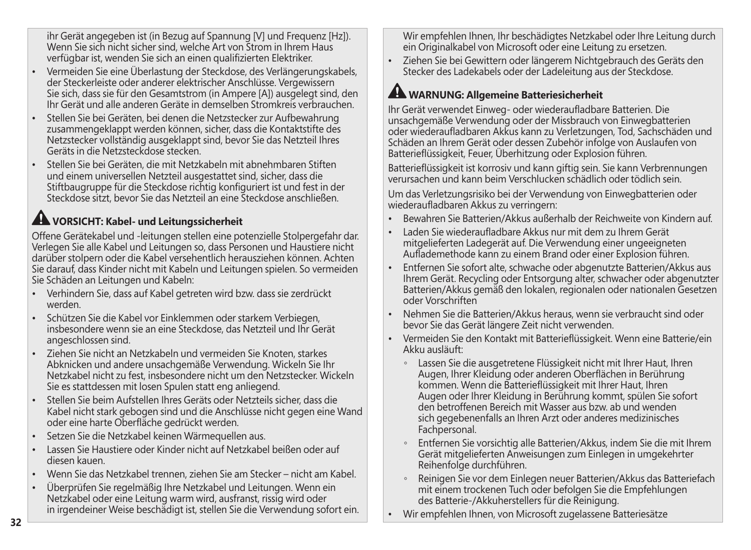ihr Gerät angegeben ist (in Bezug auf Spannung [V] und Frequenz [Hz]). Wenn Sie sich nicht sicher sind, welche Art von Strom in Ihrem Haus verfügbar ist, wenden Sie sich an einen qualifizierten Elektriker.

- Vermeiden Sie eine Überlastung der Steckdose, des Verlängerungskabels, der Steckerleiste oder anderer elektrischer Anschlüsse. Vergewissern Sie sich, dass sie für den Gesamtstrom (in Ampere [A]) ausgelegt sind, den Ihr Gerät und alle anderen Geräte in demselben Stromkreis verbrauchen.
- Stellen Sie bei Geräten, bei denen die Netzstecker zur Aufbewahrung zusammengeklappt werden können, sicher, dass die Kontaktstifte des Netzstecker vollständig ausgeklappt sind, bevor Sie das Netzteil Ihres Geräts in die Netzsteckdose stecken.
- Stellen Sie bei Geräten, die mit Netzkabeln mit abnehmbaren Stiften und einem universellen Netzteil ausgestattet sind, sicher, dass die Stiftbaugruppe für die Steckdose richtig konfiguriert ist und fest in der Steckdose sitzt, bevor Sie das Netzteil an eine Steckdose anschließen.

### ⚠ VORSICHT: Kabel- und Leitungssicherheit

Offene Gerätekabel und -leitungen stellen eine potenzielle Stolpergefahr dar. Verlegen Sie alle Kabel und Leitungen so, dass Personen und Haustiere nicht darüber stolpern oder die Kabel versehentlich herausziehen können. Achten Sie darauf, dass Kinder nicht mit Kabeln und Leitungen spielen. So vermeiden Sie Schäden an Leitungen und Kabeln:

- Verhindern Sie, dass auf Kabel getreten wird bzw. dass sie zerdrückt werden.
- Schützen Sie die Kabel vor Einklemmen oder starkem Verbiegen, insbesondere wenn sie an eine Steckdose, das Netzteil und Ihr Gerät angeschlossen sind.
- Ziehen Sie nicht an Netzkabeln und vermeiden Sie Knoten, starkes Abknicken und andere unsachgemäße Verwendung. Wickeln Sie Ihr Netzkabel nicht zu fest, insbesondere nicht um den Netzstecker. Wickeln Sie es stattdessen mit losen Spulen statt eng anliegend.
- Stellen Sie beim Aufstellen Ihres Geräts oder Netzteils sicher, dass die Kabel nicht stark gebogen sind und die Anschlüsse nicht gegen eine Wand oder eine harte Oberfläche gedrückt werden.
- Setzen Sie die Netzkabel keinen Wärmequellen aus.
- Lassen Sie Haustiere oder Kinder nicht auf Netzkabel beißen oder auf diesen kauen.
- Wenn Sie das Netzkabel trennen, ziehen Sie am Stecker – nicht am Kabel.
- Überprüfen Sie regelmäßig Ihre Netzkabel und Leitungen. Wenn ein Netzkabel oder eine Leitung warm wird, ausfranst, rissig wird oder in irgendeiner Weise beschädigt ist, stellen Sie die Verwendung sofort ein. Wir empfehlen Ihnen, Ihr beschädigtes Netzkabel oder Ihre Leitung durch ein Originalkabel von Microsoft oder eine Leitung zu ersetzen.
- Ziehen Sie bei Gewittern oder längerem Nichtgebrauch des Geräts den Stecker des Ladekabels oder der Ladeleitung aus der Steckdose.

### ⚠ WARNUNG: Allgemeine Batteriesicherheit

Ihr Gerät verwendet Einweg- oder wiederaufladbare Batterien. Die unsachgemäße Verwendung oder der Missbrauch von Einwegbatterien oder wiederaufladbaren Akkus kann zu Verletzungen, Tod, Sachschäden und Schäden an Ihrem Gerät oder dessen Zubehör infolge von Auslaufen von Batterieflüssigkeit, Feuer, Überhitzung oder Explosion führen.

Batterieflüssigkeit ist korrosiv und kann giftig sein. Sie kann Verbrennungen verursachen und kann beim Verschlucken schädlich oder tödlich sein.

Um das Verletzungsrisiko bei der Verwendung von Einwegbatterien oder wiederaufladbaren Akkus zu verringern:

- Bewahren Sie Batterien/Akkus außerhalb der Reichweite von Kindern auf.
- Laden Sie wiederaufladbare Akkus nur mit dem zu Ihrem Gerät mitgelieferten Ladegerät auf. Die Verwendung einer ungeeigneten Auflademethode kann zu einem Brand oder einer Explosion führen.
- Entfernen Sie sofort alte, schwache oder abgenutzte Batterien/Akkus aus Ihrem Gerät. Recycling oder Entsorgung alter, schwacher oder abgenutzter Batterien/Akkus gemäß den lokalen, regionalen oder nationalen Gesetzen oder Vorschriften
- Nehmen Sie die Batterien/Akkus heraus, wenn sie verbraucht sind oder bevor Sie das Gerät längere Zeit nicht verwenden.
- Vermeiden Sie den Kontakt mit Batterieflüssigkeit. Wenn eine Batterie/ein Akku ausläuft:
  - Lassen Sie die ausgetretene Flüssigkeit nicht mit Ihrer Haut, Ihren Augen, Ihrer Kleidung oder anderen Oberflächen in Berührung kommen. Wenn die Batterieflüssigkeit mit Ihrer Haut, Ihren Augen oder Ihrer Kleidung in Berührung kommt, spülen Sie sofort den betroffenen Bereich mit Wasser aus bzw. ab und wenden sich gegebenenfalls an Ihren Arzt oder anderes medizinisches Fachpersonal.
  - Entfernen Sie vorsichtig alle Batterien/Akkus, indem Sie die mit Ihrem Gerät mitgelieferten Anweisungen zum Einlegen in umgekehrter Reihenfolge durchführen.
  - Reinigen Sie vor dem Einlegen neuer Batterien/Akkus das Batteriefach mit einem trockenen Tuch oder befolgen Sie die Empfehlungen des Batterie-/Akkuherstellers für die Reinigung.
- Wir empfehlen Ihnen, von Microsoft zugelassene Batteriesätze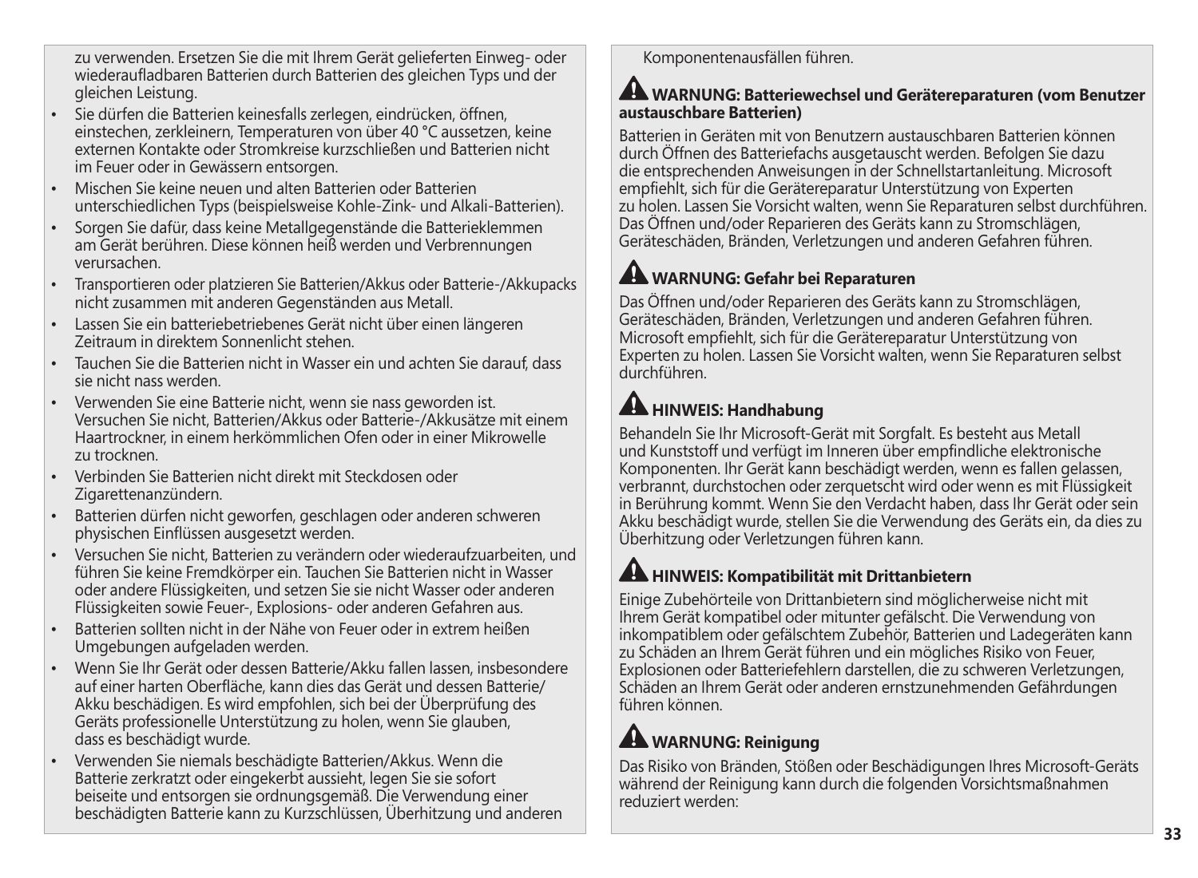zu verwenden. Ersetzen Sie die mit Ihrem Gerät gelieferten Einweg- oder wiederaufladbaren Batterien durch Batterien des gleichen Typs und der gleichen Leistung.

- Sie dürfen die Batterien keinesfalls zerlegen, eindrücken, öffnen, einstechen, zerkleinern, Temperaturen von über 40 °C aussetzen, keine externen Kontakte oder Stromkreise kurzschließen und Batterien nicht im Feuer oder in Gewässern entsorgen.
- Mischen Sie keine neuen und alten Batterien oder Batterien unterschiedlichen Typs (beispielsweise Kohle-Zink- und Alkali-Batterien).
- Sorgen Sie dafür, dass keine Metallgegenstände die Batterieklemmen am Gerät berühren. Diese können heiß werden und Verbrennungen verursachen.
- Transportieren oder platzieren Sie Batterien/Akkus oder Batterie-/Akkupacks nicht zusammen mit anderen Gegenständen aus Metall.
- Lassen Sie ein batteriebetriebenes Gerät nicht über einen längeren Zeitraum in direktem Sonnenlicht stehen.
- Tauchen Sie die Batterien nicht in Wasser ein und achten Sie darauf, dass sie nicht nass werden.
- Verwenden Sie eine Batterie nicht, wenn sie nass geworden ist. Versuchen Sie nicht, Batterien/Akkus oder Batterie-/Akkusätze mit einem Haartrockner, in einem herkömmlichen Ofen oder in einer Mikrowelle zu trocknen.
- Verbinden Sie Batterien nicht direkt mit Steckdosen oder Zigarettenanzündern.
- Batterien dürfen nicht geworfen, geschlagen oder anderen schweren physischen Einflüssen ausgesetzt werden.
- Versuchen Sie nicht, Batterien zu verändern oder wiederaufzuarbeiten, und führen Sie keine Fremdkörper ein. Tauchen Sie Batterien nicht in Wasser oder andere Flüssigkeiten, und setzen Sie sie nicht Wasser oder anderen Flüssigkeiten sowie Feuer-, Explosions- oder anderen Gefahren aus.
- Batterien sollten nicht in der Nähe von Feuer oder in extrem heißen Umgebungen aufgeladen werden.
- Wenn Sie Ihr Gerät oder dessen Batterie/Akku fallen lassen, insbesondere auf einer harten Oberfläche, kann dies das Gerät und dessen Batterie/Akku beschädigen. Es wird empfohlen, sich bei der Überprüfung des Geräts professionelle Unterstützung zu holen, wenn Sie glauben, dass es beschädigt wurde.
- Verwenden Sie niemals beschädigte Batterien/Akkus. Wenn die Batterie zerkratzt oder eingekerbt aussieht, legen Sie sie sofort beiseite und entsorgen sie ordnungsgemäß. Die Verwendung einer beschädigten Batterie kann zu Kurzschlüssen, Überhitzung und anderen Komponentenausfällen führen.

### ⚠ WARNUNG: Batteriewechsel und Gerätereparaturen (vom Benutzer austauschbare Batterien)

Batterien in Geräten mit von Benutzern austauschbaren Batterien können durch Öffnen des Batteriefachs ausgetauscht werden. Befolgen Sie dazu die entsprechenden Anweisungen in der Schnellstartanleitung. Microsoft empfiehlt, sich für die Gerätereparatur Unterstützung von Experten zu holen. Lassen Sie Vorsicht walten, wenn Sie Reparaturen selbst durchführen. Das Öffnen und/oder Reparieren des Geräts kann zu Stromschlägen, Geräteschäden, Bränden, Verletzungen und anderen Gefahren führen.

### ⚠ WARNUNG: Gefahr bei Reparaturen

Das Öffnen und/oder Reparieren des Geräts kann zu Stromschlägen, Geräteschäden, Bränden, Verletzungen und anderen Gefahren führen. Microsoft empfiehlt, sich für die Gerätereparatur Unterstützung von Experten zu holen. Lassen Sie Vorsicht walten, wenn Sie Reparaturen selbst durchführen.

### ⚠ HINWEIS: Handhabung

Behandeln Sie Ihr Microsoft-Gerät mit Sorgfalt. Es besteht aus Metall und Kunststoff und verfügt im Inneren über empfindliche elektronische Komponenten. Ihr Gerät kann beschädigt werden, wenn es fallen gelassen, verbrannt, durchstochen oder zerquetscht wird oder wenn es mit Flüssigkeit in Berührung kommt. Wenn Sie den Verdacht haben, dass Ihr Gerät oder sein Akku beschädigt wurde, stellen Sie die Verwendung des Geräts ein, da dies zu Überhitzung oder Verletzungen führen kann.

### ⚠ HINWEIS: Kompatibilität mit Drittanbietern

Einige Zubehörteile von Drittanbietern sind möglicherweise nicht mit Ihrem Gerät kompatibel oder mitunter gefälscht. Die Verwendung von inkompatiblem oder gefälschtem Zubehör, Batterien und Ladegeräten kann zu Schäden an Ihrem Gerät führen und ein mögliches Risiko von Feuer, Explosionen oder Batteriefehlern darstellen, die zu schweren Verletzungen, Schäden an Ihrem Gerät oder anderen ernstzunehmenden Gefährdungen führen können.

### ⚠ WARNUNG: Reinigung

Das Risiko von Bränden, Stößen oder Beschädigungen Ihres Microsoft-Geräts während der Reinigung kann durch die folgenden Vorsichtsmaßnahmen reduziert werden: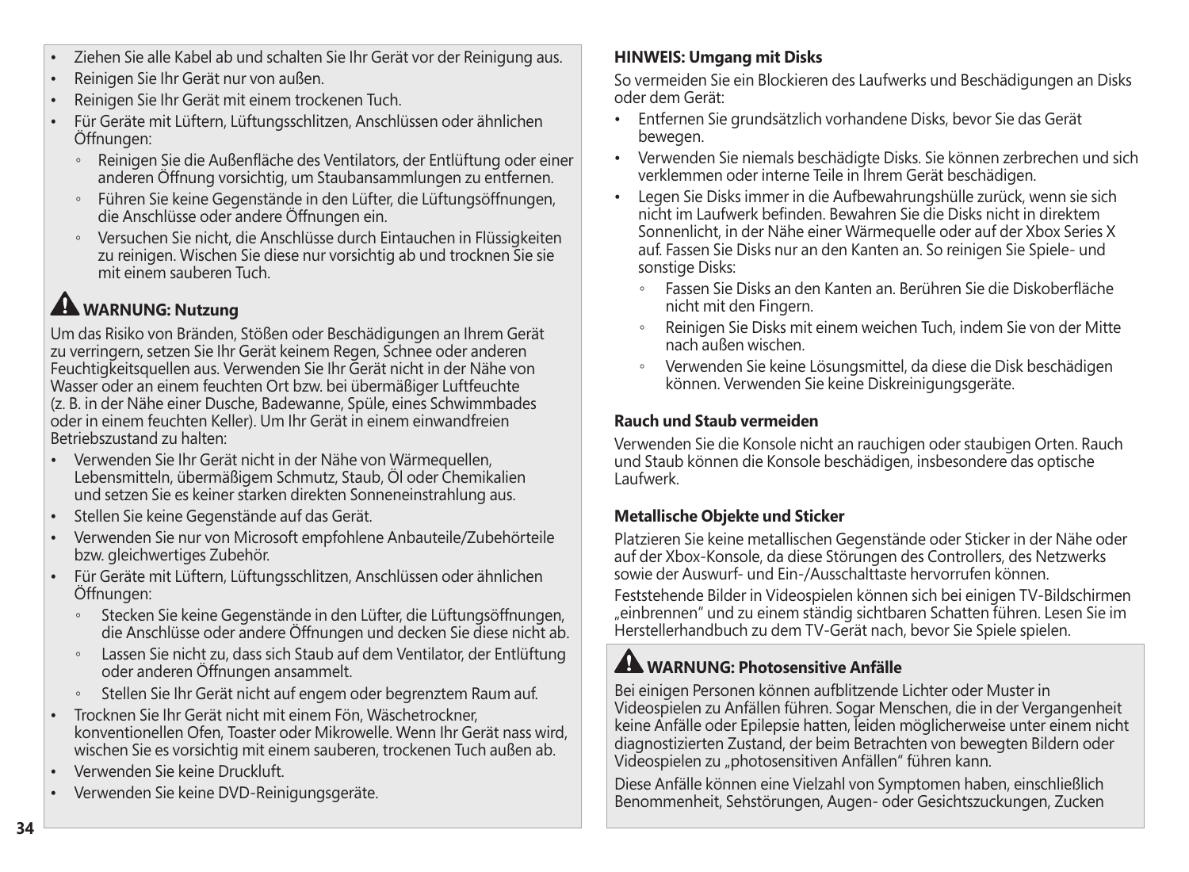- Ziehen Sie alle Kabel ab und schalten Sie Ihr Gerät vor der Reinigung aus.
- Reinigen Sie Ihr Gerät nur von außen.
- Reinigen Sie Ihr Gerät mit einem trockenen Tuch.
- Für Geräte mit Lüftern, Lüftungsschlitzen, Anschlüssen oder ähnlichen Öffnungen:
  - Reinigen Sie die Außenfläche des Ventilators, der Entlüftung oder einer anderen Öffnung vorsichtig, um Staubansammlungen zu entfernen.
  - Führen Sie keine Gegenstände in den Lüfter, die Lüftungsöffnungen, die Anschlüsse oder andere Öffnungen ein.
  - Versuchen Sie nicht, die Anschlüsse durch Eintauchen in Flüssigkeiten zu reinigen. Wischen Sie diese nur vorsichtig ab und trocknen Sie sie mit einem sauberen Tuch.

### ⚠ WARNUNG: Nutzung

Um das Risiko von Bränden, Stößen oder Beschädigungen an Ihrem Gerät zu verringern, setzen Sie Ihr Gerät keinem Regen, Schnee oder anderen Feuchtigkeitsquellen aus. Verwenden Sie Ihr Gerät nicht in der Nähe von Wasser oder an einem feuchten Ort bzw. bei übermäßiger Luftfeuchte (z. B. in der Nähe einer Dusche, Badewanne, Spüle, eines Schwimmbades oder in einem feuchten Keller). Um Ihr Gerät in einem einwandfreien Betriebszustand zu halten:

- Verwenden Sie Ihr Gerät nicht in der Nähe von Wärmequellen, Lebensmitteln, übermäßigem Schmutz, Staub, Öl oder Chemikalien und setzen Sie es keiner starken direkten Sonneneinstrahlung aus.
- Stellen Sie keine Gegenstände auf das Gerät.
- Verwenden Sie nur von Microsoft empfohlene Anbauteile/Zubehörteile bzw. gleichwertiges Zubehör.
- Für Geräte mit Lüftern, Lüftungsschlitzen, Anschlüssen oder ähnlichen Öffnungen:
  - Stecken Sie keine Gegenstände in den Lüfter, die Lüftungsöffnungen, die Anschlüsse oder andere Öffnungen und decken Sie diese nicht ab.
  - Lassen Sie nicht zu, dass sich Staub auf dem Ventilator, der Entlüftung oder anderen Öffnungen ansammelt.
  - Stellen Sie Ihr Gerät nicht auf engem oder begrenztem Raum auf.
- Trocknen Sie Ihr Gerät nicht mit einem Fön, Wäschetrockner, konventionellen Ofen, Toaster oder Mikrowelle. Wenn Ihr Gerät nass wird, wischen Sie es vorsichtig mit einem sauberen, trockenen Tuch außen ab.
- Verwenden Sie keine Druckluft.
- Verwenden Sie keine DVD-Reinigungsgeräte.

**HINWEIS: Umgang mit Disks**

So vermeiden Sie ein Blockieren des Laufwerks und Beschädigungen an Disks oder dem Gerät:

- Entfernen Sie grundsätzlich vorhandene Disks, bevor Sie das Gerät bewegen.
- Verwenden Sie niemals beschädigte Disks. Sie können zerbrechen und sich verklemmen oder interne Teile in Ihrem Gerät beschädigen.
- Legen Sie Disks immer in die Aufbewahrungshülle zurück, wenn sie sich nicht im Laufwerk befinden. Bewahren Sie die Disks nicht in direktem Sonnenlicht, in der Nähe einer Wärmequelle oder auf der Xbox Series X auf. Fassen Sie Disks nur an den Kanten an. So reinigen Sie Spiele- und sonstige Disks:
  - Fassen Sie Disks an den Kanten an. Berühren Sie die Diskoberfläche nicht mit den Fingern.
  - Reinigen Sie Disks mit einem weichen Tuch, indem Sie von der Mitte nach außen wischen.
  - Verwenden Sie keine Lösungsmittel, da diese die Disk beschädigen können. Verwenden Sie keine Diskreinigungsgeräte.

**Rauch und Staub vermeiden**

Verwenden Sie die Konsole nicht an rauchigen oder staubigen Orten. Rauch und Staub können die Konsole beschädigen, insbesondere das optische Laufwerk.

**Metallische Objekte und Sticker**

Platzieren Sie keine metallischen Gegenstände oder Sticker in der Nähe oder auf der Xbox-Konsole, da diese Störungen des Controllers, des Netzwerks sowie der Auswurf- und Ein-/Ausschalttaste hervorrufen können.

Feststehende Bilder in Videospielen können sich bei einigen TV-Bildschirmen „einbrennen" und zu einem ständig sichtbaren Schatten führen. Lesen Sie im Herstellerhandbuch zu dem TV-Gerät nach, bevor Sie Spiele spielen.

### ⚠ WARNUNG: Photosensitive Anfälle

Bei einigen Personen können aufblitzende Lichter oder Muster in Videospielen zu Anfällen führen. Sogar Menschen, die in der Vergangenheit keine Anfälle oder Epilepsie hatten, leiden möglicherweise unter einem nicht diagnostizierten Zustand, der beim Betrachten von bewegten Bildern oder Videospielen zu „photosensitiven Anfällen" führen kann.

Diese Anfälle können eine Vielzahl von Symptomen haben, einschließlich Benommenheit, Sehstörungen, Augen- oder Gesichtszuckungen, Zucken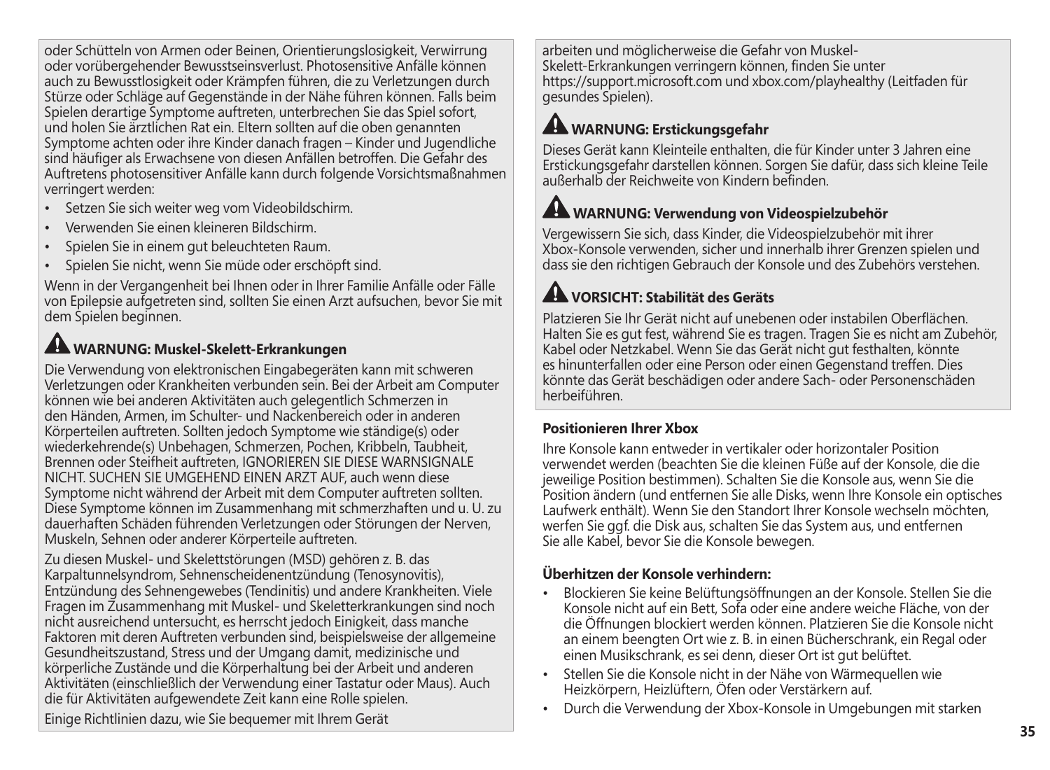oder Schütteln von Armen oder Beinen, Orientierungslosigkeit, Verwirrung oder vorübergehender Bewusstseinsverlust. Photosensitive Anfälle können auch zu Bewusstlosigkeit oder Krämpfen führen, die zu Verletzungen durch Stürze oder Schläge auf Gegenstände in der Nähe führen können. Falls beim Spielen derartige Symptome auftreten, unterbrechen Sie das Spiel sofort, und holen Sie ärztlichen Rat ein. Eltern sollten auf die oben genannten Symptome achten oder ihre Kinder danach fragen – Kinder und Jugendliche sind häufiger als Erwachsene von diesen Anfällen betroffen. Die Gefahr des Auftretens photosensitiver Anfälle kann durch folgende Vorsichtsmaßnahmen verringert werden:

- Setzen Sie sich weiter weg vom Videobildschirm.
- Verwenden Sie einen kleineren Bildschirm.
- Spielen Sie in einem gut beleuchteten Raum.
- Spielen Sie nicht, wenn Sie müde oder erschöpft sind.

Wenn in der Vergangenheit bei Ihnen oder in Ihrer Familie Anfälle oder Fälle von Epilepsie aufgetreten sind, sollten Sie einen Arzt aufsuchen, bevor Sie mit dem Spielen beginnen.

### ⚠ WARNUNG: Muskel-Skelett-Erkrankungen

Die Verwendung von elektronischen Eingabegeräten kann mit schweren Verletzungen oder Krankheiten verbunden sein. Bei der Arbeit am Computer können wie bei anderen Aktivitäten auch gelegentlich Schmerzen in den Händen, Armen, im Schulter- und Nackenbereich oder in anderen Körperteilen auftreten. Sollten jedoch Symptome wie ständige(s) oder wiederkehrende(s) Unbehagen, Schmerzen, Pochen, Kribbeln, Taubheit, Brennen oder Steifheit auftreten, IGNORIEREN SIE DIESE WARNSIGNALE NICHT. SUCHEN SIE UMGEHEND EINEN ARZT AUF, auch wenn diese Symptome nicht während der Arbeit mit dem Computer auftreten sollten. Diese Symptome können im Zusammenhang mit schmerzhaften und u. U. zu dauerhaften Schäden führenden Verletzungen oder Störungen der Nerven, Muskeln, Sehnen oder anderer Körperteile auftreten.

Zu diesen Muskel- und Skelettstörungen (MSD) gehören z. B. das Karpaltunnelsyndrom, Sehnenscheidenentzündung (Tenosynovitis), Entzündung des Sehnengewebes (Tendinitis) und andere Krankheiten. Viele Fragen im Zusammenhang mit Muskel- und Skeletterkrankungen sind noch nicht ausreichend untersucht, es herrscht jedoch Einigkeit, dass manche Faktoren mit deren Auftreten verbunden sind, beispielsweise der allgemeine Gesundheitszustand, Stress und der Umgang damit, medizinische und körperliche Zustände und die Körperhaltung bei der Arbeit und anderen Aktivitäten (einschließlich der Verwendung einer Tastatur oder Maus). Auch die für Aktivitäten aufgewendete Zeit kann eine Rolle spielen.

Einige Richtlinien dazu, wie Sie bequemer mit Ihrem Gerät arbeiten und möglicherweise die Gefahr von Muskel-Skelett-Erkrankungen verringern können, finden Sie unter https://support.microsoft.com und xbox.com/playhealthy (Leitfaden für gesundes Spielen).

### ⚠ WARNUNG: Erstickungsgefahr

Dieses Gerät kann Kleinteile enthalten, die für Kinder unter 3 Jahren eine Erstickungsgefahr darstellen können. Sorgen Sie dafür, dass sich kleine Teile außerhalb der Reichweite von Kindern befinden.

### ⚠ WARNUNG: Verwendung von Videospielzubehör

Vergewissern Sie sich, dass Kinder, die Videospielzubehör mit ihrer Xbox-Konsole verwenden, sicher und innerhalb ihrer Grenzen spielen und dass sie den richtigen Gebrauch der Konsole und des Zubehörs verstehen.

### ⚠ VORSICHT: Stabilität des Geräts

Platzieren Sie Ihr Gerät nicht auf unebenen oder instabilen Oberflächen. Halten Sie es gut fest, während Sie es tragen. Tragen Sie es nicht am Zubehör, Kabel oder Netzkabel. Wenn Sie das Gerät nicht gut festhalten, könnte es hinunterfallen oder eine Person oder einen Gegenstand treffen. Dies könnte das Gerät beschädigen oder andere Sach- oder Personenschäden herbeiführen.

**Positionieren Ihrer Xbox**

Ihre Konsole kann entweder in vertikaler oder horizontaler Position verwendet werden (beachten Sie die kleinen Füße auf der Konsole, die die jeweilige Position bestimmen). Schalten Sie die Konsole aus, wenn Sie die Position ändern (und entfernen Sie alle Disks, wenn Ihre Konsole ein optisches Laufwerk enthält). Wenn Sie den Standort Ihrer Konsole wechseln möchten, werfen Sie ggf. die Disk aus, schalten Sie das System aus, und entfernen Sie alle Kabel, bevor Sie die Konsole bewegen.

**Überhitzen der Konsole verhindern:**

- Blockieren Sie keine Belüftungsöffnungen an der Konsole. Stellen Sie die Konsole nicht auf ein Bett, Sofa oder eine andere weiche Fläche, von der die Öffnungen blockiert werden können. Platzieren Sie die Konsole nicht an einem beengten Ort wie z. B. in einen Bücherschrank, ein Regal oder einen Musikschrank, es sei denn, dieser Ort ist gut belüftet.
- Stellen Sie die Konsole nicht in der Nähe von Wärmequellen wie Heizkörpern, Heizlüftern, Öfen oder Verstärkern auf.
- Durch die Verwendung der Xbox-Konsole in Umgebungen mit starken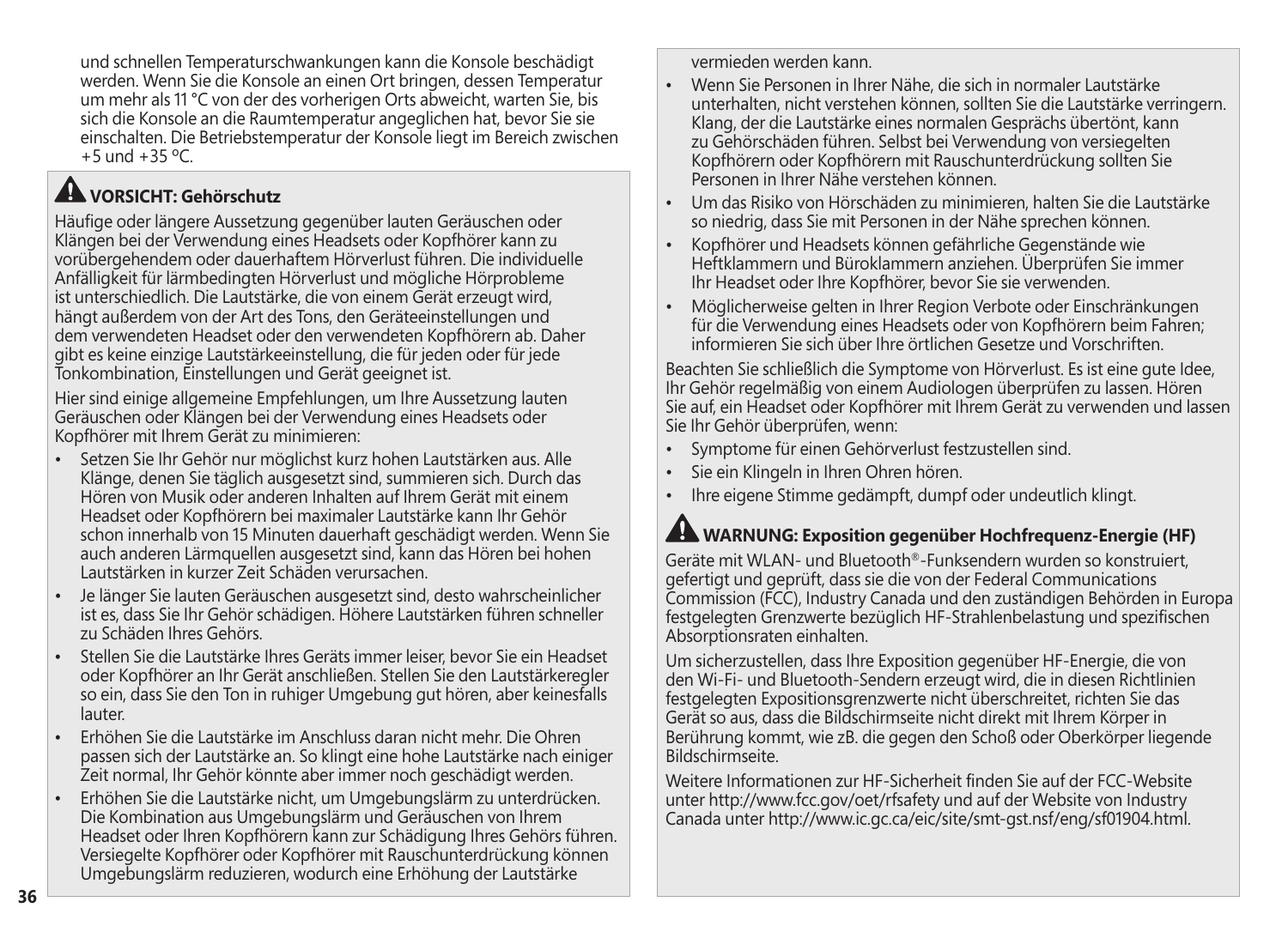und schnellen Temperaturschwankungen kann die Konsole beschädigt werden. Wenn Sie die Konsole an einen Ort bringen, dessen Temperatur um mehr als 11 °C von der des vorherigen Orts abweicht, warten Sie, bis sich die Konsole an die Raumtemperatur angeglichen hat, bevor Sie sie einschalten. Die Betriebstemperatur der Konsole liegt im Bereich zwischen +5 und +35 ºC.

## ⚠ VORSICHT: Gehörschutz

Häufige oder längere Aussetzung gegenüber lauten Geräuschen oder Klängen bei der Verwendung eines Headsets oder Kopfhörer kann zu vorübergehendem oder dauerhaftem Hörverlust führen. Die individuelle Anfälligkeit für lärmbedingten Hörverlust und mögliche Hörprobleme ist unterschiedlich. Die Lautstärke, die von einem Gerät erzeugt wird, hängt außerdem von der Art des Tons, den Geräteeinstellungen und dem verwendeten Headset oder den verwendeten Kopfhörern ab. Daher gibt es keine einzige Lautstärkeeinstellung, die für jeden oder für jede Tonkombination, Einstellungen und Gerät geeignet ist.

Hier sind einige allgemeine Empfehlungen, um Ihre Aussetzung lauten Geräuschen oder Klängen bei der Verwendung eines Headsets oder Kopfhörer mit Ihrem Gerät zu minimieren:

- Setzen Sie Ihr Gehör nur möglichst kurz hohen Lautstärken aus. Alle Klänge, denen Sie täglich ausgesetzt sind, summieren sich. Durch das Hören von Musik oder anderen Inhalten auf Ihrem Gerät mit einem Headset oder Kopfhörern bei maximaler Lautstärke kann Ihr Gehör schon innerhalb von 15 Minuten dauerhaft geschädigt werden. Wenn Sie auch anderen Lärmquellen ausgesetzt sind, kann das Hören bei hohen Lautstärken in kurzer Zeit Schäden verursachen.
- Je länger Sie lauten Geräuschen ausgesetzt sind, desto wahrscheinlicher ist es, dass Sie Ihr Gehör schädigen. Höhere Lautstärken führen schneller zu Schäden Ihres Gehörs.
- Stellen Sie die Lautstärke Ihres Geräts immer leiser, bevor Sie ein Headset oder Kopfhörer an Ihr Gerät anschließen. Stellen Sie den Lautstärkeregler so ein, dass Sie den Ton in ruhiger Umgebung gut hören, aber keinesfalls lauter.
- Erhöhen Sie die Lautstärke im Anschluss daran nicht mehr. Die Ohren passen sich der Lautstärke an. So klingt eine hohe Lautstärke nach einiger Zeit normal, Ihr Gehör könnte aber immer noch geschädigt werden.
- Erhöhen Sie die Lautstärke nicht, um Umgebungslärm zu unterdrücken. Die Kombination aus Umgebungslärm und Geräuschen von Ihrem Headset oder Ihren Kopfhörern kann zur Schädigung Ihres Gehörs führen. Versiegelte Kopfhörer oder Kopfhörer mit Rauschunterdrückung können Umgebungslärm reduzieren, wodurch eine Erhöhung der Lautstärke vermieden werden kann.
- Wenn Sie Personen in Ihrer Nähe, die sich in normaler Lautstärke unterhalten, nicht verstehen können, sollten Sie die Lautstärke verringern. Klang, der die Lautstärke eines normalen Gesprächs übertönt, kann zu Gehörschäden führen. Selbst bei Verwendung von versiegelten Kopfhörern oder Kopfhörern mit Rauschunterdrückung sollten Sie Personen in Ihrer Nähe verstehen können.
- Um das Risiko von Hörschäden zu minimieren, halten Sie die Lautstärke so niedrig, dass Sie mit Personen in der Nähe sprechen können.
- Kopfhörer und Headsets können gefährliche Gegenstände wie Heftklammern und Büroklammern anziehen. Überprüfen Sie immer Ihr Headset oder Ihre Kopfhörer, bevor Sie sie verwenden.
- Möglicherweise gelten in Ihrer Region Verbote oder Einschränkungen für die Verwendung eines Headsets oder von Kopfhörern beim Fahren; informieren Sie sich über Ihre örtlichen Gesetze und Vorschriften.

Beachten Sie schließlich die Symptome von Hörverlust. Es ist eine gute Idee, Ihr Gehör regelmäßig von einem Audiologen überprüfen zu lassen. Hören Sie auf, ein Headset oder Kopfhörer mit Ihrem Gerät zu verwenden und lassen Sie Ihr Gehör überprüfen, wenn:

- Symptome für einen Gehörverlust festzustellen sind.
- Sie ein Klingeln in Ihren Ohren hören.
- Ihre eigene Stimme gedämpft, dumpf oder undeutlich klingt.

## ⚠ WARNUNG: Exposition gegenüber Hochfrequenz-Energie (HF)

Geräte mit WLAN- und Bluetooth®-Funksendern wurden so konstruiert, gefertigt und geprüft, dass sie die von der Federal Communications Commission (FCC), Industry Canada und den zuständigen Behörden in Europa festgelegten Grenzwerte bezüglich HF-Strahlenbelastung und spezifischen Absorptionsraten einhalten.

Um sicherzustellen, dass Ihre Exposition gegenüber HF-Energie, die von den Wi-Fi- und Bluetooth-Sendern erzeugt wird, die in diesen Richtlinien festgelegten Expositionsgrenzwerte nicht überschreitet, richten Sie das Gerät so aus, dass die Bildschirmseite nicht direkt mit Ihrem Körper in Berührung kommt, wie zB. die gegen den Schoß oder Oberkörper liegende Bildschirmseite.

Weitere Informationen zur HF-Sicherheit finden Sie auf der FCC-Website unter http://www.fcc.gov/oet/rfsafety und auf der Website von Industry Canada unter http://www.ic.gc.ca/eic/site/smt-gst.nsf/eng/sf01904.html.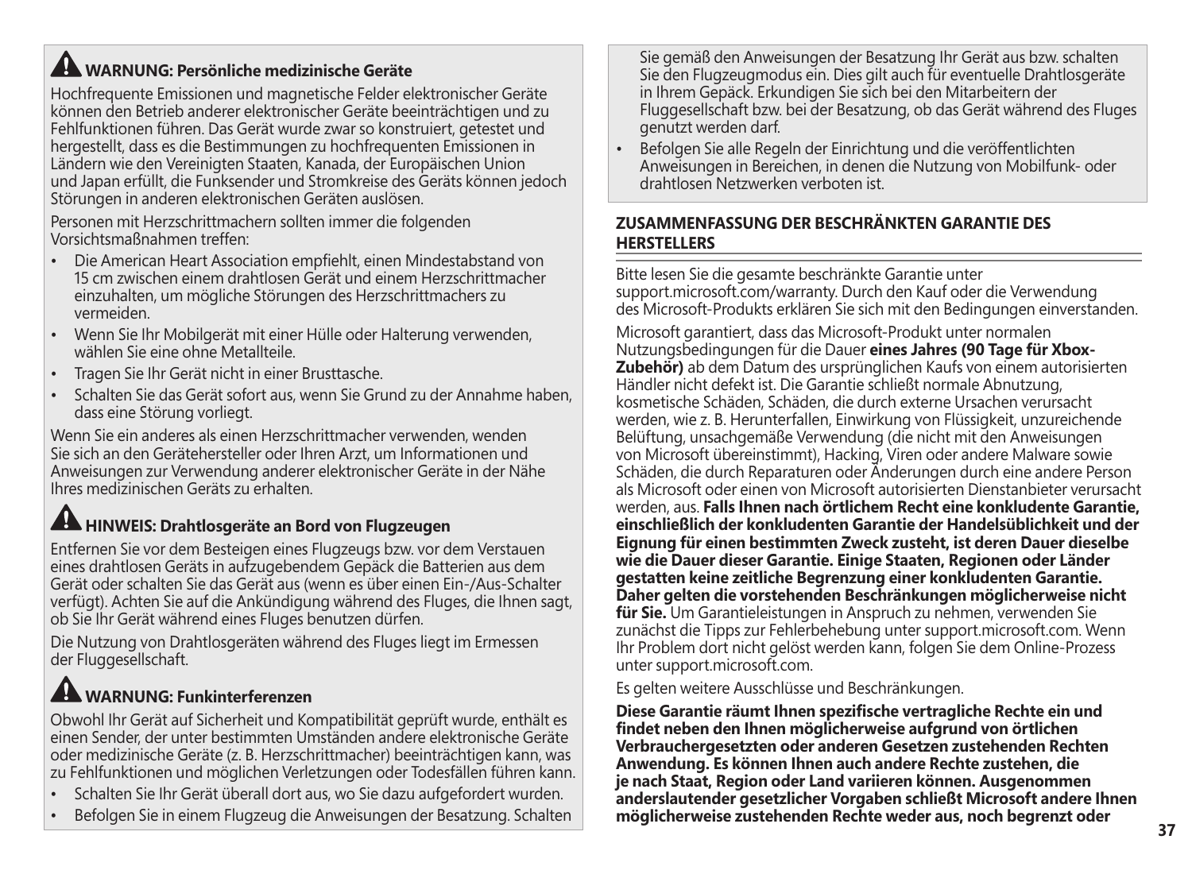## ⚠ WARNUNG: Persönliche medizinische Geräte

Hochfrequente Emissionen und magnetische Felder elektronischer Geräte können den Betrieb anderer elektronischer Geräte beeinträchtigen und zu Fehlfunktionen führen. Das Gerät wurde zwar so konstruiert, getestet und hergestellt, dass es die Bestimmungen zu hochfrequenten Emissionen in Ländern wie den Vereinigten Staaten, Kanada, der Europäischen Union und Japan erfüllt, die Funksender und Stromkreise des Geräts können jedoch Störungen in anderen elektronischen Geräten auslösen.

Personen mit Herzschrittmachern sollten immer die folgenden Vorsichtsmaßnahmen treffen:

- Die American Heart Association empfiehlt, einen Mindestabstand von 15 cm zwischen einem drahtlosen Gerät und einem Herzschrittmacher einzuhalten, um mögliche Störungen des Herzschrittmachers zu vermeiden.
- Wenn Sie Ihr Mobilgerät mit einer Hülle oder Halterung verwenden, wählen Sie eine ohne Metallteile.
- Tragen Sie Ihr Gerät nicht in einer Brusttasche.
- Schalten Sie das Gerät sofort aus, wenn Sie Grund zu der Annahme haben, dass eine Störung vorliegt.

Wenn Sie ein anderes als einen Herzschrittmacher verwenden, wenden Sie sich an den Gerätehersteller oder Ihren Arzt, um Informationen und Anweisungen zur Verwendung anderer elektronischer Geräte in der Nähe Ihres medizinischen Geräts zu erhalten.

## ⚠ HINWEIS: Drahtlosgeräte an Bord von Flugzeugen

Entfernen Sie vor dem Besteigen eines Flugzeugs bzw. vor dem Verstauen eines drahtlosen Geräts in aufzugebendem Gepäck die Batterien aus dem Gerät oder schalten Sie das Gerät aus (wenn es über einen Ein-/Aus-Schalter verfügt). Achten Sie auf die Ankündigung während des Fluges, die Ihnen sagt, ob Sie Ihr Gerät während eines Fluges benutzen dürfen.

Die Nutzung von Drahtlosgeräten während des Fluges liegt im Ermessen der Fluggesellschaft.

## ⚠ WARNUNG: Funkinterferenzen

Obwohl Ihr Gerät auf Sicherheit und Kompatibilität geprüft wurde, enthält es einen Sender, der unter bestimmten Umständen andere elektronische Geräte oder medizinische Geräte (z. B. Herzschrittmacher) beeinträchtigen kann, was zu Fehlfunktionen und möglichen Verletzungen oder Todesfällen führen kann.

- Schalten Sie Ihr Gerät überall dort aus, wo Sie dazu aufgefordert wurden.
- Befolgen Sie in einem Flugzeug die Anweisungen der Besatzung. Schalten Sie gemäß den Anweisungen der Besatzung Ihr Gerät aus bzw. schalten Sie den Flugzeugmodus ein. Dies gilt auch für eventuelle Drahtlosgeräte in Ihrem Gepäck. Erkundigen Sie sich bei den Mitarbeitern der Fluggesellschaft bzw. bei der Besatzung, ob das Gerät während des Fluges genutzt werden darf.
- Befolgen Sie alle Regeln der Einrichtung und die veröffentlichten Anweisungen in Bereichen, in denen die Nutzung von Mobilfunk- oder drahtlosen Netzwerken verboten ist.

## ZUSAMMENFASSUNG DER BESCHRÄNKTEN GARANTIE DES HERSTELLERS

Bitte lesen Sie die gesamte beschränkte Garantie unter support.microsoft.com/warranty. Durch den Kauf oder die Verwendung des Microsoft-Produkts erklären Sie sich mit den Bedingungen einverstanden.

Microsoft garantiert, dass das Microsoft-Produkt unter normalen Nutzungsbedingungen für die Dauer **eines Jahres (90 Tage für Xbox-Zubehör)** ab dem Datum des ursprünglichen Kaufs von einem autorisierten Händler nicht defekt ist. Die Garantie schließt normale Abnutzung, kosmetische Schäden, Schäden, die durch externe Ursachen verursacht werden, wie z. B. Herunterfallen, Einwirkung von Flüssigkeit, unzureichende Belüftung, unsachgemäße Verwendung (die nicht mit den Anweisungen von Microsoft übereinstimmt), Hacking, Viren oder andere Malware sowie Schäden, die durch Reparaturen oder Änderungen durch eine andere Person als Microsoft oder einen von Microsoft autorisierten Dienstanbieter verursacht werden, aus. **Falls Ihnen nach örtlichem Recht eine konkludente Garantie, einschließlich der konkludenten Garantie der Handelsüblichkeit und der Eignung für einen bestimmten Zweck zusteht, ist deren Dauer dieselbe wie die Dauer dieser Garantie. Einige Staaten, Regionen oder Länder gestatten keine zeitliche Begrenzung einer konkludenten Garantie. Daher gelten die vorstehenden Beschränkungen möglicherweise nicht für Sie.** Um Garantieleistungen in Anspruch zu nehmen, verwenden Sie zunächst die Tipps zur Fehlerbehebung unter support.microsoft.com. Wenn Ihr Problem dort nicht gelöst werden kann, folgen Sie dem Online-Prozess unter support.microsoft.com.

Es gelten weitere Ausschlüsse und Beschränkungen.

**Diese Garantie räumt Ihnen spezifische vertragliche Rechte ein und findet neben den Ihnen möglicherweise aufgrund von örtlichen Verbrauchergesetzten oder anderen Gesetzen zustehenden Rechten Anwendung. Es können Ihnen auch andere Rechte zustehen, die je nach Staat, Region oder Land variieren können. Ausgenommen anderslautender gesetzlicher Vorgaben schließt Microsoft andere Ihnen möglicherweise zustehenden Rechte weder aus, noch begrenzt oder**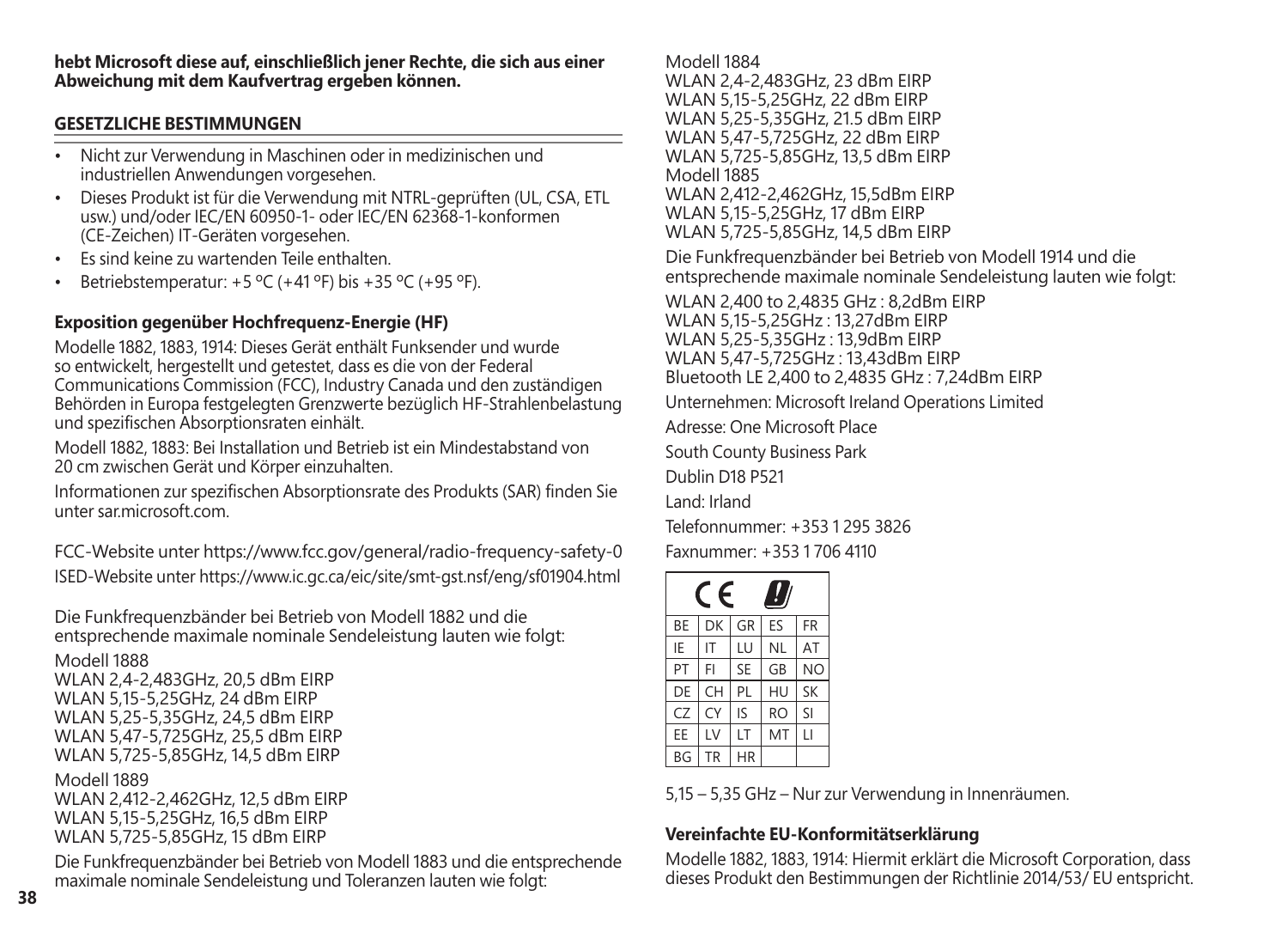**hebt Microsoft diese auf, einschließlich jener Rechte, die sich aus einer Abweichung mit dem Kaufvertrag ergeben können.**

## GESETZLICHE BESTIMMUNGEN

- Nicht zur Verwendung in Maschinen oder in medizinischen und industriellen Anwendungen vorgesehen.
- Dieses Produkt ist für die Verwendung mit NTRL-geprüften (UL, CSA, ETL usw.) und/oder IEC/EN 60950-1- oder IEC/EN 62368-1-konformen (CE-Zeichen) IT-Geräten vorgesehen.
- Es sind keine zu wartenden Teile enthalten.
- Betriebstemperatur: +5 °C (+41 °F) bis +35 °C (+95 °F).

### Exposition gegenüber Hochfrequenz-Energie (HF)

Modelle 1882, 1883, 1914: Dieses Gerät enthält Funksender und wurde so entwickelt, hergestellt und getestet, dass es die von der Federal Communications Commission (FCC), Industry Canada und den zuständigen Behörden in Europa festgelegten Grenzwerte bezüglich HF-Strahlenbelastung und spezifischen Absorptionsraten einhält.

Modell 1882, 1883: Bei Installation und Betrieb ist ein Mindestabstand von 20 cm zwischen Gerät und Körper einzuhalten.

Informationen zur spezifischen Absorptionsrate des Produkts (SAR) finden Sie unter sar.microsoft.com.

FCC-Website unter https://www.fcc.gov/general/radio-frequency-safety-0

ISED-Website unter https://www.ic.gc.ca/eic/site/smt-gst.nsf/eng/sf01904.html

Die Funkfrequenzbänder bei Betrieb von Modell 1882 und die entsprechende maximale nominale Sendeleistung lauten wie folgt:

Modell 1888
WLAN 2,4-2,483GHz, 20,5 dBm EIRP
WLAN 5,15-5,25GHz, 24 dBm EIRP
WLAN 5,25-5,35GHz, 24,5 dBm EIRP
WLAN 5,47-5,725GHz, 25,5 dBm EIRP
WLAN 5,725-5,85GHz, 14,5 dBm EIRP

Modell 1889
WLAN 2,412-2,462GHz, 12,5 dBm EIRP
WLAN 5,15-5,25GHz, 16,5 dBm EIRP
WLAN 5,725-5,85GHz, 15 dBm EIRP

Die Funkfrequenzbänder bei Betrieb von Modell 1883 und die entsprechende maximale nominale Sendeleistung und Toleranzen lauten wie folgt:

Modell 1884
WLAN 2,4-2,483GHz, 23 dBm EIRP
WLAN 5,15-5,25GHz, 22 dBm EIRP
WLAN 5,25-5,35GHz, 21.5 dBm EIRP
WLAN 5,47-5,725GHz, 22 dBm EIRP
WLAN 5,725-5,85GHz, 13,5 dBm EIRP
Modell 1885
WLAN 2,412-2,462GHz, 15,5dBm EIRP
WLAN 5,15-5,25GHz, 17 dBm EIRP
WLAN 5,725-5,85GHz, 14,5 dBm EIRP

Die Funkfrequenzbänder bei Betrieb von Modell 1914 und die entsprechende maximale nominale Sendeleistung lauten wie folgt:

WLAN 2,400 to 2,4835 GHz : 8,2dBm EIRP
WLAN 5,15-5,25GHz : 13,27dBm EIRP
WLAN 5,25-5,35GHz : 13,9dBm EIRP
WLAN 5,47-5,725GHz : 13,43dBm EIRP
Bluetooth LE 2,400 to 2,4835 GHz : 7,24dBm EIRP

Unternehmen: Microsoft Ireland Operations Limited

Adresse: One Microsoft Place

South County Business Park

Dublin D18 P521

Land: Irland

Telefonnummer: +353 1 295 3826

Faxnummer: +353 1 706 4110

| CE | | | | |
|---|---|---|---|---|
| BE | DK | GR | ES | FR |
| IE | IT | LU | NL | AT |
| PT | FI | SE | GB | NO |
| DE | CH | PL | HU | SK |
| CZ | CY | IS | RO | SI |
| EE | LV | LT | MT | LI |
| BG | TR | HR | | |

5,15 – 5,35 GHz – Nur zur Verwendung in Innenräumen.

### Vereinfachte EU-Konformitätserklärung

Modelle 1882, 1883, 1914: Hiermit erklärt die Microsoft Corporation, dass dieses Produkt den Bestimmungen der Richtlinie 2014/53/ EU entspricht.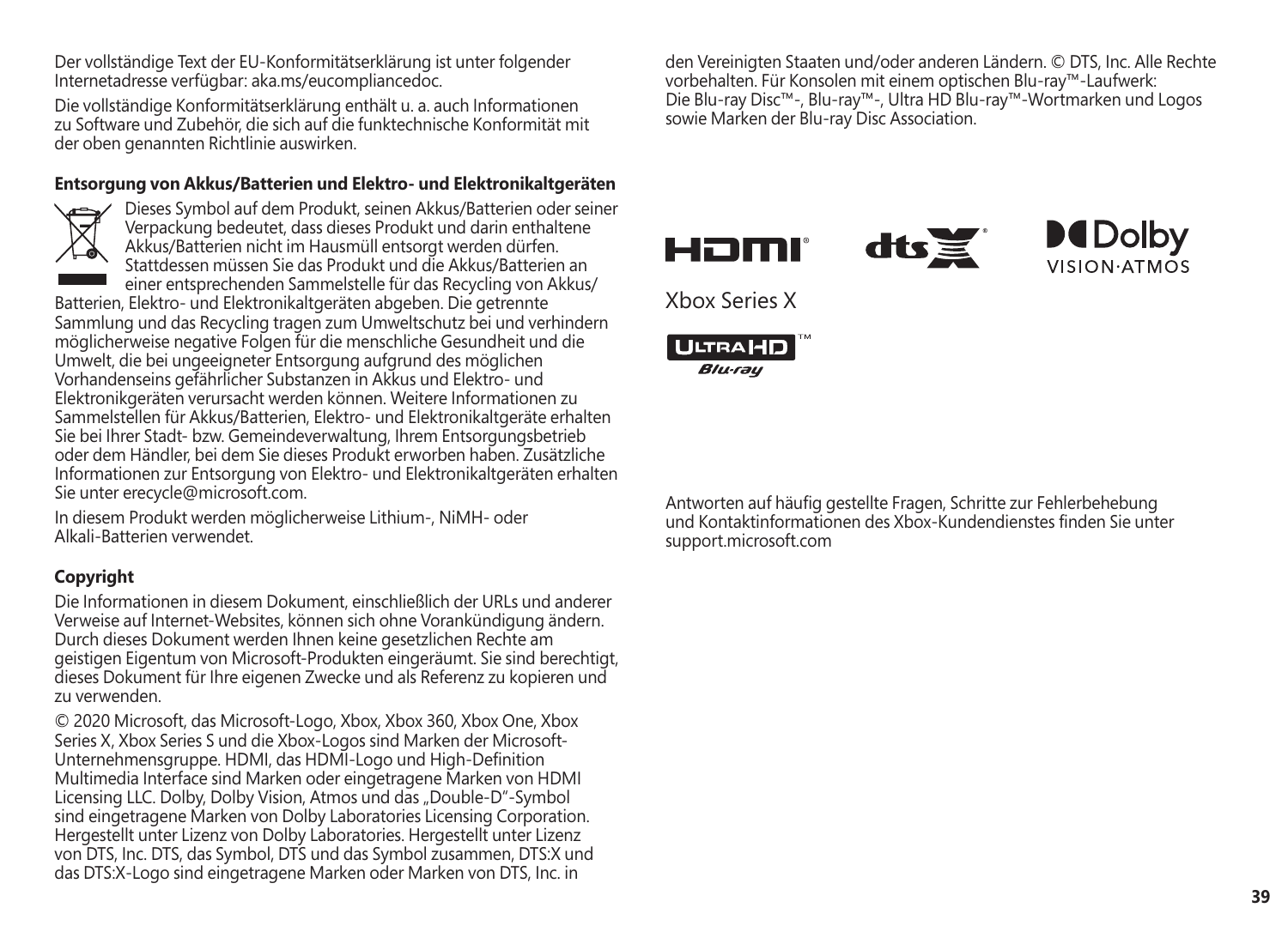Der vollständige Text der EU-Konformitätserklärung ist unter folgender Internetadresse verfügbar: aka.ms/eucompliancedoc.

Die vollständige Konformitätserklärung enthält u. a. auch Informationen zu Software und Zubehör, die sich auf die funktechnische Konformität mit der oben genannten Richtlinie auswirken.

**Entsorgung von Akkus/Batterien und Elektro- und Elektronikaltgeräten**

Dieses Symbol auf dem Produkt, seinen Akkus/Batterien oder seiner Verpackung bedeutet, dass dieses Produkt und darin enthaltene Akkus/Batterien nicht im Hausmüll entsorgt werden dürfen. Stattdessen müssen Sie das Produkt und die Akkus/Batterien an einer entsprechenden Sammelstelle für das Recycling von Akkus/Batterien, Elektro- und Elektronikaltgeräten abgeben. Die getrennte Sammlung und das Recycling tragen zum Umweltschutz bei und verhindern möglicherweise negative Folgen für die menschliche Gesundheit und die Umwelt, die bei ungeeigneter Entsorgung aufgrund des möglichen Vorhandenseins gefährlicher Substanzen in Akkus und Elektro- und Elektronikgeräten verursacht werden können. Weitere Informationen zu Sammelstellen für Akkus/Batterien, Elektro- und Elektronikaltgeräte erhalten Sie bei Ihrer Stadt- bzw. Gemeindeverwaltung, Ihrem Entsorgungsbetrieb oder dem Händler, bei dem Sie dieses Produkt erworben haben. Zusätzliche Informationen zur Entsorgung von Elektro- und Elektronikaltgeräten erhalten Sie unter erecycle@microsoft.com.

In diesem Produkt werden möglicherweise Lithium-, NiMH- oder Alkali-Batterien verwendet.

**Copyright**

Die Informationen in diesem Dokument, einschließlich der URLs und anderer Verweise auf Internet-Websites, können sich ohne Vorankündigung ändern. Durch dieses Dokument werden Ihnen keine gesetzlichen Rechte am geistigen Eigentum von Microsoft-Produkten eingeräumt. Sie sind berechtigt, dieses Dokument für Ihre eigenen Zwecke und als Referenz zu kopieren und zu verwenden.

© 2020 Microsoft, das Microsoft-Logo, Xbox, Xbox 360, Xbox One, Xbox Series X, Xbox Series S und die Xbox-Logos sind Marken der Microsoft-Unternehmensgruppe. HDMI, das HDMI-Logo und High-Definition Multimedia Interface sind Marken oder eingetragene Marken von HDMI Licensing LLC. Dolby, Dolby Vision, Atmos und das „Double-D"-Symbol sind eingetragene Marken von Dolby Laboratories Licensing Corporation. Hergestellt unter Lizenz von Dolby Laboratories. Hergestellt unter Lizenz von DTS, Inc. DTS, das Symbol, DTS und das Symbol zusammen, DTS:X und das DTS:X-Logo sind eingetragene Marken oder Marken von DTS, Inc. in den Vereinigten Staaten und/oder anderen Ländern. © DTS, Inc. Alle Rechte vorbehalten. Für Konsolen mit einem optischen Blu-ray™-Laufwerk: Die Blu-ray Disc™-, Blu-ray™-, Ultra HD Blu-ray™-Wortmarken und Logos sowie Marken der Blu-ray Disc Association.

Xbox Series X

Antworten auf häufig gestellte Fragen, Schritte zur Fehlerbehebung und Kontaktinformationen des Xbox-Kundendienstes finden Sie unter support.microsoft.com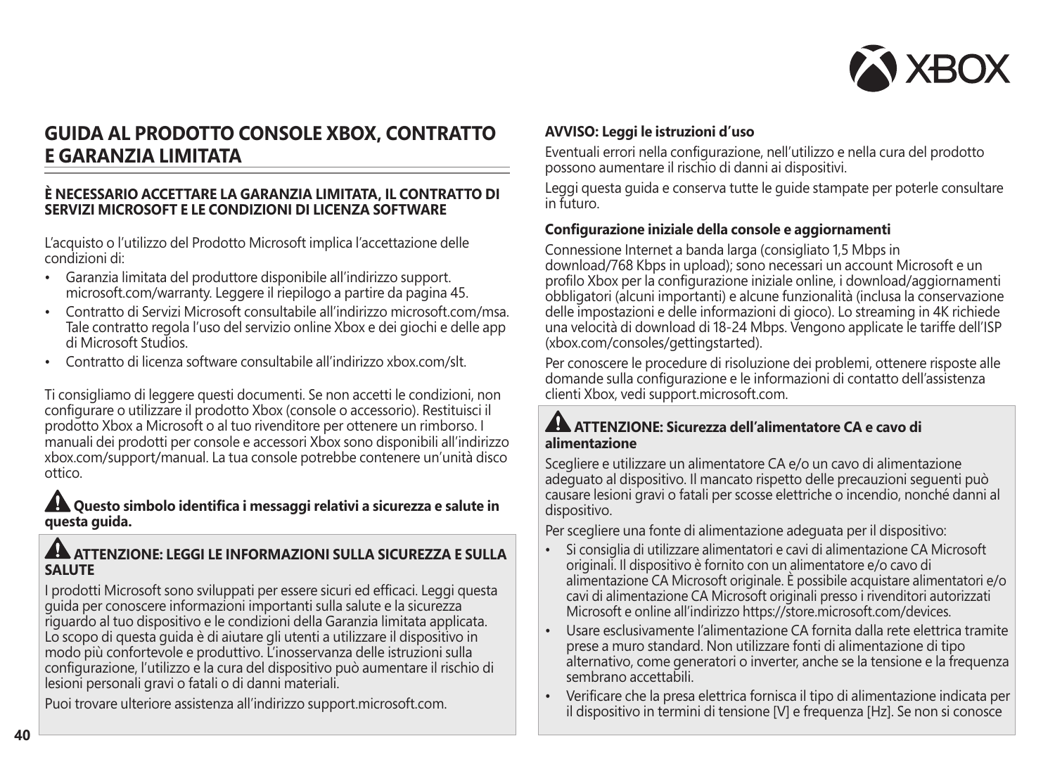## GUIDA AL PRODOTTO CONSOLE XBOX, CONTRATTO E GARANZIA LIMITATA

**È NECESSARIO ACCETTARE LA GARANZIA LIMITATA, IL CONTRATTO DI SERVIZI MICROSOFT E LE CONDIZIONI DI LICENZA SOFTWARE**

L'acquisto o l'utilizzo del Prodotto Microsoft implica l'accettazione delle condizioni di:

- Garanzia limitata del produttore disponibile all'indirizzo support.microsoft.com/warranty. Leggere il riepilogo a partire da pagina 45.
- Contratto di Servizi Microsoft consultabile all'indirizzo microsoft.com/msa. Tale contratto regola l'uso del servizio online Xbox e dei giochi e delle app di Microsoft Studios.
- Contratto di licenza software consultabile all'indirizzo xbox.com/slt.

Ti consigliamo di leggere questi documenti. Se non accetti le condizioni, non configurare o utilizzare il prodotto Xbox (console o accessorio). Restituisci il prodotto Xbox a Microsoft o al tuo rivenditore per ottenere un rimborso. I manuali dei prodotti per console e accessori Xbox sono disponibili all'indirizzo xbox.com/support/manual. La tua console potrebbe contenere un'unità disco ottico.

**⚠ Questo simbolo identifica i messaggi relativi a sicurezza e salute in questa guida.**

**⚠ ATTENZIONE: LEGGI LE INFORMAZIONI SULLA SICUREZZA E SULLA SALUTE**

I prodotti Microsoft sono sviluppati per essere sicuri ed efficaci. Leggi questa guida per conoscere informazioni importanti sulla salute e la sicurezza riguardo al tuo dispositivo e le condizioni della Garanzia limitata applicata. Lo scopo di questa guida è di aiutare gli utenti a utilizzare il dispositivo in modo più confortevole e produttivo. L'inosservanza delle istruzioni sulla configurazione, l'utilizzo e la cura del dispositivo può aumentare il rischio di lesioni personali gravi o fatali o di danni materiali.

Puoi trovare ulteriore assistenza all'indirizzo support.microsoft.com.

**AVVISO: Leggi le istruzioni d'uso**

Eventuali errori nella configurazione, nell'utilizzo e nella cura del prodotto possono aumentare il rischio di danni ai dispositivi.

Leggi questa guida e conserva tutte le guide stampate per poterle consultare in futuro.

**Configurazione iniziale della console e aggiornamenti**

Connessione Internet a banda larga (consigliato 1,5 Mbps in download/768 Kbps in upload); sono necessari un account Microsoft e un profilo Xbox per la configurazione iniziale online, i download/aggiornamenti obbligatori (alcuni importanti) e alcune funzionalità (inclusa la conservazione delle impostazioni e delle informazioni di gioco). Lo streaming in 4K richiede una velocità di download di 18-24 Mbps. Vengono applicate le tariffe dell'ISP (xbox.com/consoles/gettingstarted).

Per conoscere le procedure di risoluzione dei problemi, ottenere risposte alle domande sulla configurazione e le informazioni di contatto dell'assistenza clienti Xbox, vedi support.microsoft.com.

**⚠ ATTENZIONE: Sicurezza dell'alimentatore CA e cavo di alimentazione**

Scegliere e utilizzare un alimentatore CA e/o un cavo di alimentazione adeguato al dispositivo. Il mancato rispetto delle precauzioni seguenti può causare lesioni gravi o fatali per scosse elettriche o incendio, nonché danni al dispositivo.

Per scegliere una fonte di alimentazione adeguata per il dispositivo:

- Si consiglia di utilizzare alimentatori e cavi di alimentazione CA Microsoft originali. Il dispositivo è fornito con un alimentatore e/o cavo di alimentazione CA Microsoft originale. È possibile acquistare alimentatori e/o cavi di alimentazione CA Microsoft originali presso i rivenditori autorizzati Microsoft e online all'indirizzo https://store.microsoft.com/devices.
- Usare esclusivamente l'alimentazione CA fornita dalla rete elettrica tramite prese a muro standard. Non utilizzare fonti di alimentazione di tipo alternativo, come generatori o inverter, anche se la tensione e la frequenza sembrano accettabili.
- Verificare che la presa elettrica fornisca il tipo di alimentazione indicata per il dispositivo in termini di tensione [V] e frequenza [Hz]. Se non si conosce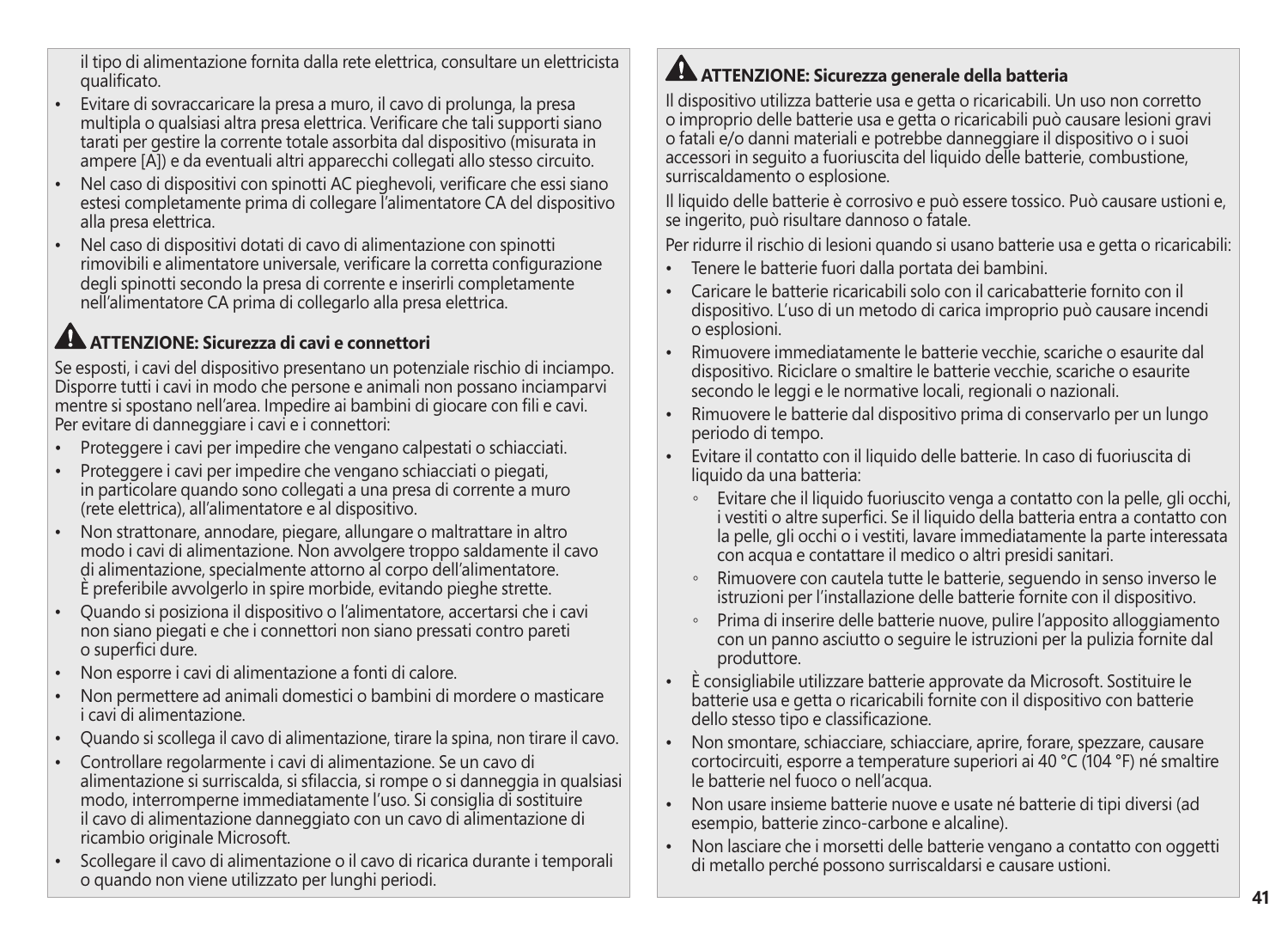il tipo di alimentazione fornita dalla rete elettrica, consultare un elettricista qualificato.

- Evitare di sovraccaricare la presa a muro, il cavo di prolunga, la presa multipla o qualsiasi altra presa elettrica. Verificare che tali supporti siano tarati per gestire la corrente totale assorbita dal dispositivo (misurata in ampere [A]) e da eventuali altri apparecchi collegati allo stesso circuito.
- Nel caso di dispositivi con spinotti AC pieghevoli, verificare che essi siano estesi completamente prima di collegare l'alimentatore CA del dispositivo alla presa elettrica.
- Nel caso di dispositivi dotati di cavo di alimentazione con spinotti rimovibili e alimentatore universale, verificare la corretta configurazione degli spinotti secondo la presa di corrente e inserirli completamente nell'alimentatore CA prima di collegarlo alla presa elettrica.

## ATTENZIONE: Sicurezza di cavi e connettori

Se esposti, i cavi del dispositivo presentano un potenziale rischio di inciampo. Disporre tutti i cavi in modo che persone e animali non possano inciamparvi mentre si spostano nell'area. Impedire ai bambini di giocare con fili e cavi. Per evitare di danneggiare i cavi e i connettori:

- Proteggere i cavi per impedire che vengano calpestati o schiacciati.
- Proteggere i cavi per impedire che vengano schiacciati o piegati, in particolare quando sono collegati a una presa di corrente a muro (rete elettrica), all'alimentatore e al dispositivo.
- Non strattonare, annodare, piegare, allungare o maltrattare in altro modo i cavi di alimentazione. Non avvolgere troppo saldamente il cavo di alimentazione, specialmente attorno al corpo dell'alimentatore. È preferibile avvolgerlo in spire morbide, evitando pieghe strette.
- Quando si posiziona il dispositivo o l'alimentatore, accertarsi che i cavi non siano piegati e che i connettori non siano pressati contro pareti o superfici dure.
- Non esporre i cavi di alimentazione a fonti di calore.
- Non permettere ad animali domestici o bambini di mordere o masticare i cavi di alimentazione.
- Quando si scollega il cavo di alimentazione, tirare la spina, non tirare il cavo.
- Controllare regolarmente i cavi di alimentazione. Se un cavo di alimentazione si surriscalda, si sfilaccia, si rompe o si danneggia in qualsiasi modo, interromperne immediatamente l'uso. Si consiglia di sostituire il cavo di alimentazione danneggiato con un cavo di alimentazione di ricambio originale Microsoft.
- Scollegare il cavo di alimentazione o il cavo di ricarica durante i temporali o quando non viene utilizzato per lunghi periodi.

## ATTENZIONE: Sicurezza generale della batteria

Il dispositivo utilizza batterie usa e getta o ricaricabili. Un uso non corretto o improprio delle batterie usa e getta o ricaricabili può causare lesioni gravi o fatali e/o danni materiali e potrebbe danneggiare il dispositivo o i suoi accessori in seguito a fuoriuscita del liquido delle batterie, combustione, surriscaldamento o esplosione.

Il liquido delle batterie è corrosivo e può essere tossico. Può causare ustioni e, se ingerito, può risultare dannoso o fatale.

Per ridurre il rischio di lesioni quando si usano batterie usa e getta o ricaricabili:

- Tenere le batterie fuori dalla portata dei bambini.
- Caricare le batterie ricaricabili solo con il caricabatterie fornito con il dispositivo. L'uso di un metodo di carica improprio può causare incendi o esplosioni.
- Rimuovere immediatamente le batterie vecchie, scariche o esaurite dal dispositivo. Riciclare o smaltire le batterie vecchie, scariche o esaurite secondo le leggi e le normative locali, regionali o nazionali.
- Rimuovere le batterie dal dispositivo prima di conservarlo per un lungo periodo di tempo.
- Evitare il contatto con il liquido delle batterie. In caso di fuoriuscita di liquido da una batteria:
  - Evitare che il liquido fuoriuscito venga a contatto con la pelle, gli occhi, i vestiti o altre superfici. Se il liquido della batteria entra a contatto con la pelle, gli occhi o i vestiti, lavare immediatamente la parte interessata con acqua e contattare il medico o altri presidi sanitari.
  - Rimuovere con cautela tutte le batterie, seguendo in senso inverso le istruzioni per l'installazione delle batterie fornite con il dispositivo.
  - Prima di inserire delle batterie nuove, pulire l'apposito alloggiamento con un panno asciutto o seguire le istruzioni per la pulizia fornite dal produttore.
- È consigliabile utilizzare batterie approvate da Microsoft. Sostituire le batterie usa e getta o ricaricabili fornite con il dispositivo con batterie dello stesso tipo e classificazione.
- Non smontare, schiacciare, schiacciare, aprire, forare, spezzare, causare cortocircuiti, esporre a temperature superiori ai 40 °C (104 °F) né smaltire le batterie nel fuoco o nell'acqua.
- Non usare insieme batterie nuove e usate né batterie di tipi diversi (ad esempio, batterie zinco-carbone e alcaline).
- Non lasciare che i morsetti delle batterie vengano a contatto con oggetti di metallo perché possono surriscaldarsi e causare ustioni.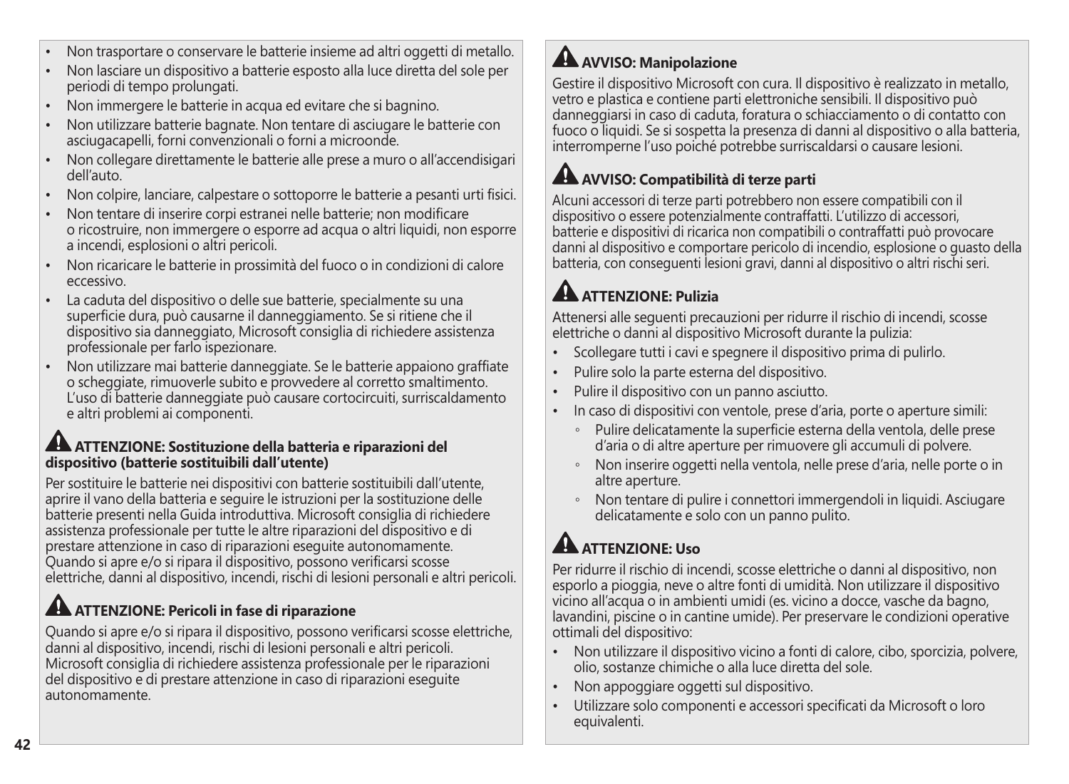- Non trasportare o conservare le batterie insieme ad altri oggetti di metallo.
- Non lasciare un dispositivo a batterie esposto alla luce diretta del sole per periodi di tempo prolungati.
- Non immergere le batterie in acqua ed evitare che si bagnino.
- Non utilizzare batterie bagnate. Non tentare di asciugare le batterie con asciugacapelli, forni convenzionali o forni a microonde.
- Non collegare direttamente le batterie alle prese a muro o all'accendisigari dell'auto.
- Non colpire, lanciare, calpestare o sottoporre le batterie a pesanti urti fisici.
- Non tentare di inserire corpi estranei nelle batterie; non modificare o ricostruire, non immergere o esporre ad acqua o altri liquidi, non esporre a incendi, esplosioni o altri pericoli.
- Non ricaricare le batterie in prossimità del fuoco o in condizioni di calore eccessivo.
- La caduta del dispositivo o delle sue batterie, specialmente su una superficie dura, può causarne il danneggiamento. Se si ritiene che il dispositivo sia danneggiato, Microsoft consiglia di richiedere assistenza professionale per farlo ispezionare.
- Non utilizzare mai batterie danneggiate. Se le batterie appaiono graffiate o scheggiate, rimuoverle subito e provvedere al corretto smaltimento. L'uso di batterie danneggiate può causare cortocircuiti, surriscaldamento e altri problemi ai componenti.

### ⚠ ATTENZIONE: Sostituzione della batteria e riparazioni del dispositivo (batterie sostituibili dall'utente)

Per sostituire le batterie nei dispositivi con batterie sostituibili dall'utente, aprire il vano della batteria e seguire le istruzioni per la sostituzione delle batterie presenti nella Guida introduttiva. Microsoft consiglia di richiedere assistenza professionale per tutte le altre riparazioni del dispositivo e di prestare attenzione in caso di riparazioni eseguite autonomamente. Quando si apre e/o si ripara il dispositivo, possono verificarsi scosse elettriche, danni al dispositivo, incendi, rischi di lesioni personali e altri pericoli.

### ⚠ ATTENZIONE: Pericoli in fase di riparazione

Quando si apre e/o si ripara il dispositivo, possono verificarsi scosse elettriche, danni al dispositivo, incendi, rischi di lesioni personali e altri pericoli. Microsoft consiglia di richiedere assistenza professionale per le riparazioni del dispositivo e di prestare attenzione in caso di riparazioni eseguite autonomamente.

### ⚠ AVVISO: Manipolazione

Gestire il dispositivo Microsoft con cura. Il dispositivo è realizzato in metallo, vetro e plastica e contiene parti elettroniche sensibili. Il dispositivo può danneggiarsi in caso di caduta, foratura o schiacciamento o di contatto con fuoco o liquidi. Se si sospetta la presenza di danni al dispositivo o alla batteria, interromperne l'uso poiché potrebbe surriscaldarsi o causare lesioni.

### ⚠ AVVISO: Compatibilità di terze parti

Alcuni accessori di terze parti potrebbero non essere compatibili con il dispositivo o essere potenzialmente contraffatti. L'utilizzo di accessori, batterie e dispositivi di ricarica non compatibili o contraffatti può provocare danni al dispositivo e comportare pericolo di incendio, esplosione o guasto della batteria, con conseguenti lesioni gravi, danni al dispositivo o altri rischi seri.

### ⚠ ATTENZIONE: Pulizia

Attenersi alle seguenti precauzioni per ridurre il rischio di incendi, scosse elettriche o danni al dispositivo Microsoft durante la pulizia:

- Scollegare tutti i cavi e spegnere il dispositivo prima di pulirlo.
- Pulire solo la parte esterna del dispositivo.
- Pulire il dispositivo con un panno asciutto.
- In caso di dispositivi con ventole, prese d'aria, porte o aperture simili:
  - Pulire delicatamente la superficie esterna della ventola, delle prese d'aria o di altre aperture per rimuovere gli accumuli di polvere.
  - Non inserire oggetti nella ventola, nelle prese d'aria, nelle porte o in altre aperture.
  - Non tentare di pulire i connettori immergendoli in liquidi. Asciugare delicatamente e solo con un panno pulito.

### ⚠ ATTENZIONE: Uso

Per ridurre il rischio di incendi, scosse elettriche o danni al dispositivo, non esporlo a pioggia, neve o altre fonti di umidità. Non utilizzare il dispositivo vicino all'acqua o in ambienti umidi (es. vicino a docce, vasche da bagno, lavandini, piscine o in cantine umide). Per preservare le condizioni operative ottimali del dispositivo:

- Non utilizzare il dispositivo vicino a fonti di calore, cibo, sporcizia, polvere, olio, sostanze chimiche o alla luce diretta del sole.
- Non appoggiare oggetti sul dispositivo.
- Utilizzare solo componenti e accessori specificati da Microsoft o loro equivalenti.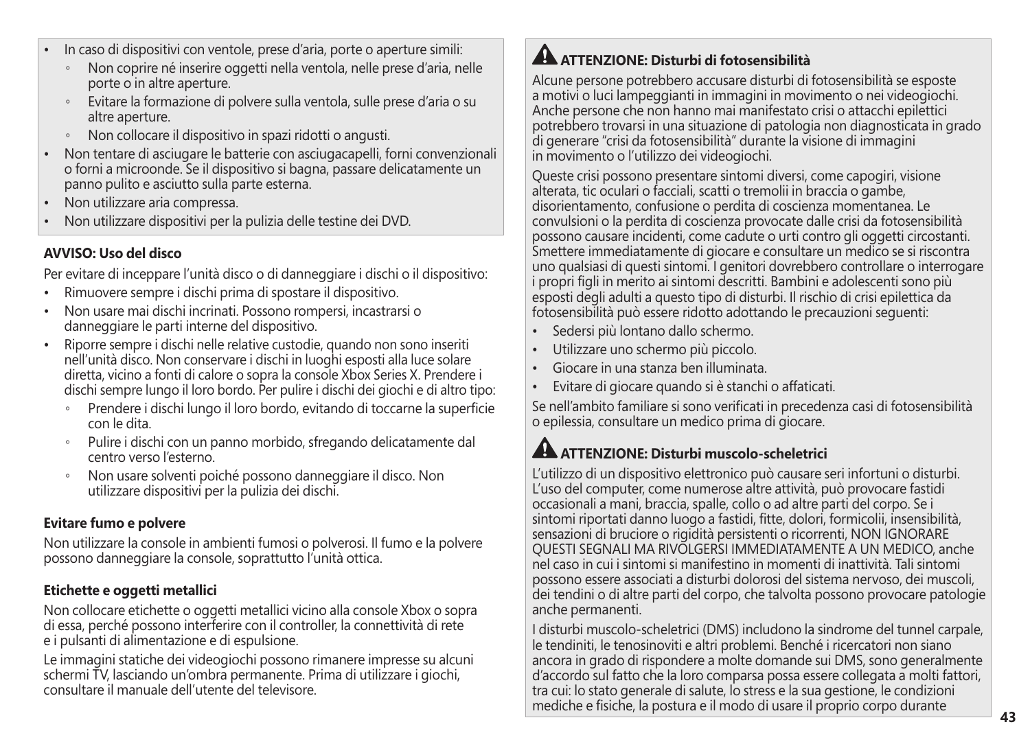- In caso di dispositivi con ventole, prese d'aria, porte o aperture simili:
  - Non coprire né inserire oggetti nella ventola, nelle prese d'aria, nelle porte o in altre aperture.
  - Evitare la formazione di polvere sulla ventola, sulle prese d'aria o su altre aperture.
  - Non collocare il dispositivo in spazi ridotti o angusti.
- Non tentare di asciugare le batterie con asciugacapelli, forni convenzionali o forni a microonde. Se il dispositivo si bagna, passare delicatamente un panno pulito e asciutto sulla parte esterna.
- Non utilizzare aria compressa.
- Non utilizzare dispositivi per la pulizia delle testine dei DVD.

**AVVISO: Uso del disco**

Per evitare di inceppare l'unità disco o di danneggiare i dischi o il dispositivo:

- Rimuovere sempre i dischi prima di spostare il dispositivo.
- Non usare mai dischi incrinati. Possono rompersi, incastrarsi o danneggiare le parti interne del dispositivo.
- Riporre sempre i dischi nelle relative custodie, quando non sono inseriti nell'unità disco. Non conservare i dischi in luoghi esposti alla luce solare diretta, vicino a fonti di calore o sopra la console Xbox Series X. Prendere i dischi sempre lungo il loro bordo. Per pulire i dischi dei giochi e di altro tipo:
  - Prendere i dischi lungo il loro bordo, evitando di toccarne la superficie con le dita.
  - Pulire i dischi con un panno morbido, sfregando delicatamente dal centro verso l'esterno.
  - Non usare solventi poiché possono danneggiare il disco. Non utilizzare dispositivi per la pulizia dei dischi.

**Evitare fumo e polvere**

Non utilizzare la console in ambienti fumosi o polverosi. Il fumo e la polvere possono danneggiare la console, soprattutto l'unità ottica.

**Etichette e oggetti metallici**

Non collocare etichette o oggetti metallici vicino alla console Xbox o sopra di essa, perché possono interferire con il controller, la connettività di rete e i pulsanti di alimentazione e di espulsione.

Le immagini statiche dei videogiochi possono rimanere impresse su alcuni schermi TV, lasciando un'ombra permanente. Prima di utilizzare i giochi, consultare il manuale dell'utente del televisore.

**ATTENZIONE: Disturbi di fotosensibilità**

Alcune persone potrebbero accusare disturbi di fotosensibilità se esposte a motivi o luci lampeggianti in immagini in movimento o nei videogiochi. Anche persone che non hanno mai manifestato crisi o attacchi epilettici potrebbero trovarsi in una situazione di patologia non diagnosticata in grado di generare "crisi da fotosensibilità" durante la visione di immagini in movimento o l'utilizzo dei videogiochi.

Queste crisi possono presentare sintomi diversi, come capogiri, visione alterata, tic oculari o facciali, scatti o tremolii in braccia o gambe, disorientamento, confusione o perdita di coscienza momentanea. Le convulsioni o la perdita di coscienza provocate dalle crisi da fotosensibilità possono causare incidenti, come cadute o urti contro gli oggetti circostanti. Smettere immediatamente di giocare e consultare un medico se si riscontra uno qualsiasi di questi sintomi. I genitori dovrebbero controllare o interrogare i propri figli in merito ai sintomi descritti. Bambini e adolescenti sono più esposti degli adulti a questo tipo di disturbi. Il rischio di crisi epilettica da fotosensibilità può essere ridotto adottando le precauzioni seguenti:

- Sedersi più lontano dallo schermo.
- Utilizzare uno schermo più piccolo.
- Giocare in una stanza ben illuminata.
- Evitare di giocare quando si è stanchi o affaticati.

Se nell'ambito familiare si sono verificati in precedenza casi di fotosensibilità o epilessia, consultare un medico prima di giocare.

**ATTENZIONE: Disturbi muscolo-scheletrici**

L'utilizzo di un dispositivo elettronico può causare seri infortuni o disturbi. L'uso del computer, come numerose altre attività, può provocare fastidi occasionali a mani, braccia, spalle, collo o ad altre parti del corpo. Se i sintomi riportati danno luogo a fastidi, fitte, dolori, formicolii, insensibilità, sensazioni di bruciore o rigidità persistenti o ricorrenti, NON IGNORARE QUESTI SEGNALI MA RIVOLGERSI IMMEDIATAMENTE A UN MEDICO, anche nel caso in cui i sintomi si manifestino in momenti di inattività. Tali sintomi possono essere associati a disturbi dolorosi del sistema nervoso, dei muscoli, dei tendini o di altre parti del corpo, che talvolta possono provocare patologie anche permanenti.

I disturbi muscolo-scheletrici (DMS) includono la sindrome del tunnel carpale, le tendiniti, le tenosinoviti e altri problemi. Benché i ricercatori non siano ancora in grado di rispondere a molte domande sui DMS, sono generalmente d'accordo sul fatto che la loro comparsa possa essere collegata a molti fattori, tra cui: lo stato generale di salute, lo stress e la sua gestione, le condizioni mediche e fisiche, la postura e il modo di usare il proprio corpo durante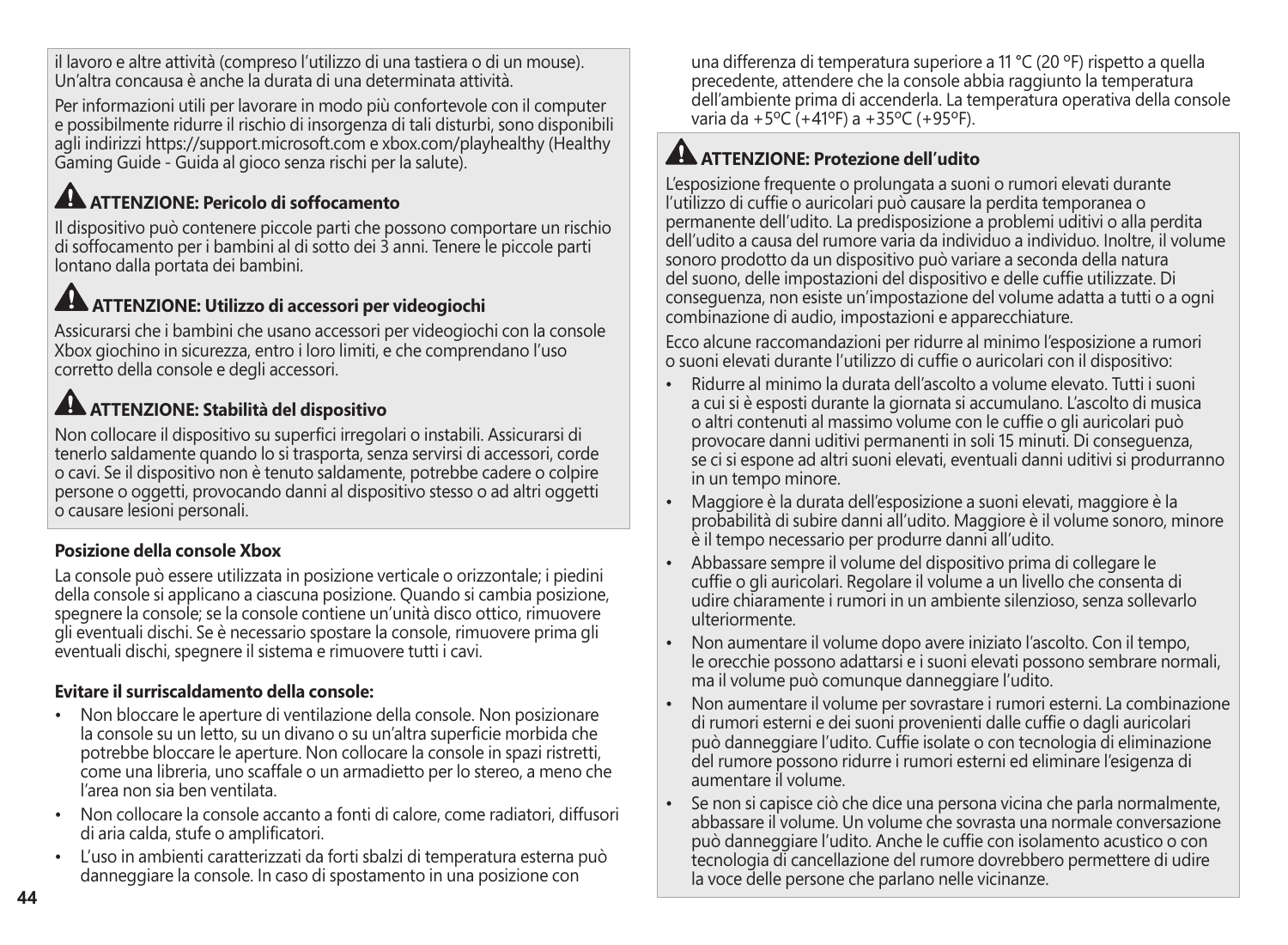il lavoro e altre attività (compreso l'utilizzo di una tastiera o di un mouse). Un'altra concausa è anche la durata di una determinata attività.

Per informazioni utili per lavorare in modo più confortevole con il computer e possibilmente ridurre il rischio di insorgenza di tali disturbi, sono disponibili agli indirizzi https://support.microsoft.com e xbox.com/playhealthy (Healthy Gaming Guide - Guida al gioco senza rischi per la salute).

### ATTENZIONE: Pericolo di soffocamento

Il dispositivo può contenere piccole parti che possono comportare un rischio di soffocamento per i bambini al di sotto dei 3 anni. Tenere le piccole parti lontano dalla portata dei bambini.

### ATTENZIONE: Utilizzo di accessori per videogiochi

Assicurarsi che i bambini che usano accessori per videogiochi con la console Xbox giochino in sicurezza, entro i loro limiti, e che comprendano l'uso corretto della console e degli accessori.

### ATTENZIONE: Stabilità del dispositivo

Non collocare il dispositivo su superfici irregolari o instabili. Assicurarsi di tenerlo saldamente quando lo si trasporta, senza servirsi di accessori, corde o cavi. Se il dispositivo non è tenuto saldamente, potrebbe cadere o colpire persone o oggetti, provocando danni al dispositivo stesso o ad altri oggetti o causare lesioni personali.

**Posizione della console Xbox**

La console può essere utilizzata in posizione verticale o orizzontale; i piedini della console si applicano a ciascuna posizione. Quando si cambia posizione, spegnere la console; se la console contiene un'unità disco ottico, rimuovere gli eventuali dischi. Se è necessario spostare la console, rimuovere prima gli eventuali dischi, spegnere il sistema e rimuovere tutti i cavi.

**Evitare il surriscaldamento della console:**

- Non bloccare le aperture di ventilazione della console. Non posizionare la console su un letto, su un divano o su un'altra superficie morbida che potrebbe bloccare le aperture. Non collocare la console in spazi ristretti, come una libreria, uno scaffale o un armadietto per lo stereo, a meno che l'area non sia ben ventilata.
- Non collocare la console accanto a fonti di calore, come radiatori, diffusori di aria calda, stufe o amplificatori.
- L'uso in ambienti caratterizzati da forti sbalzi di temperatura esterna può danneggiare la console. In caso di spostamento in una posizione con una differenza di temperatura superiore a 11 °C (20 °F) rispetto a quella precedente, attendere che la console abbia raggiunto la temperatura dell'ambiente prima di accenderla. La temperatura operativa della console varia da +5ºC (+41ºF) a +35ºC (+95ºF).

### ATTENZIONE: Protezione dell'udito

L'esposizione frequente o prolungata a suoni o rumori elevati durante l'utilizzo di cuffie o auricolari può causare la perdita temporanea o permanente dell'udito. La predisposizione a problemi uditivi o alla perdita dell'udito a causa del rumore varia da individuo a individuo. Inoltre, il volume sonoro prodotto da un dispositivo può variare a seconda della natura del suono, delle impostazioni del dispositivo e delle cuffie utilizzate. Di conseguenza, non esiste un'impostazione del volume adatta a tutti o a ogni combinazione di audio, impostazioni e apparecchiature.

Ecco alcune raccomandazioni per ridurre al minimo l'esposizione a rumori o suoni elevati durante l'utilizzo di cuffie o auricolari con il dispositivo:

- Ridurre al minimo la durata dell'ascolto a volume elevato. Tutti i suoni a cui si è esposti durante la giornata si accumulano. L'ascolto di musica o altri contenuti al massimo volume con le cuffie o gli auricolari può provocare danni uditivi permanenti in soli 15 minuti. Di conseguenza, se ci si espone ad altri suoni elevati, eventuali danni uditivi si produrranno in un tempo minore.
- Maggiore è la durata dell'esposizione a suoni elevati, maggiore è la probabilità di subire danni all'udito. Maggiore è il volume sonoro, minore è il tempo necessario per produrre danni all'udito.
- Abbassare sempre il volume del dispositivo prima di collegare le cuffie o gli auricolari. Regolare il volume a un livello che consenta di udire chiaramente i rumori in un ambiente silenzioso, senza sollevarlo ulteriormente.
- Non aumentare il volume dopo avere iniziato l'ascolto. Con il tempo, le orecchie possono adattarsi e i suoni elevati possono sembrare normali, ma il volume può comunque danneggiare l'udito.
- Non aumentare il volume per sovrastare i rumori esterni. La combinazione di rumori esterni e dei suoni provenienti dalle cuffie o dagli auricolari può danneggiare l'udito. Cuffie isolate o con tecnologia di eliminazione del rumore possono ridurre i rumori esterni ed eliminare l'esigenza di aumentare il volume.
- Se non si capisce ciò che dice una persona vicina che parla normalmente, abbassare il volume. Un volume che sovrasta una normale conversazione può danneggiare l'udito. Anche le cuffie con isolamento acustico o con tecnologia di cancellazione del rumore dovrebbero permettere di udire la voce delle persone che parlano nelle vicinanze.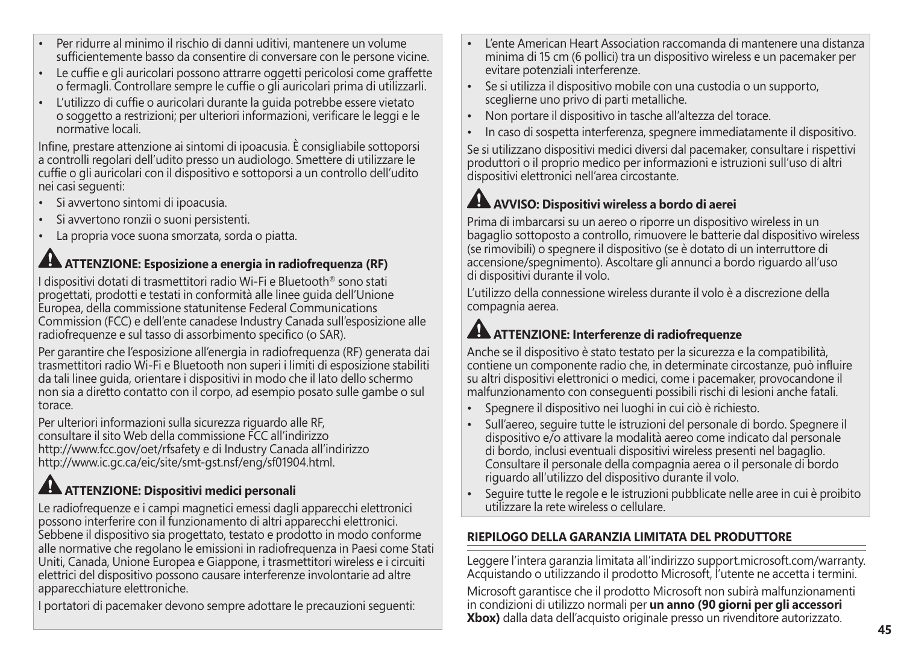- Per ridurre al minimo il rischio di danni uditivi, mantenere un volume sufficientemente basso da consentire di conversare con le persone vicine.
- Le cuffie e gli auricolari possono attrarre oggetti pericolosi come graffette o fermagli. Controllare sempre le cuffie o gli auricolari prima di utilizzarli.
- L'utilizzo di cuffie o auricolari durante la guida potrebbe essere vietato o soggetto a restrizioni; per ulteriori informazioni, verificare le leggi e le normative locali.

Infine, prestare attenzione ai sintomi di ipoacusia. È consigliabile sottoporsi a controlli regolari dell'udito presso un audiologo. Smettere di utilizzare le cuffie o gli auricolari con il dispositivo e sottoporsi a un controllo dell'udito nei casi seguenti:

- Si avvertono sintomi di ipoacusia.
- Si avvertono ronzii o suoni persistenti.
- La propria voce suona smorzata, sorda o piatta.

### ⚠ ATTENZIONE: Esposizione a energia in radiofrequenza (RF)

I dispositivi dotati di trasmettitori radio Wi-Fi e Bluetooth® sono stati progettati, prodotti e testati in conformità alle linee guida dell'Unione Europea, della commissione statunitense Federal Communications Commission (FCC) e dell'ente canadese Industry Canada sull'esposizione alle radiofrequenze e sul tasso di assorbimento specifico (o SAR).

Per garantire che l'esposizione all'energia in radiofrequenza (RF) generata dai trasmettitori radio Wi-Fi e Bluetooth non superi i limiti di esposizione stabiliti da tali linee guida, orientare i dispositivi in modo che il lato dello schermo non sia a diretto contatto con il corpo, ad esempio posato sulle gambe o sul torace.

Per ulteriori informazioni sulla sicurezza riguardo alle RF, consultare il sito Web della commissione FCC all'indirizzo http://www.fcc.gov/oet/rfsafety e di Industry Canada all'indirizzo http://www.ic.gc.ca/eic/site/smt-gst.nsf/eng/sf01904.html.

### ⚠ ATTENZIONE: Dispositivi medici personali

Le radiofrequenze e i campi magnetici emessi dagli apparecchi elettronici possono interferire con il funzionamento di altri apparecchi elettronici. Sebbene il dispositivo sia progettato, testato e prodotto in modo conforme alle normative che regolano le emissioni in radiofrequenza in Paesi come Stati Uniti, Canada, Unione Europea e Giappone, i trasmettitori wireless e i circuiti elettrici del dispositivo possono causare interferenze involontarie ad altre apparecchiature elettroniche.

I portatori di pacemaker devono sempre adottare le precauzioni seguenti:

- L'ente American Heart Association raccomanda di mantenere una distanza minima di 15 cm (6 pollici) tra un dispositivo wireless e un pacemaker per evitare potenziali interferenze.
- Se si utilizza il dispositivo mobile con una custodia o un supporto, sceglierne uno privo di parti metalliche.
- Non portare il dispositivo in tasche all'altezza del torace.
- In caso di sospetta interferenza, spegnere immediatamente il dispositivo.

Se si utilizzano dispositivi medici diversi dal pacemaker, consultare i rispettivi produttori o il proprio medico per informazioni e istruzioni sull'uso di altri dispositivi elettronici nell'area circostante.

### ⚠ AVVISO: Dispositivi wireless a bordo di aerei

Prima di imbarcarsi su un aereo o riporre un dispositivo wireless in un bagaglio sottoposto a controllo, rimuovere le batterie dal dispositivo wireless (se rimovibili) o spegnere il dispositivo (se è dotato di un interruttore di accensione/spegnimento). Ascoltare gli annunci a bordo riguardo all'uso di dispositivi durante il volo.

L'utilizzo della connessione wireless durante il volo è a discrezione della compagnia aerea.

### ⚠ ATTENZIONE: Interferenze di radiofrequenze

Anche se il dispositivo è stato testato per la sicurezza e la compatibilità, contiene un componente radio che, in determinate circostanze, può influire su altri dispositivi elettronici o medici, come i pacemaker, provocandone il malfunzionamento con conseguenti possibili rischi di lesioni anche fatali.

- Spegnere il dispositivo nei luoghi in cui ciò è richiesto.
- Sull'aereo, seguire tutte le istruzioni del personale di bordo. Spegnere il dispositivo e/o attivare la modalità aereo come indicato dal personale di bordo, inclusi eventuali dispositivi wireless presenti nel bagaglio. Consultare il personale della compagnia aerea o il personale di bordo riguardo all'utilizzo del dispositivo durante il volo.
- Seguire tutte le regole e le istruzioni pubblicate nelle aree in cui è proibito utilizzare la rete wireless o cellulare.

## RIEPILOGO DELLA GARANZIA LIMITATA DEL PRODUTTORE

Leggere l'intera garanzia limitata all'indirizzo support.microsoft.com/warranty. Acquistando o utilizzando il prodotto Microsoft, l'utente ne accetta i termini.

Microsoft garantisce che il prodotto Microsoft non subirà malfunzionamenti in condizioni di utilizzo normali per **un anno (90 giorni per gli accessori Xbox)** dalla data dell'acquisto originale presso un rivenditore autorizzato.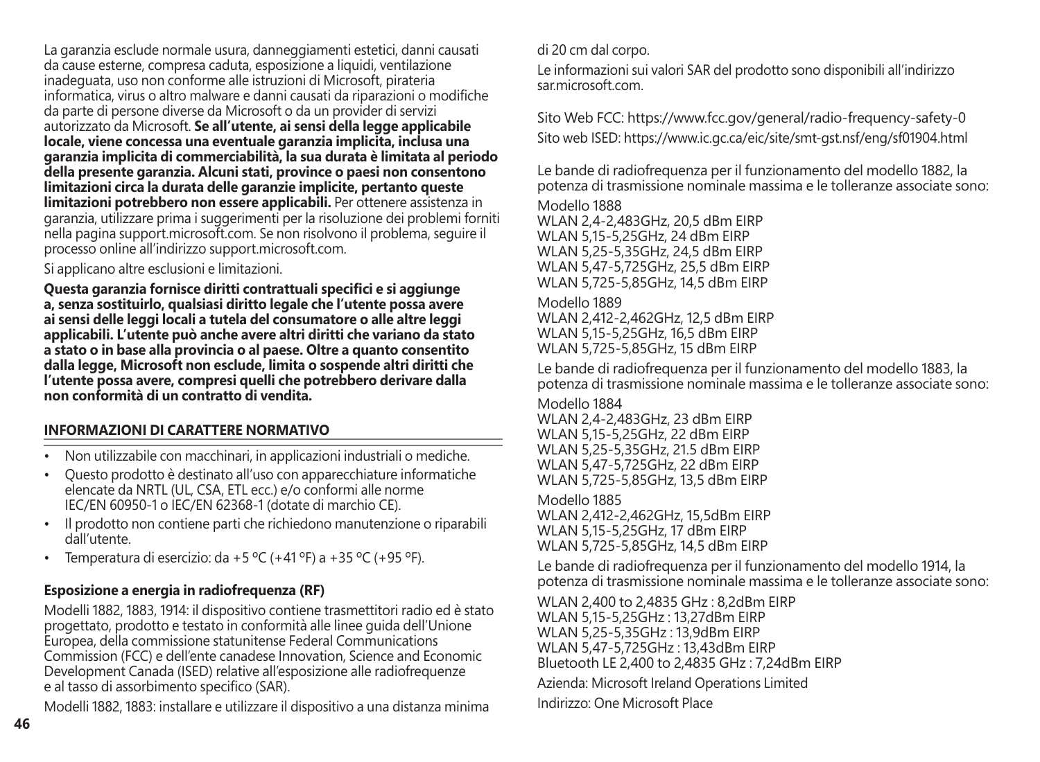La garanzia esclude normale usura, danneggiamenti estetici, danni causati da cause esterne, compresa caduta, esposizione a liquidi, ventilazione inadeguata, uso non conforme alle istruzioni di Microsoft, pirateria informatica, virus o altro malware e danni causati da riparazioni o modifiche da parte di persone diverse da Microsoft o da un provider di servizi autorizzato da Microsoft. **Se all'utente, ai sensi della legge applicabile locale, viene concessa una eventuale garanzia implicita, inclusa una garanzia implicita di commerciabilità, la sua durata è limitata al periodo della presente garanzia. Alcuni stati, province o paesi non consentono limitazioni circa la durata delle garanzie implicite, pertanto queste limitazioni potrebbero non essere applicabili.** Per ottenere assistenza in garanzia, utilizzare prima i suggerimenti per la risoluzione dei problemi forniti nella pagina support.microsoft.com. Se non risolvono il problema, seguire il processo online all'indirizzo support.microsoft.com.

Si applicano altre esclusioni e limitazioni.

**Questa garanzia fornisce diritti contrattuali specifici e si aggiunge a, senza sostituirlo, qualsiasi diritto legale che l'utente possa avere ai sensi delle leggi locali a tutela del consumatore o alle altre leggi applicabili. L'utente può anche avere altri diritti che variano da stato a stato o in base alla provincia o al paese. Oltre a quanto consentito dalla legge, Microsoft non esclude, limita o sospende altri diritti che l'utente possa avere, compresi quelli che potrebbero derivare dalla non conformità di un contratto di vendita.**

## INFORMAZIONI DI CARATTERE NORMATIVO

- Non utilizzabile con macchinari, in applicazioni industriali o mediche.
- Questo prodotto è destinato all'uso con apparecchiature informatiche elencate da NRTL (UL, CSA, ETL ecc.) e/o conformi alle norme IEC/EN 60950-1 o IEC/EN 62368-1 (dotate di marchio CE).
- Il prodotto non contiene parti che richiedono manutenzione o riparabili dall'utente.
- Temperatura di esercizio: da +5 °C (+41 °F) a +35 °C (+95 °F).

### Esposizione a energia in radiofrequenza (RF)

Modelli 1882, 1883, 1914: il dispositivo contiene trasmettitori radio ed è stato progettato, prodotto e testato in conformità alle linee guida dell'Unione Europea, della commissione statunitense Federal Communications Commission (FCC) e dell'ente canadese Innovation, Science and Economic Development Canada (ISED) relative all'esposizione alle radiofrequenze e al tasso di assorbimento specifico (SAR).

Modelli 1882, 1883: installare e utilizzare il dispositivo a una distanza minima di 20 cm dal corpo.

Le informazioni sui valori SAR del prodotto sono disponibili all'indirizzo sar.microsoft.com.

Sito Web FCC: https://www.fcc.gov/general/radio-frequency-safety-0
Sito web ISED: https://www.ic.gc.ca/eic/site/smt-gst.nsf/eng/sf01904.html

Le bande di radiofrequenza per il funzionamento del modello 1882, la potenza di trasmissione nominale massima e le tolleranze associate sono:

Modello 1888
WLAN 2,4-2,483GHz, 20,5 dBm EIRP
WLAN 5,15-5,25GHz, 24 dBm EIRP
WLAN 5,25-5,35GHz, 24,5 dBm EIRP
WLAN 5,47-5,725GHz, 25,5 dBm EIRP
WLAN 5,725-5,85GHz, 14,5 dBm EIRP

Modello 1889
WLAN 2,412-2,462GHz, 12,5 dBm EIRP
WLAN 5,15-5,25GHz, 16,5 dBm EIRP
WLAN 5,725-5,85GHz, 15 dBm EIRP

Le bande di radiofrequenza per il funzionamento del modello 1883, la potenza di trasmissione nominale massima e le tolleranze associate sono:

Modello 1884
WLAN 2,4-2,483GHz, 23 dBm EIRP
WLAN 5,15-5,25GHz, 22 dBm EIRP
WLAN 5,25-5,35GHz, 21.5 dBm EIRP
WLAN 5,47-5,725GHz, 22 dBm EIRP
WLAN 5,725-5,85GHz, 13,5 dBm EIRP

Modello 1885
WLAN 2,412-2,462GHz, 15,5dBm EIRP
WLAN 5,15-5,25GHz, 17 dBm EIRP
WLAN 5,725-5,85GHz, 14,5 dBm EIRP

Le bande di radiofrequenza per il funzionamento del modello 1914, la potenza di trasmissione nominale massima e le tolleranze associate sono:

WLAN 2,400 to 2,4835 GHz : 8,2dBm EIRP
WLAN 5,15-5,25GHz : 13,27dBm EIRP
WLAN 5,25-5,35GHz : 13,9dBm EIRP
WLAN 5,47-5,725GHz : 13,43dBm EIRP
Bluetooth LE 2,400 to 2,4835 GHz : 7,24dBm EIRP

Azienda: Microsoft Ireland Operations Limited

Indirizzo: One Microsoft Place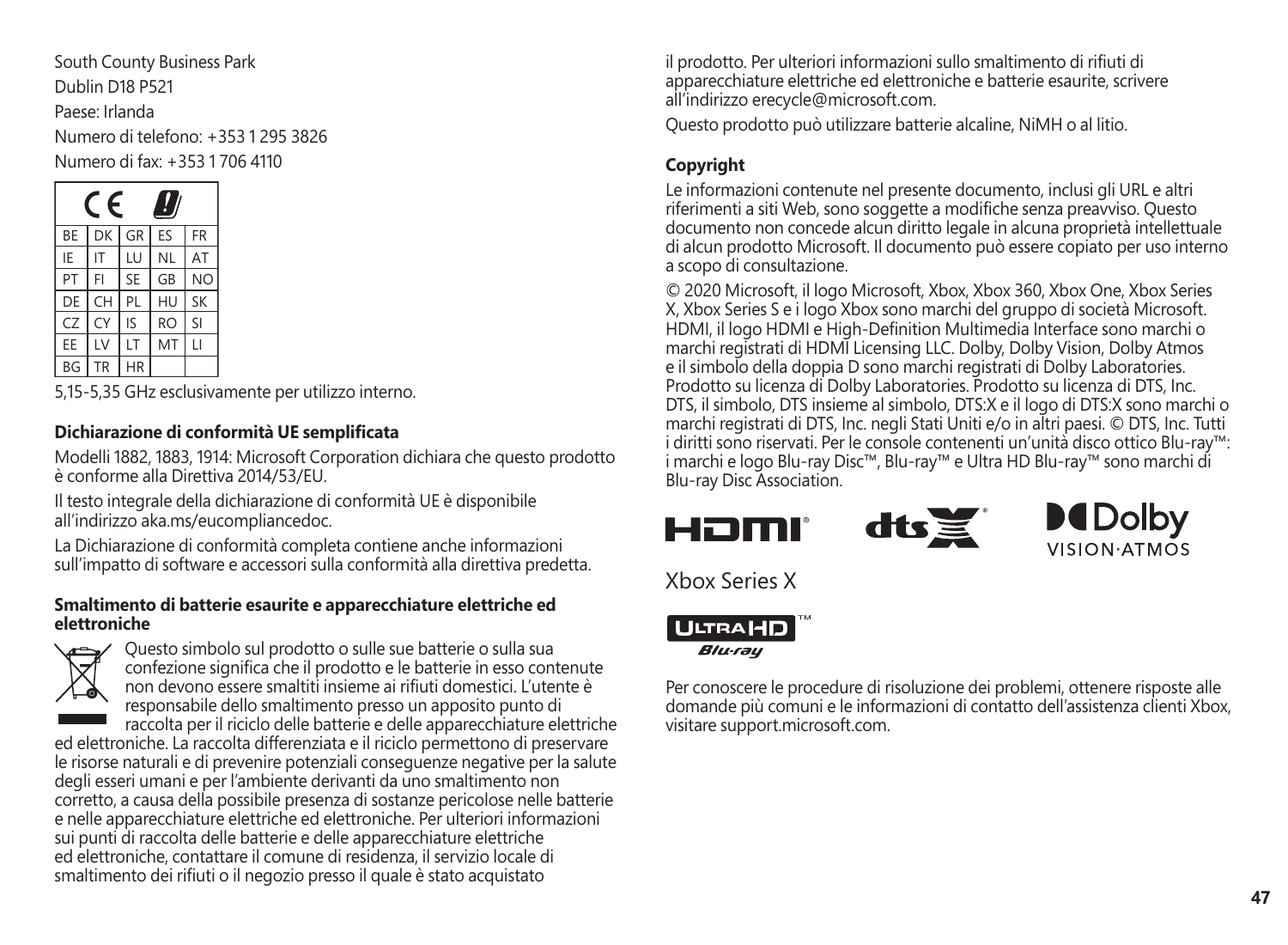South County Business Park

Dublin D18 P521

Paese: Irlanda

Numero di telefono: +353 1 295 3826

Numero di fax: +353 1 706 4110

| BE | DK | GR | ES | FR |
|---|---|---|---|---|
| IE | IT | LU | NL | AT |
| PT | FI | SE | GB | NO |
| DE | CH | PL | HU | SK |
| CZ | CY | IS | RO | SI |
| EE | LV | LT | MT | LI |
| BG | TR | HR | | |

5,15-5,35 GHz esclusivamente per utilizzo interno.

**Dichiarazione di conformità UE semplificata**

Modelli 1882, 1883, 1914: Microsoft Corporation dichiara che questo prodotto è conforme alla Direttiva 2014/53/EU.

Il testo integrale della dichiarazione di conformità UE è disponibile all'indirizzo aka.ms/eucompliancedoc.

La Dichiarazione di conformità completa contiene anche informazioni sull'impatto di software e accessori sulla conformità alla direttiva predetta.

**Smaltimento di batterie esaurite e apparecchiature elettriche ed elettroniche**

Questo simbolo sul prodotto o sulle sue batterie o sulla sua confezione significa che il prodotto e le batterie in esso contenute non devono essere smaltiti insieme ai rifiuti domestici. L'utente è responsabile dello smaltimento presso un apposito punto di raccolta per il riciclo delle batterie e delle apparecchiature elettriche ed elettroniche. La raccolta differenziata e il riciclo permettono di preservare le risorse naturali e di prevenire potenziali conseguenze negative per la salute degli esseri umani e per l'ambiente derivanti da uno smaltimento non corretto, a causa della possibile presenza di sostanze pericolose nelle batterie e nelle apparecchiature elettriche ed elettroniche. Per ulteriori informazioni sui punti di raccolta delle batterie e delle apparecchiature elettriche ed elettroniche, contattare il comune di residenza, il servizio locale di smaltimento dei rifiuti o il negozio presso il quale è stato acquistato il prodotto. Per ulteriori informazioni sullo smaltimento di rifiuti di apparecchiature elettriche ed elettroniche e batterie esaurite, scrivere all'indirizzo erecycle@microsoft.com.

Questo prodotto può utilizzare batterie alcaline, NiMH o al litio.

**Copyright**

Le informazioni contenute nel presente documento, inclusi gli URL e altri riferimenti a siti Web, sono soggette a modifiche senza preavviso. Questo documento non concede alcun diritto legale in alcuna proprietà intellettuale di alcun prodotto Microsoft. Il documento può essere copiato per uso interno a scopo di consultazione.

© 2020 Microsoft, il logo Microsoft, Xbox, Xbox 360, Xbox One, Xbox Series X, Xbox Series S e i logo Xbox sono marchi del gruppo di società Microsoft. HDMI, il logo HDMI e High-Definition Multimedia Interface sono marchi o marchi registrati di HDMI Licensing LLC. Dolby, Dolby Vision, Dolby Atmos e il simbolo della doppia D sono marchi registrati di Dolby Laboratories. Prodotto su licenza di Dolby Laboratories. Prodotto su licenza di DTS, Inc. DTS, il simbolo, DTS insieme al simbolo, DTS:X e il logo di DTS:X sono marchi o marchi registrati di DTS, Inc. negli Stati Uniti e/o in altri paesi. © DTS, Inc. Tutti i diritti sono riservati. Per le console contenenti un'unità disco ottico Blu-ray™: i marchi e logo Blu-ray Disc™, Blu-ray™ e Ultra HD Blu-ray™ sono marchi di Blu-ray Disc Association.

Xbox Series X

Per conoscere le procedure di risoluzione dei problemi, ottenere risposte alle domande più comuni e le informazioni di contatto dell'assistenza clienti Xbox, visitare support.microsoft.com.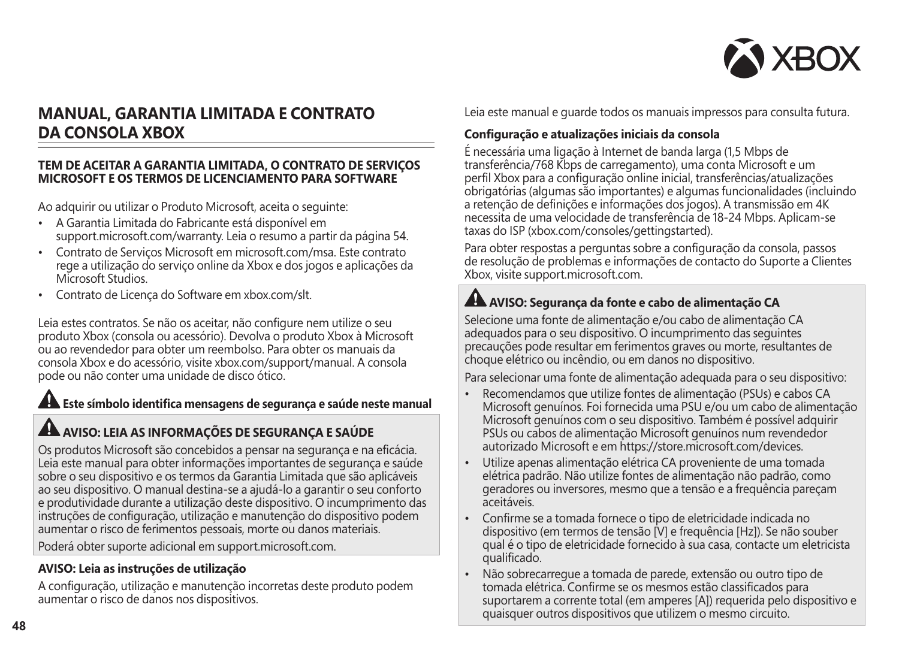# MANUAL, GARANTIA LIMITADA E CONTRATO DA CONSOLA XBOX

**TEM DE ACEITAR A GARANTIA LIMITADA, O CONTRATO DE SERVIÇOS MICROSOFT E OS TERMOS DE LICENCIAMENTO PARA SOFTWARE**

Ao adquirir ou utilizar o Produto Microsoft, aceita o seguinte:

- A Garantia Limitada do Fabricante está disponível em support.microsoft.com/warranty. Leia o resumo a partir da página 54.
- Contrato de Serviços Microsoft em microsoft.com/msa. Este contrato rege a utilização do serviço online da Xbox e dos jogos e aplicações da Microsoft Studios.
- Contrato de Licença do Software em xbox.com/slt.

Leia estes contratos. Se não os aceitar, não configure nem utilize o seu produto Xbox (consola ou acessório). Devolva o produto Xbox à Microsoft ou ao revendedor para obter um reembolso. Para obter os manuais da consola Xbox e do acessório, visite xbox.com/support/manual. A consola pode ou não conter uma unidade de disco ótico.

**⚠ Este símbolo identifica mensagens de segurança e saúde neste manual**

## ⚠ AVISO: LEIA AS INFORMAÇÕES DE SEGURANÇA E SAÚDE

Os produtos Microsoft são concebidos a pensar na segurança e na eficácia. Leia este manual para obter informações importantes de segurança e saúde sobre o seu dispositivo e os termos da Garantia Limitada que são aplicáveis ao seu dispositivo. O manual destina-se a ajudá-lo a garantir o seu conforto e produtividade durante a utilização deste dispositivo. O incumprimento das instruções de configuração, utilização e manutenção do dispositivo podem aumentar o risco de ferimentos pessoais, morte ou danos materiais.

Poderá obter suporte adicional em support.microsoft.com.

### AVISO: Leia as instruções de utilização

A configuração, utilização e manutenção incorretas deste produto podem aumentar o risco de danos nos dispositivos.

Leia este manual e guarde todos os manuais impressos para consulta futura.

### Configuração e atualizações iniciais da consola

É necessária uma ligação à Internet de banda larga (1,5 Mbps de transferência/768 Kbps de carregamento), uma conta Microsoft e um perfil Xbox para a configuração online inicial, transferências/atualizações obrigatórias (algumas são importantes) e algumas funcionalidades (incluindo a retenção de definições e informações dos jogos). A transmissão em 4K necessita de uma velocidade de transferência de 18-24 Mbps. Aplicam-se taxas do ISP (xbox.com/consoles/gettingstarted).

Para obter respostas a perguntas sobre a configuração da consola, passos de resolução de problemas e informações de contacto do Suporte a Clientes Xbox, visite support.microsoft.com.

### ⚠ AVISO: Segurança da fonte e cabo de alimentação CA

Selecione uma fonte de alimentação e/ou cabo de alimentação CA adequados para o seu dispositivo. O incumprimento das seguintes precauções pode resultar em ferimentos graves ou morte, resultantes de choque elétrico ou incêndio, ou em danos no dispositivo.

Para selecionar uma fonte de alimentação adequada para o seu dispositivo:

- Recomendamos que utilize fontes de alimentação (PSUs) e cabos CA Microsoft genuínos. Foi fornecida uma PSU e/ou um cabo de alimentação Microsoft genuínos com o seu dispositivo. Também é possível adquirir PSUs ou cabos de alimentação Microsoft genuínos num revendedor autorizado Microsoft e em https://store.microsoft.com/devices.
- Utilize apenas alimentação elétrica CA proveniente de uma tomada elétrica padrão. Não utilize fontes de alimentação não padrão, como geradores ou inversores, mesmo que a tensão e a frequência pareçam aceitáveis.
- Confirme se a tomada fornece o tipo de eletricidade indicada no dispositivo (em termos de tensão [V] e frequência [Hz]). Se não souber qual é o tipo de eletricidade fornecido à sua casa, contacte um eletricista qualificado.
- Não sobrecarregue a tomada de parede, extensão ou outro tipo de tomada elétrica. Confirme se os mesmos estão classificados para suportarem a corrente total (em amperes [A]) requerida pelo dispositivo e quaisquer outros dispositivos que utilizem o mesmo circuito.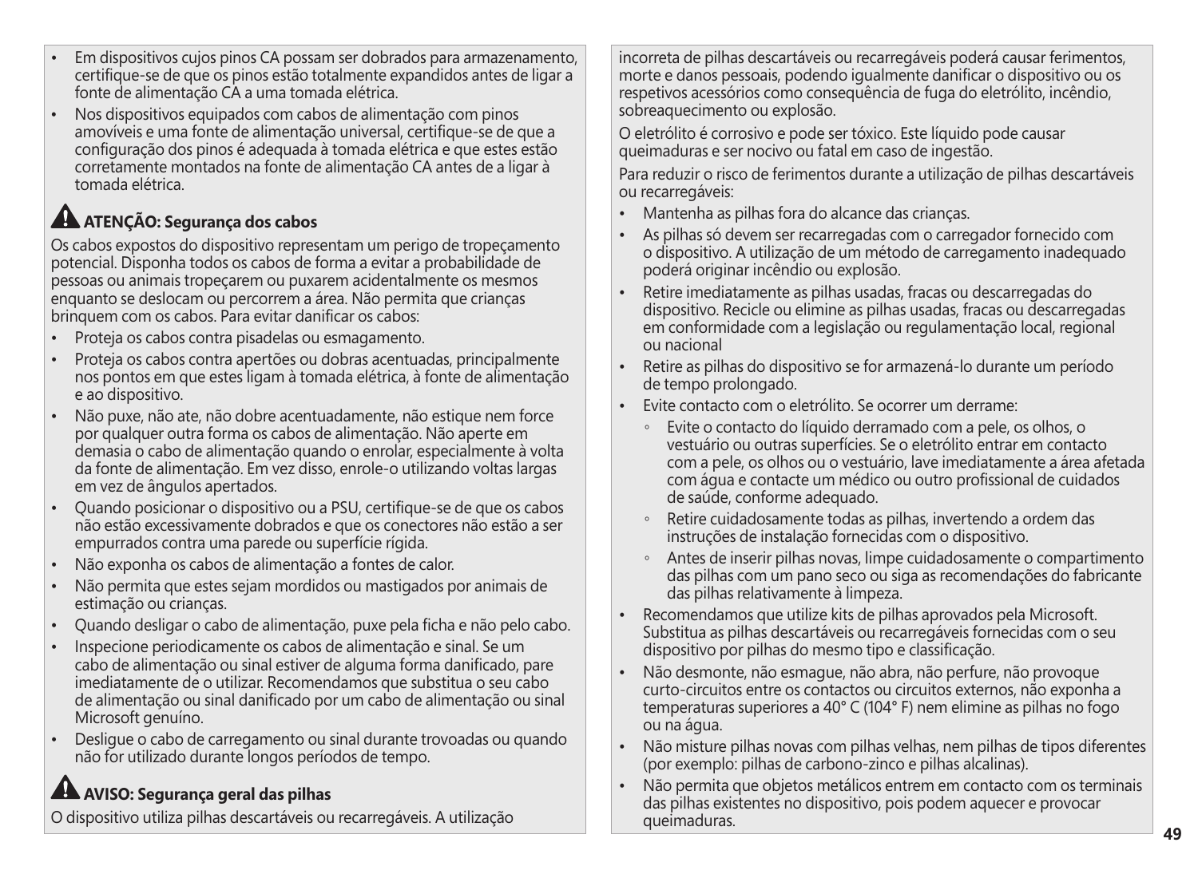- Em dispositivos cujos pinos CA possam ser dobrados para armazenamento, certifique-se de que os pinos estão totalmente expandidos antes de ligar a fonte de alimentação CA a uma tomada elétrica.
- Nos dispositivos equipados com cabos de alimentação com pinos amovíveis e uma fonte de alimentação universal, certifique-se de que a configuração dos pinos é adequada à tomada elétrica e que estes estão corretamente montados na fonte de alimentação CA antes de a ligar à tomada elétrica.

## ⚠ ATENÇÃO: Segurança dos cabos

Os cabos expostos do dispositivo representam um perigo de tropeçamento potencial. Disponha todos os cabos de forma a evitar a probabilidade de pessoas ou animais tropeçarem ou puxarem acidentalmente os mesmos enquanto se deslocam ou percorrem a área. Não permita que crianças brinquem com os cabos. Para evitar danificar os cabos:

- Proteja os cabos contra pisadelas ou esmagamento.
- Proteja os cabos contra apertões ou dobras acentuadas, principalmente nos pontos em que estes ligam à tomada elétrica, à fonte de alimentação e ao dispositivo.
- Não puxe, não ate, não dobre acentuadamente, não estique nem force por qualquer outra forma os cabos de alimentação. Não aperte em demasia o cabo de alimentação quando o enrolar, especialmente à volta da fonte de alimentação. Em vez disso, enrole-o utilizando voltas largas em vez de ângulos apertados.
- Quando posicionar o dispositivo ou a PSU, certifique-se de que os cabos não estão excessivamente dobrados e que os conectores não estão a ser empurrados contra uma parede ou superfície rígida.
- Não exponha os cabos de alimentação a fontes de calor.
- Não permita que estes sejam mordidos ou mastigados por animais de estimação ou crianças.
- Quando desligar o cabo de alimentação, puxe pela ficha e não pelo cabo.
- Inspecione periodicamente os cabos de alimentação e sinal. Se um cabo de alimentação ou sinal estiver de alguma forma danificado, pare imediatamente de o utilizar. Recomendamos que substitua o seu cabo de alimentação ou sinal danificado por um cabo de alimentação ou sinal Microsoft genuíno.
- Desligue o cabo de carregamento ou sinal durante trovoadas ou quando não for utilizado durante longos períodos de tempo.

## ⚠ AVISO: Segurança geral das pilhas

O dispositivo utiliza pilhas descartáveis ou recarregáveis. A utilização incorreta de pilhas descartáveis ou recarregáveis poderá causar ferimentos, morte e danos pessoais, podendo igualmente danificar o dispositivo ou os respetivos acessórios como consequência de fuga do eletrólito, incêndio, sobreaquecimento ou explosão.

O eletrólito é corrosivo e pode ser tóxico. Este líquido pode causar queimaduras e ser nocivo ou fatal em caso de ingestão.

Para reduzir o risco de ferimentos durante a utilização de pilhas descartáveis ou recarregáveis:

- Mantenha as pilhas fora do alcance das crianças.
- As pilhas só devem ser recarregadas com o carregador fornecido com o dispositivo. A utilização de um método de carregamento inadequado poderá originar incêndio ou explosão.
- Retire imediatamente as pilhas usadas, fracas ou descarregadas do dispositivo. Recicle ou elimine as pilhas usadas, fracas ou descarregadas em conformidade com a legislação ou regulamentação local, regional ou nacional
- Retire as pilhas do dispositivo se for armazená-lo durante um período de tempo prolongado.
- Evite contacto com o eletrólito. Se ocorrer um derrame:
  - Evite o contacto do líquido derramado com a pele, os olhos, o vestuário ou outras superfícies. Se o eletrólito entrar em contacto com a pele, os olhos ou o vestuário, lave imediatamente a área afetada com água e contacte um médico ou outro profissional de cuidados de saúde, conforme adequado.
  - Retire cuidadosamente todas as pilhas, invertendo a ordem das instruções de instalação fornecidas com o dispositivo.
  - Antes de inserir pilhas novas, limpe cuidadosamente o compartimento das pilhas com um pano seco ou siga as recomendações do fabricante das pilhas relativamente à limpeza.
- Recomendamos que utilize kits de pilhas aprovados pela Microsoft. Substitua as pilhas descartáveis ou recarregáveis fornecidas com o seu dispositivo por pilhas do mesmo tipo e classificação.
- Não desmonte, não esmague, não abra, não perfure, não provoque curto-circuitos entre os contactos ou circuitos externos, não exponha a temperaturas superiores a 40° C (104° F) nem elimine as pilhas no fogo ou na água.
- Não misture pilhas novas com pilhas velhas, nem pilhas de tipos diferentes (por exemplo: pilhas de carbono-zinco e pilhas alcalinas).
- Não permita que objetos metálicos entrem em contacto com os terminais das pilhas existentes no dispositivo, pois podem aquecer e provocar queimaduras.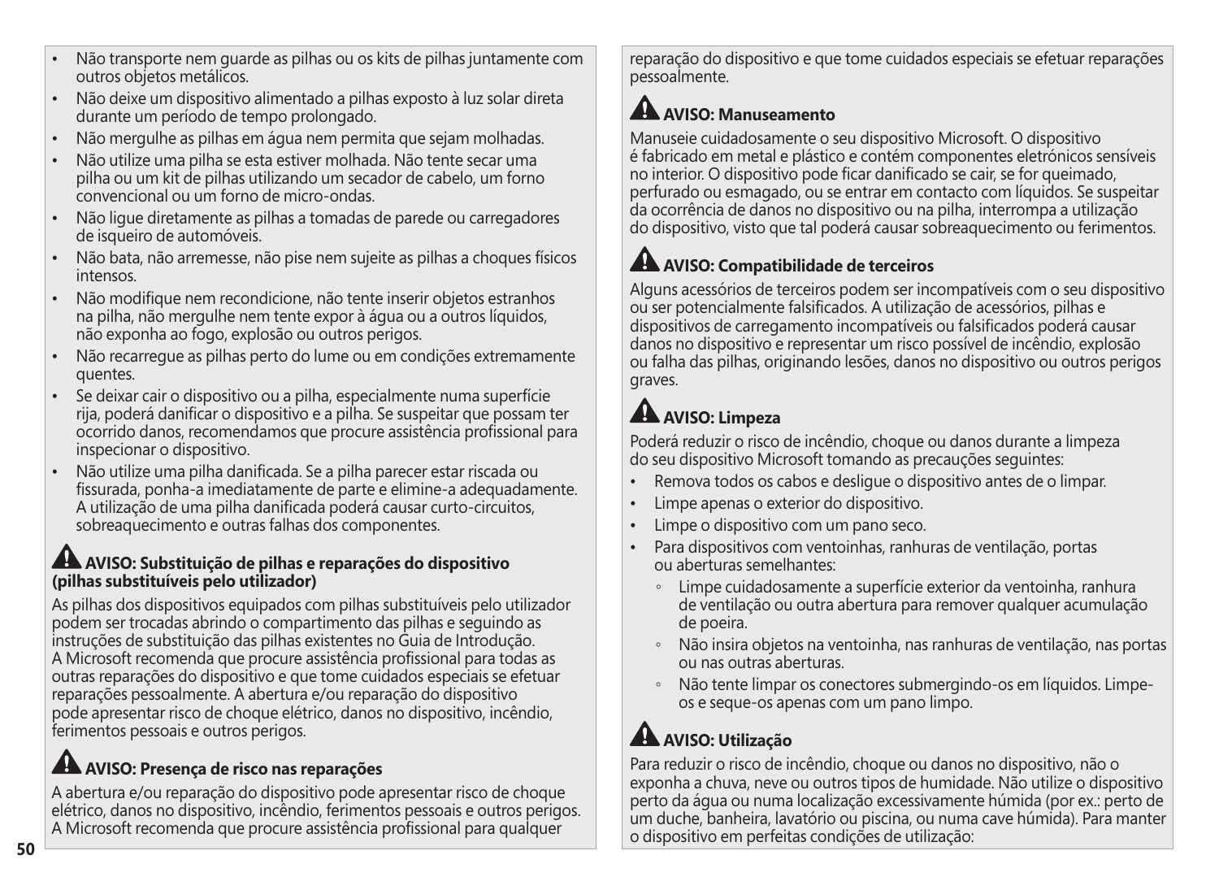- Não transporte nem guarde as pilhas ou os kits de pilhas juntamente com outros objetos metálicos.
- Não deixe um dispositivo alimentado a pilhas exposto à luz solar direta durante um período de tempo prolongado.
- Não mergulhe as pilhas em água nem permita que sejam molhadas.
- Não utilize uma pilha se esta estiver molhada. Não tente secar uma pilha ou um kit de pilhas utilizando um secador de cabelo, um forno convencional ou um forno de micro-ondas.
- Não ligue diretamente as pilhas a tomadas de parede ou carregadores de isqueiro de automóveis.
- Não bata, não arremesse, não pise nem sujeite as pilhas a choques físicos intensos.
- Não modifique nem recondicione, não tente inserir objetos estranhos na pilha, não mergulhe nem tente expor à água ou a outros líquidos, não exponha ao fogo, explosão ou outros perigos.
- Não recarregue as pilhas perto do lume ou em condições extremamente quentes.
- Se deixar cair o dispositivo ou a pilha, especialmente numa superfície rija, poderá danificar o dispositivo e a pilha. Se suspeitar que possam ter ocorrido danos, recomendamos que procure assistência profissional para inspecionar o dispositivo.
- Não utilize uma pilha danificada. Se a pilha parecer estar riscada ou fissurada, ponha-a imediatamente de parte e elimine-a adequadamente. A utilização de uma pilha danificada poderá causar curto-circuitos, sobreaquecimento e outras falhas dos componentes.

### ⚠ AVISO: Substituição de pilhas e reparações do dispositivo (pilhas substituíveis pelo utilizador)

As pilhas dos dispositivos equipados com pilhas substituíveis pelo utilizador podem ser trocadas abrindo o compartimento das pilhas e seguindo as instruções de substituição das pilhas existentes no Guia de Introdução. A Microsoft recomenda que procure assistência profissional para todas as outras reparações do dispositivo e que tome cuidados especiais se efetuar reparações pessoalmente. A abertura e/ou reparação do dispositivo pode apresentar risco de choque elétrico, danos no dispositivo, incêndio, ferimentos pessoais e outros perigos.

### ⚠ AVISO: Presença de risco nas reparações

A abertura e/ou reparação do dispositivo pode apresentar risco de choque elétrico, danos no dispositivo, incêndio, ferimentos pessoais e outros perigos. A Microsoft recomenda que procure assistência profissional para qualquer reparação do dispositivo e que tome cuidados especiais se efetuar reparações pessoalmente.

### ⚠ AVISO: Manuseamento

Manuseie cuidadosamente o seu dispositivo Microsoft. O dispositivo é fabricado em metal e plástico e contém componentes eletrónicos sensíveis no interior. O dispositivo pode ficar danificado se cair, se for queimado, perfurado ou esmagado, ou se entrar em contacto com líquidos. Se suspeitar da ocorrência de danos no dispositivo ou na pilha, interrompa a utilização do dispositivo, visto que tal poderá causar sobreaquecimento ou ferimentos.

### ⚠ AVISO: Compatibilidade de terceiros

Alguns acessórios de terceiros podem ser incompatíveis com o seu dispositivo ou ser potencialmente falsificados. A utilização de acessórios, pilhas e dispositivos de carregamento incompatíveis ou falsificados poderá causar danos no dispositivo e representar um risco possível de incêndio, explosão ou falha das pilhas, originando lesões, danos no dispositivo ou outros perigos graves.

### ⚠ AVISO: Limpeza

Poderá reduzir o risco de incêndio, choque ou danos durante a limpeza do seu dispositivo Microsoft tomando as precauções seguintes:

- Remova todos os cabos e desligue o dispositivo antes de o limpar.
- Limpe apenas o exterior do dispositivo.
- Limpe o dispositivo com um pano seco.
- Para dispositivos com ventoinhas, ranhuras de ventilação, portas ou aberturas semelhantes:
  - Limpe cuidadosamente a superfície exterior da ventoinha, ranhura de ventilação ou outra abertura para remover qualquer acumulação de poeira.
  - Não insira objetos na ventoinha, nas ranhuras de ventilação, nas portas ou nas outras aberturas.
  - Não tente limpar os conectores submergindo-os em líquidos. Limpe-os e seque-os apenas com um pano limpo.

### ⚠ AVISO: Utilização

Para reduzir o risco de incêndio, choque ou danos no dispositivo, não o exponha a chuva, neve ou outros tipos de humidade. Não utilize o dispositivo perto da água ou numa localização excessivamente húmida (por ex.: perto de um duche, banheira, lavatório ou piscina, ou numa cave húmida). Para manter o dispositivo em perfeitas condições de utilização: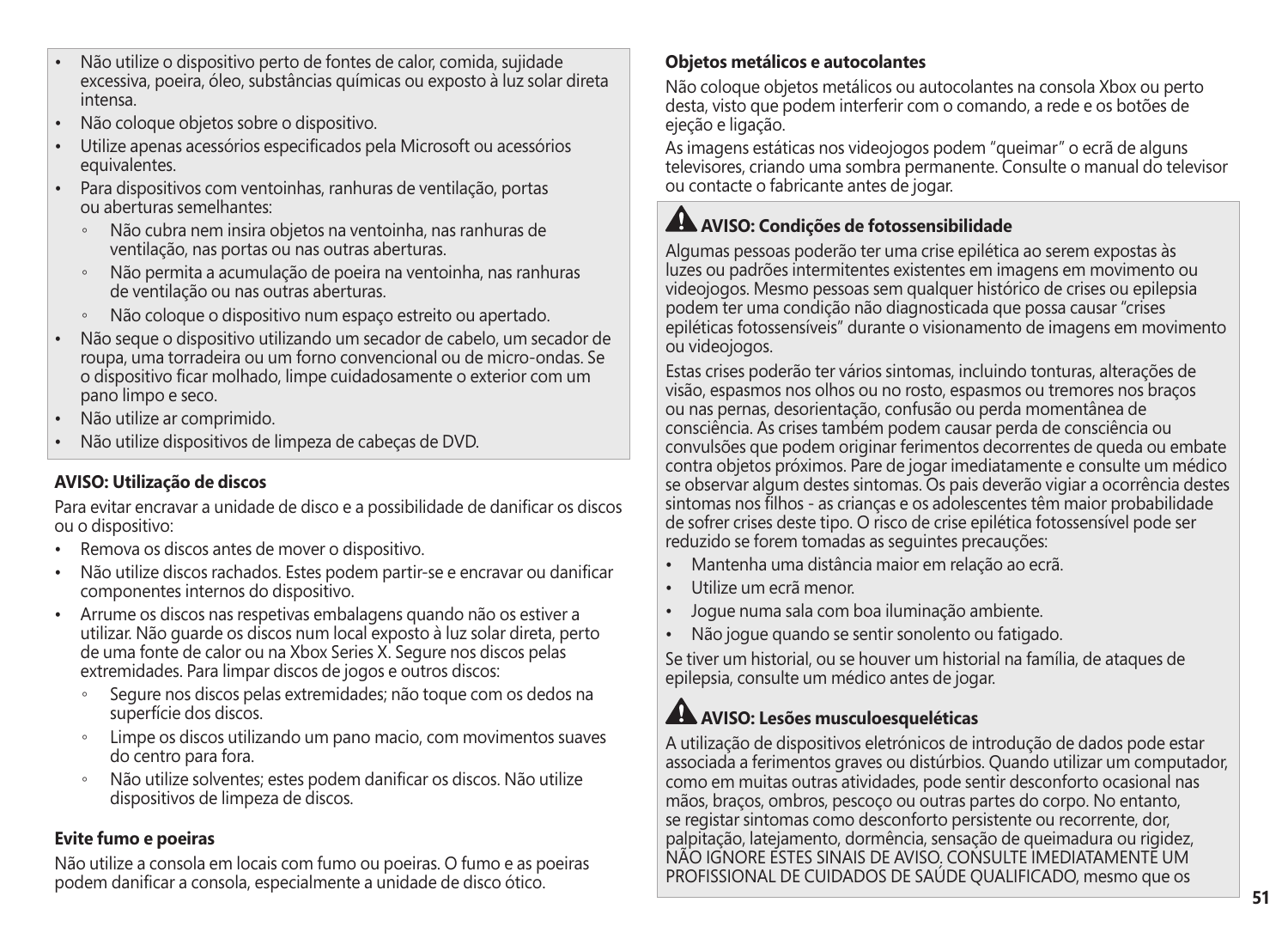- Não utilize o dispositivo perto de fontes de calor, comida, sujidade excessiva, poeira, óleo, substâncias químicas ou exposto à luz solar direta intensa.
- Não coloque objetos sobre o dispositivo.
- Utilize apenas acessórios especificados pela Microsoft ou acessórios equivalentes.
- Para dispositivos com ventoinhas, ranhuras de ventilação, portas ou aberturas semelhantes:
  - Não cubra nem insira objetos na ventoinha, nas ranhuras de ventilação, nas portas ou nas outras aberturas.
  - Não permita a acumulação de poeira na ventoinha, nas ranhuras de ventilação ou nas outras aberturas.
  - Não coloque o dispositivo num espaço estreito ou apertado.
- Não seque o dispositivo utilizando um secador de cabelo, um secador de roupa, uma torradeira ou um forno convencional ou de micro-ondas. Se o dispositivo ficar molhado, limpe cuidadosamente o exterior com um pano limpo e seco.
- Não utilize ar comprimido.
- Não utilize dispositivos de limpeza de cabeças de DVD.

**AVISO: Utilização de discos**

Para evitar encravar a unidade de disco e a possibilidade de danificar os discos ou o dispositivo:

- Remova os discos antes de mover o dispositivo.
- Não utilize discos rachados. Estes podem partir-se e encravar ou danificar componentes internos do dispositivo.
- Arrume os discos nas respetivas embalagens quando não os estiver a utilizar. Não guarde os discos num local exposto à luz solar direta, perto de uma fonte de calor ou na Xbox Series X. Segure nos discos pelas extremidades. Para limpar discos de jogos e outros discos:
  - Segure nos discos pelas extremidades; não toque com os dedos na superfície dos discos.
  - Limpe os discos utilizando um pano macio, com movimentos suaves do centro para fora.
  - Não utilize solventes; estes podem danificar os discos. Não utilize dispositivos de limpeza de discos.

**Evite fumo e poeiras**

Não utilize a consola em locais com fumo ou poeiras. O fumo e as poeiras podem danificar a consola, especialmente a unidade de disco ótico.

**Objetos metálicos e autocolantes**

Não coloque objetos metálicos ou autocolantes na consola Xbox ou perto desta, visto que podem interferir com o comando, a rede e os botões de ejeção e ligação.

As imagens estáticas nos videojogos podem "queimar" o ecrã de alguns televisores, criando uma sombra permanente. Consulte o manual do televisor ou contacte o fabricante antes de jogar.

### AVISO: Condições de fotossensibilidade

Algumas pessoas poderão ter uma crise epilética ao serem expostas às luzes ou padrões intermitentes existentes em imagens em movimento ou videojogos. Mesmo pessoas sem qualquer histórico de crises ou epilepsia podem ter uma condição não diagnosticada que possa causar "crises epiléticas fotossensíveis" durante o visionamento de imagens em movimento ou videojogos.

Estas crises poderão ter vários sintomas, incluindo tonturas, alterações de visão, espasmos nos olhos ou no rosto, espasmos ou tremores nos braços ou nas pernas, desorientação, confusão ou perda momentânea de consciência. As crises também podem causar perda de consciência ou convulsões que podem originar ferimentos decorrentes de queda ou embate contra objetos próximos. Pare de jogar imediatamente e consulte um médico se observar algum destes sintomas. Os pais deverão vigiar a ocorrência destes sintomas nos filhos - as crianças e os adolescentes têm maior probabilidade de sofrer crises deste tipo. O risco de crise epilética fotossensível pode ser reduzido se forem tomadas as seguintes precauções:

- Mantenha uma distância maior em relação ao ecrã.
- Utilize um ecrã menor.
- Jogue numa sala com boa iluminação ambiente.
- Não jogue quando se sentir sonolento ou fatigado.

Se tiver um historial, ou se houver um historial na família, de ataques de epilepsia, consulte um médico antes de jogar.

### AVISO: Lesões musculoesqueléticas

A utilização de dispositivos eletrónicos de introdução de dados pode estar associada a ferimentos graves ou distúrbios. Quando utilizar um computador, como em muitas outras atividades, pode sentir desconforto ocasional nas mãos, braços, ombros, pescoço ou outras partes do corpo. No entanto, se registar sintomas como desconforto persistente ou recorrente, dor, palpitação, latejamento, dormência, sensação de queimadura ou rigidez, NÃO IGNORE ESTES SINAIS DE AVISO. CONSULTE IMEDIATAMENTE UM PROFISSIONAL DE CUIDADOS DE SAÚDE QUALIFICADO, mesmo que os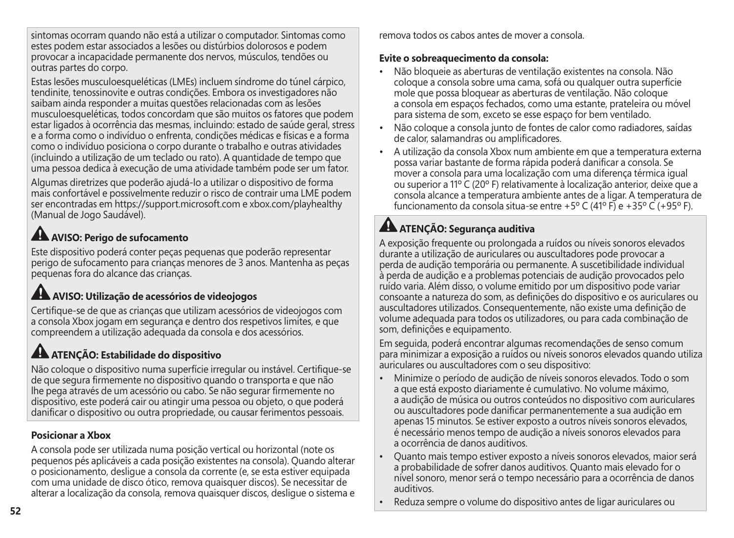sintomas ocorram quando não está a utilizar o computador. Sintomas como estes podem estar associados a lesões ou distúrbios dolorosos e podem provocar a incapacidade permanente dos nervos, músculos, tendões ou outras partes do corpo.

Estas lesões musculoesqueléticas (LMEs) incluem síndrome do túnel cárpico, tendinite, tenossinovite e outras condições. Embora os investigadores não saibam ainda responder a muitas questões relacionadas com as lesões musculoesqueléticas, todos concordam que são muitos os fatores que podem estar ligados à ocorrência das mesmas, incluindo: estado de saúde geral, stress e a forma como o indivíduo o enfrenta, condições médicas e físicas e a forma como o indivíduo posiciona o corpo durante o trabalho e outras atividades (incluindo a utilização de um teclado ou rato). A quantidade de tempo que uma pessoa dedica à execução de uma atividade também pode ser um fator.

Algumas diretrizes que poderão ajudá-lo a utilizar o dispositivo de forma mais confortável e possivelmente reduzir o risco de contrair uma LME podem ser encontradas em https://support.microsoft.com e xbox.com/playhealthy (Manual de Jogo Saudável).

### ⚠ AVISO: Perigo de sufocamento

Este dispositivo poderá conter peças pequenas que poderão representar perigo de sufocamento para crianças menores de 3 anos. Mantenha as peças pequenas fora do alcance das crianças.

### ⚠ AVISO: Utilização de acessórios de videojogos

Certifique-se de que as crianças que utilizam acessórios de videojogos com a consola Xbox jogam em segurança e dentro dos respetivos limites, e que compreendem a utilização adequada da consola e dos acessórios.

### ⚠ ATENÇÃO: Estabilidade do dispositivo

Não coloque o dispositivo numa superfície irregular ou instável. Certifique-se de que segura firmemente no dispositivo quando o transporta e que não lhe pega através de um acessório ou cabo. Se não segurar firmemente no dispositivo, este poderá cair ou atingir uma pessoa ou objeto, o que poderá danificar o dispositivo ou outra propriedade, ou causar ferimentos pessoais.

**Posicionar a Xbox**

A consola pode ser utilizada numa posição vertical ou horizontal (note os pequenos pés aplicáveis a cada posição existentes na consola). Quando alterar o posicionamento, desligue a consola da corrente (e, se esta estiver equipada com uma unidade de disco ótico, remova quaisquer discos). Se necessitar de alterar a localização da consola, remova quaisquer discos, desligue o sistema e remova todos os cabos antes de mover a consola.

**Evite o sobreaquecimento da consola:**

- Não bloqueie as aberturas de ventilação existentes na consola. Não coloque a consola sobre uma cama, sofá ou qualquer outra superfície mole que possa bloquear as aberturas de ventilação. Não coloque a consola em espaços fechados, como uma estante, prateleira ou móvel para sistema de som, exceto se esse espaço for bem ventilado.
- Não coloque a consola junto de fontes de calor como radiadores, saídas de calor, salamandras ou amplificadores.
- A utilização da consola Xbox num ambiente em que a temperatura externa possa variar bastante de forma rápida poderá danificar a consola. Se mover a consola para uma localização com uma diferença térmica igual ou superior a 11º C (20º F) relativamente à localização anterior, deixe que a consola alcance a temperatura ambiente antes de a ligar. A temperatura de funcionamento da consola situa-se entre +5º C (41º F) e +35º C (+95º F).

### ⚠ ATENÇÃO: Segurança auditiva

A exposição frequente ou prolongada a ruídos ou níveis sonoros elevados durante a utilização de auriculares ou auscultadores pode provocar a perda de audição temporária ou permanente. A suscetibilidade individual à perda de audição e a problemas potenciais de audição provocados pelo ruído varia. Além disso, o volume emitido por um dispositivo pode variar consoante a natureza do som, as definições do dispositivo e os auriculares ou auscultadores utilizados. Consequentemente, não existe uma definição de volume adequada para todos os utilizadores, ou para cada combinação de som, definições e equipamento.

Em seguida, poderá encontrar algumas recomendações de senso comum para minimizar a exposição a ruídos ou níveis sonoros elevados quando utiliza auriculares ou auscultadores com o seu dispositivo:

- Minimize o período de audição de níveis sonoros elevados. Todo o som a que está exposto diariamente é cumulativo. No volume máximo, a audição de música ou outros conteúdos no dispositivo com auriculares ou auscultadores pode danificar permanentemente a sua audição em apenas 15 minutos. Se estiver exposto a outros níveis sonoros elevados, é necessário menos tempo de audição a níveis sonoros elevados para a ocorrência de danos auditivos.
- Quanto mais tempo estiver exposto a níveis sonoros elevados, maior será a probabilidade de sofrer danos auditivos. Quanto mais elevado for o nível sonoro, menor será o tempo necessário para a ocorrência de danos auditivos.
- Reduza sempre o volume do dispositivo antes de ligar auriculares ou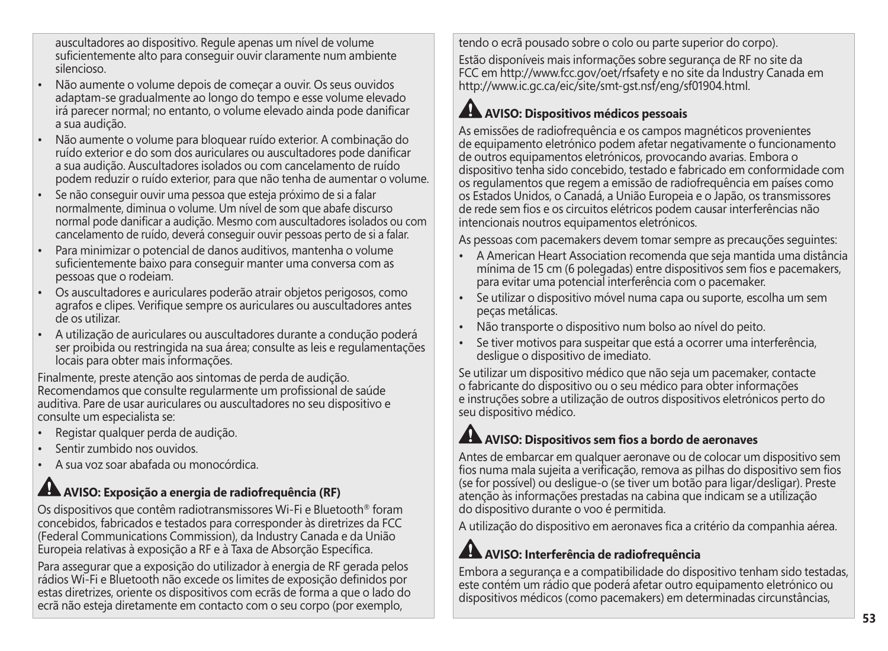auscultadores ao dispositivo. Regule apenas um nível de volume suficientemente alto para conseguir ouvir claramente num ambiente silencioso.

- Não aumente o volume depois de começar a ouvir. Os seus ouvidos adaptam-se gradualmente ao longo do tempo e esse volume elevado irá parecer normal; no entanto, o volume elevado ainda pode danificar a sua audição.
- Não aumente o volume para bloquear ruído exterior. A combinação do ruído exterior e do som dos auriculares ou auscultadores pode danificar a sua audição. Auscultadores isolados ou com cancelamento de ruído podem reduzir o ruído exterior, para que não tenha de aumentar o volume.
- Se não conseguir ouvir uma pessoa que esteja próximo de si a falar normalmente, diminua o volume. Um nível de som que abafe discurso normal pode danificar a audição. Mesmo com auscultadores isolados ou com cancelamento de ruído, deverá conseguir ouvir pessoas perto de si a falar.
- Para minimizar o potencial de danos auditivos, mantenha o volume suficientemente baixo para conseguir manter uma conversa com as pessoas que o rodeiam.
- Os auscultadores e auriculares poderão atrair objetos perigosos, como agrafos e clipes. Verifique sempre os auriculares ou auscultadores antes de os utilizar.
- A utilização de auriculares ou auscultadores durante a condução poderá ser proibida ou restringida na sua área; consulte as leis e regulamentações locais para obter mais informações.

Finalmente, preste atenção aos sintomas de perda de audição. Recomendamos que consulte regularmente um profissional de saúde auditiva. Pare de usar auriculares ou auscultadores no seu dispositivo e consulte um especialista se:

- Registar qualquer perda de audição.
- Sentir zumbido nos ouvidos.
- A sua voz soar abafada ou monocórdica.

## AVISO: Exposição a energia de radiofrequência (RF)

Os dispositivos que contêm radiotransmissores Wi-Fi e Bluetooth® foram concebidos, fabricados e testados para corresponder às diretrizes da FCC (Federal Communications Commission), da Industry Canada e da União Europeia relativas à exposição a RF e à Taxa de Absorção Específica.

Para assegurar que a exposição do utilizador à energia de RF gerada pelos rádios Wi-Fi e Bluetooth não excede os limites de exposição definidos por estas diretrizes, oriente os dispositivos com ecrãs de forma a que o lado do ecrã não esteja diretamente em contacto com o seu corpo (por exemplo, tendo o ecrã pousado sobre o colo ou parte superior do corpo).

Estão disponíveis mais informações sobre segurança de RF no site da FCC em http://www.fcc.gov/oet/rfsafety e no site da Industry Canada em http://www.ic.gc.ca/eic/site/smt-gst.nsf/eng/sf01904.html.

## AVISO: Dispositivos médicos pessoais

As emissões de radiofrequência e os campos magnéticos provenientes de equipamento eletrónico podem afetar negativamente o funcionamento de outros equipamentos eletrónicos, provocando avarias. Embora o dispositivo tenha sido concebido, testado e fabricado em conformidade com os regulamentos que regem a emissão de radiofrequência em países como os Estados Unidos, o Canadá, a União Europeia e o Japão, os transmissores de rede sem fios e os circuitos elétricos podem causar interferências não intencionais noutros equipamentos eletrónicos.

As pessoas com pacemakers devem tomar sempre as precauções seguintes:

- A American Heart Association recomenda que seja mantida uma distância mínima de 15 cm (6 polegadas) entre dispositivos sem fios e pacemakers, para evitar uma potencial interferência com o pacemaker.
- Se utilizar o dispositivo móvel numa capa ou suporte, escolha um sem peças metálicas.
- Não transporte o dispositivo num bolso ao nível do peito.
- Se tiver motivos para suspeitar que está a ocorrer uma interferência, desligue o dispositivo de imediato.

Se utilizar um dispositivo médico que não seja um pacemaker, contacte o fabricante do dispositivo ou o seu médico para obter informações e instruções sobre a utilização de outros dispositivos eletrónicos perto do seu dispositivo médico.

## AVISO: Dispositivos sem fios a bordo de aeronaves

Antes de embarcar em qualquer aeronave ou de colocar um dispositivo sem fios numa mala sujeita a verificação, remova as pilhas do dispositivo sem fios (se for possível) ou desligue-o (se tiver um botão para ligar/desligar). Preste atenção às informações prestadas na cabina que indicam se a utilização do dispositivo durante o voo é permitida.

A utilização do dispositivo em aeronaves fica a critério da companhia aérea.

## AVISO: Interferência de radiofrequência

Embora a segurança e a compatibilidade do dispositivo tenham sido testadas, este contém um rádio que poderá afetar outro equipamento eletrónico ou dispositivos médicos (como pacemakers) em determinadas circunstâncias,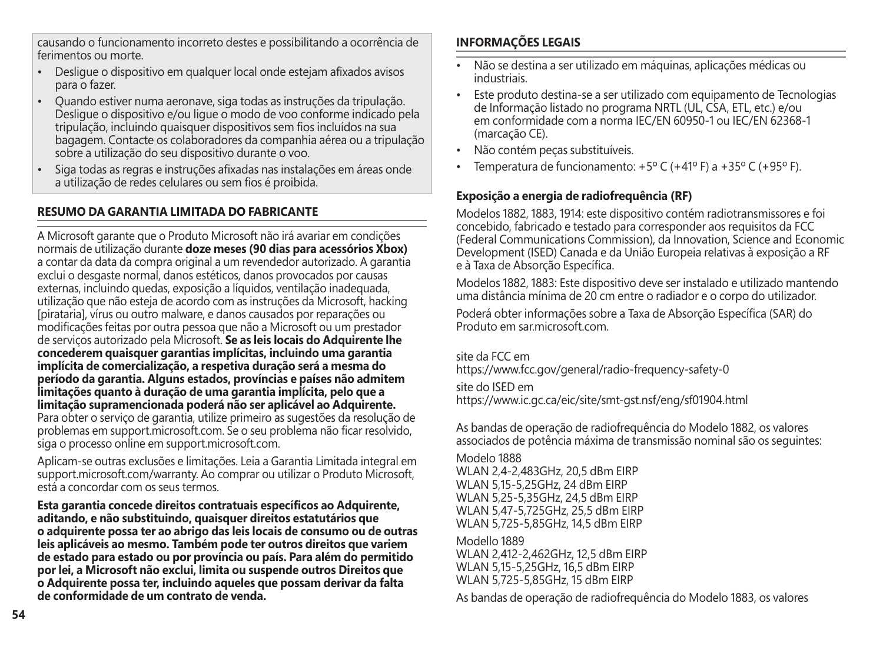causando o funcionamento incorreto destes e possibilitando a ocorrência de ferimentos ou morte.

- Desligue o dispositivo em qualquer local onde estejam afixados avisos para o fazer.
- Quando estiver numa aeronave, siga todas as instruções da tripulação. Desligue o dispositivo e/ou ligue o modo de voo conforme indicado pela tripulação, incluindo quaisquer dispositivos sem fios incluídos na sua bagagem. Contacte os colaboradores da companhia aérea ou a tripulação sobre a utilização do seu dispositivo durante o voo.
- Siga todas as regras e instruções afixadas nas instalações em áreas onde a utilização de redes celulares ou sem fios é proibida.

## RESUMO DA GARANTIA LIMITADA DO FABRICANTE

A Microsoft garante que o Produto Microsoft não irá avariar em condições normais de utilização durante **doze meses (90 dias para acessórios Xbox)** a contar da data da compra original a um revendedor autorizado. A garantia exclui o desgaste normal, danos estéticos, danos provocados por causas externas, incluindo quedas, exposição a líquidos, ventilação inadequada, utilização que não esteja de acordo com as instruções da Microsoft, hacking [pirataria], vírus ou outro malware, e danos causados por reparações ou modificações feitas por outra pessoa que não a Microsoft ou um prestador de serviços autorizado pela Microsoft. **Se as leis locais do Adquirente lhe concederem quaisquer garantias implícitas, incluindo uma garantia implícita de comercialização, a respetiva duração será a mesma do período da garantia. Alguns estados, províncias e países não admitem limitações quanto à duração de uma garantia implícita, pelo que a limitação supramencionada poderá não ser aplicável ao Adquirente.** Para obter o serviço de garantia, utilize primeiro as sugestões da resolução de problemas em support.microsoft.com. Se o seu problema não ficar resolvido, siga o processo online em support.microsoft.com.

Aplicam-se outras exclusões e limitações. Leia a Garantia Limitada integral em support.microsoft.com/warranty. Ao comprar ou utilizar o Produto Microsoft, está a concordar com os seus termos.

**Esta garantia concede direitos contratuais específicos ao Adquirente, aditando, e não substituindo, quaisquer direitos estatutários que o adquirente possa ter ao abrigo das leis locais de consumo ou de outras leis aplicáveis ao mesmo. Também pode ter outros direitos que variem de estado para estado ou por província ou país. Para além do permitido por lei, a Microsoft não exclui, limita ou suspende outros Direitos que o Adquirente possa ter, incluindo aqueles que possam derivar da falta de conformidade de um contrato de venda.**

## INFORMAÇÕES LEGAIS

- Não se destina a ser utilizado em máquinas, aplicações médicas ou industriais.
- Este produto destina-se a ser utilizado com equipamento de Tecnologias de Informação listado no programa NRTL (UL, CSA, ETL, etc.) e/ou em conformidade com a norma IEC/EN 60950-1 ou IEC/EN 62368-1 (marcação CE).
- Não contém peças substituíveis.
- Temperatura de funcionamento: +5º C (+41º F) a +35º C (+95º F).

### Exposição a energia de radiofrequência (RF)

Modelos 1882, 1883, 1914: este dispositivo contém radiotransmissores e foi concebido, fabricado e testado para corresponder aos requisitos da FCC (Federal Communications Commission), da Innovation, Science and Economic Development (ISED) Canada e da União Europeia relativas à exposição a RF e à Taxa de Absorção Específica.

Modelos 1882, 1883: Este dispositivo deve ser instalado e utilizado mantendo uma distância mínima de 20 cm entre o radiador e o corpo do utilizador.

Poderá obter informações sobre a Taxa de Absorção Específica (SAR) do Produto em sar.microsoft.com.

site da FCC em
https://www.fcc.gov/general/radio-frequency-safety-0

site do ISED em
https://www.ic.gc.ca/eic/site/smt-gst.nsf/eng/sf01904.html

As bandas de operação de radiofrequência do Modelo 1882, os valores associados de potência máxima de transmissão nominal são os seguintes:

Modelo 1888
WLAN 2,4-2,483GHz, 20,5 dBm EIRP
WLAN 5,15-5,25GHz, 24 dBm EIRP
WLAN 5,25-5,35GHz, 24,5 dBm EIRP
WLAN 5,47-5,725GHz, 25,5 dBm EIRP
WLAN 5,725-5,85GHz, 14,5 dBm EIRP

Modello 1889
WLAN 2,412-2,462GHz, 12,5 dBm EIRP
WLAN 5,15-5,25GHz, 16,5 dBm EIRP
WLAN 5,725-5,85GHz, 15 dBm EIRP

As bandas de operação de radiofrequência do Modelo 1883, os valores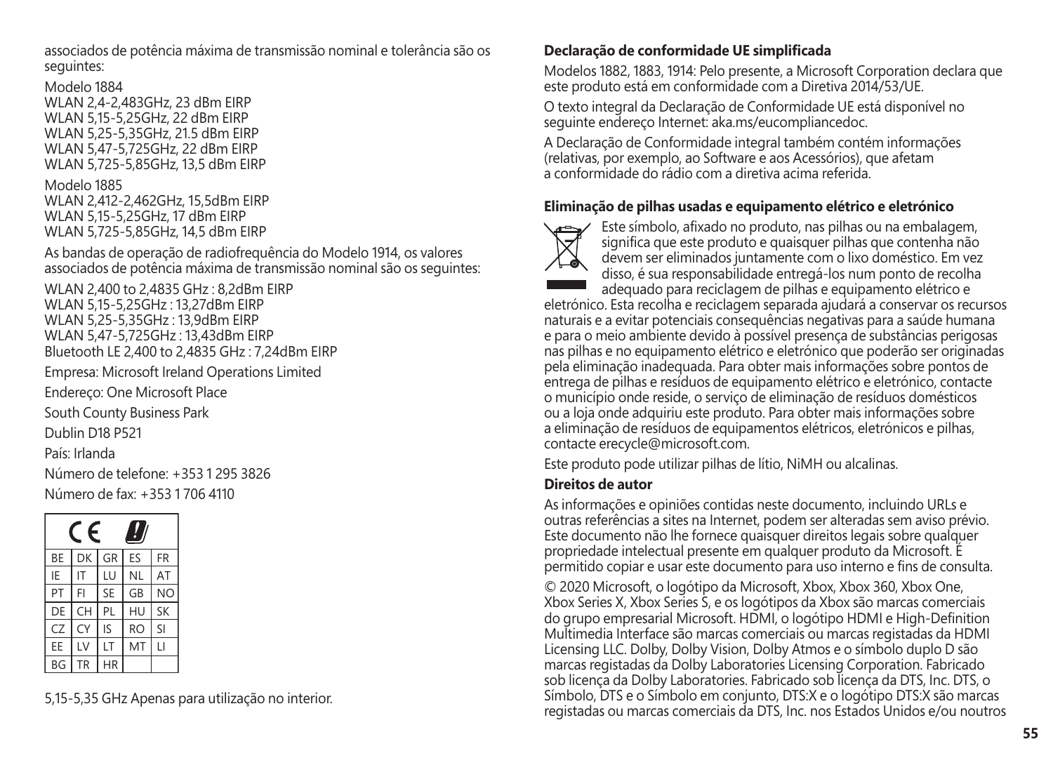associados de potência máxima de transmissão nominal e tolerância são os seguintes:

Modelo 1884
WLAN 2,4-2,483GHz, 23 dBm EIRP
WLAN 5,15-5,25GHz, 22 dBm EIRP
WLAN 5,25-5,35GHz, 21.5 dBm EIRP
WLAN 5,47-5,725GHz, 22 dBm EIRP
WLAN 5,725-5,85GHz, 13,5 dBm EIRP

Modelo 1885
WLAN 2,412-2,462GHz, 15,5dBm EIRP
WLAN 5,15-5,25GHz, 17 dBm EIRP
WLAN 5,725-5,85GHz, 14,5 dBm EIRP

As bandas de operação de radiofrequência do Modelo 1914, os valores associados de potência máxima de transmissão nominal são os seguintes:

WLAN 2,400 to 2,4835 GHz : 8,2dBm EIRP
WLAN 5,15-5,25GHz : 13,27dBm EIRP
WLAN 5,25-5,35GHz : 13,9dBm EIRP
WLAN 5,47-5,725GHz : 13,43dBm EIRP
Bluetooth LE 2,400 to 2,4835 GHz : 7,24dBm EIRP

Empresa: Microsoft Ireland Operations Limited

Endereço: One Microsoft Place

South County Business Park

Dublin D18 P521

País: Irlanda

Número de telefone: +353 1 295 3826

Número de fax: +353 1 706 4110

| CE | | | | |
|---|---|---|---|---|
| BE | DK | GR | ES | FR |
| IE | IT | LU | NL | AT |
| PT | FI | SE | GB | NO |
| DE | CH | PL | HU | SK |
| CZ | CY | IS | RO | SI |
| EE | LV | LT | MT | LI |
| BG | TR | HR | | |

5,15-5,35 GHz Apenas para utilização no interior.

**Declaração de conformidade UE simplificada**

Modelos 1882, 1883, 1914: Pelo presente, a Microsoft Corporation declara que este produto está em conformidade com a Diretiva 2014/53/UE.

O texto integral da Declaração de Conformidade UE está disponível no seguinte endereço Internet: aka.ms/eucompliancedoc.

A Declaração de Conformidade integral também contém informações (relativas, por exemplo, ao Software e aos Acessórios), que afetam a conformidade do rádio com a diretiva acima referida.

**Eliminação de pilhas usadas e equipamento elétrico e eletrónico**

Este símbolo, afixado no produto, nas pilhas ou na embalagem, significa que este produto e quaisquer pilhas que contenha não devem ser eliminados juntamente com o lixo doméstico. Em vez disso, é sua responsabilidade entregá-los num ponto de recolha adequado para reciclagem de pilhas e equipamento elétrico e eletrónico. Esta recolha e reciclagem separada ajudará a conservar os recursos naturais e a evitar potenciais consequências negativas para a saúde humana e para o meio ambiente devido à possível presença de substâncias perigosas nas pilhas e no equipamento elétrico e eletrónico que poderão ser originadas pela eliminação inadequada. Para obter mais informações sobre pontos de entrega de pilhas e resíduos de equipamento elétrico e eletrónico, contacte o município onde reside, o serviço de eliminação de resíduos domésticos ou a loja onde adquiriu este produto. Para obter mais informações sobre a eliminação de resíduos de equipamentos elétricos, eletrónicos e pilhas, contacte erecycle@microsoft.com.

Este produto pode utilizar pilhas de lítio, NiMH ou alcalinas.

**Direitos de autor**

As informações e opiniões contidas neste documento, incluindo URLs e outras referências a sites na Internet, podem ser alteradas sem aviso prévio. Este documento não lhe fornece quaisquer direitos legais sobre qualquer propriedade intelectual presente em qualquer produto da Microsoft. É permitido copiar e usar este documento para uso interno e fins de consulta.

© 2020 Microsoft, o logótipo da Microsoft, Xbox, Xbox 360, Xbox One, Xbox Series X, Xbox Series S, e os logótipos da Xbox são marcas comerciais do grupo empresarial Microsoft. HDMI, o logótipo HDMI e High-Definition Multimedia Interface são marcas comerciais ou marcas registadas da HDMI Licensing LLC. Dolby, Dolby Vision, Dolby Atmos e o símbolo duplo D são marcas registadas da Dolby Laboratories Licensing Corporation. Fabricado sob licença da Dolby Laboratories. Fabricado sob licença da DTS, Inc. DTS, o Símbolo, DTS e o Símbolo em conjunto, DTS:X e o logótipo DTS:X são marcas registadas ou marcas comerciais da DTS, Inc. nos Estados Unidos e/ou noutros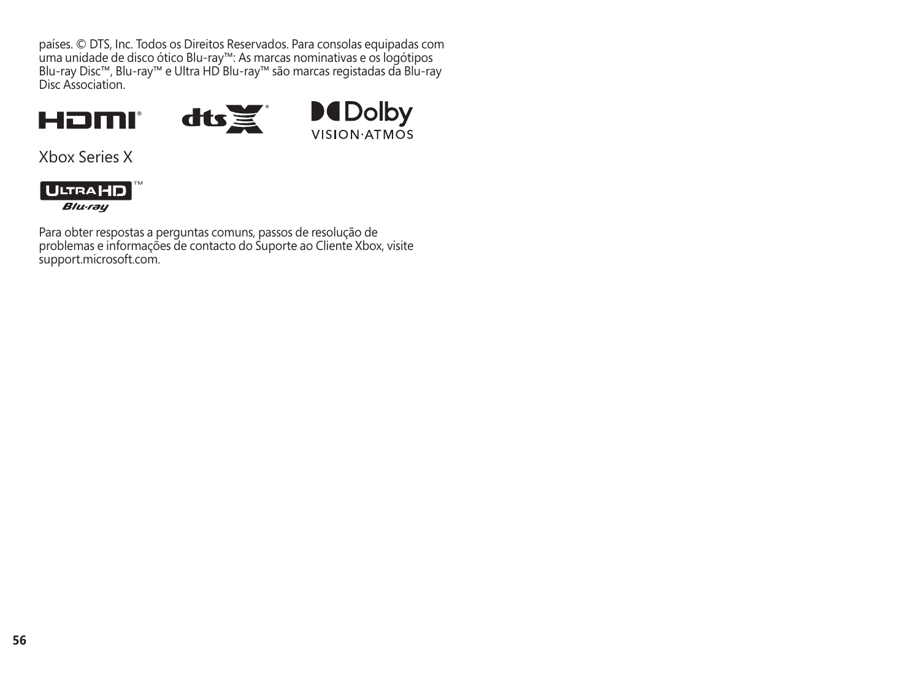países. © DTS, Inc. Todos os Direitos Reservados. Para consolas equipadas com uma unidade de disco ótico Blu-ray™: As marcas nominativas e os logótipos Blu-ray Disc™, Blu-ray™ e Ultra HD Blu-ray™ são marcas registadas da Blu-ray Disc Association.

Xbox Series X

Para obter respostas a perguntas comuns, passos de resolução de problemas e informações de contacto do Suporte ao Cliente Xbox, visite support.microsoft.com.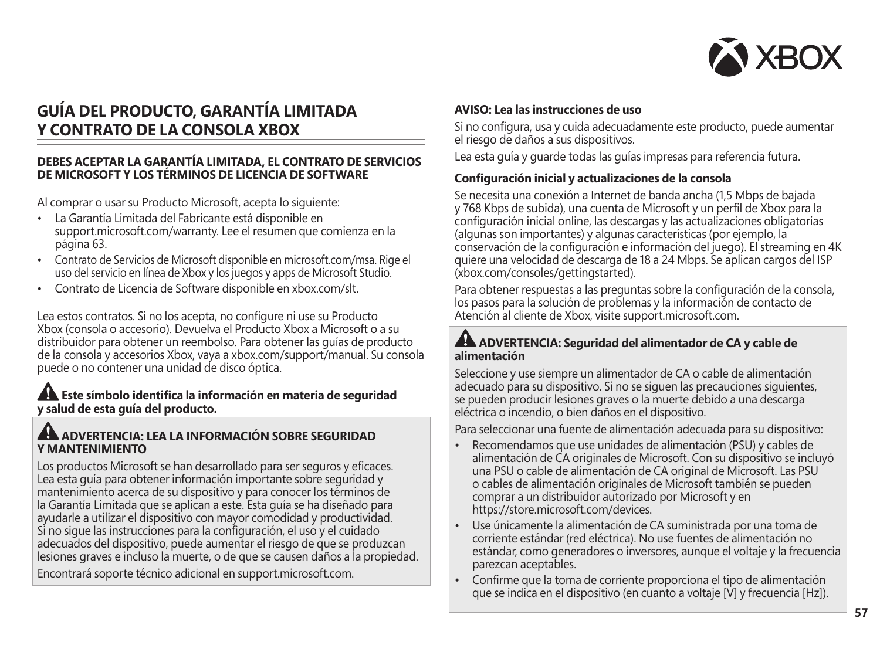# GUÍA DEL PRODUCTO, GARANTÍA LIMITADA Y CONTRATO DE LA CONSOLA XBOX

### DEBES ACEPTAR LA GARANTÍA LIMITADA, EL CONTRATO DE SERVICIOS DE MICROSOFT Y LOS TÉRMINOS DE LICENCIA DE SOFTWARE

Al comprar o usar su Producto Microsoft, acepta lo siguiente:

- La Garantía Limitada del Fabricante está disponible en support.microsoft.com/warranty. Lee el resumen que comienza en la página 63.
- Contrato de Servicios de Microsoft disponible en microsoft.com/msa. Rige el uso del servicio en línea de Xbox y los juegos y apps de Microsoft Studio.
- Contrato de Licencia de Software disponible en xbox.com/slt.

Lea estos contratos. Si no los acepta, no configure ni use su Producto Xbox (consola o accesorio). Devuelva el Producto Xbox a Microsoft o a su distribuidor para obtener un reembolso. Para obtener las guías de producto de la consola y accesorios Xbox, vaya a xbox.com/support/manual. Su consola puede o no contener una unidad de disco óptica.

**⚠ Este símbolo identifica la información en materia de seguridad y salud de esta guía del producto.**

### ⚠ ADVERTENCIA: LEA LA INFORMACIÓN SOBRE SEGURIDAD Y MANTENIMIENTO

Los productos Microsoft se han desarrollado para ser seguros y eficaces. Lea esta guía para obtener información importante sobre seguridad y mantenimiento acerca de su dispositivo y para conocer los términos de la Garantía Limitada que se aplican a este. Esta guía se ha diseñado para ayudarle a utilizar el dispositivo con mayor comodidad y productividad. Si no sigue las instrucciones para la configuración, el uso y el cuidado adecuados del dispositivo, puede aumentar el riesgo de que se produzcan lesiones graves e incluso la muerte, o de que se causen daños a la propiedad.

Encontrará soporte técnico adicional en support.microsoft.com.

### AVISO: Lea las instrucciones de uso

Si no configura, usa y cuida adecuadamente este producto, puede aumentar el riesgo de daños a sus dispositivos.

Lea esta guía y guarde todas las guías impresas para referencia futura.

### Configuración inicial y actualizaciones de la consola

Se necesita una conexión a Internet de banda ancha (1,5 Mbps de bajada y 768 Kbps de subida), una cuenta de Microsoft y un perfil de Xbox para la configuración inicial online, las descargas y las actualizaciones obligatorias (algunas son importantes) y algunas características (por ejemplo, la conservación de la configuración e información del juego). El streaming en 4K quiere una velocidad de descarga de 18 a 24 Mbps. Se aplican cargos del ISP (xbox.com/consoles/gettingstarted).

Para obtener respuestas a las preguntas sobre la configuración de la consola, los pasos para la solución de problemas y la información de contacto de Atención al cliente de Xbox, visite support.microsoft.com.

### ⚠ ADVERTENCIA: Seguridad del alimentador de CA y cable de alimentación

Seleccione y use siempre un alimentador de CA o cable de alimentación adecuado para su dispositivo. Si no se siguen las precauciones siguientes, se pueden producir lesiones graves o la muerte debido a una descarga eléctrica o incendio, o bien daños en el dispositivo.

Para seleccionar una fuente de alimentación adecuada para su dispositivo:

- Recomendamos que use unidades de alimentación (PSU) y cables de alimentación de CA originales de Microsoft. Con su dispositivo se incluyó una PSU o cable de alimentación de CA original de Microsoft. Las PSU o cables de alimentación originales de Microsoft también se pueden comprar a un distribuidor autorizado por Microsoft y en https://store.microsoft.com/devices.
- Use únicamente la alimentación de CA suministrada por una toma de corriente estándar (red eléctrica). No use fuentes de alimentación no estándar, como generadores o inversores, aunque el voltaje y la frecuencia parezcan aceptables.
- Confirme que la toma de corriente proporciona el tipo de alimentación que se indica en el dispositivo (en cuanto a voltaje [V] y frecuencia [Hz]).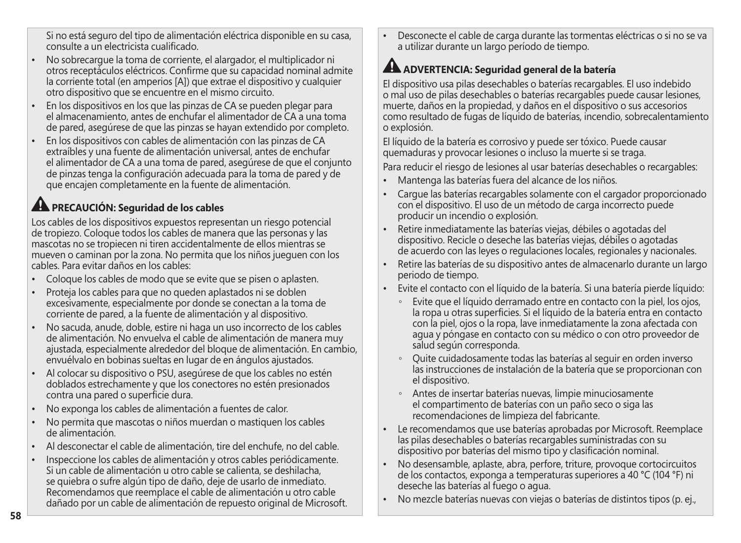Si no está seguro del tipo de alimentación eléctrica disponible en su casa, consulte a un electricista cualificado.

- No sobrecargue la toma de corriente, el alargador, el multiplicador ni otros receptáculos eléctricos. Confirme que su capacidad nominal admite la corriente total (en amperios [A]) que extrae el dispositivo y cualquier otro dispositivo que se encuentre en el mismo circuito.
- En los dispositivos en los que las pinzas de CA se pueden plegar para el almacenamiento, antes de enchufar el alimentador de CA a una toma de pared, asegúrese de que las pinzas se hayan extendido por completo.
- En los dispositivos con cables de alimentación con las pinzas de CA extraíbles y una fuente de alimentación universal, antes de enchufar el alimentador de CA a una toma de pared, asegúrese de que el conjunto de pinzas tenga la configuración adecuada para la toma de pared y de que encajen completamente en la fuente de alimentación.

## ⚠ PRECAUCIÓN: Seguridad de los cables

Los cables de los dispositivos expuestos representan un riesgo potencial de tropiezo. Coloque todos los cables de manera que las personas y las mascotas no se tropiecen ni tiren accidentalmente de ellos mientras se mueven o caminan por la zona. No permita que los niños jueguen con los cables. Para evitar daños en los cables:

- Coloque los cables de modo que se evite que se pisen o aplasten.
- Proteja los cables para que no queden aplastados ni se doblen excesivamente, especialmente por donde se conectan a la toma de corriente de pared, a la fuente de alimentación y al dispositivo.
- No sacuda, anude, doble, estire ni haga un uso incorrecto de los cables de alimentación. No envuelva el cable de alimentación de manera muy ajustada, especialmente alrededor del bloque de alimentación. En cambio, envuélvalo en bobinas sueltas en lugar de en ángulos ajustados.
- Al colocar su dispositivo o PSU, asegúrese de que los cables no estén doblados estrechamente y que los conectores no estén presionados contra una pared o superficie dura.
- No exponga los cables de alimentación a fuentes de calor.
- No permita que mascotas o niños muerdan o mastiquen los cables de alimentación.
- Al desconectar el cable de alimentación, tire del enchufe, no del cable.
- Inspeccione los cables de alimentación y otros cables periódicamente. Si un cable de alimentación u otro cable se calienta, se deshilacha, se quiebra o sufre algún tipo de daño, deje de usarlo de inmediato. Recomendamos que reemplace el cable de alimentación u otro cable dañado por un cable de alimentación de repuesto original de Microsoft.
- Desconecte el cable de carga durante las tormentas eléctricas o si no se va a utilizar durante un largo período de tiempo.

## ⚠ ADVERTENCIA: Seguridad general de la batería

El dispositivo usa pilas desechables o baterías recargables. El uso indebido o mal uso de pilas desechables o baterías recargables puede causar lesiones, muerte, daños en la propiedad, y daños en el dispositivo o sus accesorios como resultado de fugas de líquido de baterías, incendio, sobrecalentamiento o explosión.

El líquido de la batería es corrosivo y puede ser tóxico. Puede causar quemaduras y provocar lesiones o incluso la muerte si se traga.

Para reducir el riesgo de lesiones al usar baterías desechables o recargables:

- Mantenga las baterías fuera del alcance de los niños.
- Cargue las baterías recargables solamente con el cargador proporcionado con el dispositivo. El uso de un método de carga incorrecto puede producir un incendio o explosión.
- Retire inmediatamente las baterías viejas, débiles o agotadas del dispositivo. Recicle o deseche las baterías viejas, débiles o agotadas de acuerdo con las leyes o regulaciones locales, regionales y nacionales.
- Retire las baterías de su dispositivo antes de almacenarlo durante un largo periodo de tiempo.
- Evite el contacto con el líquido de la batería. Si una batería pierde líquido:
  - Evite que el líquido derramado entre en contacto con la piel, los ojos, la ropa u otras superficies. Si el líquido de la batería entra en contacto con la piel, ojos o la ropa, lave inmediatamente la zona afectada con agua y póngase en contacto con su médico o con otro proveedor de salud según corresponda.
  - Quite cuidadosamente todas las baterías al seguir en orden inverso las instrucciones de instalación de la batería que se proporcionan con el dispositivo.
  - Antes de insertar baterías nuevas, limpie minuciosamente el compartimento de baterías con un paño seco o siga las recomendaciones de limpieza del fabricante.
- Le recomendamos que use baterías aprobadas por Microsoft. Reemplace las pilas desechables o baterías recargables suministradas con su dispositivo por baterías del mismo tipo y clasificación nominal.
- No desensamble, aplaste, abra, perfore, triture, provoque cortocircuitos de los contactos, exponga a temperaturas superiores a 40 °C (104 °F) ni deseche las baterías al fuego o agua.
- No mezcle baterías nuevas con viejas o baterías de distintos tipos (p. ej.,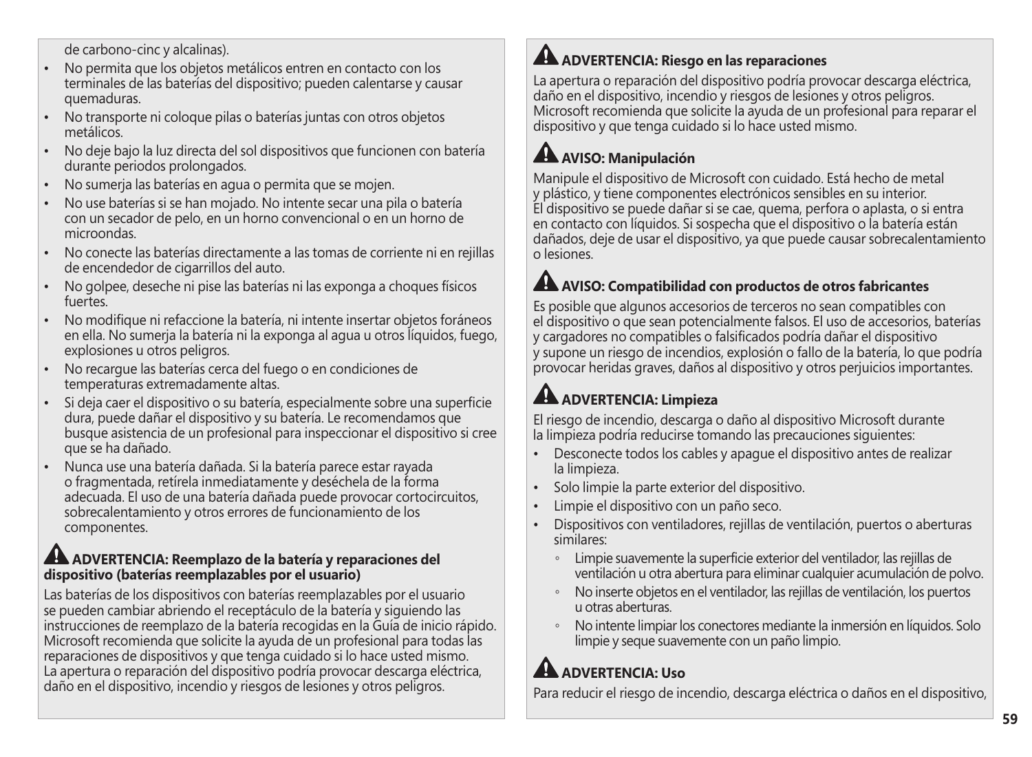de carbono-cinc y alcalinas).

- No permita que los objetos metálicos entren en contacto con los terminales de las baterías del dispositivo; pueden calentarse y causar quemaduras.
- No transporte ni coloque pilas o baterías juntas con otros objetos metálicos.
- No deje bajo la luz directa del sol dispositivos que funcionen con batería durante periodos prolongados.
- No sumerja las baterías en agua o permita que se mojen.
- No use baterías si se han mojado. No intente secar una pila o batería con un secador de pelo, en un horno convencional o en un horno de microondas.
- No conecte las baterías directamente a las tomas de corriente ni en rejillas de encendedor de cigarrillos del auto.
- No golpee, deseche ni pise las baterías ni las exponga a choques físicos fuertes.
- No modifique ni refaccione la batería, ni intente insertar objetos foráneos en ella. No sumerja la batería ni la exponga al agua u otros líquidos, fuego, explosiones u otros peligros.
- No recargue las baterías cerca del fuego o en condiciones de temperaturas extremadamente altas.
- Si deja caer el dispositivo o su batería, especialmente sobre una superficie dura, puede dañar el dispositivo y su batería. Le recomendamos que busque asistencia de un profesional para inspeccionar el dispositivo si cree que se ha dañado.
- Nunca use una batería dañada. Si la batería parece estar rayada o fragmentada, retírela inmediatamente y deséchela de la forma adecuada. El uso de una batería dañada puede provocar cortocircuitos, sobrecalentamiento y otros errores de funcionamiento de los componentes.

### ⚠ ADVERTENCIA: Reemplazo de la batería y reparaciones del dispositivo (baterías reemplazables por el usuario)

Las baterías de los dispositivos con baterías reemplazables por el usuario se pueden cambiar abriendo el receptáculo de la batería y siguiendo las instrucciones de reemplazo de la batería recogidas en la Guía de inicio rápido. Microsoft recomienda que solicite la ayuda de un profesional para todas las reparaciones de dispositivos y que tenga cuidado si lo hace usted mismo. La apertura o reparación del dispositivo podría provocar descarga eléctrica, daño en el dispositivo, incendio y riesgos de lesiones y otros peligros.

### ⚠ ADVERTENCIA: Riesgo en las reparaciones

La apertura o reparación del dispositivo podría provocar descarga eléctrica, daño en el dispositivo, incendio y riesgos de lesiones y otros peligros. Microsoft recomienda que solicite la ayuda de un profesional para reparar el dispositivo y que tenga cuidado si lo hace usted mismo.

### ⚠ AVISO: Manipulación

Manipule el dispositivo de Microsoft con cuidado. Está hecho de metal y plástico, y tiene componentes electrónicos sensibles en su interior. El dispositivo se puede dañar si se cae, quema, perfora o aplasta, o si entra en contacto con líquidos. Si sospecha que el dispositivo o la batería están dañados, deje de usar el dispositivo, ya que puede causar sobrecalentamiento o lesiones.

### ⚠ AVISO: Compatibilidad con productos de otros fabricantes

Es posible que algunos accesorios de terceros no sean compatibles con el dispositivo o que sean potencialmente falsos. El uso de accesorios, baterías y cargadores no compatibles o falsificados podría dañar el dispositivo y supone un riesgo de incendios, explosión o fallo de la batería, lo que podría provocar heridas graves, daños al dispositivo y otros perjuicios importantes.

### ⚠ ADVERTENCIA: Limpieza

El riesgo de incendio, descarga o daño al dispositivo Microsoft durante la limpieza podría reducirse tomando las precauciones siguientes:

- Desconecte todos los cables y apague el dispositivo antes de realizar la limpieza.
- Solo limpie la parte exterior del dispositivo.
- Limpie el dispositivo con un paño seco.
- Dispositivos con ventiladores, rejillas de ventilación, puertos o aberturas similares:
  - Limpie suavemente la superficie exterior del ventilador, las rejillas de ventilación u otra abertura para eliminar cualquier acumulación de polvo.
  - No inserte objetos en el ventilador, las rejillas de ventilación, los puertos u otras aberturas.
  - No intente limpiar los conectores mediante la inmersión en líquidos. Solo limpie y seque suavemente con un paño limpio.

### ⚠ ADVERTENCIA: Uso

Para reducir el riesgo de incendio, descarga eléctrica o daños en el dispositivo,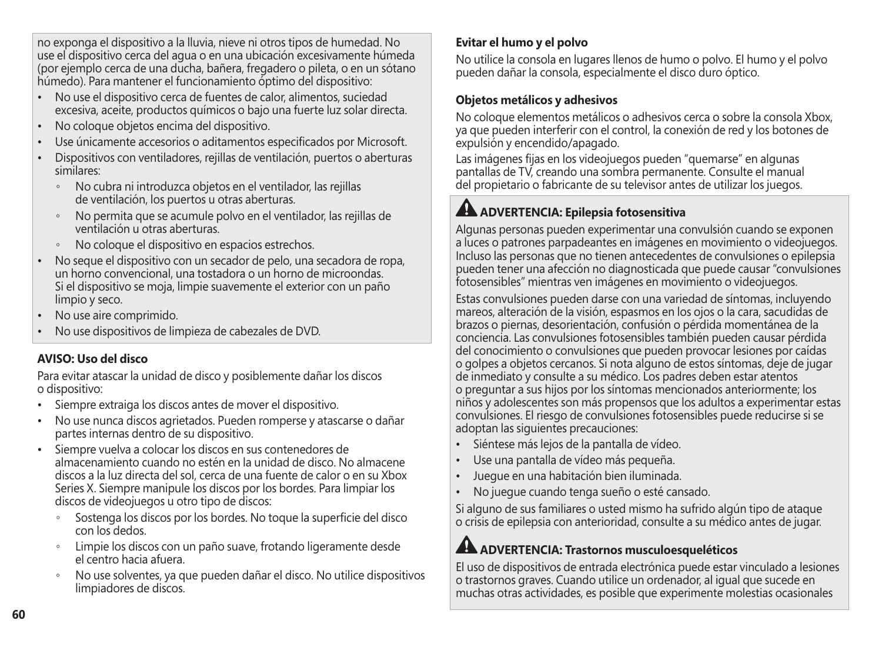no exponga el dispositivo a la lluvia, nieve ni otros tipos de humedad. No use el dispositivo cerca del agua o en una ubicación excesivamente húmeda (por ejemplo cerca de una ducha, bañera, fregadero o pileta, o en un sótano húmedo). Para mantener el funcionamiento óptimo del dispositivo:

- No use el dispositivo cerca de fuentes de calor, alimentos, suciedad excesiva, aceite, productos químicos o bajo una fuerte luz solar directa.
- No coloque objetos encima del dispositivo.
- Use únicamente accesorios o aditamentos especificados por Microsoft.
- Dispositivos con ventiladores, rejillas de ventilación, puertos o aberturas similares:
  - No cubra ni introduzca objetos en el ventilador, las rejillas de ventilación, los puertos u otras aberturas.
  - No permita que se acumule polvo en el ventilador, las rejillas de ventilación u otras aberturas.
  - No coloque el dispositivo en espacios estrechos.
- No seque el dispositivo con un secador de pelo, una secadora de ropa, un horno convencional, una tostadora o un horno de microondas. Si el dispositivo se moja, limpie suavemente el exterior con un paño limpio y seco.
- No use aire comprimido.
- No use dispositivos de limpieza de cabezales de DVD.

**AVISO: Uso del disco**

Para evitar atascar la unidad de disco y posiblemente dañar los discos o dispositivo:

- Siempre extraiga los discos antes de mover el dispositivo.
- No use nunca discos agrietados. Pueden romperse y atascarse o dañar partes internas dentro de su dispositivo.
- Siempre vuelva a colocar los discos en sus contenedores de almacenamiento cuando no estén en la unidad de disco. No almacene discos a la luz directa del sol, cerca de una fuente de calor o en su Xbox Series X. Siempre manipule los discos por los bordes. Para limpiar los discos de videojuegos u otro tipo de discos:
  - Sostenga los discos por los bordes. No toque la superficie del disco con los dedos.
  - Limpie los discos con un paño suave, frotando ligeramente desde el centro hacia afuera.
  - No use solventes, ya que pueden dañar el disco. No utilice dispositivos limpiadores de discos.

**Evitar el humo y el polvo**

No utilice la consola en lugares llenos de humo o polvo. El humo y el polvo pueden dañar la consola, especialmente el disco duro óptico.

**Objetos metálicos y adhesivos**

No coloque elementos metálicos o adhesivos cerca o sobre la consola Xbox, ya que pueden interferir con el control, la conexión de red y los botones de expulsión y encendido/apagado.

Las imágenes fijas en los videojuegos pueden "quemarse" en algunas pantallas de TV, creando una sombra permanente. Consulte el manual del propietario o fabricante de su televisor antes de utilizar los juegos.

**⚠ ADVERTENCIA: Epilepsia fotosensitiva**

Algunas personas pueden experimentar una convulsión cuando se exponen a luces o patrones parpadeantes en imágenes en movimiento o videojuegos. Incluso las personas que no tienen antecedentes de convulsiones o epilepsia pueden tener una afección no diagnosticada que puede causar "convulsiones fotosensibles" mientras ven imágenes en movimiento o videojuegos.

Estas convulsiones pueden darse con una variedad de síntomas, incluyendo mareos, alteración de la visión, espasmos en los ojos o la cara, sacudidas de brazos o piernas, desorientación, confusión o pérdida momentánea de la conciencia. Las convulsiones fotosensibles también pueden causar pérdida del conocimiento o convulsiones que pueden provocar lesiones por caídas o golpes a objetos cercanos. Si nota alguno de estos síntomas, deje de jugar de inmediato y consulte a su médico. Los padres deben estar atentos o preguntar a sus hijos por los síntomas mencionados anteriormente; los niños y adolescentes son más propensos que los adultos a experimentar estas convulsiones. El riesgo de convulsiones fotosensibles puede reducirse si se adoptan las siguientes precauciones:

- Siéntese más lejos de la pantalla de vídeo.
- Use una pantalla de vídeo más pequeña.
- Juegue en una habitación bien iluminada.
- No juegue cuando tenga sueño o esté cansado.

Si alguno de sus familiares o usted mismo ha sufrido algún tipo de ataque o crisis de epilepsia con anterioridad, consulte a su médico antes de jugar.

**⚠ ADVERTENCIA: Trastornos musculoesqueléticos**

El uso de dispositivos de entrada electrónica puede estar vinculado a lesiones o trastornos graves. Cuando utilice un ordenador, al igual que sucede en muchas otras actividades, es posible que experimente molestias ocasionales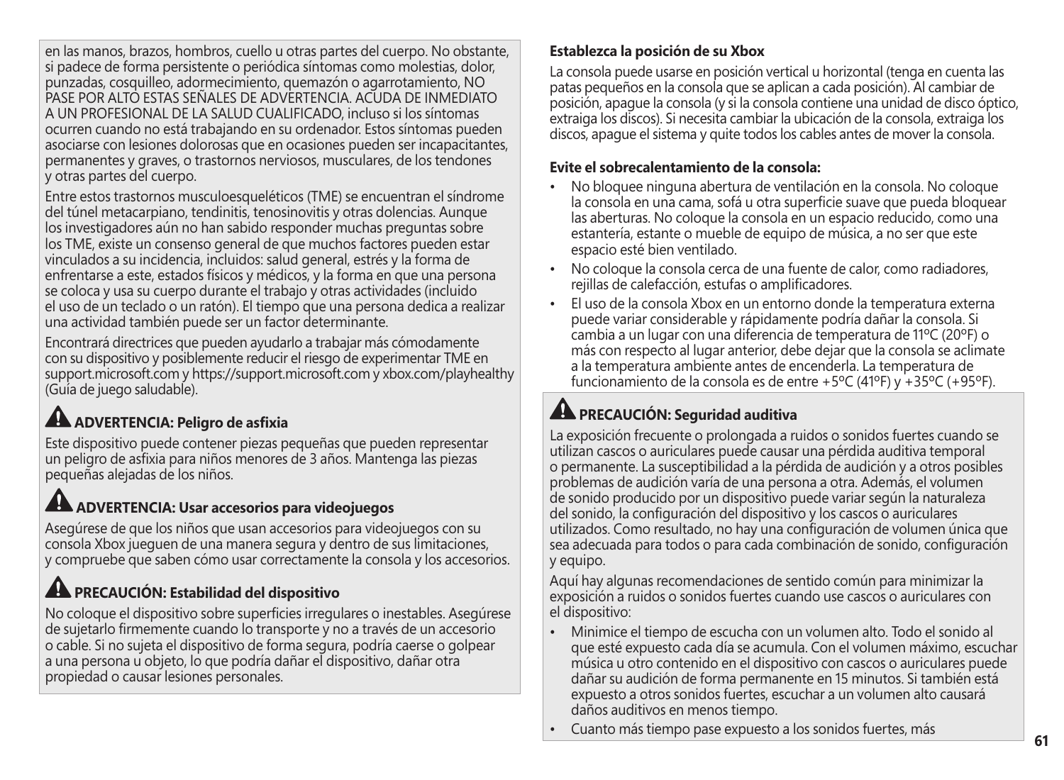en las manos, brazos, hombros, cuello u otras partes del cuerpo. No obstante, si padece de forma persistente o periódica síntomas como molestias, dolor, punzadas, cosquilleo, adormecimiento, quemazón o agarrotamiento, NO PASE POR ALTO ESTAS SEÑALES DE ADVERTENCIA. ACUDA DE INMEDIATO A UN PROFESIONAL DE LA SALUD CUALIFICADO, incluso si los síntomas ocurren cuando no está trabajando en su ordenador. Estos síntomas pueden asociarse con lesiones dolorosas que en ocasiones pueden ser incapacitantes, permanentes y graves, o trastornos nerviosos, musculares, de los tendones y otras partes del cuerpo.

Entre estos trastornos musculoesqueléticos (TME) se encuentran el síndrome del túnel metacarpiano, tendinitis, tenosinovitis y otras dolencias. Aunque los investigadores aún no han sabido responder muchas preguntas sobre los TME, existe un consenso general de que muchos factores pueden estar vinculados a su incidencia, incluidos: salud general, estrés y la forma de enfrentarse a este, estados físicos y médicos, y la forma en que una persona se coloca y usa su cuerpo durante el trabajo y otras actividades (incluido el uso de un teclado o un ratón). El tiempo que una persona dedica a realizar una actividad también puede ser un factor determinante.

Encontrará directrices que pueden ayudarlo a trabajar más cómodamente con su dispositivo y posiblemente reducir el riesgo de experimentar TME en support.microsoft.com y https://support.microsoft.com y xbox.com/playhealthy (Guía de juego saludable).

## ⚠ ADVERTENCIA: Peligro de asfixia

Este dispositivo puede contener piezas pequeñas que pueden representar un peligro de asfixia para niños menores de 3 años. Mantenga las piezas pequeñas alejadas de los niños.

## ⚠ ADVERTENCIA: Usar accesorios para videojuegos

Asegúrese de que los niños que usan accesorios para videojuegos con su consola Xbox jueguen de una manera segura y dentro de sus limitaciones, y compruebe que saben cómo usar correctamente la consola y los accesorios.

## ⚠ PRECAUCIÓN: Estabilidad del dispositivo

No coloque el dispositivo sobre superficies irregulares o inestables. Asegúrese de sujetarlo firmemente cuando lo transporte y no a través de un accesorio o cable. Si no sujeta el dispositivo de forma segura, podría caerse o golpear a una persona u objeto, lo que podría dañar el dispositivo, dañar otra propiedad o causar lesiones personales.

**Establezca la posición de su Xbox**

La consola puede usarse en posición vertical u horizontal (tenga en cuenta las patas pequeños en la consola que se aplican a cada posición). Al cambiar de posición, apague la consola (y si la consola contiene una unidad de disco óptico, extraiga los discos). Si necesita cambiar la ubicación de la consola, extraiga los discos, apague el sistema y quite todos los cables antes de mover la consola.

**Evite el sobrecalentamiento de la consola:**

- No bloquee ninguna abertura de ventilación en la consola. No coloque la consola en una cama, sofá u otra superficie suave que pueda bloquear las aberturas. No coloque la consola en un espacio reducido, como una estantería, estante o mueble de equipo de música, a no ser que este espacio esté bien ventilado.
- No coloque la consola cerca de una fuente de calor, como radiadores, rejillas de calefacción, estufas o amplificadores.
- El uso de la consola Xbox en un entorno donde la temperatura externa puede variar considerable y rápidamente podría dañar la consola. Si cambia a un lugar con una diferencia de temperatura de 11ºC (20ºF) o más con respecto al lugar anterior, debe dejar que la consola se aclimate a la temperatura ambiente antes de encenderla. La temperatura de funcionamiento de la consola es de entre +5ºC (41ºF) y +35ºC (+95ºF).

## ⚠ PRECAUCIÓN: Seguridad auditiva

La exposición frecuente o prolongada a ruidos o sonidos fuertes cuando se utilizan cascos o auriculares puede causar una pérdida auditiva temporal o permanente. La susceptibilidad a la pérdida de audición y a otros posibles problemas de audición varía de una persona a otra. Además, el volumen de sonido producido por un dispositivo puede variar según la naturaleza del sonido, la configuración del dispositivo y los cascos o auriculares utilizados. Como resultado, no hay una configuración de volumen única que sea adecuada para todos o para cada combinación de sonido, configuración y equipo.

Aquí hay algunas recomendaciones de sentido común para minimizar la exposición a ruidos o sonidos fuertes cuando use cascos o auriculares con el dispositivo:

- Minimice el tiempo de escucha con un volumen alto. Todo el sonido al que esté expuesto cada día se acumula. Con el volumen máximo, escuchar música u otro contenido en el dispositivo con cascos o auriculares puede dañar su audición de forma permanente en 15 minutos. Si también está expuesto a otros sonidos fuertes, escuchar a un volumen alto causará daños auditivos en menos tiempo.
- Cuanto más tiempo pase expuesto a los sonidos fuertes, más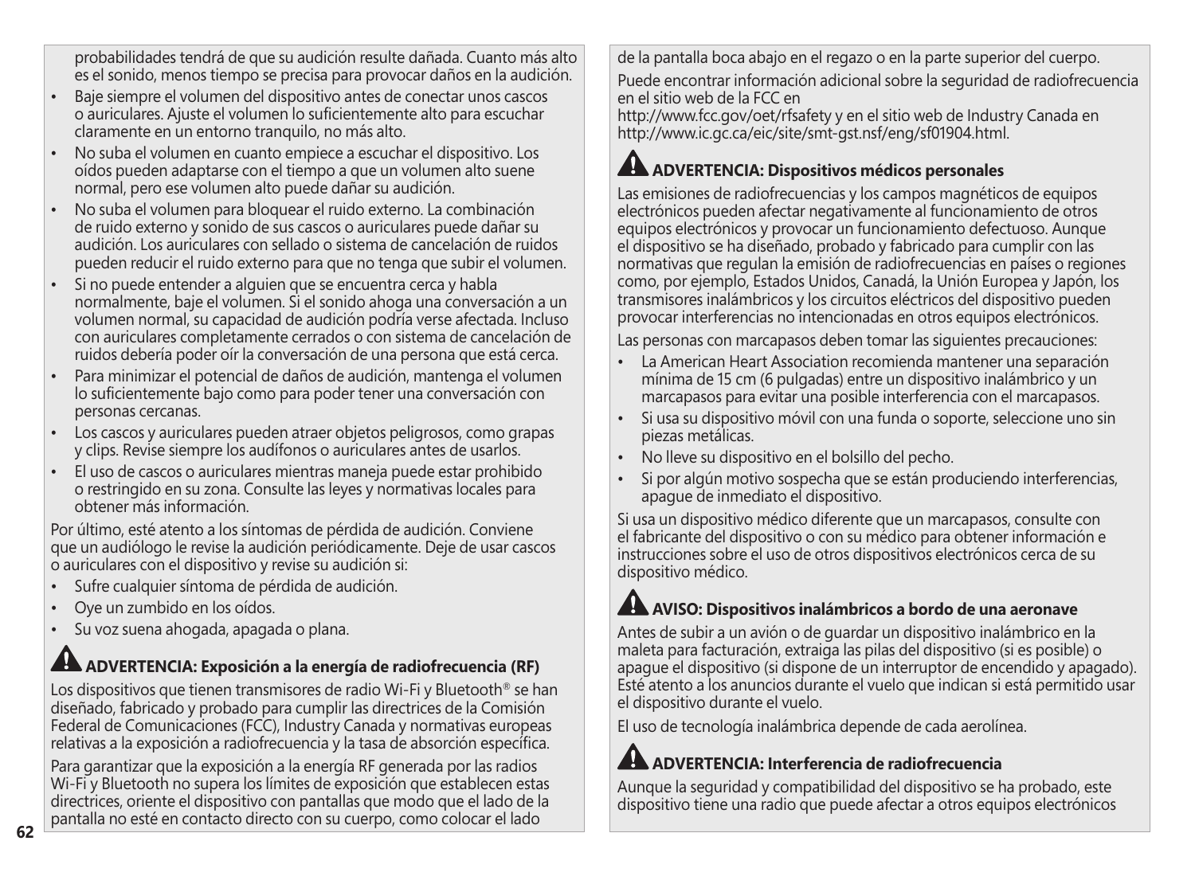probabilidades tendrá de que su audición resulte dañada. Cuanto más alto es el sonido, menos tiempo se precisa para provocar daños en la audición.

- Baje siempre el volumen del dispositivo antes de conectar unos cascos o auriculares. Ajuste el volumen lo suficientemente alto para escuchar claramente en un entorno tranquilo, no más alto.
- No suba el volumen en cuanto empiece a escuchar el dispositivo. Los oídos pueden adaptarse con el tiempo a que un volumen alto suene normal, pero ese volumen alto puede dañar su audición.
- No suba el volumen para bloquear el ruido externo. La combinación de ruido externo y sonido de sus cascos o auriculares puede dañar su audición. Los auriculares con sellado o sistema de cancelación de ruidos pueden reducir el ruido externo para que no tenga que subir el volumen.
- Si no puede entender a alguien que se encuentra cerca y habla normalmente, baje el volumen. Si el sonido ahoga una conversación a un volumen normal, su capacidad de audición podría verse afectada. Incluso con auriculares completamente cerrados o con sistema de cancelación de ruidos debería poder oír la conversación de una persona que está cerca.
- Para minimizar el potencial de daños de audición, mantenga el volumen lo suficientemente bajo como para poder tener una conversación con personas cercanas.
- Los cascos y auriculares pueden atraer objetos peligrosos, como grapas y clips. Revise siempre los audífonos o auriculares antes de usarlos.
- El uso de cascos o auriculares mientras maneja puede estar prohibido o restringido en su zona. Consulte las leyes y normativas locales para obtener más información.

Por último, esté atento a los síntomas de pérdida de audición. Conviene que un audiólogo le revise la audición periódicamente. Deje de usar cascos o auriculares con el dispositivo y revise su audición si:

- Sufre cualquier síntoma de pérdida de audición.
- Oye un zumbido en los oídos.
- Su voz suena ahogada, apagada o plana.

## ⚠ ADVERTENCIA: Exposición a la energía de radiofrecuencia (RF)

Los dispositivos que tienen transmisores de radio Wi-Fi y Bluetooth® se han diseñado, fabricado y probado para cumplir las directrices de la Comisión Federal de Comunicaciones (FCC), Industry Canada y normativas europeas relativas a la exposición a radiofrecuencia y la tasa de absorción específica.

Para garantizar que la exposición a la energía RF generada por las radios Wi-Fi y Bluetooth no supera los límites de exposición que establecen estas directrices, oriente el dispositivo con pantallas que modo que el lado de la pantalla no esté en contacto directo con su cuerpo, como colocar el lado de la pantalla boca abajo en el regazo o en la parte superior del cuerpo.

Puede encontrar información adicional sobre la seguridad de radiofrecuencia en el sitio web de la FCC en
http://www.fcc.gov/oet/rfsafety y en el sitio web de Industry Canada en http://www.ic.gc.ca/eic/site/smt-gst.nsf/eng/sf01904.html.

## ⚠ ADVERTENCIA: Dispositivos médicos personales

Las emisiones de radiofrecuencias y los campos magnéticos de equipos electrónicos pueden afectar negativamente al funcionamiento de otros equipos electrónicos y provocar un funcionamiento defectuoso. Aunque el dispositivo se ha diseñado, probado y fabricado para cumplir con las normativas que regulan la emisión de radiofrecuencias en países o regiones como, por ejemplo, Estados Unidos, Canadá, la Unión Europea y Japón, los transmisores inalámbricos y los circuitos eléctricos del dispositivo pueden provocar interferencias no intencionadas en otros equipos electrónicos.

Las personas con marcapasos deben tomar las siguientes precauciones:

- La American Heart Association recomienda mantener una separación mínima de 15 cm (6 pulgadas) entre un dispositivo inalámbrico y un marcapasos para evitar una posible interferencia con el marcapasos.
- Si usa su dispositivo móvil con una funda o soporte, seleccione uno sin piezas metálicas.
- No lleve su dispositivo en el bolsillo del pecho.
- Si por algún motivo sospecha que se están produciendo interferencias, apague de inmediato el dispositivo.

Si usa un dispositivo médico diferente que un marcapasos, consulte con el fabricante del dispositivo o con su médico para obtener información e instrucciones sobre el uso de otros dispositivos electrónicos cerca de su dispositivo médico.

## ⚠ AVISO: Dispositivos inalámbricos a bordo de una aeronave

Antes de subir a un avión o de guardar un dispositivo inalámbrico en la maleta para facturación, extraiga las pilas del dispositivo (si es posible) o apague el dispositivo (si dispone de un interruptor de encendido y apagado). Esté atento a los anuncios durante el vuelo que indican si está permitido usar el dispositivo durante el vuelo.

El uso de tecnología inalámbrica depende de cada aerolínea.

## ⚠ ADVERTENCIA: Interferencia de radiofrecuencia

Aunque la seguridad y compatibilidad del dispositivo se ha probado, este dispositivo tiene una radio que puede afectar a otros equipos electrónicos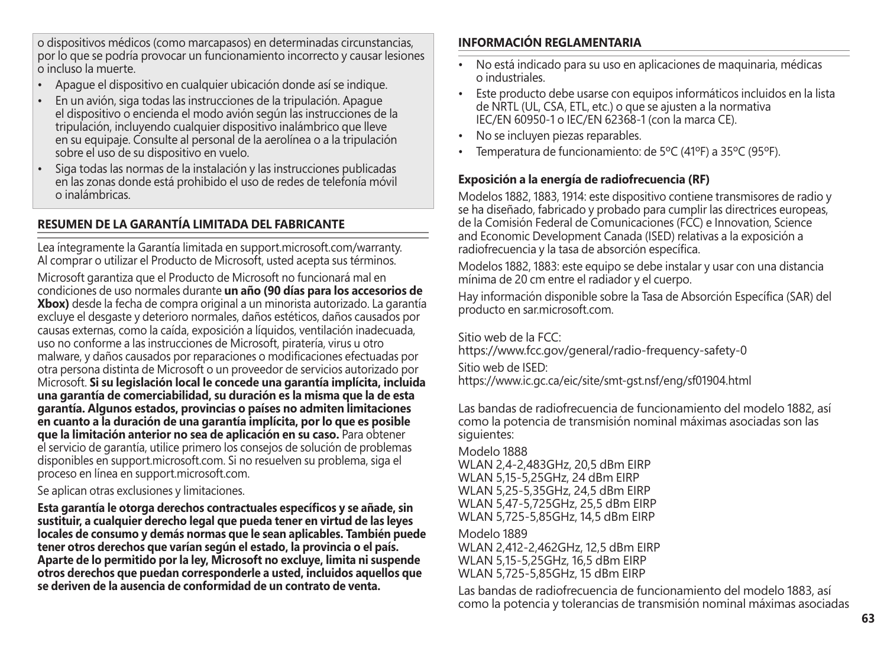o dispositivos médicos (como marcapasos) en determinadas circunstancias, por lo que se podría provocar un funcionamiento incorrecto y causar lesiones o incluso la muerte.

- Apague el dispositivo en cualquier ubicación donde así se indique.
- En un avión, siga todas las instrucciones de la tripulación. Apague el dispositivo o encienda el modo avión según las instrucciones de la tripulación, incluyendo cualquier dispositivo inalámbrico que lleve en su equipaje. Consulte al personal de la aerolínea o a la tripulación sobre el uso de su dispositivo en vuelo.
- Siga todas las normas de la instalación y las instrucciones publicadas en las zonas donde está prohibido el uso de redes de telefonía móvil o inalámbricas.

## RESUMEN DE LA GARANTÍA LIMITADA DEL FABRICANTE

Lea íntegramente la Garantía limitada en support.microsoft.com/warranty. Al comprar o utilizar el Producto de Microsoft, usted acepta sus términos.

Microsoft garantiza que el Producto de Microsoft no funcionará mal en condiciones de uso normales durante **un año (90 días para los accesorios de Xbox)** desde la fecha de compra original a un minorista autorizado. La garantía excluye el desgaste y deterioro normales, daños estéticos, daños causados por causas externas, como la caída, exposición a líquidos, ventilación inadecuada, uso no conforme a las instrucciones de Microsoft, piratería, virus u otro malware, y daños causados por reparaciones o modificaciones efectuadas por otra persona distinta de Microsoft o un proveedor de servicios autorizado por Microsoft. **Si su legislación local le concede una garantía implícita, incluida una garantía de comerciabilidad, su duración es la misma que la de esta garantía. Algunos estados, provincias o países no admiten limitaciones en cuanto a la duración de una garantía implícita, por lo que es posible que la limitación anterior no sea de aplicación en su caso.** Para obtener el servicio de garantía, utilice primero los consejos de solución de problemas disponibles en support.microsoft.com. Si no resuelven su problema, siga el proceso en línea en support.microsoft.com.

Se aplican otras exclusiones y limitaciones.

**Esta garantía le otorga derechos contractuales específicos y se añade, sin sustituir, a cualquier derecho legal que pueda tener en virtud de las leyes locales de consumo y demás normas que le sean aplicables. También puede tener otros derechos que varían según el estado, la provincia o el país. Aparte de lo permitido por la ley, Microsoft no excluye, limita ni suspende otros derechos que puedan corresponderle a usted, incluidos aquellos que se deriven de la ausencia de conformidad de un contrato de venta.**

## INFORMACIÓN REGLAMENTARIA

- No está indicado para su uso en aplicaciones de maquinaria, médicas o industriales.
- Este producto debe usarse con equipos informáticos incluidos en la lista de NRTL (UL, CSA, ETL, etc.) o que se ajusten a la normativa IEC/EN 60950-1 o IEC/EN 62368-1 (con la marca CE).
- No se incluyen piezas reparables.
- Temperatura de funcionamiento: de 5ºC (41ºF) a 35ºC (95ºF).

### Exposición a la energía de radiofrecuencia (RF)

Modelos 1882, 1883, 1914: este dispositivo contiene transmisores de radio y se ha diseñado, fabricado y probado para cumplir las directrices europeas, de la Comisión Federal de Comunicaciones (FCC) e Innovation, Science and Economic Development Canada (ISED) relativas a la exposición a radiofrecuencia y la tasa de absorción específica.

Modelos 1882, 1883: este equipo se debe instalar y usar con una distancia mínima de 20 cm entre el radiador y el cuerpo.

Hay información disponible sobre la Tasa de Absorción Específica (SAR) del producto en sar.microsoft.com.

Sitio web de la FCC:
https://www.fcc.gov/general/radio-frequency-safety-0

Sitio web de ISED:
https://www.ic.gc.ca/eic/site/smt-gst.nsf/eng/sf01904.html

Las bandas de radiofrecuencia de funcionamiento del modelo 1882, así como la potencia de transmisión nominal máximas asociadas son las siguientes:

Modelo 1888
WLAN 2,4-2,483GHz, 20,5 dBm EIRP
WLAN 5,15-5,25GHz, 24 dBm EIRP
WLAN 5,25-5,35GHz, 24,5 dBm EIRP
WLAN 5,47-5,725GHz, 25,5 dBm EIRP
WLAN 5,725-5,85GHz, 14,5 dBm EIRP

Modelo 1889
WLAN 2,412-2,462GHz, 12,5 dBm EIRP
WLAN 5,15-5,25GHz, 16,5 dBm EIRP
WLAN 5,725-5,85GHz, 15 dBm EIRP

Las bandas de radiofrecuencia de funcionamiento del modelo 1883, así como la potencia y tolerancias de transmisión nominal máximas asociadas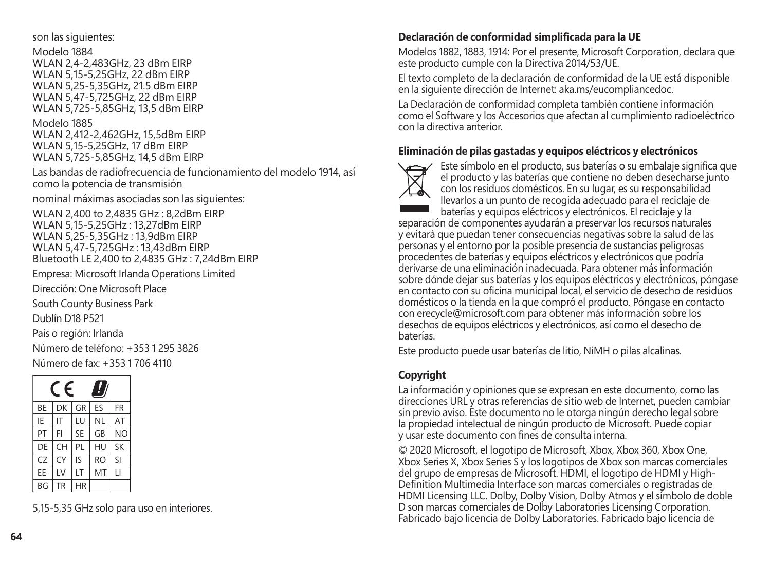son las siguientes:

Modelo 1884
WLAN 2,4-2,483GHz, 23 dBm EIRP
WLAN 5,15-5,25GHz, 22 dBm EIRP
WLAN 5,25-5,35GHz, 21.5 dBm EIRP
WLAN 5,47-5,725GHz, 22 dBm EIRP
WLAN 5,725-5,85GHz, 13,5 dBm EIRP

Modelo 1885
WLAN 2,412-2,462GHz, 15,5dBm EIRP
WLAN 5,15-5,25GHz, 17 dBm EIRP
WLAN 5,725-5,85GHz, 14,5 dBm EIRP

Las bandas de radiofrecuencia de funcionamiento del modelo 1914, así como la potencia de transmisión

nominal máximas asociadas son las siguientes:

WLAN 2,400 to 2,4835 GHz : 8,2dBm EIRP
WLAN 5,15-5,25GHz : 13,27dBm EIRP
WLAN 5,25-5,35GHz : 13,9dBm EIRP
WLAN 5,47-5,725GHz : 13,43dBm EIRP
Bluetooth LE 2,400 to 2,4835 GHz : 7,24dBm EIRP

Empresa: Microsoft Irlanda Operations Limited

Dirección: One Microsoft Place

South County Business Park

Dublín D18 P521

País o región: Irlanda

Número de teléfono: +353 1 295 3826

Número de fax: +353 1 706 4110

| BE | DK | GR | ES | FR |
|---|---|---|---|---|
| IE | IT | LU | NL | AT |
| PT | FI | SE | GB | NO |
| DE | CH | PL | HU | SK |
| CZ | CY | IS | RO | SI |
| EE | LV | LT | MT | LI |
| BG | TR | HR | | |

5,15-5,35 GHz solo para uso en interiores.

**Declaración de conformidad simplificada para la UE**

Modelos 1882, 1883, 1914: Por el presente, Microsoft Corporation, declara que este producto cumple con la Directiva 2014/53/UE.

El texto completo de la declaración de conformidad de la UE está disponible en la siguiente dirección de Internet: aka.ms/eucompliancedoc.

La Declaración de conformidad completa también contiene información como el Software y los Accesorios que afectan al cumplimiento radioeléctrico con la directiva anterior.

**Eliminación de pilas gastadas y equipos eléctricos y electrónicos**

Este símbolo en el producto, sus baterías o su embalaje significa que el producto y las baterías que contiene no deben desecharse junto con los residuos domésticos. En su lugar, es su responsabilidad llevarlos a un punto de recogida adecuado para el reciclaje de baterías y equipos eléctricos y electrónicos. El reciclaje y la separación de componentes ayudarán a preservar los recursos naturales y evitará que puedan tener consecuencias negativas sobre la salud de las personas y el entorno por la posible presencia de sustancias peligrosas procedentes de baterías y equipos eléctricos y electrónicos que podría derivarse de una eliminación inadecuada. Para obtener más información sobre dónde dejar sus baterías y los equipos eléctricos y electrónicos, póngase en contacto con su oficina municipal local, el servicio de desecho de residuos domésticos o la tienda en la que compró el producto. Póngase en contacto con erecycle@microsoft.com para obtener más información sobre los desechos de equipos eléctricos y electrónicos, así como el desecho de baterías.

Este producto puede usar baterías de litio, NiMH o pilas alcalinas.

**Copyright**

La información y opiniones que se expresan en este documento, como las direcciones URL y otras referencias de sitio web de Internet, pueden cambiar sin previo aviso. Este documento no le otorga ningún derecho legal sobre la propiedad intelectual de ningún producto de Microsoft. Puede copiar y usar este documento con fines de consulta interna.

© 2020 Microsoft, el logotipo de Microsoft, Xbox, Xbox 360, Xbox One, Xbox Series X, Xbox Series S y los logotipos de Xbox son marcas comerciales del grupo de empresas de Microsoft. HDMI, el logotipo de HDMI y High-Definition Multimedia Interface son marcas comerciales o registradas de HDMI Licensing LLC. Dolby, Dolby Vision, Dolby Atmos y el símbolo de doble D son marcas comerciales de Dolby Laboratories Licensing Corporation. Fabricado bajo licencia de Dolby Laboratories. Fabricado bajo licencia de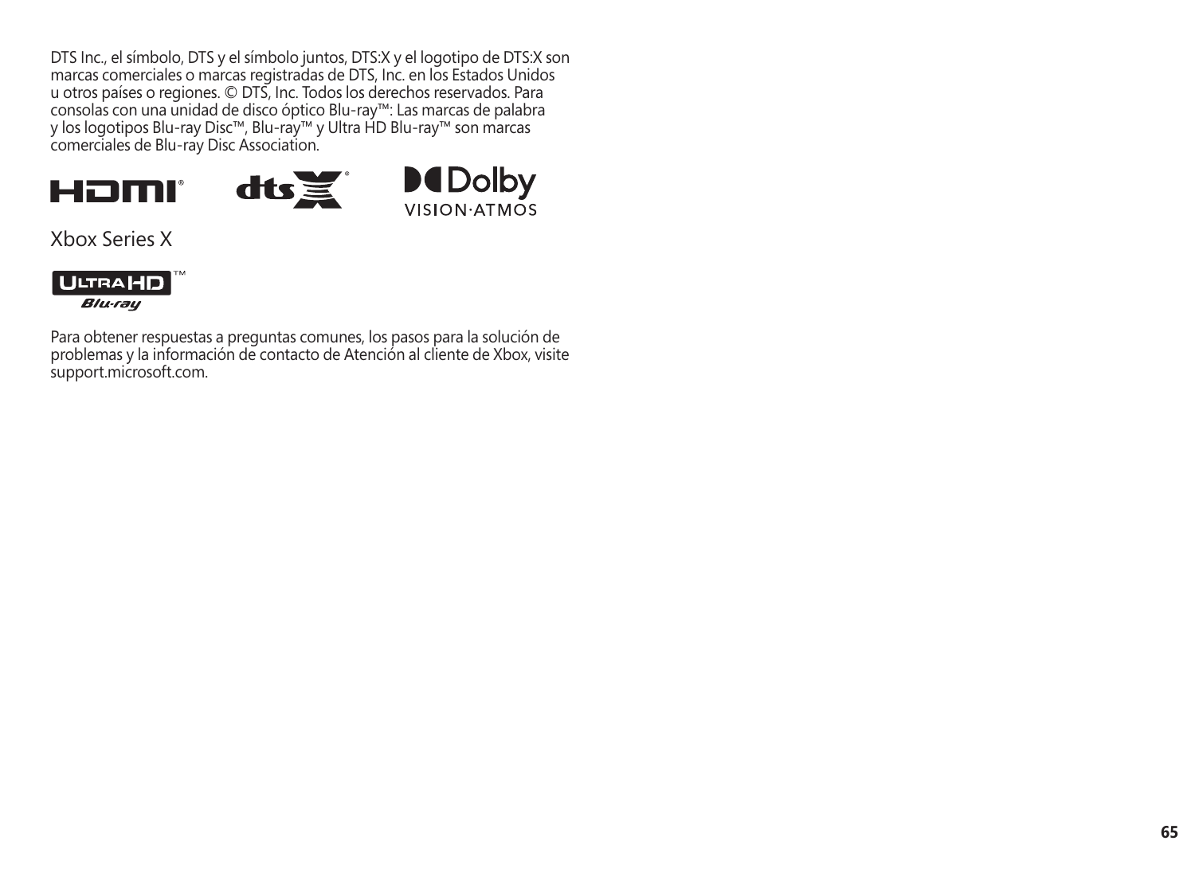DTS Inc., el símbolo, DTS y el símbolo juntos, DTS:X y el logotipo de DTS:X son marcas comerciales o marcas registradas de DTS, Inc. en los Estados Unidos u otros países o regiones. © DTS, Inc. Todos los derechos reservados. Para consolas con una unidad de disco óptico Blu-ray™: Las marcas de palabra y los logotipos Blu-ray Disc™, Blu-ray™ y Ultra HD Blu-ray™ son marcas comerciales de Blu-ray Disc Association.

Xbox Series X

Para obtener respuestas a preguntas comunes, los pasos para la solución de problemas y la información de contacto de Atención al cliente de Xbox, visite support.microsoft.com.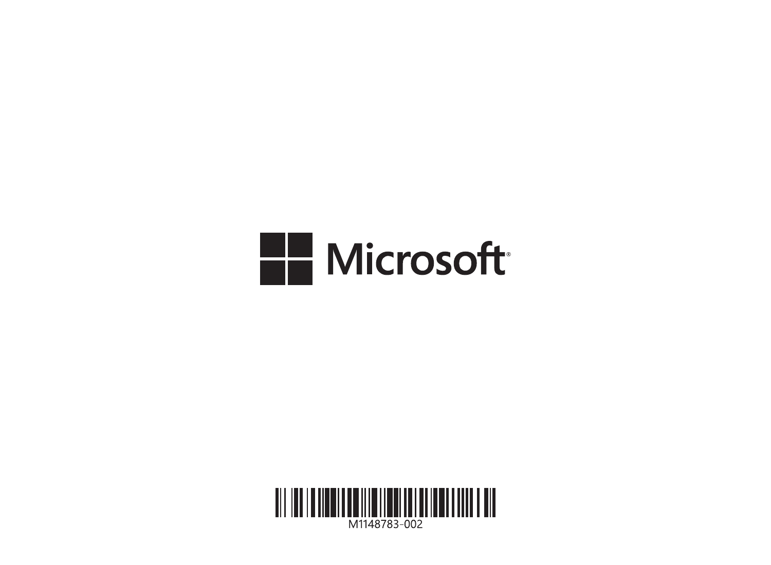Microsoft®

M1148783-002